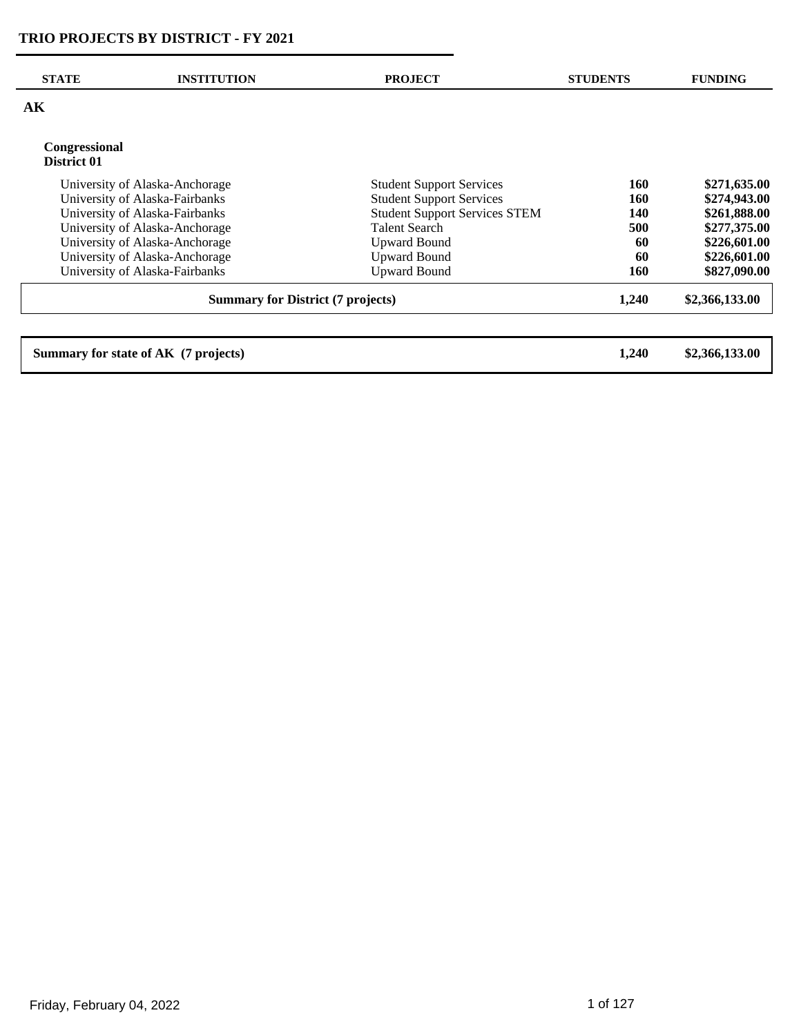# TRIO PROJECTS BY DISTRICT - FY 2021

| STATE | INSTITUTION | PROJECT | STUDENTS | FUNDING |
|---|---|---|---|---|
| **AK** | | | | |
| **Congressional District 01** | | | | |
| | University of Alaska-Anchorage | Student Support Services | **160** | **$271,635.00** |
| | University of Alaska-Fairbanks | Student Support Services | **160** | **$274,943.00** |
| | University of Alaska-Fairbanks | Student Support Services STEM | **140** | **$261,888.00** |
| | University of Alaska-Anchorage | Talent Search | **500** | **$277,375.00** |
| | University of Alaska-Anchorage | Upward Bound | **60** | **$226,601.00** |
| | University of Alaska-Anchorage | Upward Bound | **60** | **$226,601.00** |
| | University of Alaska-Fairbanks | Upward Bound | **160** | **$827,090.00** |
| | **Summary for District (7 projects)** | | **1,240** | **$2,366,133.00** |
| **Summary for state of AK (7 projects)** | | | **1,240** | **$2,366,133.00** |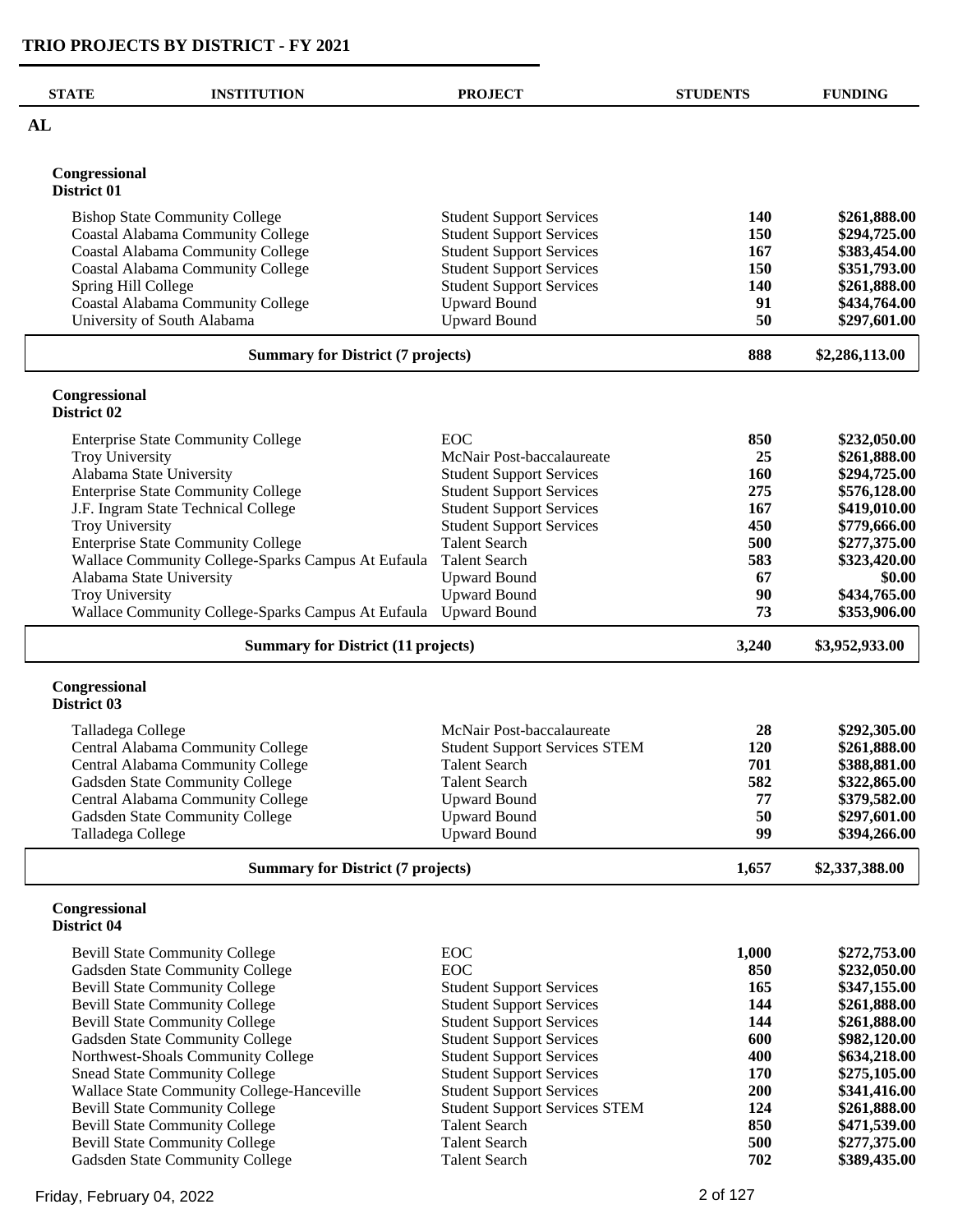# TRIO PROJECTS BY DISTRICT - FY 2021

| STATE | INSTITUTION | PROJECT | STUDENTS | FUNDING |
|---|---|---|---|---|
| **AL** | | | | |
| | **Congressional District 01** | | | |
| | Bishop State Community College | Student Support Services | **140** | **$261,888.00** |
| | Coastal Alabama Community College | Student Support Services | **150** | **$294,725.00** |
| | Coastal Alabama Community College | Student Support Services | **167** | **$383,454.00** |
| | Coastal Alabama Community College | Student Support Services | **150** | **$351,793.00** |
| | Spring Hill College | Student Support Services | **140** | **$261,888.00** |
| | Coastal Alabama Community College | Upward Bound | **91** | **$434,764.00** |
| | University of South Alabama | Upward Bound | **50** | **$297,601.00** |
| | **Summary for District (7 projects)** | | **888** | **$2,286,113.00** |
| | **Congressional District 02** | | | |
| | Enterprise State Community College | EOC | **850** | **$232,050.00** |
| | Troy University | McNair Post-baccalaureate | **25** | **$261,888.00** |
| | Alabama State University | Student Support Services | **160** | **$294,725.00** |
| | Enterprise State Community College | Student Support Services | **275** | **$576,128.00** |
| | J.F. Ingram State Technical College | Student Support Services | **167** | **$419,010.00** |
| | Troy University | Student Support Services | **450** | **$779,666.00** |
| | Enterprise State Community College | Talent Search | **500** | **$277,375.00** |
| | Wallace Community College-Sparks Campus At Eufaula | Talent Search | **583** | **$323,420.00** |
| | Alabama State University | Upward Bound | **67** | **$0.00** |
| | Troy University | Upward Bound | **90** | **$434,765.00** |
| | Wallace Community College-Sparks Campus At Eufaula | Upward Bound | **73** | **$353,906.00** |
| | **Summary for District (11 projects)** | | **3,240** | **$3,952,933.00** |
| | **Congressional District 03** | | | |
| | Talladega College | McNair Post-baccalaureate | **28** | **$292,305.00** |
| | Central Alabama Community College | Student Support Services STEM | **120** | **$261,888.00** |
| | Central Alabama Community College | Talent Search | **701** | **$388,881.00** |
| | Gadsden State Community College | Talent Search | **582** | **$322,865.00** |
| | Central Alabama Community College | Upward Bound | **77** | **$379,582.00** |
| | Gadsden State Community College | Upward Bound | **50** | **$297,601.00** |
| | Talladega College | Upward Bound | **99** | **$394,266.00** |
| | **Summary for District (7 projects)** | | **1,657** | **$2,337,388.00** |
| | **Congressional District 04** | | | |
| | Bevill State Community College | EOC | **1,000** | **$272,753.00** |
| | Gadsden State Community College | EOC | **850** | **$232,050.00** |
| | Bevill State Community College | Student Support Services | **165** | **$347,155.00** |
| | Bevill State Community College | Student Support Services | **144** | **$261,888.00** |
| | Bevill State Community College | Student Support Services | **144** | **$261,888.00** |
| | Gadsden State Community College | Student Support Services | **600** | **$982,120.00** |
| | Northwest-Shoals Community College | Student Support Services | **400** | **$634,218.00** |
| | Snead State Community College | Student Support Services | **170** | **$275,105.00** |
| | Wallace State Community College-Hanceville | Student Support Services | **200** | **$341,416.00** |
| | Bevill State Community College | Student Support Services STEM | **124** | **$261,888.00** |
| | Bevill State Community College | Talent Search | **850** | **$471,539.00** |
| | Bevill State Community College | Talent Search | **500** | **$277,375.00** |
| | Gadsden State Community College | Talent Search | **702** | **$389,435.00** |

Friday, February 04, 2022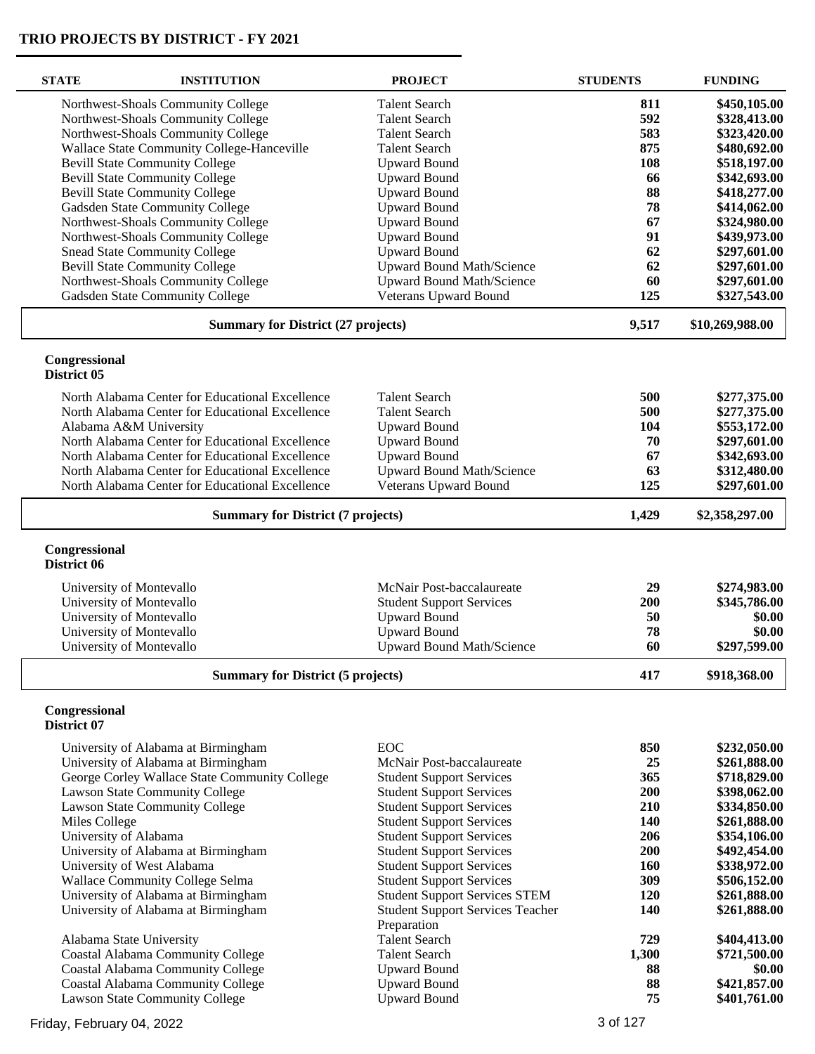# TRIO PROJECTS BY DISTRICT - FY 2021

| STATE | INSTITUTION | PROJECT | STUDENTS | FUNDING |
|---|---|---|---|---|
| | Northwest-Shoals Community College | Talent Search | **811** | **$450,105.00** |
| | Northwest-Shoals Community College | Talent Search | **592** | **$328,413.00** |
| | Northwest-Shoals Community College | Talent Search | **583** | **$323,420.00** |
| | Wallace State Community College-Hanceville | Talent Search | **875** | **$480,692.00** |
| | Bevill State Community College | Upward Bound | **108** | **$518,197.00** |
| | Bevill State Community College | Upward Bound | **66** | **$342,693.00** |
| | Bevill State Community College | Upward Bound | **88** | **$418,277.00** |
| | Gadsden State Community College | Upward Bound | **78** | **$414,062.00** |
| | Northwest-Shoals Community College | Upward Bound | **67** | **$324,980.00** |
| | Northwest-Shoals Community College | Upward Bound | **91** | **$439,973.00** |
| | Snead State Community College | Upward Bound | **62** | **$297,601.00** |
| | Bevill State Community College | Upward Bound Math/Science | **62** | **$297,601.00** |
| | Northwest-Shoals Community College | Upward Bound Math/Science | **60** | **$297,601.00** |
| | Gadsden State Community College | Veterans Upward Bound | **125** | **$327,543.00** |
| | **Summary for District (27 projects)** | | **9,517** | **$10,269,988.00** |

**Congressional District 05**

| STATE | INSTITUTION | PROJECT | STUDENTS | FUNDING |
|---|---|---|---|---|
| | North Alabama Center for Educational Excellence | Talent Search | **500** | **$277,375.00** |
| | North Alabama Center for Educational Excellence | Talent Search | **500** | **$277,375.00** |
| | Alabama A&M University | Upward Bound | **104** | **$553,172.00** |
| | North Alabama Center for Educational Excellence | Upward Bound | **70** | **$297,601.00** |
| | North Alabama Center for Educational Excellence | Upward Bound | **67** | **$342,693.00** |
| | North Alabama Center for Educational Excellence | Upward Bound Math/Science | **63** | **$312,480.00** |
| | North Alabama Center for Educational Excellence | Veterans Upward Bound | **125** | **$297,601.00** |
| | **Summary for District (7 projects)** | | **1,429** | **$2,358,297.00** |

**Congressional District 06**

| STATE | INSTITUTION | PROJECT | STUDENTS | FUNDING |
|---|---|---|---|---|
| | University of Montevallo | McNair Post-baccalaureate | **29** | **$274,983.00** |
| | University of Montevallo | Student Support Services | **200** | **$345,786.00** |
| | University of Montevallo | Upward Bound | **50** | **$0.00** |
| | University of Montevallo | Upward Bound | **78** | **$0.00** |
| | University of Montevallo | Upward Bound Math/Science | **60** | **$297,599.00** |
| | **Summary for District (5 projects)** | | **417** | **$918,368.00** |

**Congressional District 07**

| STATE | INSTITUTION | PROJECT | STUDENTS | FUNDING |
|---|---|---|---|---|
| | University of Alabama at Birmingham | EOC | **850** | **$232,050.00** |
| | University of Alabama at Birmingham | McNair Post-baccalaureate | **25** | **$261,888.00** |
| | George Corley Wallace State Community College | Student Support Services | **365** | **$718,829.00** |
| | Lawson State Community College | Student Support Services | **200** | **$398,062.00** |
| | Lawson State Community College | Student Support Services | **210** | **$334,850.00** |
| | Miles College | Student Support Services | **140** | **$261,888.00** |
| | University of Alabama | Student Support Services | **206** | **$354,106.00** |
| | University of Alabama at Birmingham | Student Support Services | **200** | **$492,454.00** |
| | University of West Alabama | Student Support Services | **160** | **$338,972.00** |
| | Wallace Community College Selma | Student Support Services | **309** | **$506,152.00** |
| | University of Alabama at Birmingham | Student Support Services STEM | **120** | **$261,888.00** |
| | University of Alabama at Birmingham | Student Support Services Teacher Preparation | **140** | **$261,888.00** |
| | Alabama State University | Talent Search | **729** | **$404,413.00** |
| | Coastal Alabama Community College | Talent Search | **1,300** | **$721,500.00** |
| | Coastal Alabama Community College | Upward Bound | **88** | **$0.00** |
| | Coastal Alabama Community College | Upward Bound | **88** | **$421,857.00** |
| | Lawson State Community College | Upward Bound | **75** | **$401,761.00** |

Friday, February 04, 2022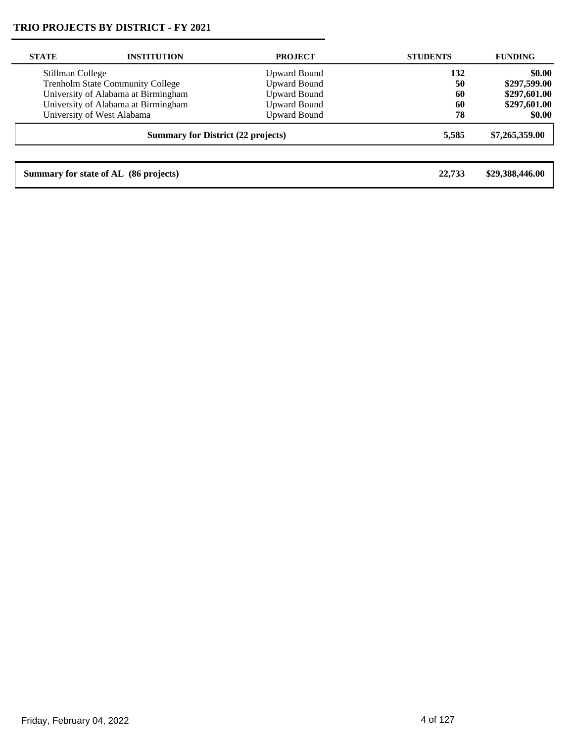# TRIO PROJECTS BY DISTRICT - FY 2021

| STATE | INSTITUTION | PROJECT | STUDENTS | FUNDING |
|---|---|---|---|---|
| | Stillman College | Upward Bound | **132** | **\$0.00** |
| | Trenholm State Community College | Upward Bound | **50** | **\$297,599.00** |
| | University of Alabama at Birmingham | Upward Bound | **60** | **\$297,601.00** |
| | University of Alabama at Birmingham | Upward Bound | **60** | **\$297,601.00** |
| | University of West Alabama | Upward Bound | **78** | **\$0.00** |
| | **Summary for District (22 projects)** | | **5,585** | **\$7,265,359.00** |
| | **Summary for state of AL (86 projects)** | | **22,733** | **\$29,388,446.00** |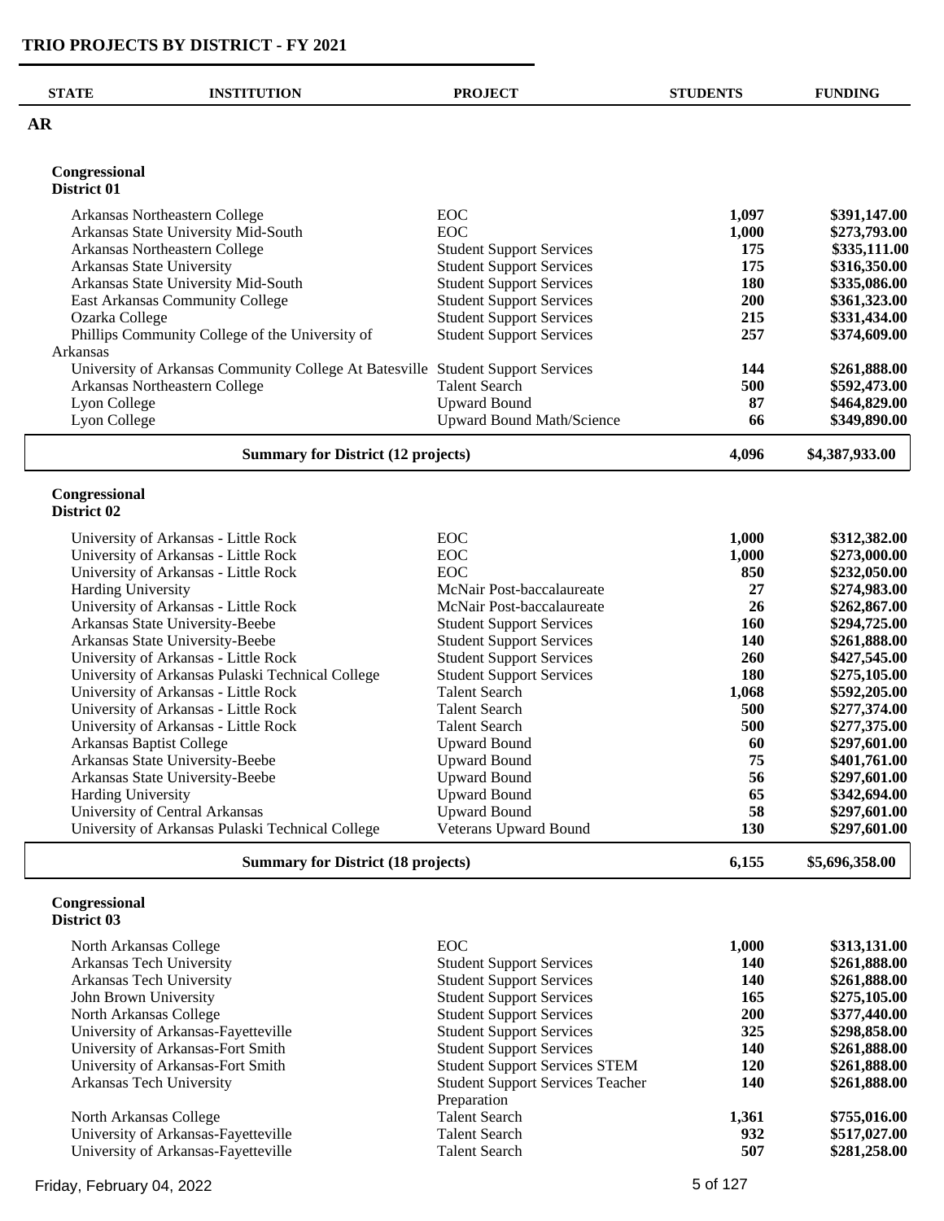# TRIO PROJECTS BY DISTRICT - FY 2021

| STATE | INSTITUTION | PROJECT | STUDENTS | FUNDING |
|---|---|---|---|---|
| **AR** | | | | |

## Congressional District 01

| INSTITUTION | PROJECT | STUDENTS | FUNDING |
|---|---|---|---|
| Arkansas Northeastern College | EOC | 1,097 | $391,147.00 |
| Arkansas State University Mid-South | EOC | 1,000 | $273,793.00 |
| Arkansas Northeastern College | Student Support Services | 175 | $335,111.00 |
| Arkansas State University | Student Support Services | 175 | $316,350.00 |
| Arkansas State University Mid-South | Student Support Services | 180 | $335,086.00 |
| East Arkansas Community College | Student Support Services | 200 | $361,323.00 |
| Ozarka College | Student Support Services | 215 | $331,434.00 |
| Phillips Community College of the University of Arkansas | Student Support Services | 257 | $374,609.00 |
| University of Arkansas Community College At Batesville | Student Support Services | 144 | $261,888.00 |
| Arkansas Northeastern College | Talent Search | 500 | $592,473.00 |
| Lyon College | Upward Bound | 87 | $464,829.00 |
| Lyon College | Upward Bound Math/Science | 66 | $349,890.00 |
| **Summary for District (12 projects)** | | **4,096** | **$4,387,933.00** |

## Congressional District 02

| INSTITUTION | PROJECT | STUDENTS | FUNDING |
|---|---|---|---|
| University of Arkansas - Little Rock | EOC | 1,000 | $312,382.00 |
| University of Arkansas - Little Rock | EOC | 1,000 | $273,000.00 |
| University of Arkansas - Little Rock | EOC | 850 | $232,050.00 |
| Harding University | McNair Post-baccalaureate | 27 | $274,983.00 |
| University of Arkansas - Little Rock | McNair Post-baccalaureate | 26 | $262,867.00 |
| Arkansas State University-Beebe | Student Support Services | 160 | $294,725.00 |
| Arkansas State University-Beebe | Student Support Services | 140 | $261,888.00 |
| University of Arkansas - Little Rock | Student Support Services | 260 | $427,545.00 |
| University of Arkansas Pulaski Technical College | Student Support Services | 180 | $275,105.00 |
| University of Arkansas - Little Rock | Talent Search | 1,068 | $592,205.00 |
| University of Arkansas - Little Rock | Talent Search | 500 | $277,374.00 |
| University of Arkansas - Little Rock | Talent Search | 500 | $277,375.00 |
| Arkansas Baptist College | Upward Bound | 60 | $297,601.00 |
| Arkansas State University-Beebe | Upward Bound | 75 | $401,761.00 |
| Arkansas State University-Beebe | Upward Bound | 56 | $297,601.00 |
| Harding University | Upward Bound | 65 | $342,694.00 |
| University of Central Arkansas | Upward Bound | 58 | $297,601.00 |
| University of Arkansas Pulaski Technical College | Veterans Upward Bound | 130 | $297,601.00 |
| **Summary for District (18 projects)** | | **6,155** | **$5,696,358.00** |

## Congressional District 03

| INSTITUTION | PROJECT | STUDENTS | FUNDING |
|---|---|---|---|
| North Arkansas College | EOC | 1,000 | $313,131.00 |
| Arkansas Tech University | Student Support Services | 140 | $261,888.00 |
| Arkansas Tech University | Student Support Services | 140 | $261,888.00 |
| John Brown University | Student Support Services | 165 | $275,105.00 |
| North Arkansas College | Student Support Services | 200 | $377,440.00 |
| University of Arkansas-Fayetteville | Student Support Services | 325 | $298,858.00 |
| University of Arkansas-Fort Smith | Student Support Services | 140 | $261,888.00 |
| University of Arkansas-Fort Smith | Student Support Services STEM | 120 | $261,888.00 |
| Arkansas Tech University | Student Support Services Teacher Preparation | 140 | $261,888.00 |
| North Arkansas College | Talent Search | 1,361 | $755,016.00 |
| University of Arkansas-Fayetteville | Talent Search | 932 | $517,027.00 |
| University of Arkansas-Fayetteville | Talent Search | 507 | $281,258.00 |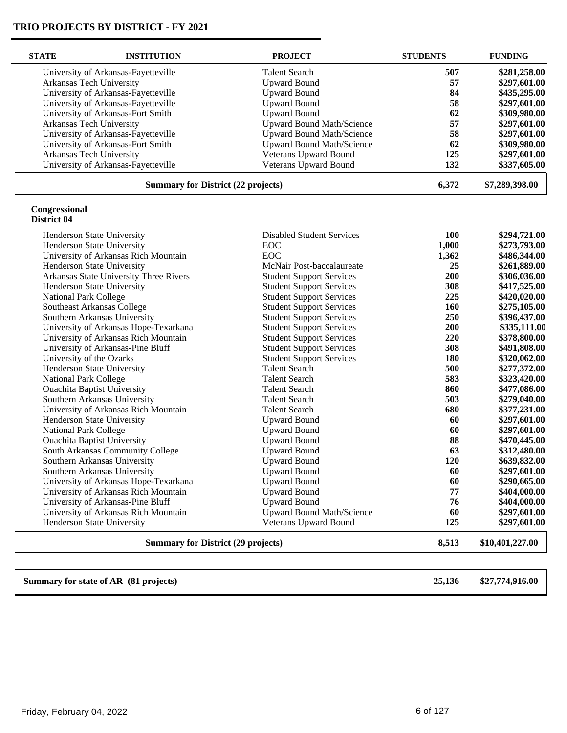## TRIO PROJECTS BY DISTRICT - FY 2021

| STATE | INSTITUTION | PROJECT | STUDENTS | FUNDING |
|---|---|---|---|---|
| | University of Arkansas-Fayetteville | Talent Search | **507** | **$281,258.00** |
| | Arkansas Tech University | Upward Bound | **57** | **$297,601.00** |
| | University of Arkansas-Fayetteville | Upward Bound | **84** | **$435,295.00** |
| | University of Arkansas-Fayetteville | Upward Bound | **58** | **$297,601.00** |
| | University of Arkansas-Fort Smith | Upward Bound | **62** | **$309,980.00** |
| | Arkansas Tech University | Upward Bound Math/Science | **57** | **$297,601.00** |
| | University of Arkansas-Fayetteville | Upward Bound Math/Science | **58** | **$297,601.00** |
| | University of Arkansas-Fort Smith | Upward Bound Math/Science | **62** | **$309,980.00** |
| | Arkansas Tech University | Veterans Upward Bound | **125** | **$297,601.00** |
| | University of Arkansas-Fayetteville | Veterans Upward Bound | **132** | **$337,605.00** |
| | **Summary for District (22 projects)** | | **6,372** | **$7,289,398.00** |

**Congressional District 04**

| STATE | INSTITUTION | PROJECT | STUDENTS | FUNDING |
|---|---|---|---|---|
| | Henderson State University | Disabled Student Services | **100** | **$294,721.00** |
| | Henderson State University | EOC | **1,000** | **$273,793.00** |
| | University of Arkansas Rich Mountain | EOC | **1,362** | **$486,344.00** |
| | Henderson State University | McNair Post-baccalaureate | **25** | **$261,889.00** |
| | Arkansas State University Three Rivers | Student Support Services | **200** | **$306,036.00** |
| | Henderson State University | Student Support Services | **308** | **$417,525.00** |
| | National Park College | Student Support Services | **225** | **$420,020.00** |
| | Southeast Arkansas College | Student Support Services | **160** | **$275,105.00** |
| | Southern Arkansas University | Student Support Services | **250** | **$396,437.00** |
| | University of Arkansas Hope-Texarkana | Student Support Services | **200** | **$335,111.00** |
| | University of Arkansas Rich Mountain | Student Support Services | **220** | **$378,800.00** |
| | University of Arkansas-Pine Bluff | Student Support Services | **308** | **$491,808.00** |
| | University of the Ozarks | Student Support Services | **180** | **$320,062.00** |
| | Henderson State University | Talent Search | **500** | **$277,372.00** |
| | National Park College | Talent Search | **583** | **$323,420.00** |
| | Ouachita Baptist University | Talent Search | **860** | **$477,086.00** |
| | Southern Arkansas University | Talent Search | **503** | **$279,040.00** |
| | University of Arkansas Rich Mountain | Talent Search | **680** | **$377,231.00** |
| | Henderson State University | Upward Bound | **60** | **$297,601.00** |
| | National Park College | Upward Bound | **60** | **$297,601.00** |
| | Ouachita Baptist University | Upward Bound | **88** | **$470,445.00** |
| | South Arkansas Community College | Upward Bound | **63** | **$312,480.00** |
| | Southern Arkansas University | Upward Bound | **120** | **$639,832.00** |
| | Southern Arkansas University | Upward Bound | **60** | **$297,601.00** |
| | University of Arkansas Hope-Texarkana | Upward Bound | **60** | **$290,665.00** |
| | University of Arkansas Rich Mountain | Upward Bound | **77** | **$404,000.00** |
| | University of Arkansas-Pine Bluff | Upward Bound | **76** | **$404,000.00** |
| | University of Arkansas Rich Mountain | Upward Bound Math/Science | **60** | **$297,601.00** |
| | Henderson State University | Veterans Upward Bound | **125** | **$297,601.00** |
| | **Summary for District (29 projects)** | | **8,513** | **$10,401,227.00** |

| Summary | | | STUDENTS | FUNDING |
|---|---|---|---|---|
| **Summary for state of AR (81 projects)** | | | **25,136** | **$27,774,916.00** |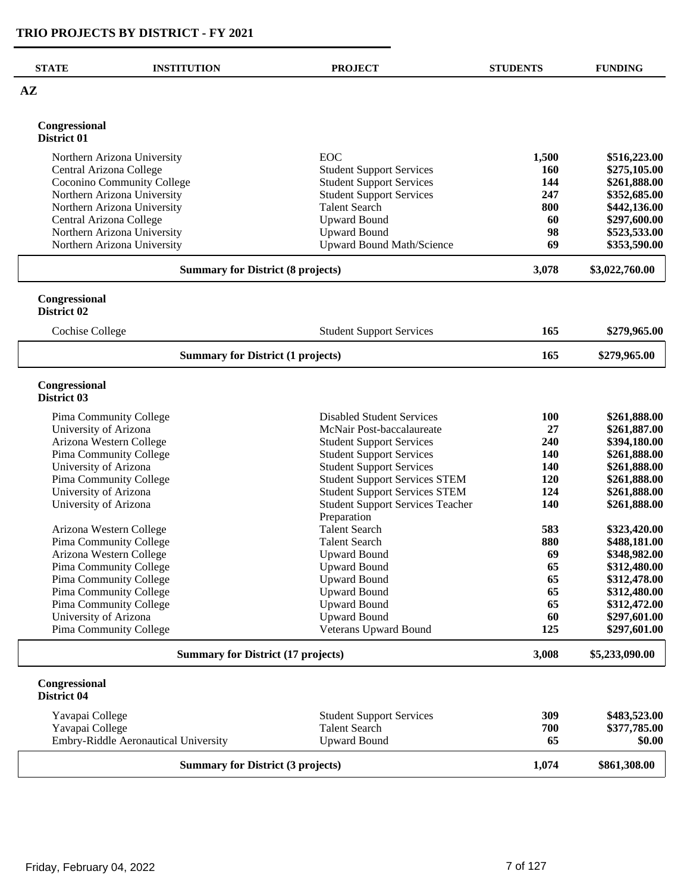## TRIO PROJECTS BY DISTRICT - FY 2021

| STATE | INSTITUTION | PROJECT | STUDENTS | FUNDING |
|---|---|---|---|---|
| **AZ** | | | | |
| **Congressional District 01** | | | | |
| | Northern Arizona University | EOC | **1,500** | **$516,223.00** |
| | Central Arizona College | Student Support Services | **160** | **$275,105.00** |
| | Coconino Community College | Student Support Services | **144** | **$261,888.00** |
| | Northern Arizona University | Student Support Services | **247** | **$352,685.00** |
| | Northern Arizona University | Talent Search | **800** | **$442,136.00** |
| | Central Arizona College | Upward Bound | **60** | **$297,600.00** |
| | Northern Arizona University | Upward Bound | **98** | **$523,533.00** |
| | Northern Arizona University | Upward Bound Math/Science | **69** | **$353,590.00** |
| | **Summary for District (8 projects)** | | **3,078** | **$3,022,760.00** |
| **Congressional District 02** | | | | |
| | Cochise College | Student Support Services | **165** | **$279,965.00** |
| | **Summary for District (1 projects)** | | **165** | **$279,965.00** |
| **Congressional District 03** | | | | |
| | Pima Community College | Disabled Student Services | **100** | **$261,888.00** |
| | University of Arizona | McNair Post-baccalaureate | **27** | **$261,887.00** |
| | Arizona Western College | Student Support Services | **240** | **$394,180.00** |
| | Pima Community College | Student Support Services | **140** | **$261,888.00** |
| | University of Arizona | Student Support Services | **140** | **$261,888.00** |
| | Pima Community College | Student Support Services STEM | **120** | **$261,888.00** |
| | University of Arizona | Student Support Services STEM | **124** | **$261,888.00** |
| | University of Arizona | Student Support Services Teacher Preparation | **140** | **$261,888.00** |
| | Arizona Western College | Talent Search | **583** | **$323,420.00** |
| | Pima Community College | Talent Search | **880** | **$488,181.00** |
| | Arizona Western College | Upward Bound | **69** | **$348,982.00** |
| | Pima Community College | Upward Bound | **65** | **$312,480.00** |
| | Pima Community College | Upward Bound | **65** | **$312,478.00** |
| | Pima Community College | Upward Bound | **65** | **$312,480.00** |
| | Pima Community College | Upward Bound | **65** | **$312,472.00** |
| | University of Arizona | Upward Bound | **60** | **$297,601.00** |
| | Pima Community College | Veterans Upward Bound | **125** | **$297,601.00** |
| | **Summary for District (17 projects)** | | **3,008** | **$5,233,090.00** |
| **Congressional District 04** | | | | |
| | Yavapai College | Student Support Services | **309** | **$483,523.00** |
| | Yavapai College | Talent Search | **700** | **$377,785.00** |
| | Embry-Riddle Aeronautical University | Upward Bound | **65** | **$0.00** |
| | **Summary for District (3 projects)** | | **1,074** | **$861,308.00** |

Friday, February 04, 2022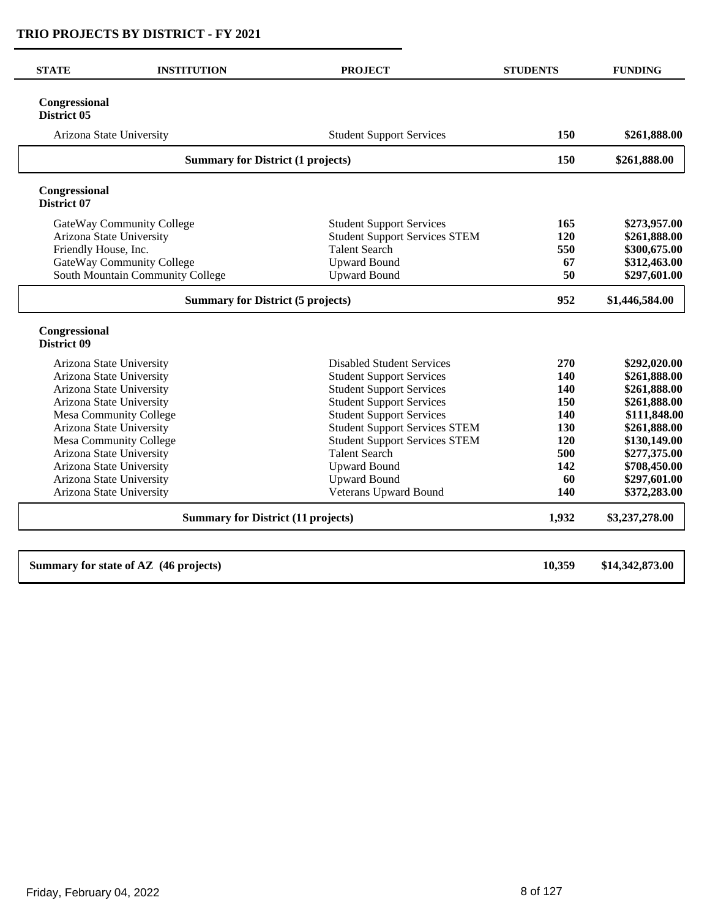## TRIO PROJECTS BY DISTRICT - FY 2021

| STATE | INSTITUTION | PROJECT | STUDENTS | FUNDING |
|---|---|---|---|---|
| **Congressional District 05** | | | | |
| | Arizona State University | Student Support Services | **150** | **$261,888.00** |
| | **Summary for District (1 projects)** | | **150** | **$261,888.00** |
| **Congressional District 07** | | | | |
| | GateWay Community College | Student Support Services | **165** | **$273,957.00** |
| | Arizona State University | Student Support Services STEM | **120** | **$261,888.00** |
| | Friendly House, Inc. | Talent Search | **550** | **$300,675.00** |
| | GateWay Community College | Upward Bound | **67** | **$312,463.00** |
| | South Mountain Community College | Upward Bound | **50** | **$297,601.00** |
| | **Summary for District (5 projects)** | | **952** | **$1,446,584.00** |
| **Congressional District 09** | | | | |
| | Arizona State University | Disabled Student Services | **270** | **$292,020.00** |
| | Arizona State University | Student Support Services | **140** | **$261,888.00** |
| | Arizona State University | Student Support Services | **140** | **$261,888.00** |
| | Arizona State University | Student Support Services | **150** | **$261,888.00** |
| | Mesa Community College | Student Support Services | **140** | **$111,848.00** |
| | Arizona State University | Student Support Services STEM | **130** | **$261,888.00** |
| | Mesa Community College | Student Support Services STEM | **120** | **$130,149.00** |
| | Arizona State University | Talent Search | **500** | **$277,375.00** |
| | Arizona State University | Upward Bound | **142** | **$708,450.00** |
| | Arizona State University | Upward Bound | **60** | **$297,601.00** |
| | Arizona State University | Veterans Upward Bound | **140** | **$372,283.00** |
| | **Summary for District (11 projects)** | | **1,932** | **$3,237,278.00** |
| **Summary for state of AZ (46 projects)** | | | **10,359** | **$14,342,873.00** |

Friday, February 04, 2022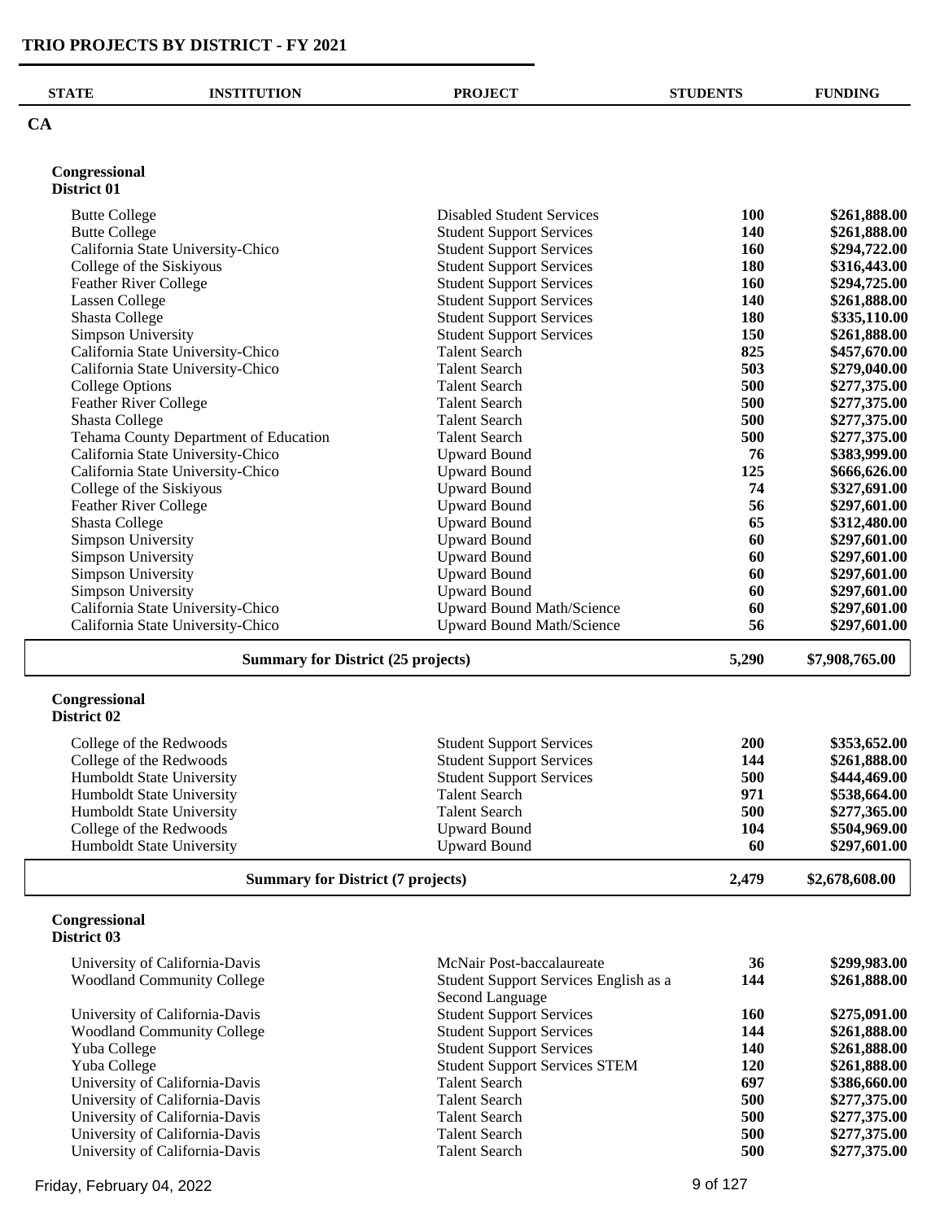# TRIO PROJECTS BY DISTRICT - FY 2021

| STATE | INSTITUTION | PROJECT | STUDENTS | FUNDING |
|---|---|---|---|---|
| **CA** | | | | |

## Congressional District 01

| INSTITUTION | PROJECT | STUDENTS | FUNDING |
|---|---|---|---|
| Butte College | Disabled Student Services | **100** | **$261,888.00** |
| Butte College | Student Support Services | **140** | **$261,888.00** |
| California State University-Chico | Student Support Services | **160** | **$294,722.00** |
| College of the Siskiyous | Student Support Services | **180** | **$316,443.00** |
| Feather River College | Student Support Services | **160** | **$294,725.00** |
| Lassen College | Student Support Services | **140** | **$261,888.00** |
| Shasta College | Student Support Services | **180** | **$335,110.00** |
| Simpson University | Student Support Services | **150** | **$261,888.00** |
| California State University-Chico | Talent Search | **825** | **$457,670.00** |
| California State University-Chico | Talent Search | **503** | **$279,040.00** |
| College Options | Talent Search | **500** | **$277,375.00** |
| Feather River College | Talent Search | **500** | **$277,375.00** |
| Shasta College | Talent Search | **500** | **$277,375.00** |
| Tehama County Department of Education | Talent Search | **500** | **$277,375.00** |
| California State University-Chico | Upward Bound | **76** | **$383,999.00** |
| California State University-Chico | Upward Bound | **125** | **$666,626.00** |
| College of the Siskiyous | Upward Bound | **74** | **$327,691.00** |
| Feather River College | Upward Bound | **56** | **$297,601.00** |
| Shasta College | Upward Bound | **65** | **$312,480.00** |
| Simpson University | Upward Bound | **60** | **$297,601.00** |
| Simpson University | Upward Bound | **60** | **$297,601.00** |
| Simpson University | Upward Bound | **60** | **$297,601.00** |
| Simpson University | Upward Bound | **60** | **$297,601.00** |
| California State University-Chico | Upward Bound Math/Science | **60** | **$297,601.00** |
| California State University-Chico | Upward Bound Math/Science | **56** | **$297,601.00** |
| **Summary for District (25 projects)** | | **5,290** | **$7,908,765.00** |

## Congressional District 02

| INSTITUTION | PROJECT | STUDENTS | FUNDING |
|---|---|---|---|
| College of the Redwoods | Student Support Services | **200** | **$353,652.00** |
| College of the Redwoods | Student Support Services | **144** | **$261,888.00** |
| Humboldt State University | Student Support Services | **500** | **$444,469.00** |
| Humboldt State University | Talent Search | **971** | **$538,664.00** |
| Humboldt State University | Talent Search | **500** | **$277,365.00** |
| College of the Redwoods | Upward Bound | **104** | **$504,969.00** |
| Humboldt State University | Upward Bound | **60** | **$297,601.00** |
| **Summary for District (7 projects)** | | **2,479** | **$2,678,608.00** |

## Congressional District 03

| INSTITUTION | PROJECT | STUDENTS | FUNDING |
|---|---|---|---|
| University of California-Davis | McNair Post-baccalaureate | **36** | **$299,983.00** |
| Woodland Community College | Student Support Services English as a Second Language | **144** | **$261,888.00** |
| University of California-Davis | Student Support Services | **160** | **$275,091.00** |
| Woodland Community College | Student Support Services | **144** | **$261,888.00** |
| Yuba College | Student Support Services | **140** | **$261,888.00** |
| Yuba College | Student Support Services STEM | **120** | **$261,888.00** |
| University of California-Davis | Talent Search | **697** | **$386,660.00** |
| University of California-Davis | Talent Search | **500** | **$277,375.00** |
| University of California-Davis | Talent Search | **500** | **$277,375.00** |
| University of California-Davis | Talent Search | **500** | **$277,375.00** |
| University of California-Davis | Talent Search | **500** | **$277,375.00** |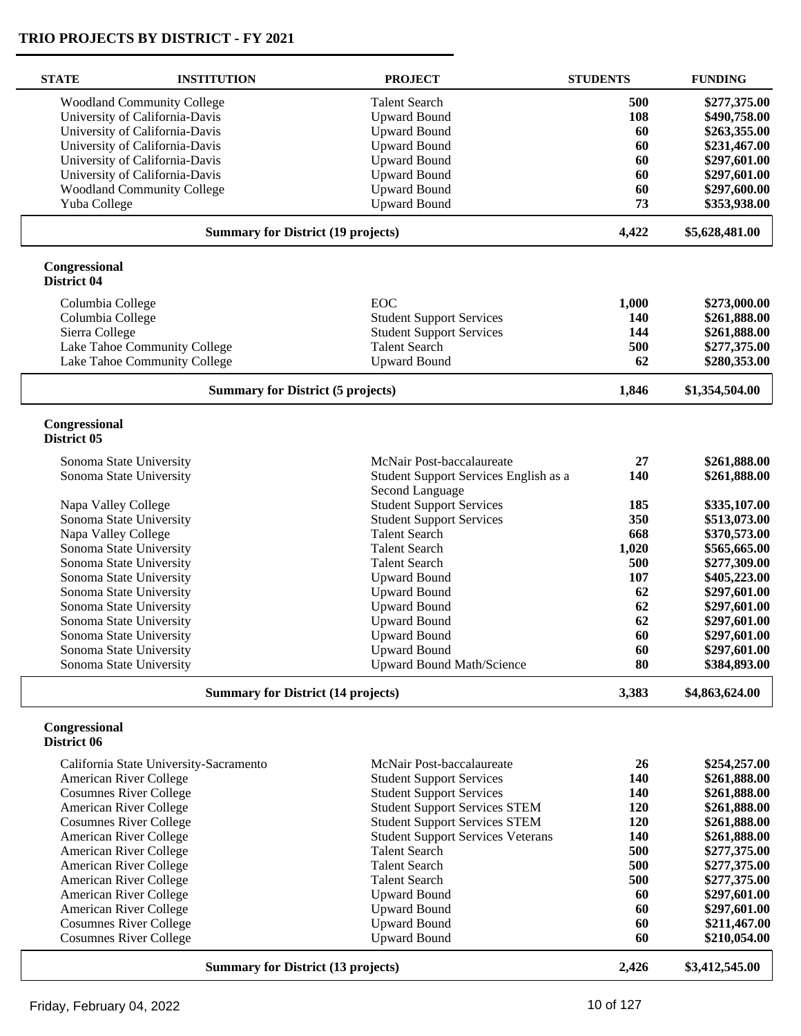## TRIO PROJECTS BY DISTRICT - FY 2021

| STATE | INSTITUTION | PROJECT | STUDENTS | FUNDING |
|---|---|---|---|---|
| | Woodland Community College | Talent Search | **500** | **$277,375.00** |
| | University of California-Davis | Upward Bound | **108** | **$490,758.00** |
| | University of California-Davis | Upward Bound | **60** | **$263,355.00** |
| | University of California-Davis | Upward Bound | **60** | **$231,467.00** |
| | University of California-Davis | Upward Bound | **60** | **$297,601.00** |
| | University of California-Davis | Upward Bound | **60** | **$297,601.00** |
| | Woodland Community College | Upward Bound | **60** | **$297,600.00** |
| | Yuba College | Upward Bound | **73** | **$353,938.00** |
| | **Summary for District (19 projects)** | | **4,422** | **$5,628,481.00** |
| **Congressional District 04** | | | | |
| | Columbia College | EOC | **1,000** | **$273,000.00** |
| | Columbia College | Student Support Services | **140** | **$261,888.00** |
| | Sierra College | Student Support Services | **144** | **$261,888.00** |
| | Lake Tahoe Community College | Talent Search | **500** | **$277,375.00** |
| | Lake Tahoe Community College | Upward Bound | **62** | **$280,353.00** |
| | **Summary for District (5 projects)** | | **1,846** | **$1,354,504.00** |
| **Congressional District 05** | | | | |
| | Sonoma State University | McNair Post-baccalaureate | **27** | **$261,888.00** |
| | Sonoma State University | Student Support Services English as a Second Language | **140** | **$261,888.00** |
| | Napa Valley College | Student Support Services | **185** | **$335,107.00** |
| | Sonoma State University | Student Support Services | **350** | **$513,073.00** |
| | Napa Valley College | Talent Search | **668** | **$370,573.00** |
| | Sonoma State University | Talent Search | **1,020** | **$565,665.00** |
| | Sonoma State University | Talent Search | **500** | **$277,309.00** |
| | Sonoma State University | Upward Bound | **107** | **$405,223.00** |
| | Sonoma State University | Upward Bound | **62** | **$297,601.00** |
| | Sonoma State University | Upward Bound | **62** | **$297,601.00** |
| | Sonoma State University | Upward Bound | **62** | **$297,601.00** |
| | Sonoma State University | Upward Bound | **60** | **$297,601.00** |
| | Sonoma State University | Upward Bound | **60** | **$297,601.00** |
| | Sonoma State University | Upward Bound Math/Science | **80** | **$384,893.00** |
| | **Summary for District (14 projects)** | | **3,383** | **$4,863,624.00** |
| **Congressional District 06** | | | | |
| | California State University-Sacramento | McNair Post-baccalaureate | **26** | **$254,257.00** |
| | American River College | Student Support Services | **140** | **$261,888.00** |
| | Cosumnes River College | Student Support Services | **140** | **$261,888.00** |
| | American River College | Student Support Services STEM | **120** | **$261,888.00** |
| | Cosumnes River College | Student Support Services STEM | **120** | **$261,888.00** |
| | American River College | Student Support Services Veterans | **140** | **$261,888.00** |
| | American River College | Talent Search | **500** | **$277,375.00** |
| | American River College | Talent Search | **500** | **$277,375.00** |
| | American River College | Talent Search | **500** | **$277,375.00** |
| | American River College | Upward Bound | **60** | **$297,601.00** |
| | American River College | Upward Bound | **60** | **$297,601.00** |
| | Cosumnes River College | Upward Bound | **60** | **$211,467.00** |
| | Cosumnes River College | Upward Bound | **60** | **$210,054.00** |
| | **Summary for District (13 projects)** | | **2,426** | **$3,412,545.00** |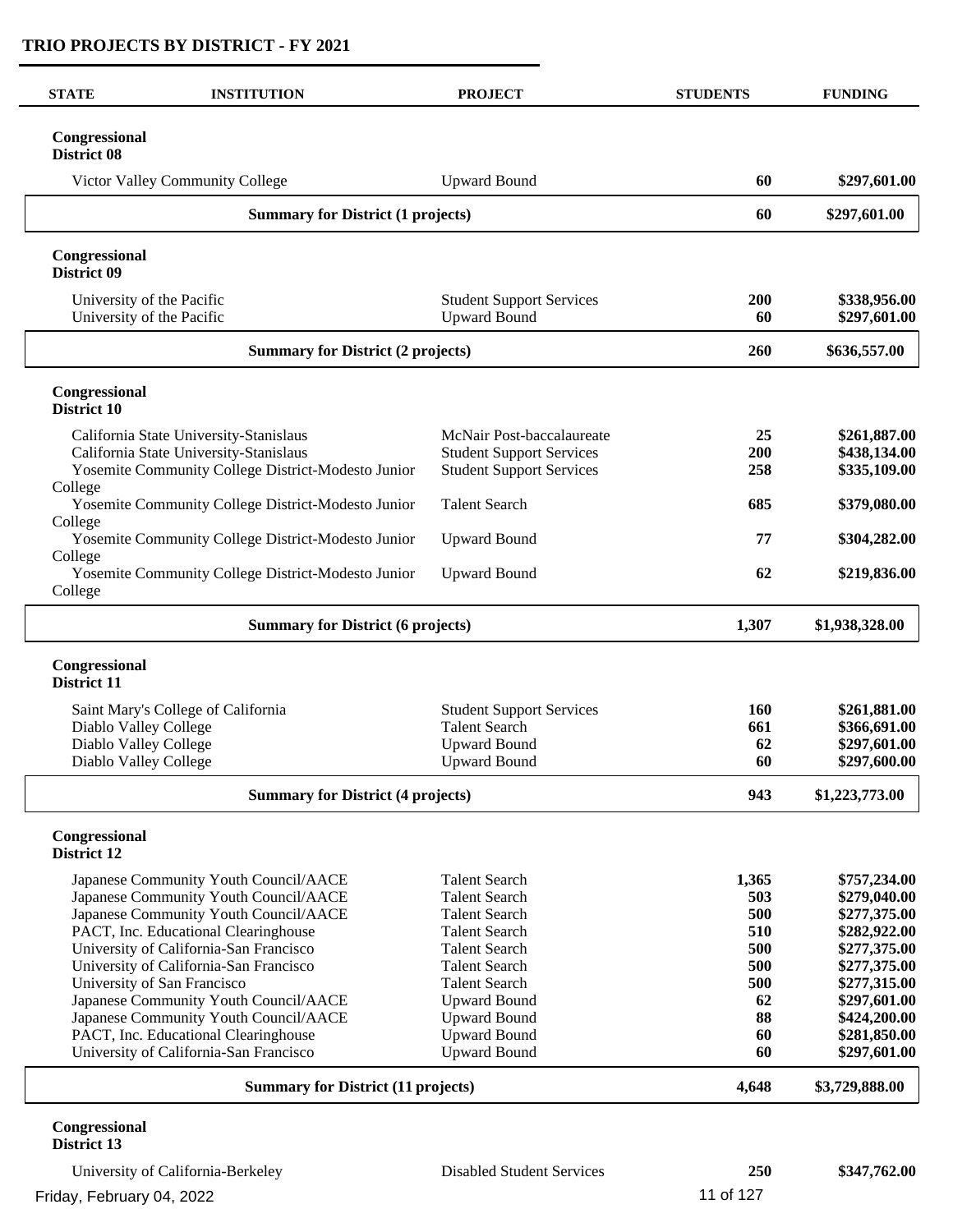## TRIO PROJECTS BY DISTRICT - FY 2021

| STATE | INSTITUTION | PROJECT | STUDENTS | FUNDING |
|---|---|---|---|---|
| **Congressional District 08** | | | | |
| | Victor Valley Community College | Upward Bound | **60** | **$297,601.00** |
| | **Summary for District (1 projects)** | | **60** | **$297,601.00** |
| **Congressional District 09** | | | | |
| | University of the Pacific | Student Support Services | **200** | **$338,956.00** |
| | University of the Pacific | Upward Bound | **60** | **$297,601.00** |
| | **Summary for District (2 projects)** | | **260** | **$636,557.00** |
| **Congressional District 10** | | | | |
| | California State University-Stanislaus | McNair Post-baccalaureate | **25** | **$261,887.00** |
| | California State University-Stanislaus | Student Support Services | **200** | **$438,134.00** |
| | Yosemite Community College District-Modesto Junior College | Student Support Services | **258** | **$335,109.00** |
| | Yosemite Community College District-Modesto Junior College | Talent Search | **685** | **$379,080.00** |
| | Yosemite Community College District-Modesto Junior College | Upward Bound | **77** | **$304,282.00** |
| | Yosemite Community College District-Modesto Junior College | Upward Bound | **62** | **$219,836.00** |
| | **Summary for District (6 projects)** | | **1,307** | **$1,938,328.00** |
| **Congressional District 11** | | | | |
| | Saint Mary's College of California | Student Support Services | **160** | **$261,881.00** |
| | Diablo Valley College | Talent Search | **661** | **$366,691.00** |
| | Diablo Valley College | Upward Bound | **62** | **$297,601.00** |
| | Diablo Valley College | Upward Bound | **60** | **$297,600.00** |
| | **Summary for District (4 projects)** | | **943** | **$1,223,773.00** |
| **Congressional District 12** | | | | |
| | Japanese Community Youth Council/AACE | Talent Search | **1,365** | **$757,234.00** |
| | Japanese Community Youth Council/AACE | Talent Search | **503** | **$279,040.00** |
| | Japanese Community Youth Council/AACE | Talent Search | **500** | **$277,375.00** |
| | PACT, Inc. Educational Clearinghouse | Talent Search | **510** | **$282,922.00** |
| | University of California-San Francisco | Talent Search | **500** | **$277,375.00** |
| | University of California-San Francisco | Talent Search | **500** | **$277,375.00** |
| | University of San Francisco | Talent Search | **500** | **$277,315.00** |
| | Japanese Community Youth Council/AACE | Upward Bound | **62** | **$297,601.00** |
| | Japanese Community Youth Council/AACE | Upward Bound | **88** | **$424,200.00** |
| | PACT, Inc. Educational Clearinghouse | Upward Bound | **60** | **$281,850.00** |
| | University of California-San Francisco | Upward Bound | **60** | **$297,601.00** |
| | **Summary for District (11 projects)** | | **4,648** | **$3,729,888.00** |
| **Congressional District 13** | | | | |
| | University of California-Berkeley | Disabled Student Services | **250** | **$347,762.00** |

Friday, February 04, 2022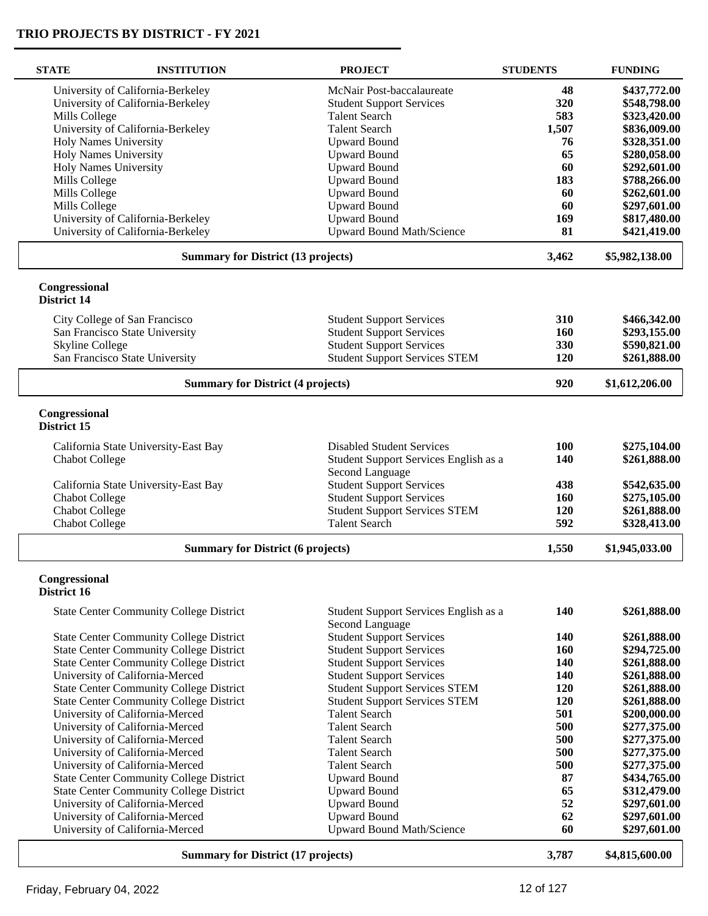## TRIO PROJECTS BY DISTRICT - FY 2021

| STATE | INSTITUTION | PROJECT | STUDENTS | FUNDING |
|---|---|---|---|---|
| | University of California-Berkeley | McNair Post-baccalaureate | **48** | **$437,772.00** |
| | University of California-Berkeley | Student Support Services | **320** | **$548,798.00** |
| | Mills College | Talent Search | **583** | **$323,420.00** |
| | University of California-Berkeley | Talent Search | **1,507** | **$836,009.00** |
| | Holy Names University | Upward Bound | **76** | **$328,351.00** |
| | Holy Names University | Upward Bound | **65** | **$280,058.00** |
| | Holy Names University | Upward Bound | **60** | **$292,601.00** |
| | Mills College | Upward Bound | **183** | **$788,266.00** |
| | Mills College | Upward Bound | **60** | **$262,601.00** |
| | Mills College | Upward Bound | **60** | **$297,601.00** |
| | University of California-Berkeley | Upward Bound | **169** | **$817,480.00** |
| | University of California-Berkeley | Upward Bound Math/Science | **81** | **$421,419.00** |
| | **Summary for District (13 projects)** | | **3,462** | **$5,982,138.00** |

**Congressional District 14**

| STATE | INSTITUTION | PROJECT | STUDENTS | FUNDING |
|---|---|---|---|---|
| | City College of San Francisco | Student Support Services | **310** | **$466,342.00** |
| | San Francisco State University | Student Support Services | **160** | **$293,155.00** |
| | Skyline College | Student Support Services | **330** | **$590,821.00** |
| | San Francisco State University | Student Support Services STEM | **120** | **$261,888.00** |
| | **Summary for District (4 projects)** | | **920** | **$1,612,206.00** |

**Congressional District 15**

| STATE | INSTITUTION | PROJECT | STUDENTS | FUNDING |
|---|---|---|---|---|
| | California State University-East Bay | Disabled Student Services | **100** | **$275,104.00** |
| | Chabot College | Student Support Services English as a Second Language | **140** | **$261,888.00** |
| | California State University-East Bay | Student Support Services | **438** | **$542,635.00** |
| | Chabot College | Student Support Services | **160** | **$275,105.00** |
| | Chabot College | Student Support Services STEM | **120** | **$261,888.00** |
| | Chabot College | Talent Search | **592** | **$328,413.00** |
| | **Summary for District (6 projects)** | | **1,550** | **$1,945,033.00** |

**Congressional District 16**

| STATE | INSTITUTION | PROJECT | STUDENTS | FUNDING |
|---|---|---|---|---|
| | State Center Community College District | Student Support Services English as a Second Language | **140** | **$261,888.00** |
| | State Center Community College District | Student Support Services | **140** | **$261,888.00** |
| | State Center Community College District | Student Support Services | **160** | **$294,725.00** |
| | State Center Community College District | Student Support Services | **140** | **$261,888.00** |
| | University of California-Merced | Student Support Services | **140** | **$261,888.00** |
| | State Center Community College District | Student Support Services STEM | **120** | **$261,888.00** |
| | State Center Community College District | Student Support Services STEM | **120** | **$261,888.00** |
| | University of California-Merced | Talent Search | **501** | **$200,000.00** |
| | University of California-Merced | Talent Search | **500** | **$277,375.00** |
| | University of California-Merced | Talent Search | **500** | **$277,375.00** |
| | University of California-Merced | Talent Search | **500** | **$277,375.00** |
| | University of California-Merced | Talent Search | **500** | **$277,375.00** |
| | State Center Community College District | Upward Bound | **87** | **$434,765.00** |
| | State Center Community College District | Upward Bound | **65** | **$312,479.00** |
| | University of California-Merced | Upward Bound | **52** | **$297,601.00** |
| | University of California-Merced | Upward Bound | **62** | **$297,601.00** |
| | University of California-Merced | Upward Bound Math/Science | **60** | **$297,601.00** |
| | **Summary for District (17 projects)** | | **3,787** | **$4,815,600.00** |

Friday, February 04, 2022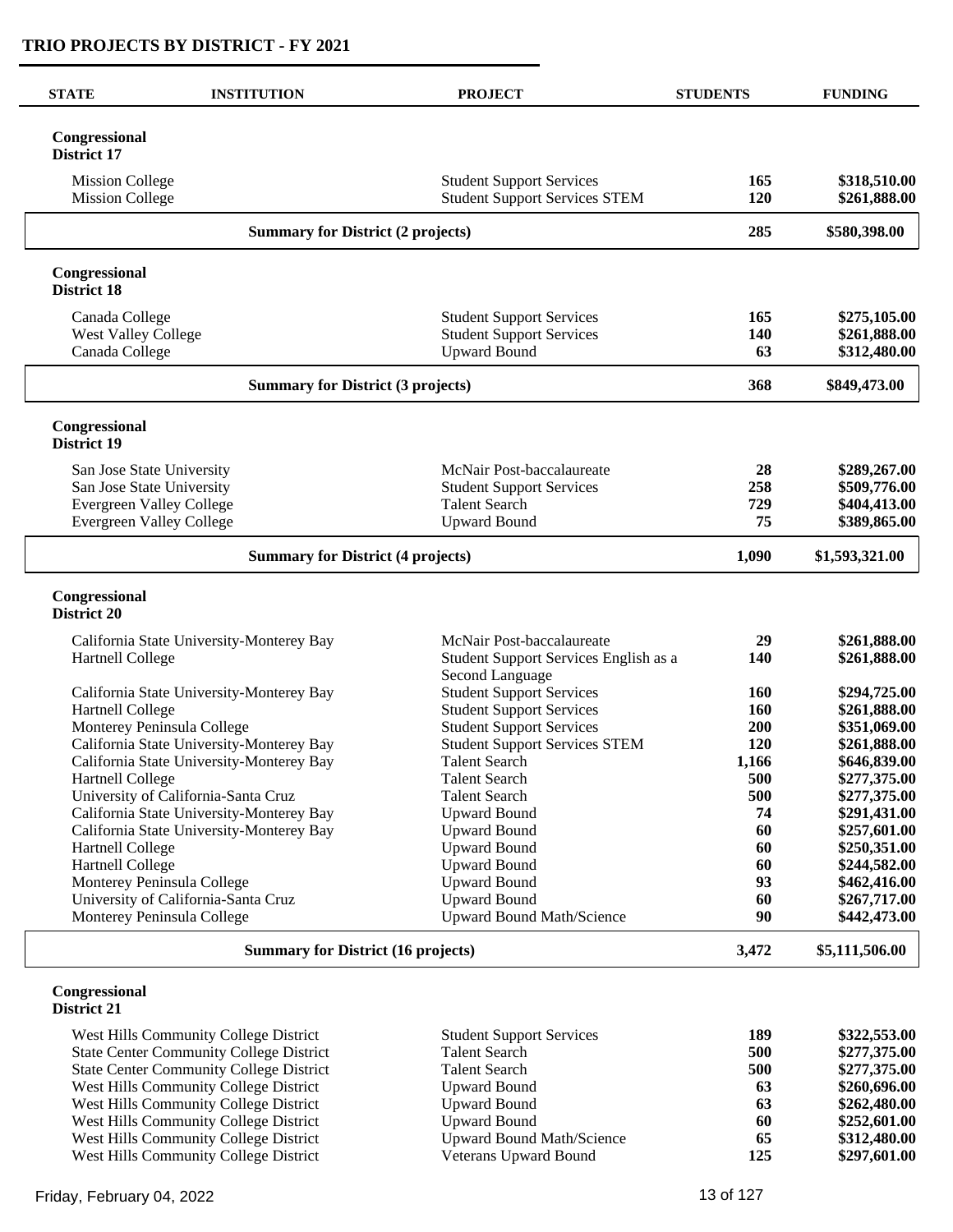## TRIO PROJECTS BY DISTRICT - FY 2021

| STATE | INSTITUTION | PROJECT | STUDENTS | FUNDING |
|---|---|---|---|---|
| **Congressional District 17** | | | | |
| | Mission College | Student Support Services | **165** | **$318,510.00** |
| | Mission College | Student Support Services STEM | **120** | **$261,888.00** |
| | **Summary for District (2 projects)** | | **285** | **$580,398.00** |
| **Congressional District 18** | | | | |
| | Canada College | Student Support Services | **165** | **$275,105.00** |
| | West Valley College | Student Support Services | **140** | **$261,888.00** |
| | Canada College | Upward Bound | **63** | **$312,480.00** |
| | **Summary for District (3 projects)** | | **368** | **$849,473.00** |
| **Congressional District 19** | | | | |
| | San Jose State University | McNair Post-baccalaureate | **28** | **$289,267.00** |
| | San Jose State University | Student Support Services | **258** | **$509,776.00** |
| | Evergreen Valley College | Talent Search | **729** | **$404,413.00** |
| | Evergreen Valley College | Upward Bound | **75** | **$389,865.00** |
| | **Summary for District (4 projects)** | | **1,090** | **$1,593,321.00** |
| **Congressional District 20** | | | | |
| | California State University-Monterey Bay | McNair Post-baccalaureate | **29** | **$261,888.00** |
| | Hartnell College | Student Support Services English as a Second Language | **140** | **$261,888.00** |
| | California State University-Monterey Bay | Student Support Services | **160** | **$294,725.00** |
| | Hartnell College | Student Support Services | **160** | **$261,888.00** |
| | Monterey Peninsula College | Student Support Services | **200** | **$351,069.00** |
| | California State University-Monterey Bay | Student Support Services STEM | **120** | **$261,888.00** |
| | California State University-Monterey Bay | Talent Search | **1,166** | **$646,839.00** |
| | Hartnell College | Talent Search | **500** | **$277,375.00** |
| | University of California-Santa Cruz | Talent Search | **500** | **$277,375.00** |
| | California State University-Monterey Bay | Upward Bound | **74** | **$291,431.00** |
| | California State University-Monterey Bay | Upward Bound | **60** | **$257,601.00** |
| | Hartnell College | Upward Bound | **60** | **$250,351.00** |
| | Hartnell College | Upward Bound | **60** | **$244,582.00** |
| | Monterey Peninsula College | Upward Bound | **93** | **$462,416.00** |
| | University of California-Santa Cruz | Upward Bound | **60** | **$267,717.00** |
| | Monterey Peninsula College | Upward Bound Math/Science | **90** | **$442,473.00** |
| | **Summary for District (16 projects)** | | **3,472** | **$5,111,506.00** |
| **Congressional District 21** | | | | |
| | West Hills Community College District | Student Support Services | **189** | **$322,553.00** |
| | State Center Community College District | Talent Search | **500** | **$277,375.00** |
| | State Center Community College District | Talent Search | **500** | **$277,375.00** |
| | West Hills Community College District | Upward Bound | **63** | **$260,696.00** |
| | West Hills Community College District | Upward Bound | **63** | **$262,480.00** |
| | West Hills Community College District | Upward Bound | **60** | **$252,601.00** |
| | West Hills Community College District | Upward Bound Math/Science | **65** | **$312,480.00** |
| | West Hills Community College District | Veterans Upward Bound | **125** | **$297,601.00** |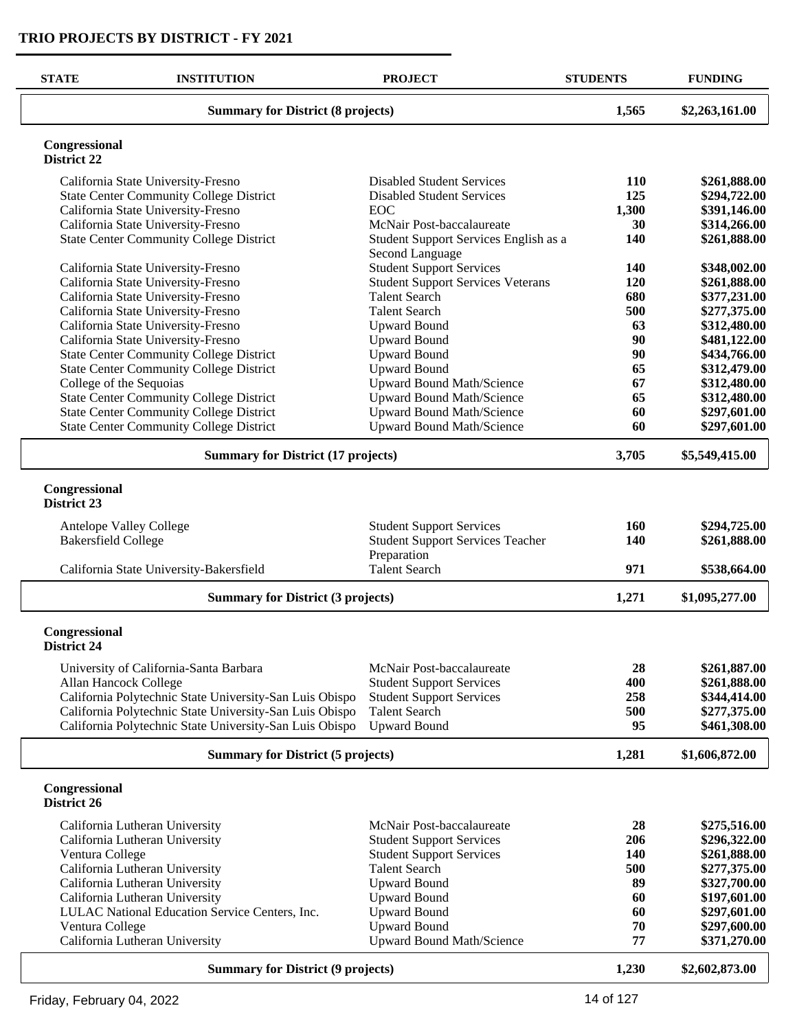## TRIO PROJECTS BY DISTRICT - FY 2021

| STATE | INSTITUTION | PROJECT | STUDENTS | FUNDING |
|---|---|---|---|---|
| | **Summary for District (8 projects)** | | **1,565** | **$2,263,161.00** |

**Congressional District 22**

| STATE | INSTITUTION | PROJECT | STUDENTS | FUNDING |
|---|---|---|---|---|
| | California State University-Fresno | Disabled Student Services | **110** | **$261,888.00** |
| | State Center Community College District | Disabled Student Services | **125** | **$294,722.00** |
| | California State University-Fresno | EOC | **1,300** | **$391,146.00** |
| | California State University-Fresno | McNair Post-baccalaureate | **30** | **$314,266.00** |
| | State Center Community College District | Student Support Services English as a Second Language | **140** | **$261,888.00** |
| | California State University-Fresno | Student Support Services | **140** | **$348,002.00** |
| | California State University-Fresno | Student Support Services Veterans | **120** | **$261,888.00** |
| | California State University-Fresno | Talent Search | **680** | **$377,231.00** |
| | California State University-Fresno | Talent Search | **500** | **$277,375.00** |
| | California State University-Fresno | Upward Bound | **63** | **$312,480.00** |
| | California State University-Fresno | Upward Bound | **90** | **$481,122.00** |
| | State Center Community College District | Upward Bound | **90** | **$434,766.00** |
| | State Center Community College District | Upward Bound | **65** | **$312,479.00** |
| | College of the Sequoias | Upward Bound Math/Science | **67** | **$312,480.00** |
| | State Center Community College District | Upward Bound Math/Science | **65** | **$312,480.00** |
| | State Center Community College District | Upward Bound Math/Science | **60** | **$297,601.00** |
| | State Center Community College District | Upward Bound Math/Science | **60** | **$297,601.00** |
| | **Summary for District (17 projects)** | | **3,705** | **$5,549,415.00** |

**Congressional District 23**

| STATE | INSTITUTION | PROJECT | STUDENTS | FUNDING |
|---|---|---|---|---|
| | Antelope Valley College | Student Support Services | **160** | **$294,725.00** |
| | Bakersfield College | Student Support Services Teacher Preparation | **140** | **$261,888.00** |
| | California State University-Bakersfield | Talent Search | **971** | **$538,664.00** |
| | **Summary for District (3 projects)** | | **1,271** | **$1,095,277.00** |

**Congressional District 24**

| STATE | INSTITUTION | PROJECT | STUDENTS | FUNDING |
|---|---|---|---|---|
| | University of California-Santa Barbara | McNair Post-baccalaureate | **28** | **$261,887.00** |
| | Allan Hancock College | Student Support Services | **400** | **$261,888.00** |
| | California Polytechnic State University-San Luis Obispo | Student Support Services | **258** | **$344,414.00** |
| | California Polytechnic State University-San Luis Obispo | Talent Search | **500** | **$277,375.00** |
| | California Polytechnic State University-San Luis Obispo | Upward Bound | **95** | **$461,308.00** |
| | **Summary for District (5 projects)** | | **1,281** | **$1,606,872.00** |

**Congressional District 26**

| STATE | INSTITUTION | PROJECT | STUDENTS | FUNDING |
|---|---|---|---|---|
| | California Lutheran University | McNair Post-baccalaureate | **28** | **$275,516.00** |
| | California Lutheran University | Student Support Services | **206** | **$296,322.00** |
| | Ventura College | Student Support Services | **140** | **$261,888.00** |
| | California Lutheran University | Talent Search | **500** | **$277,375.00** |
| | California Lutheran University | Upward Bound | **89** | **$327,700.00** |
| | California Lutheran University | Upward Bound | **60** | **$197,601.00** |
| | LULAC National Education Service Centers, Inc. | Upward Bound | **60** | **$297,601.00** |
| | Ventura College | Upward Bound | **70** | **$297,600.00** |
| | California Lutheran University | Upward Bound Math/Science | **77** | **$371,270.00** |
| | **Summary for District (9 projects)** | | **1,230** | **$2,602,873.00** |

Friday, February 04, 2022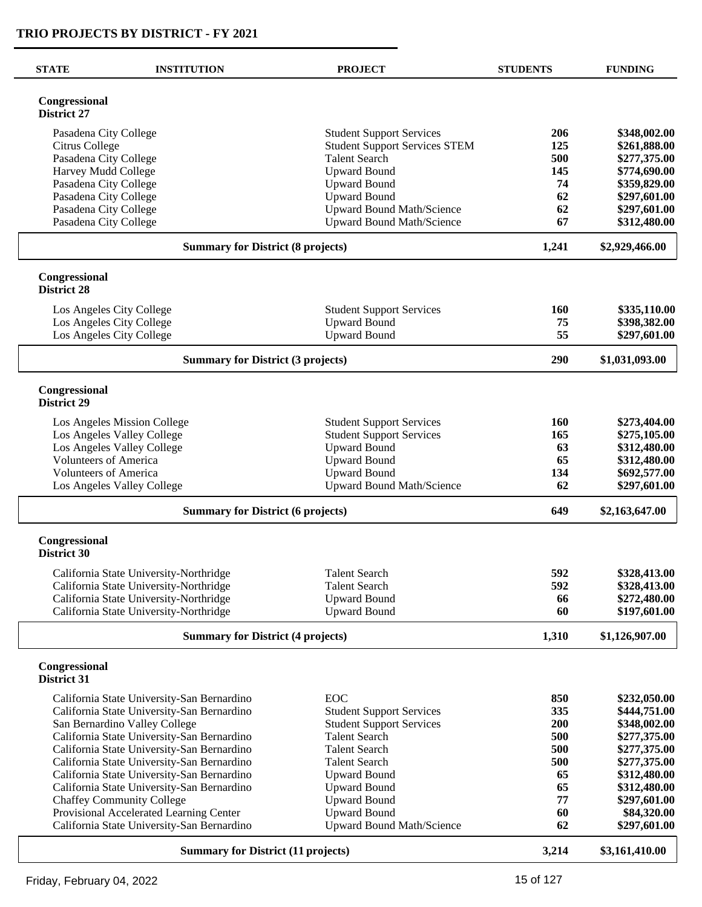## TRIO PROJECTS BY DISTRICT - FY 2021

| STATE | INSTITUTION | PROJECT | STUDENTS | FUNDING |
|---|---|---|---|---|
| **Congressional District 27** | | | | |
| | Pasadena City College | Student Support Services | **206** | **$348,002.00** |
| | Citrus College | Student Support Services STEM | **125** | **$261,888.00** |
| | Pasadena City College | Talent Search | **500** | **$277,375.00** |
| | Harvey Mudd College | Upward Bound | **145** | **$774,690.00** |
| | Pasadena City College | Upward Bound | **74** | **$359,829.00** |
| | Pasadena City College | Upward Bound | **62** | **$297,601.00** |
| | Pasadena City College | Upward Bound Math/Science | **62** | **$297,601.00** |
| | Pasadena City College | Upward Bound Math/Science | **67** | **$312,480.00** |
| | **Summary for District (8 projects)** | | **1,241** | **$2,929,466.00** |
| **Congressional District 28** | | | | |
| | Los Angeles City College | Student Support Services | **160** | **$335,110.00** |
| | Los Angeles City College | Upward Bound | **75** | **$398,382.00** |
| | Los Angeles City College | Upward Bound | **55** | **$297,601.00** |
| | **Summary for District (3 projects)** | | **290** | **$1,031,093.00** |
| **Congressional District 29** | | | | |
| | Los Angeles Mission College | Student Support Services | **160** | **$273,404.00** |
| | Los Angeles Valley College | Student Support Services | **165** | **$275,105.00** |
| | Los Angeles Valley College | Upward Bound | **63** | **$312,480.00** |
| | Volunteers of America | Upward Bound | **65** | **$312,480.00** |
| | Volunteers of America | Upward Bound | **134** | **$692,577.00** |
| | Los Angeles Valley College | Upward Bound Math/Science | **62** | **$297,601.00** |
| | **Summary for District (6 projects)** | | **649** | **$2,163,647.00** |
| **Congressional District 30** | | | | |
| | California State University-Northridge | Talent Search | **592** | **$328,413.00** |
| | California State University-Northridge | Talent Search | **592** | **$328,413.00** |
| | California State University-Northridge | Upward Bound | **66** | **$272,480.00** |
| | California State University-Northridge | Upward Bound | **60** | **$197,601.00** |
| | **Summary for District (4 projects)** | | **1,310** | **$1,126,907.00** |
| **Congressional District 31** | | | | |
| | California State University-San Bernardino | EOC | **850** | **$232,050.00** |
| | California State University-San Bernardino | Student Support Services | **335** | **$444,751.00** |
| | San Bernardino Valley College | Student Support Services | **200** | **$348,002.00** |
| | California State University-San Bernardino | Talent Search | **500** | **$277,375.00** |
| | California State University-San Bernardino | Talent Search | **500** | **$277,375.00** |
| | California State University-San Bernardino | Talent Search | **500** | **$277,375.00** |
| | California State University-San Bernardino | Upward Bound | **65** | **$312,480.00** |
| | California State University-San Bernardino | Upward Bound | **65** | **$312,480.00** |
| | Chaffey Community College | Upward Bound | **77** | **$297,601.00** |
| | Provisional Accelerated Learning Center | Upward Bound | **60** | **$84,320.00** |
| | California State University-San Bernardino | Upward Bound Math/Science | **62** | **$297,601.00** |
| | **Summary for District (11 projects)** | | **3,214** | **$3,161,410.00** |

Friday, February 04, 2022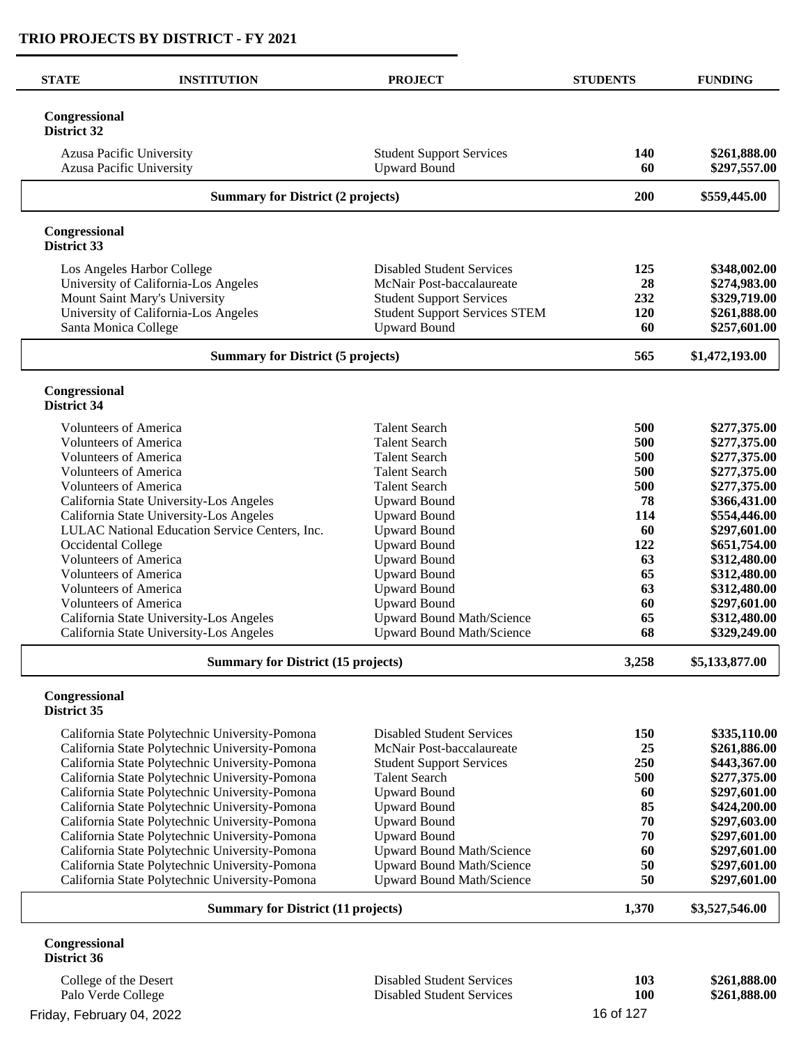# TRIO PROJECTS BY DISTRICT - FY 2021

| STATE | INSTITUTION | PROJECT | STUDENTS | FUNDING |
|---|---|---|---|---|
| **Congressional District 32** | | | | |
| | Azusa Pacific University | Student Support Services | 140 | $261,888.00 |
| | Azusa Pacific University | Upward Bound | 60 | $297,557.00 |
| | **Summary for District (2 projects)** | | **200** | **$559,445.00** |
| **Congressional District 33** | | | | |
| | Los Angeles Harbor College | Disabled Student Services | 125 | $348,002.00 |
| | University of California-Los Angeles | McNair Post-baccalaureate | 28 | $274,983.00 |
| | Mount Saint Mary's University | Student Support Services | 232 | $329,719.00 |
| | University of California-Los Angeles | Student Support Services STEM | 120 | $261,888.00 |
| | Santa Monica College | Upward Bound | 60 | $257,601.00 |
| | **Summary for District (5 projects)** | | **565** | **$1,472,193.00** |
| **Congressional District 34** | | | | |
| | Volunteers of America | Talent Search | 500 | $277,375.00 |
| | Volunteers of America | Talent Search | 500 | $277,375.00 |
| | Volunteers of America | Talent Search | 500 | $277,375.00 |
| | Volunteers of America | Talent Search | 500 | $277,375.00 |
| | Volunteers of America | Talent Search | 500 | $277,375.00 |
| | California State University-Los Angeles | Upward Bound | 78 | $366,431.00 |
| | California State University-Los Angeles | Upward Bound | 114 | $554,446.00 |
| | LULAC National Education Service Centers, Inc. | Upward Bound | 60 | $297,601.00 |
| | Occidental College | Upward Bound | 122 | $651,754.00 |
| | Volunteers of America | Upward Bound | 63 | $312,480.00 |
| | Volunteers of America | Upward Bound | 65 | $312,480.00 |
| | Volunteers of America | Upward Bound | 63 | $312,480.00 |
| | Volunteers of America | Upward Bound | 60 | $297,601.00 |
| | California State University-Los Angeles | Upward Bound Math/Science | 65 | $312,480.00 |
| | California State University-Los Angeles | Upward Bound Math/Science | 68 | $329,249.00 |
| | **Summary for District (15 projects)** | | **3,258** | **$5,133,877.00** |
| **Congressional District 35** | | | | |
| | California State Polytechnic University-Pomona | Disabled Student Services | 150 | $335,110.00 |
| | California State Polytechnic University-Pomona | McNair Post-baccalaureate | 25 | $261,886.00 |
| | California State Polytechnic University-Pomona | Student Support Services | 250 | $443,367.00 |
| | California State Polytechnic University-Pomona | Talent Search | 500 | $277,375.00 |
| | California State Polytechnic University-Pomona | Upward Bound | 60 | $297,601.00 |
| | California State Polytechnic University-Pomona | Upward Bound | 85 | $424,200.00 |
| | California State Polytechnic University-Pomona | Upward Bound | 70 | $297,603.00 |
| | California State Polytechnic University-Pomona | Upward Bound | 70 | $297,601.00 |
| | California State Polytechnic University-Pomona | Upward Bound Math/Science | 60 | $297,601.00 |
| | California State Polytechnic University-Pomona | Upward Bound Math/Science | 50 | $297,601.00 |
| | California State Polytechnic University-Pomona | Upward Bound Math/Science | 50 | $297,601.00 |
| | **Summary for District (11 projects)** | | **1,370** | **$3,527,546.00** |
| **Congressional District 36** | | | | |
| | College of the Desert | Disabled Student Services | 103 | $261,888.00 |
| | Palo Verde College | Disabled Student Services | 100 | $261,888.00 |

Friday, February 04, 2022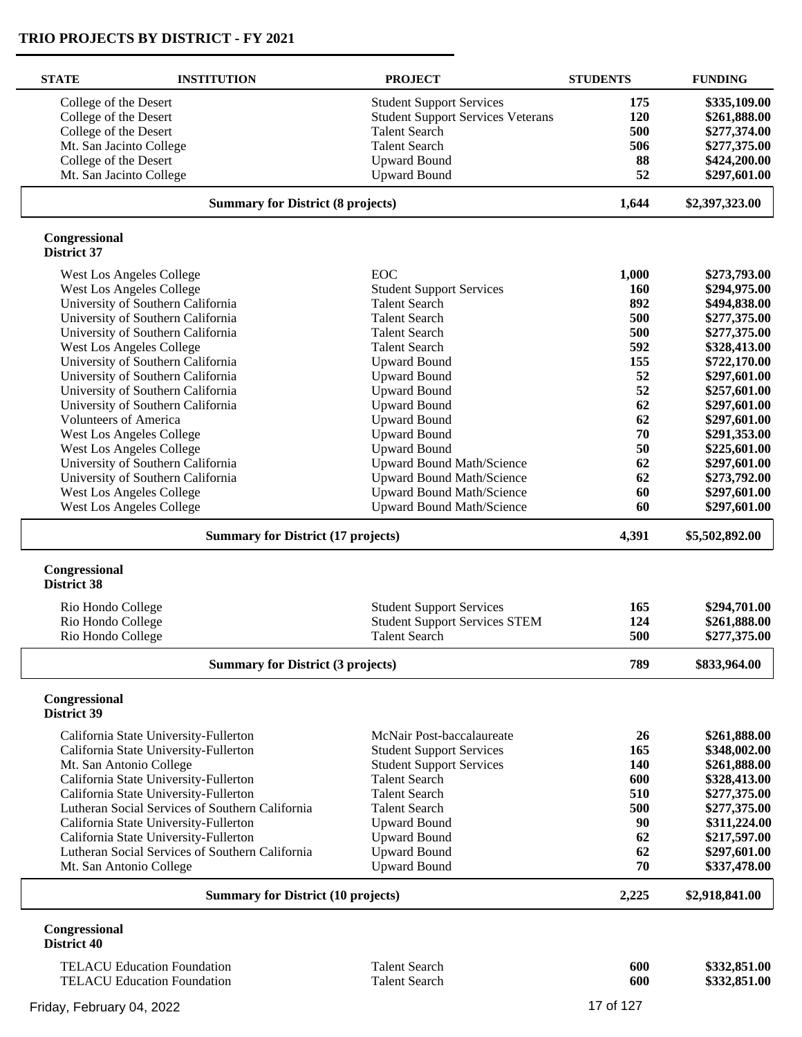## TRIO PROJECTS BY DISTRICT - FY 2021

| STATE | INSTITUTION | PROJECT | STUDENTS | FUNDING |
|---|---|---|---|---|
| | College of the Desert | Student Support Services | **175** | **$335,109.00** |
| | College of the Desert | Student Support Services Veterans | **120** | **$261,888.00** |
| | College of the Desert | Talent Search | **500** | **$277,374.00** |
| | Mt. San Jacinto College | Talent Search | **506** | **$277,375.00** |
| | College of the Desert | Upward Bound | **88** | **$424,200.00** |
| | Mt. San Jacinto College | Upward Bound | **52** | **$297,601.00** |
| | **Summary for District (8 projects)** | | **1,644** | **$2,397,323.00** |

**Congressional District 37**

| INSTITUTION | PROJECT | STUDENTS | FUNDING |
|---|---|---|---|
| West Los Angeles College | EOC | **1,000** | **$273,793.00** |
| West Los Angeles College | Student Support Services | **160** | **$294,975.00** |
| University of Southern California | Talent Search | **892** | **$494,838.00** |
| University of Southern California | Talent Search | **500** | **$277,375.00** |
| University of Southern California | Talent Search | **500** | **$277,375.00** |
| West Los Angeles College | Talent Search | **592** | **$328,413.00** |
| University of Southern California | Upward Bound | **155** | **$722,170.00** |
| University of Southern California | Upward Bound | **52** | **$297,601.00** |
| University of Southern California | Upward Bound | **52** | **$257,601.00** |
| University of Southern California | Upward Bound | **62** | **$297,601.00** |
| Volunteers of America | Upward Bound | **62** | **$297,601.00** |
| West Los Angeles College | Upward Bound | **70** | **$291,353.00** |
| West Los Angeles College | Upward Bound | **50** | **$225,601.00** |
| University of Southern California | Upward Bound Math/Science | **62** | **$297,601.00** |
| University of Southern California | Upward Bound Math/Science | **62** | **$273,792.00** |
| West Los Angeles College | Upward Bound Math/Science | **60** | **$297,601.00** |
| West Los Angeles College | Upward Bound Math/Science | **60** | **$297,601.00** |
| **Summary for District (17 projects)** | | **4,391** | **$5,502,892.00** |

**Congressional District 38**

| INSTITUTION | PROJECT | STUDENTS | FUNDING |
|---|---|---|---|
| Rio Hondo College | Student Support Services | **165** | **$294,701.00** |
| Rio Hondo College | Student Support Services STEM | **124** | **$261,888.00** |
| Rio Hondo College | Talent Search | **500** | **$277,375.00** |
| **Summary for District (3 projects)** | | **789** | **$833,964.00** |

**Congressional District 39**

| INSTITUTION | PROJECT | STUDENTS | FUNDING |
|---|---|---|---|
| California State University-Fullerton | McNair Post-baccalaureate | **26** | **$261,888.00** |
| California State University-Fullerton | Student Support Services | **165** | **$348,002.00** |
| Mt. San Antonio College | Student Support Services | **140** | **$261,888.00** |
| California State University-Fullerton | Talent Search | **600** | **$328,413.00** |
| California State University-Fullerton | Talent Search | **510** | **$277,375.00** |
| Lutheran Social Services of Southern California | Talent Search | **500** | **$277,375.00** |
| California State University-Fullerton | Upward Bound | **90** | **$311,224.00** |
| California State University-Fullerton | Upward Bound | **62** | **$217,597.00** |
| Lutheran Social Services of Southern California | Upward Bound | **62** | **$297,601.00** |
| Mt. San Antonio College | Upward Bound | **70** | **$337,478.00** |
| **Summary for District (10 projects)** | | **2,225** | **$2,918,841.00** |

**Congressional District 40**

| INSTITUTION | PROJECT | STUDENTS | FUNDING |
|---|---|---|---|
| TELACU Education Foundation | Talent Search | **600** | **$332,851.00** |
| TELACU Education Foundation | Talent Search | **600** | **$332,851.00** |

Friday, February 04, 2022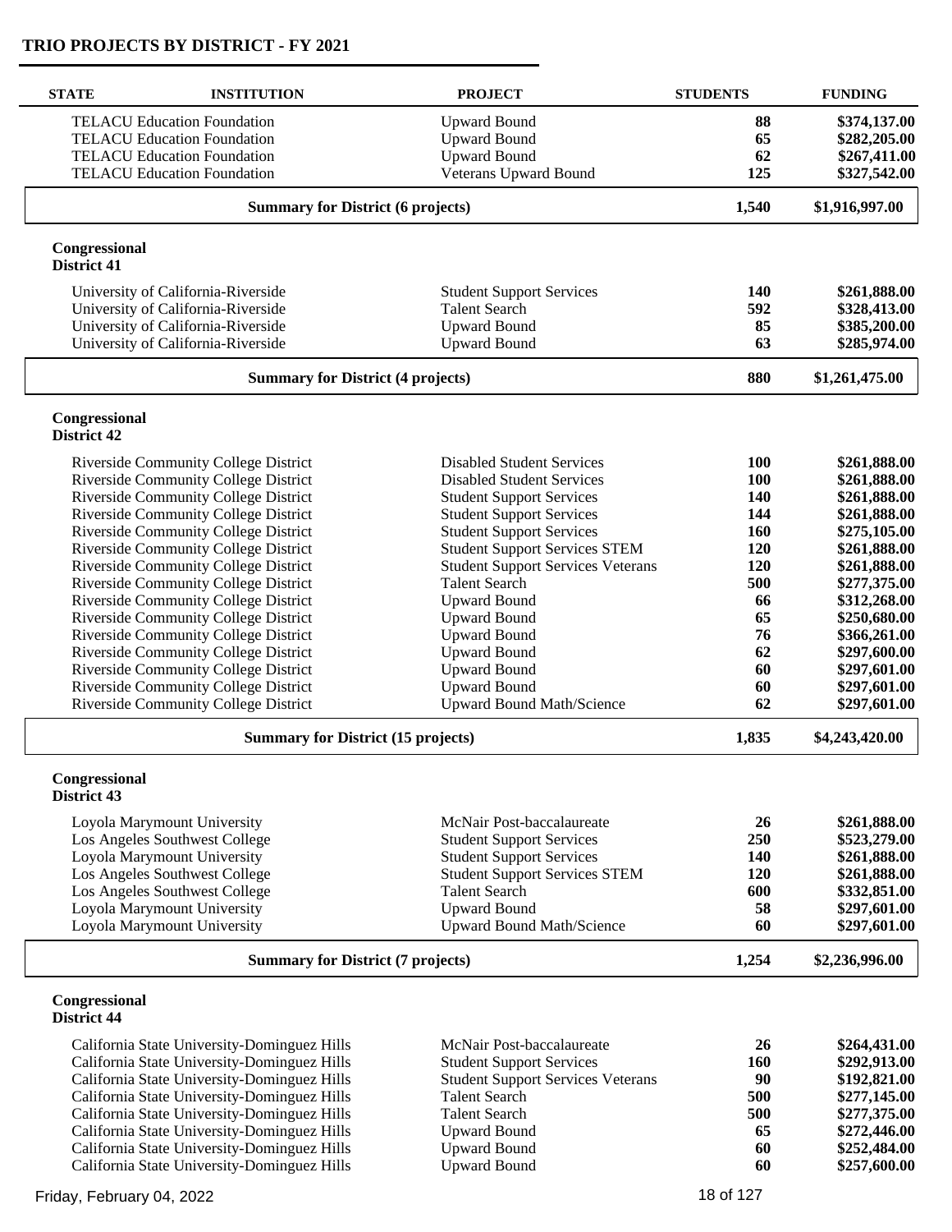## TRIO PROJECTS BY DISTRICT - FY 2021

| STATE | INSTITUTION | PROJECT | STUDENTS | FUNDING |
|---|---|---|---|---|
| | TELACU Education Foundation | Upward Bound | **88** | **$374,137.00** |
| | TELACU Education Foundation | Upward Bound | **65** | **$282,205.00** |
| | TELACU Education Foundation | Upward Bound | **62** | **$267,411.00** |
| | TELACU Education Foundation | Veterans Upward Bound | **125** | **$327,542.00** |
| | **Summary for District (6 projects)** | | **1,540** | **$1,916,997.00** |

**Congressional District 41**

| STATE | INSTITUTION | PROJECT | STUDENTS | FUNDING |
|---|---|---|---|---|
| | University of California-Riverside | Student Support Services | **140** | **$261,888.00** |
| | University of California-Riverside | Talent Search | **592** | **$328,413.00** |
| | University of California-Riverside | Upward Bound | **85** | **$385,200.00** |
| | University of California-Riverside | Upward Bound | **63** | **$285,974.00** |
| | **Summary for District (4 projects)** | | **880** | **$1,261,475.00** |

**Congressional District 42**

| STATE | INSTITUTION | PROJECT | STUDENTS | FUNDING |
|---|---|---|---|---|
| | Riverside Community College District | Disabled Student Services | **100** | **$261,888.00** |
| | Riverside Community College District | Disabled Student Services | **100** | **$261,888.00** |
| | Riverside Community College District | Student Support Services | **140** | **$261,888.00** |
| | Riverside Community College District | Student Support Services | **144** | **$261,888.00** |
| | Riverside Community College District | Student Support Services | **160** | **$275,105.00** |
| | Riverside Community College District | Student Support Services STEM | **120** | **$261,888.00** |
| | Riverside Community College District | Student Support Services Veterans | **120** | **$261,888.00** |
| | Riverside Community College District | Talent Search | **500** | **$277,375.00** |
| | Riverside Community College District | Upward Bound | **66** | **$312,268.00** |
| | Riverside Community College District | Upward Bound | **65** | **$250,680.00** |
| | Riverside Community College District | Upward Bound | **76** | **$366,261.00** |
| | Riverside Community College District | Upward Bound | **62** | **$297,600.00** |
| | Riverside Community College District | Upward Bound | **60** | **$297,601.00** |
| | Riverside Community College District | Upward Bound | **60** | **$297,601.00** |
| | Riverside Community College District | Upward Bound Math/Science | **62** | **$297,601.00** |
| | **Summary for District (15 projects)** | | **1,835** | **$4,243,420.00** |

**Congressional District 43**

| STATE | INSTITUTION | PROJECT | STUDENTS | FUNDING |
|---|---|---|---|---|
| | Loyola Marymount University | McNair Post-baccalaureate | **26** | **$261,888.00** |
| | Los Angeles Southwest College | Student Support Services | **250** | **$523,279.00** |
| | Loyola Marymount University | Student Support Services | **140** | **$261,888.00** |
| | Los Angeles Southwest College | Student Support Services STEM | **120** | **$261,888.00** |
| | Los Angeles Southwest College | Talent Search | **600** | **$332,851.00** |
| | Loyola Marymount University | Upward Bound | **58** | **$297,601.00** |
| | Loyola Marymount University | Upward Bound Math/Science | **60** | **$297,601.00** |
| | **Summary for District (7 projects)** | | **1,254** | **$2,236,996.00** |

**Congressional District 44**

| STATE | INSTITUTION | PROJECT | STUDENTS | FUNDING |
|---|---|---|---|---|
| | California State University-Dominguez Hills | McNair Post-baccalaureate | **26** | **$264,431.00** |
| | California State University-Dominguez Hills | Student Support Services | **160** | **$292,913.00** |
| | California State University-Dominguez Hills | Student Support Services Veterans | **90** | **$192,821.00** |
| | California State University-Dominguez Hills | Talent Search | **500** | **$277,145.00** |
| | California State University-Dominguez Hills | Talent Search | **500** | **$277,375.00** |
| | California State University-Dominguez Hills | Upward Bound | **65** | **$272,446.00** |
| | California State University-Dominguez Hills | Upward Bound | **60** | **$252,484.00** |
| | California State University-Dominguez Hills | Upward Bound | **60** | **$257,600.00** |

Friday, February 04, 2022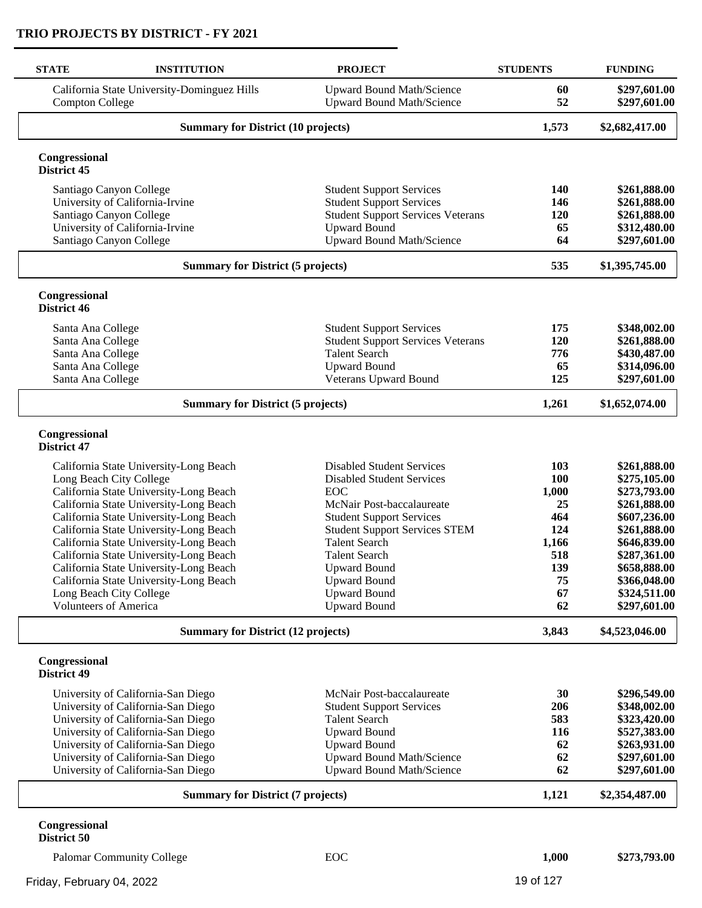# TRIO PROJECTS BY DISTRICT - FY 2021

| STATE | INSTITUTION | PROJECT | STUDENTS | FUNDING |
|---|---|---|---|---|
| | California State University-Dominguez Hills | Upward Bound Math/Science | 60 | $297,601.00 |
| | Compton College | Upward Bound Math/Science | 52 | $297,601.00 |
| | **Summary for District (10 projects)** | | **1,573** | **$2,682,417.00** |
| **Congressional District 45** | | | | |
| | Santiago Canyon College | Student Support Services | 140 | $261,888.00 |
| | University of California-Irvine | Student Support Services | 146 | $261,888.00 |
| | Santiago Canyon College | Student Support Services Veterans | 120 | $261,888.00 |
| | University of California-Irvine | Upward Bound | 65 | $312,480.00 |
| | Santiago Canyon College | Upward Bound Math/Science | 64 | $297,601.00 |
| | **Summary for District (5 projects)** | | **535** | **$1,395,745.00** |
| **Congressional District 46** | | | | |
| | Santa Ana College | Student Support Services | 175 | $348,002.00 |
| | Santa Ana College | Student Support Services Veterans | 120 | $261,888.00 |
| | Santa Ana College | Talent Search | 776 | $430,487.00 |
| | Santa Ana College | Upward Bound | 65 | $314,096.00 |
| | Santa Ana College | Veterans Upward Bound | 125 | $297,601.00 |
| | **Summary for District (5 projects)** | | **1,261** | **$1,652,074.00** |
| **Congressional District 47** | | | | |
| | California State University-Long Beach | Disabled Student Services | 103 | $261,888.00 |
| | Long Beach City College | Disabled Student Services | 100 | $275,105.00 |
| | California State University-Long Beach | EOC | 1,000 | $273,793.00 |
| | California State University-Long Beach | McNair Post-baccalaureate | 25 | $261,888.00 |
| | California State University-Long Beach | Student Support Services | 464 | $607,236.00 |
| | California State University-Long Beach | Student Support Services STEM | 124 | $261,888.00 |
| | California State University-Long Beach | Talent Search | 1,166 | $646,839.00 |
| | California State University-Long Beach | Talent Search | 518 | $287,361.00 |
| | California State University-Long Beach | Upward Bound | 139 | $658,888.00 |
| | California State University-Long Beach | Upward Bound | 75 | $366,048.00 |
| | Long Beach City College | Upward Bound | 67 | $324,511.00 |
| | Volunteers of America | Upward Bound | 62 | $297,601.00 |
| | **Summary for District (12 projects)** | | **3,843** | **$4,523,046.00** |
| **Congressional District 49** | | | | |
| | University of California-San Diego | McNair Post-baccalaureate | 30 | $296,549.00 |
| | University of California-San Diego | Student Support Services | 206 | $348,002.00 |
| | University of California-San Diego | Talent Search | 583 | $323,420.00 |
| | University of California-San Diego | Upward Bound | 116 | $527,383.00 |
| | University of California-San Diego | Upward Bound | 62 | $263,931.00 |
| | University of California-San Diego | Upward Bound Math/Science | 62 | $297,601.00 |
| | University of California-San Diego | Upward Bound Math/Science | 62 | $297,601.00 |
| | **Summary for District (7 projects)** | | **1,121** | **$2,354,487.00** |
| **Congressional District 50** | | | | |
| | Palomar Community College | EOC | 1,000 | $273,793.00 |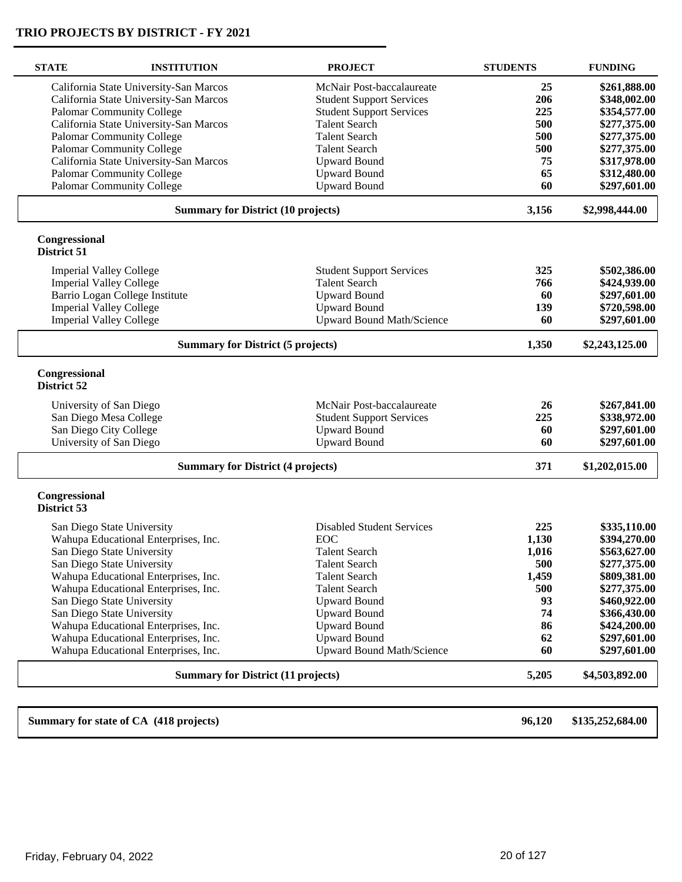## TRIO PROJECTS BY DISTRICT - FY 2021

| STATE | INSTITUTION | PROJECT | STUDENTS | FUNDING |
|---|---|---|---|---|
| | California State University-San Marcos | McNair Post-baccalaureate | **25** | **$261,888.00** |
| | California State University-San Marcos | Student Support Services | **206** | **$348,002.00** |
| | Palomar Community College | Student Support Services | **225** | **$354,577.00** |
| | California State University-San Marcos | Talent Search | **500** | **$277,375.00** |
| | Palomar Community College | Talent Search | **500** | **$277,375.00** |
| | Palomar Community College | Talent Search | **500** | **$277,375.00** |
| | California State University-San Marcos | Upward Bound | **75** | **$317,978.00** |
| | Palomar Community College | Upward Bound | **65** | **$312,480.00** |
| | Palomar Community College | Upward Bound | **60** | **$297,601.00** |
| | **Summary for District (10 projects)** | | **3,156** | **$2,998,444.00** |
| **Congressional District 51** | | | | |
| | Imperial Valley College | Student Support Services | **325** | **$502,386.00** |
| | Imperial Valley College | Talent Search | **766** | **$424,939.00** |
| | Barrio Logan College Institute | Upward Bound | **60** | **$297,601.00** |
| | Imperial Valley College | Upward Bound | **139** | **$720,598.00** |
| | Imperial Valley College | Upward Bound Math/Science | **60** | **$297,601.00** |
| | **Summary for District (5 projects)** | | **1,350** | **$2,243,125.00** |
| **Congressional District 52** | | | | |
| | University of San Diego | McNair Post-baccalaureate | **26** | **$267,841.00** |
| | San Diego Mesa College | Student Support Services | **225** | **$338,972.00** |
| | San Diego City College | Upward Bound | **60** | **$297,601.00** |
| | University of San Diego | Upward Bound | **60** | **$297,601.00** |
| | **Summary for District (4 projects)** | | **371** | **$1,202,015.00** |
| **Congressional District 53** | | | | |
| | San Diego State University | Disabled Student Services | **225** | **$335,110.00** |
| | Wahupa Educational Enterprises, Inc. | EOC | **1,130** | **$394,270.00** |
| | San Diego State University | Talent Search | **1,016** | **$563,627.00** |
| | San Diego State University | Talent Search | **500** | **$277,375.00** |
| | Wahupa Educational Enterprises, Inc. | Talent Search | **1,459** | **$809,381.00** |
| | Wahupa Educational Enterprises, Inc. | Talent Search | **500** | **$277,375.00** |
| | San Diego State University | Upward Bound | **93** | **$460,922.00** |
| | San Diego State University | Upward Bound | **74** | **$366,430.00** |
| | Wahupa Educational Enterprises, Inc. | Upward Bound | **86** | **$424,200.00** |
| | Wahupa Educational Enterprises, Inc. | Upward Bound | **62** | **$297,601.00** |
| | Wahupa Educational Enterprises, Inc. | Upward Bound Math/Science | **60** | **$297,601.00** |
| | **Summary for District (11 projects)** | | **5,205** | **$4,503,892.00** |
| **Summary for state of CA (418 projects)** | | | **96,120** | **$135,252,684.00** |

Friday, February 04, 2022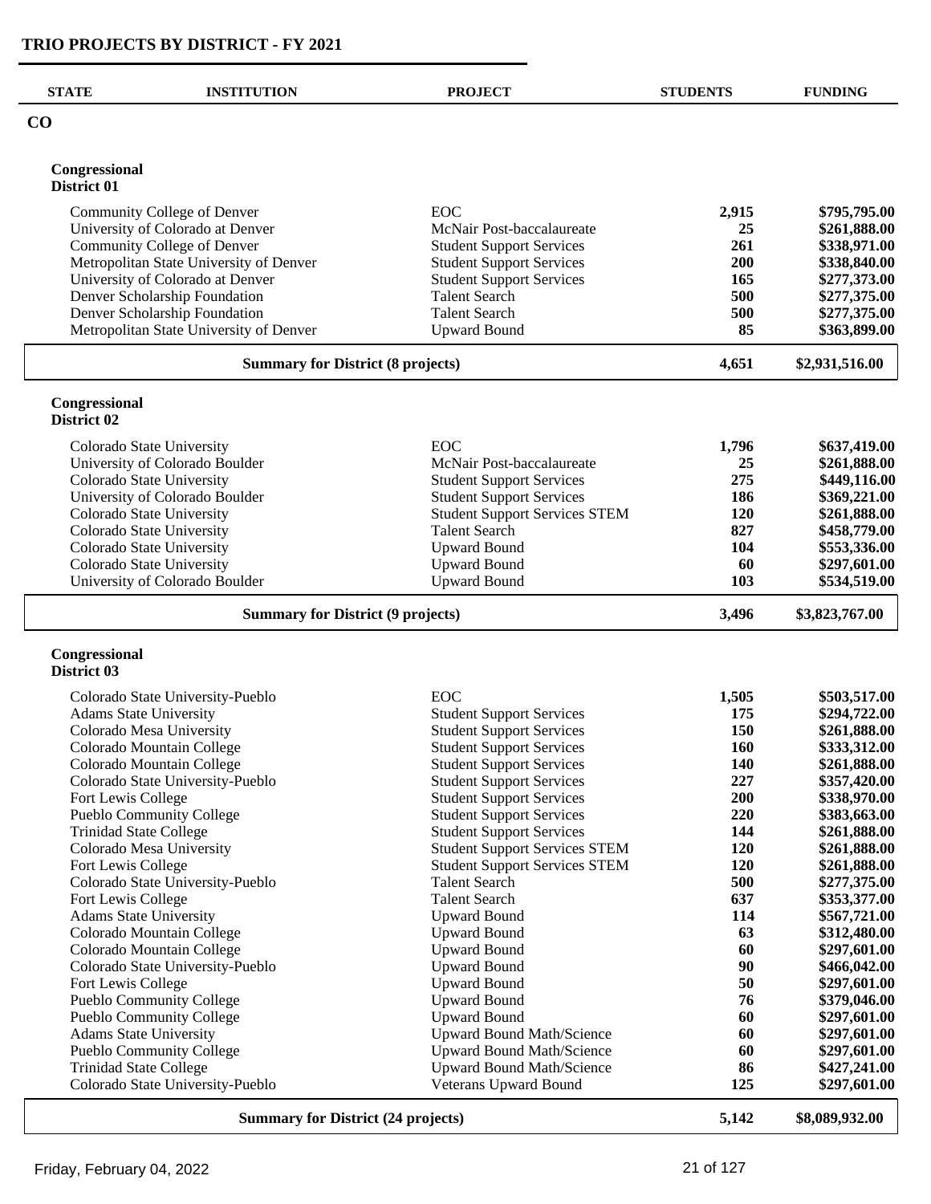# TRIO PROJECTS BY DISTRICT - FY 2021

## CO

### Congressional District 01

| STATE | INSTITUTION | PROJECT | STUDENTS | FUNDING |
|---|---|---|---|---|
| | Community College of Denver | EOC | **2,915** | **$795,795.00** |
| | University of Colorado at Denver | McNair Post-baccalaureate | **25** | **$261,888.00** |
| | Community College of Denver | Student Support Services | **261** | **$338,971.00** |
| | Metropolitan State University of Denver | Student Support Services | **200** | **$338,840.00** |
| | University of Colorado at Denver | Student Support Services | **165** | **$277,373.00** |
| | Denver Scholarship Foundation | Talent Search | **500** | **$277,375.00** |
| | Denver Scholarship Foundation | Talent Search | **500** | **$277,375.00** |
| | Metropolitan State University of Denver | Upward Bound | **85** | **$363,899.00** |
| | **Summary for District (8 projects)** | | **4,651** | **$2,931,516.00** |

### Congressional District 02

| STATE | INSTITUTION | PROJECT | STUDENTS | FUNDING |
|---|---|---|---|---|
| | Colorado State University | EOC | **1,796** | **$637,419.00** |
| | University of Colorado Boulder | McNair Post-baccalaureate | **25** | **$261,888.00** |
| | Colorado State University | Student Support Services | **275** | **$449,116.00** |
| | University of Colorado Boulder | Student Support Services | **186** | **$369,221.00** |
| | Colorado State University | Student Support Services STEM | **120** | **$261,888.00** |
| | Colorado State University | Talent Search | **827** | **$458,779.00** |
| | Colorado State University | Upward Bound | **104** | **$553,336.00** |
| | Colorado State University | Upward Bound | **60** | **$297,601.00** |
| | University of Colorado Boulder | Upward Bound | **103** | **$534,519.00** |
| | **Summary for District (9 projects)** | | **3,496** | **$3,823,767.00** |

### Congressional District 03

| STATE | INSTITUTION | PROJECT | STUDENTS | FUNDING |
|---|---|---|---|---|
| | Colorado State University-Pueblo | EOC | **1,505** | **$503,517.00** |
| | Adams State University | Student Support Services | **175** | **$294,722.00** |
| | Colorado Mesa University | Student Support Services | **150** | **$261,888.00** |
| | Colorado Mountain College | Student Support Services | **160** | **$333,312.00** |
| | Colorado Mountain College | Student Support Services | **140** | **$261,888.00** |
| | Colorado State University-Pueblo | Student Support Services | **227** | **$357,420.00** |
| | Fort Lewis College | Student Support Services | **200** | **$338,970.00** |
| | Pueblo Community College | Student Support Services | **220** | **$383,663.00** |
| | Trinidad State College | Student Support Services | **144** | **$261,888.00** |
| | Colorado Mesa University | Student Support Services STEM | **120** | **$261,888.00** |
| | Fort Lewis College | Student Support Services STEM | **120** | **$261,888.00** |
| | Colorado State University-Pueblo | Talent Search | **500** | **$277,375.00** |
| | Fort Lewis College | Talent Search | **637** | **$353,377.00** |
| | Adams State University | Upward Bound | **114** | **$567,721.00** |
| | Colorado Mountain College | Upward Bound | **63** | **$312,480.00** |
| | Colorado Mountain College | Upward Bound | **60** | **$297,601.00** |
| | Colorado State University-Pueblo | Upward Bound | **90** | **$466,042.00** |
| | Fort Lewis College | Upward Bound | **50** | **$297,601.00** |
| | Pueblo Community College | Upward Bound | **76** | **$379,046.00** |
| | Pueblo Community College | Upward Bound | **60** | **$297,601.00** |
| | Adams State University | Upward Bound Math/Science | **60** | **$297,601.00** |
| | Pueblo Community College | Upward Bound Math/Science | **60** | **$297,601.00** |
| | Trinidad State College | Upward Bound Math/Science | **86** | **$427,241.00** |
| | Colorado State University-Pueblo | Veterans Upward Bound | **125** | **$297,601.00** |
| | **Summary for District (24 projects)** | | **5,142** | **$8,089,932.00** |

Friday, February 04, 2022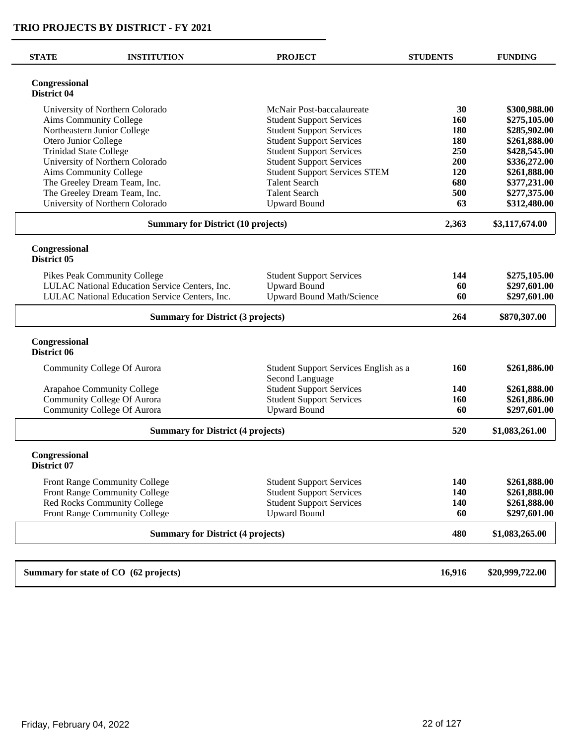## TRIO PROJECTS BY DISTRICT - FY 2021

| STATE | INSTITUTION | PROJECT | STUDENTS | FUNDING |
|---|---|---|---|---|
| **Congressional District 04** | | | | |
| | University of Northern Colorado | McNair Post-baccalaureate | **30** | **$300,988.00** |
| | Aims Community College | Student Support Services | **160** | **$275,105.00** |
| | Northeastern Junior College | Student Support Services | **180** | **$285,902.00** |
| | Otero Junior College | Student Support Services | **180** | **$261,888.00** |
| | Trinidad State College | Student Support Services | **250** | **$428,545.00** |
| | University of Northern Colorado | Student Support Services | **200** | **$336,272.00** |
| | Aims Community College | Student Support Services STEM | **120** | **$261,888.00** |
| | The Greeley Dream Team, Inc. | Talent Search | **680** | **$377,231.00** |
| | The Greeley Dream Team, Inc. | Talent Search | **500** | **$277,375.00** |
| | University of Northern Colorado | Upward Bound | **63** | **$312,480.00** |
| | **Summary for District (10 projects)** | | **2,363** | **$3,117,674.00** |
| **Congressional District 05** | | | | |
| | Pikes Peak Community College | Student Support Services | **144** | **$275,105.00** |
| | LULAC National Education Service Centers, Inc. | Upward Bound | **60** | **$297,601.00** |
| | LULAC National Education Service Centers, Inc. | Upward Bound Math/Science | **60** | **$297,601.00** |
| | **Summary for District (3 projects)** | | **264** | **$870,307.00** |
| **Congressional District 06** | | | | |
| | Community College Of Aurora | Student Support Services English as a Second Language | **160** | **$261,886.00** |
| | Arapahoe Community College | Student Support Services | **140** | **$261,888.00** |
| | Community College Of Aurora | Student Support Services | **160** | **$261,886.00** |
| | Community College Of Aurora | Upward Bound | **60** | **$297,601.00** |
| | **Summary for District (4 projects)** | | **520** | **$1,083,261.00** |
| **Congressional District 07** | | | | |
| | Front Range Community College | Student Support Services | **140** | **$261,888.00** |
| | Front Range Community College | Student Support Services | **140** | **$261,888.00** |
| | Red Rocks Community College | Student Support Services | **140** | **$261,888.00** |
| | Front Range Community College | Upward Bound | **60** | **$297,601.00** |
| | **Summary for District (4 projects)** | | **480** | **$1,083,265.00** |
| **Summary for state of CO (62 projects)** | | | **16,916** | **$20,999,722.00** |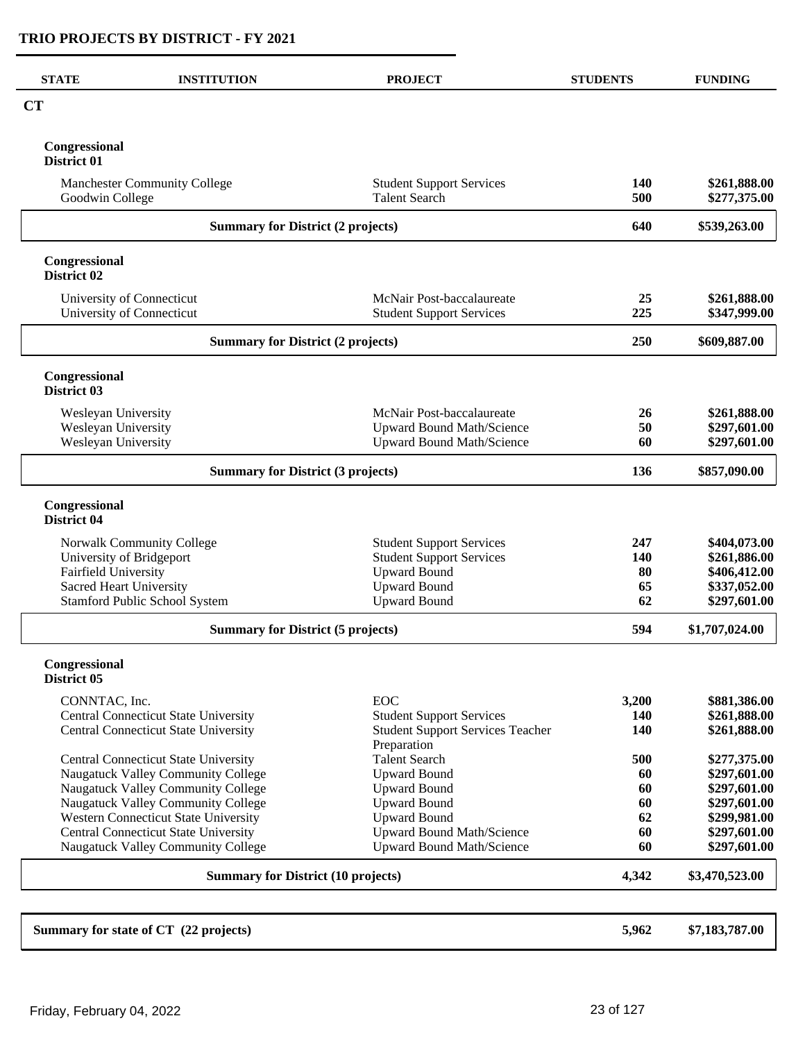# TRIO PROJECTS BY DISTRICT - FY 2021

| STATE | INSTITUTION | PROJECT | STUDENTS | FUNDING |
|---|---|---|---|---|
| **CT** | | | | |
| **Congressional District 01** | | | | |
| | Manchester Community College | Student Support Services | **140** | **$261,888.00** |
| | Goodwin College | Talent Search | **500** | **$277,375.00** |
| | **Summary for District (2 projects)** | | **640** | **$539,263.00** |
| **Congressional District 02** | | | | |
| | University of Connecticut | McNair Post-baccalaureate | **25** | **$261,888.00** |
| | University of Connecticut | Student Support Services | **225** | **$347,999.00** |
| | **Summary for District (2 projects)** | | **250** | **$609,887.00** |
| **Congressional District 03** | | | | |
| | Wesleyan University | McNair Post-baccalaureate | **26** | **$261,888.00** |
| | Wesleyan University | Upward Bound Math/Science | **50** | **$297,601.00** |
| | Wesleyan University | Upward Bound Math/Science | **60** | **$297,601.00** |
| | **Summary for District (3 projects)** | | **136** | **$857,090.00** |
| **Congressional District 04** | | | | |
| | Norwalk Community College | Student Support Services | **247** | **$404,073.00** |
| | University of Bridgeport | Student Support Services | **140** | **$261,886.00** |
| | Fairfield University | Upward Bound | **80** | **$406,412.00** |
| | Sacred Heart University | Upward Bound | **65** | **$337,052.00** |
| | Stamford Public School System | Upward Bound | **62** | **$297,601.00** |
| | **Summary for District (5 projects)** | | **594** | **$1,707,024.00** |
| **Congressional District 05** | | | | |
| | CONNTAC, Inc. | EOC | **3,200** | **$881,386.00** |
| | Central Connecticut State University | Student Support Services | **140** | **$261,888.00** |
| | Central Connecticut State University | Student Support Services Teacher Preparation | **140** | **$261,888.00** |
| | Central Connecticut State University | Talent Search | **500** | **$277,375.00** |
| | Naugatuck Valley Community College | Upward Bound | **60** | **$297,601.00** |
| | Naugatuck Valley Community College | Upward Bound | **60** | **$297,601.00** |
| | Naugatuck Valley Community College | Upward Bound | **60** | **$297,601.00** |
| | Western Connecticut State University | Upward Bound | **62** | **$299,981.00** |
| | Central Connecticut State University | Upward Bound Math/Science | **60** | **$297,601.00** |
| | Naugatuck Valley Community College | Upward Bound Math/Science | **60** | **$297,601.00** |
| | **Summary for District (10 projects)** | | **4,342** | **$3,470,523.00** |
| **Summary for state of CT (22 projects)** | | | **5,962** | **$7,183,787.00** |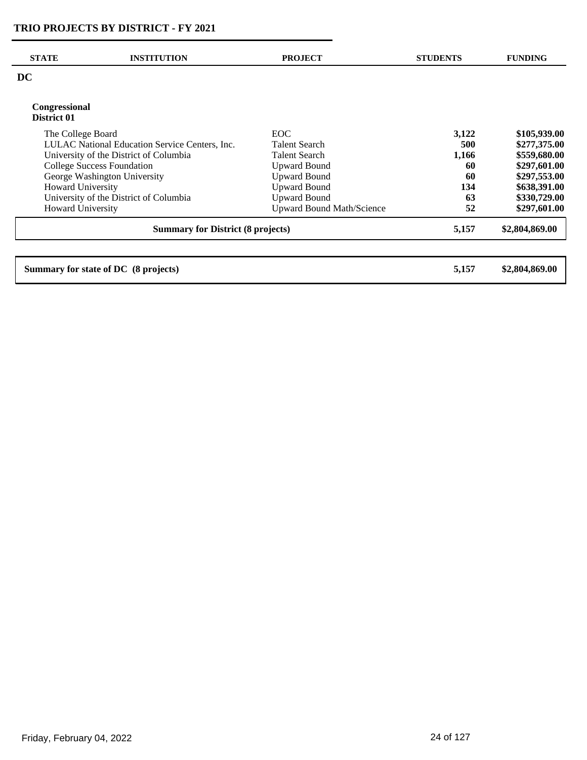# TRIO PROJECTS BY DISTRICT - FY 2021

| STATE | INSTITUTION | PROJECT | STUDENTS | FUNDING |
|---|---|---|---|---|
| **DC** | | | | |
| **Congressional District 01** | | | | |
| | The College Board | EOC | **3,122** | **$105,939.00** |
| | LULAC National Education Service Centers, Inc. | Talent Search | **500** | **$277,375.00** |
| | University of the District of Columbia | Talent Search | **1,166** | **$559,680.00** |
| | College Success Foundation | Upward Bound | **60** | **$297,601.00** |
| | George Washington University | Upward Bound | **60** | **$297,553.00** |
| | Howard University | Upward Bound | **134** | **$638,391.00** |
| | University of the District of Columbia | Upward Bound | **63** | **$330,729.00** |
| | Howard University | Upward Bound Math/Science | **52** | **$297,601.00** |
| | **Summary for District (8 projects)** | | **5,157** | **$2,804,869.00** |
| **Summary for state of DC (8 projects)** | | | **5,157** | **$2,804,869.00** |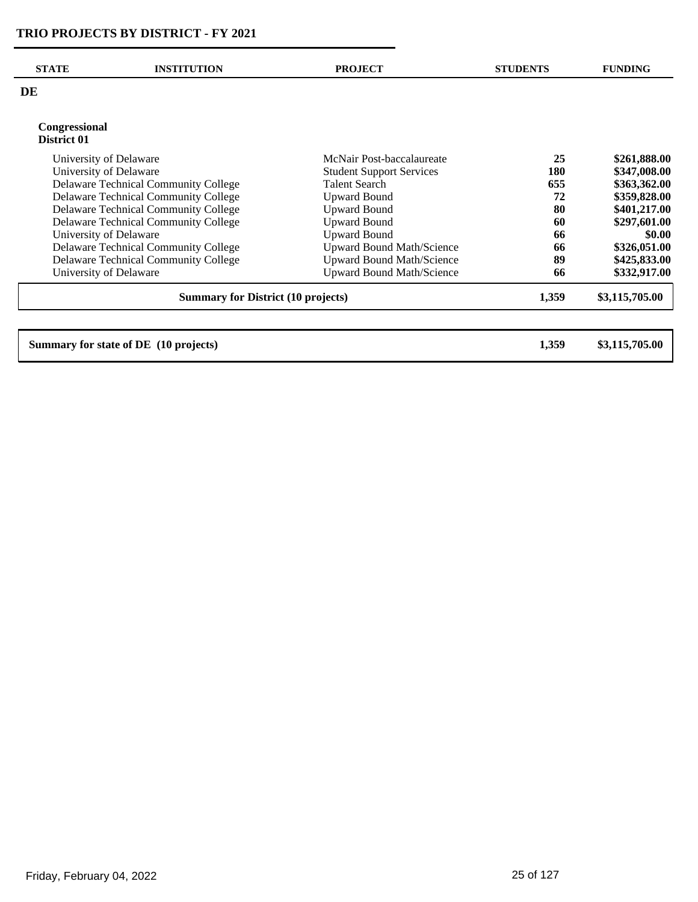# TRIO PROJECTS BY DISTRICT - FY 2021

| STATE | INSTITUTION | PROJECT | STUDENTS | FUNDING |
|---|---|---|---|---|
| **DE** | | | | |
| **Congressional District 01** | | | | |
| | University of Delaware | McNair Post-baccalaureate | **25** | **$261,888.00** |
| | University of Delaware | Student Support Services | **180** | **$347,008.00** |
| | Delaware Technical Community College | Talent Search | **655** | **$363,362.00** |
| | Delaware Technical Community College | Upward Bound | **72** | **$359,828.00** |
| | Delaware Technical Community College | Upward Bound | **80** | **$401,217.00** |
| | Delaware Technical Community College | Upward Bound | **60** | **$297,601.00** |
| | University of Delaware | Upward Bound | **66** | **$0.00** |
| | Delaware Technical Community College | Upward Bound Math/Science | **66** | **$326,051.00** |
| | Delaware Technical Community College | Upward Bound Math/Science | **89** | **$425,833.00** |
| | University of Delaware | Upward Bound Math/Science | **66** | **$332,917.00** |
| **Summary for District (10 projects)** | | | **1,359** | **$3,115,705.00** |
| **Summary for state of DE (10 projects)** | | | **1,359** | **$3,115,705.00** |

Friday, February 04, 2022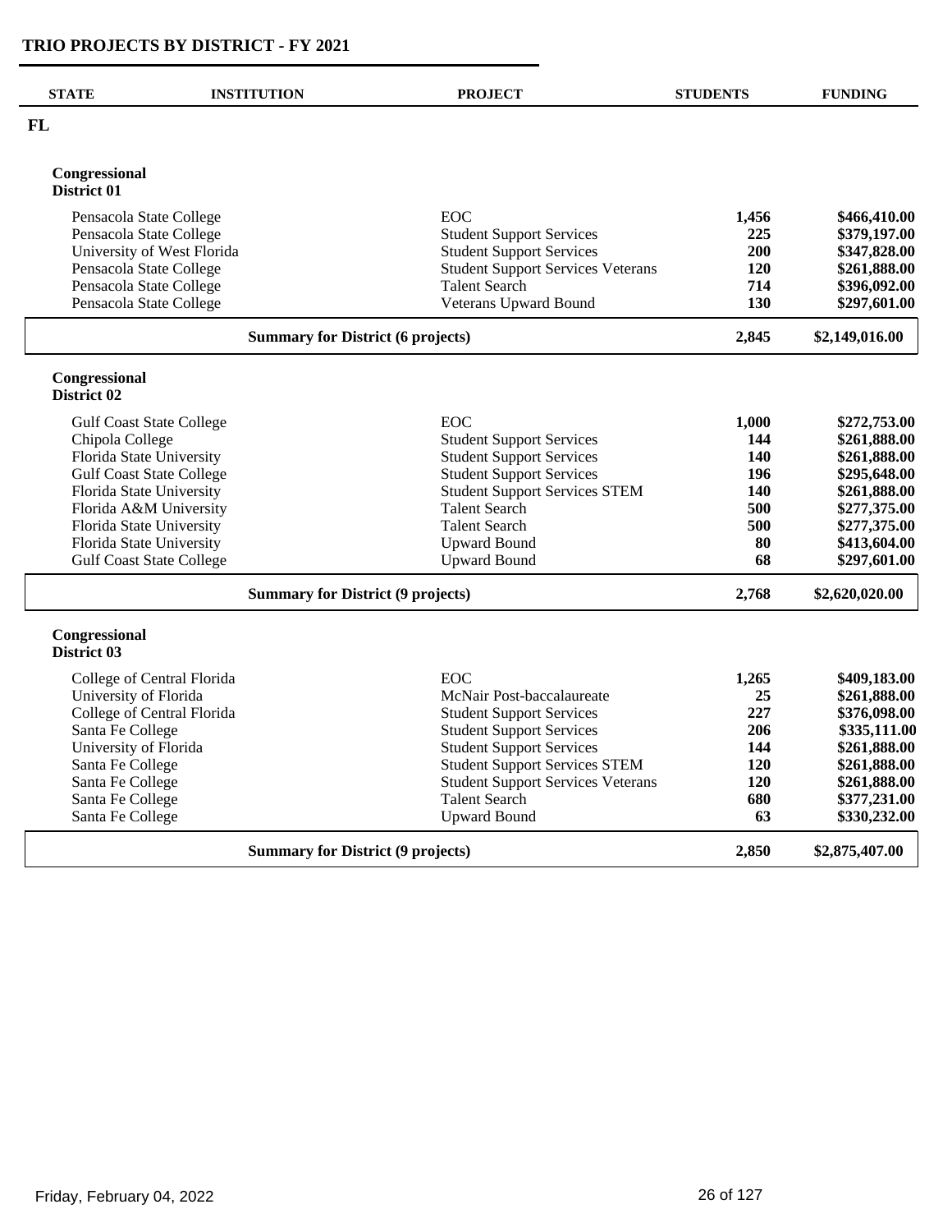# TRIO PROJECTS BY DISTRICT - FY 2021

| STATE | INSTITUTION | PROJECT | STUDENTS | FUNDING |
|---|---|---|---|---|
| **FL** | | | | |
| **Congressional District 01** | | | | |
| | Pensacola State College | EOC | 1,456 | $466,410.00 |
| | Pensacola State College | Student Support Services | 225 | $379,197.00 |
| | University of West Florida | Student Support Services | 200 | $347,828.00 |
| | Pensacola State College | Student Support Services Veterans | 120 | $261,888.00 |
| | Pensacola State College | Talent Search | 714 | $396,092.00 |
| | Pensacola State College | Veterans Upward Bound | 130 | $297,601.00 |
| | **Summary for District (6 projects)** | | **2,845** | **$2,149,016.00** |
| **Congressional District 02** | | | | |
| | Gulf Coast State College | EOC | 1,000 | $272,753.00 |
| | Chipola College | Student Support Services | 144 | $261,888.00 |
| | Florida State University | Student Support Services | 140 | $261,888.00 |
| | Gulf Coast State College | Student Support Services | 196 | $295,648.00 |
| | Florida State University | Student Support Services STEM | 140 | $261,888.00 |
| | Florida A&M University | Talent Search | 500 | $277,375.00 |
| | Florida State University | Talent Search | 500 | $277,375.00 |
| | Florida State University | Upward Bound | 80 | $413,604.00 |
| | Gulf Coast State College | Upward Bound | 68 | $297,601.00 |
| | **Summary for District (9 projects)** | | **2,768** | **$2,620,020.00** |
| **Congressional District 03** | | | | |
| | College of Central Florida | EOC | 1,265 | $409,183.00 |
| | University of Florida | McNair Post-baccalaureate | 25 | $261,888.00 |
| | College of Central Florida | Student Support Services | 227 | $376,098.00 |
| | Santa Fe College | Student Support Services | 206 | $335,111.00 |
| | University of Florida | Student Support Services | 144 | $261,888.00 |
| | Santa Fe College | Student Support Services STEM | 120 | $261,888.00 |
| | Santa Fe College | Student Support Services Veterans | 120 | $261,888.00 |
| | Santa Fe College | Talent Search | 680 | $377,231.00 |
| | Santa Fe College | Upward Bound | 63 | $330,232.00 |
| | **Summary for District (9 projects)** | | **2,850** | **$2,875,407.00** |

Friday, February 04, 2022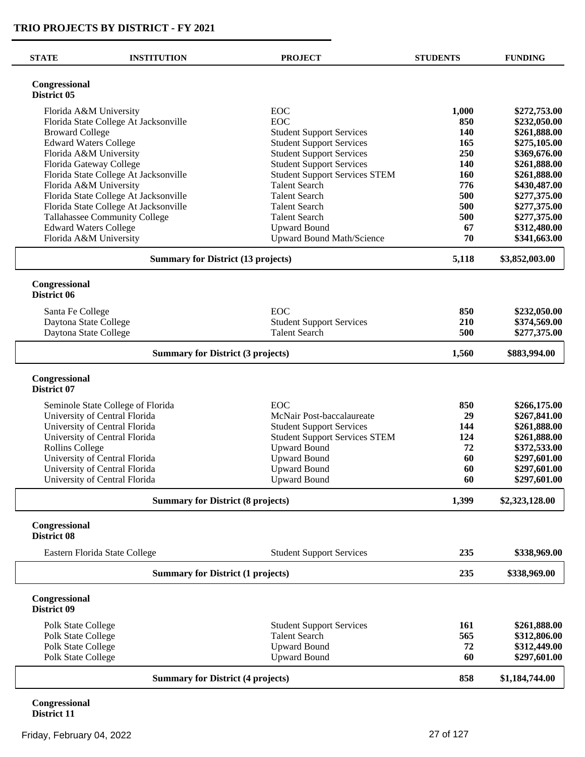# TRIO PROJECTS BY DISTRICT - FY 2021

| STATE | INSTITUTION | PROJECT | STUDENTS | FUNDING |
|---|---|---|---|---|
| **Congressional District 05** | | | | |
| | Florida A&M University | EOC | **1,000** | **$272,753.00** |
| | Florida State College At Jacksonville | EOC | **850** | **$232,050.00** |
| | Broward College | Student Support Services | **140** | **$261,888.00** |
| | Edward Waters College | Student Support Services | **165** | **$275,105.00** |
| | Florida A&M University | Student Support Services | **250** | **$369,676.00** |
| | Florida Gateway College | Student Support Services | **140** | **$261,888.00** |
| | Florida State College At Jacksonville | Student Support Services STEM | **160** | **$261,888.00** |
| | Florida A&M University | Talent Search | **776** | **$430,487.00** |
| | Florida State College At Jacksonville | Talent Search | **500** | **$277,375.00** |
| | Florida State College At Jacksonville | Talent Search | **500** | **$277,375.00** |
| | Tallahassee Community College | Talent Search | **500** | **$277,375.00** |
| | Edward Waters College | Upward Bound | **67** | **$312,480.00** |
| | Florida A&M University | Upward Bound Math/Science | **70** | **$341,663.00** |
| | **Summary for District (13 projects)** | | **5,118** | **$3,852,003.00** |
| **Congressional District 06** | | | | |
| | Santa Fe College | EOC | **850** | **$232,050.00** |
| | Daytona State College | Student Support Services | **210** | **$374,569.00** |
| | Daytona State College | Talent Search | **500** | **$277,375.00** |
| | **Summary for District (3 projects)** | | **1,560** | **$883,994.00** |
| **Congressional District 07** | | | | |
| | Seminole State College of Florida | EOC | **850** | **$266,175.00** |
| | University of Central Florida | McNair Post-baccalaureate | **29** | **$267,841.00** |
| | University of Central Florida | Student Support Services | **144** | **$261,888.00** |
| | University of Central Florida | Student Support Services STEM | **124** | **$261,888.00** |
| | Rollins College | Upward Bound | **72** | **$372,533.00** |
| | University of Central Florida | Upward Bound | **60** | **$297,601.00** |
| | University of Central Florida | Upward Bound | **60** | **$297,601.00** |
| | University of Central Florida | Upward Bound | **60** | **$297,601.00** |
| | **Summary for District (8 projects)** | | **1,399** | **$2,323,128.00** |
| **Congressional District 08** | | | | |
| | Eastern Florida State College | Student Support Services | **235** | **$338,969.00** |
| | **Summary for District (1 projects)** | | **235** | **$338,969.00** |
| **Congressional District 09** | | | | |
| | Polk State College | Student Support Services | **161** | **$261,888.00** |
| | Polk State College | Talent Search | **565** | **$312,806.00** |
| | Polk State College | Upward Bound | **72** | **$312,449.00** |
| | Polk State College | Upward Bound | **60** | **$297,601.00** |
| | **Summary for District (4 projects)** | | **858** | **$1,184,744.00** |
| **Congressional District 11** | | | | |

Friday, February 04, 2022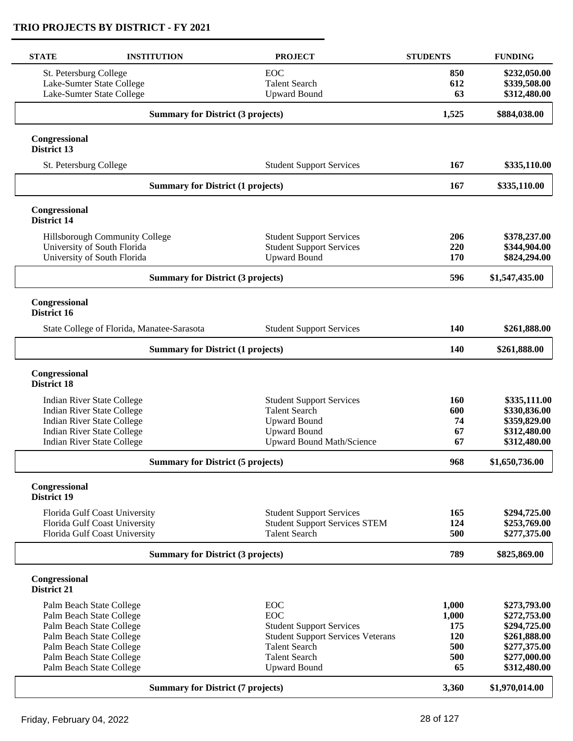## TRIO PROJECTS BY DISTRICT - FY 2021

| STATE | INSTITUTION | PROJECT | STUDENTS | FUNDING |
|---|---|---|---|---|
| | St. Petersburg College | EOC | 850 | $232,050.00 |
| | Lake-Sumter State College | Talent Search | 612 | $339,508.00 |
| | Lake-Sumter State College | Upward Bound | 63 | $312,480.00 |
| | **Summary for District (3 projects)** | | **1,525** | **$884,038.00** |
| **Congressional District 13** | | | | |
| | St. Petersburg College | Student Support Services | 167 | $335,110.00 |
| | **Summary for District (1 projects)** | | **167** | **$335,110.00** |
| **Congressional District 14** | | | | |
| | Hillsborough Community College | Student Support Services | 206 | $378,237.00 |
| | University of South Florida | Student Support Services | 220 | $344,904.00 |
| | University of South Florida | Upward Bound | 170 | $824,294.00 |
| | **Summary for District (3 projects)** | | **596** | **$1,547,435.00** |
| **Congressional District 16** | | | | |
| | State College of Florida, Manatee-Sarasota | Student Support Services | 140 | $261,888.00 |
| | **Summary for District (1 projects)** | | **140** | **$261,888.00** |
| **Congressional District 18** | | | | |
| | Indian River State College | Student Support Services | 160 | $335,111.00 |
| | Indian River State College | Talent Search | 600 | $330,836.00 |
| | Indian River State College | Upward Bound | 74 | $359,829.00 |
| | Indian River State College | Upward Bound | 67 | $312,480.00 |
| | Indian River State College | Upward Bound Math/Science | 67 | $312,480.00 |
| | **Summary for District (5 projects)** | | **968** | **$1,650,736.00** |
| **Congressional District 19** | | | | |
| | Florida Gulf Coast University | Student Support Services | 165 | $294,725.00 |
| | Florida Gulf Coast University | Student Support Services STEM | 124 | $253,769.00 |
| | Florida Gulf Coast University | Talent Search | 500 | $277,375.00 |
| | **Summary for District (3 projects)** | | **789** | **$825,869.00** |
| **Congressional District 21** | | | | |
| | Palm Beach State College | EOC | 1,000 | $273,793.00 |
| | Palm Beach State College | EOC | 1,000 | $272,753.00 |
| | Palm Beach State College | Student Support Services | 175 | $294,725.00 |
| | Palm Beach State College | Student Support Services Veterans | 120 | $261,888.00 |
| | Palm Beach State College | Talent Search | 500 | $277,375.00 |
| | Palm Beach State College | Talent Search | 500 | $277,000.00 |
| | Palm Beach State College | Upward Bound | 65 | $312,480.00 |
| | **Summary for District (7 projects)** | | **3,360** | **$1,970,014.00** |

Friday, February 04, 2022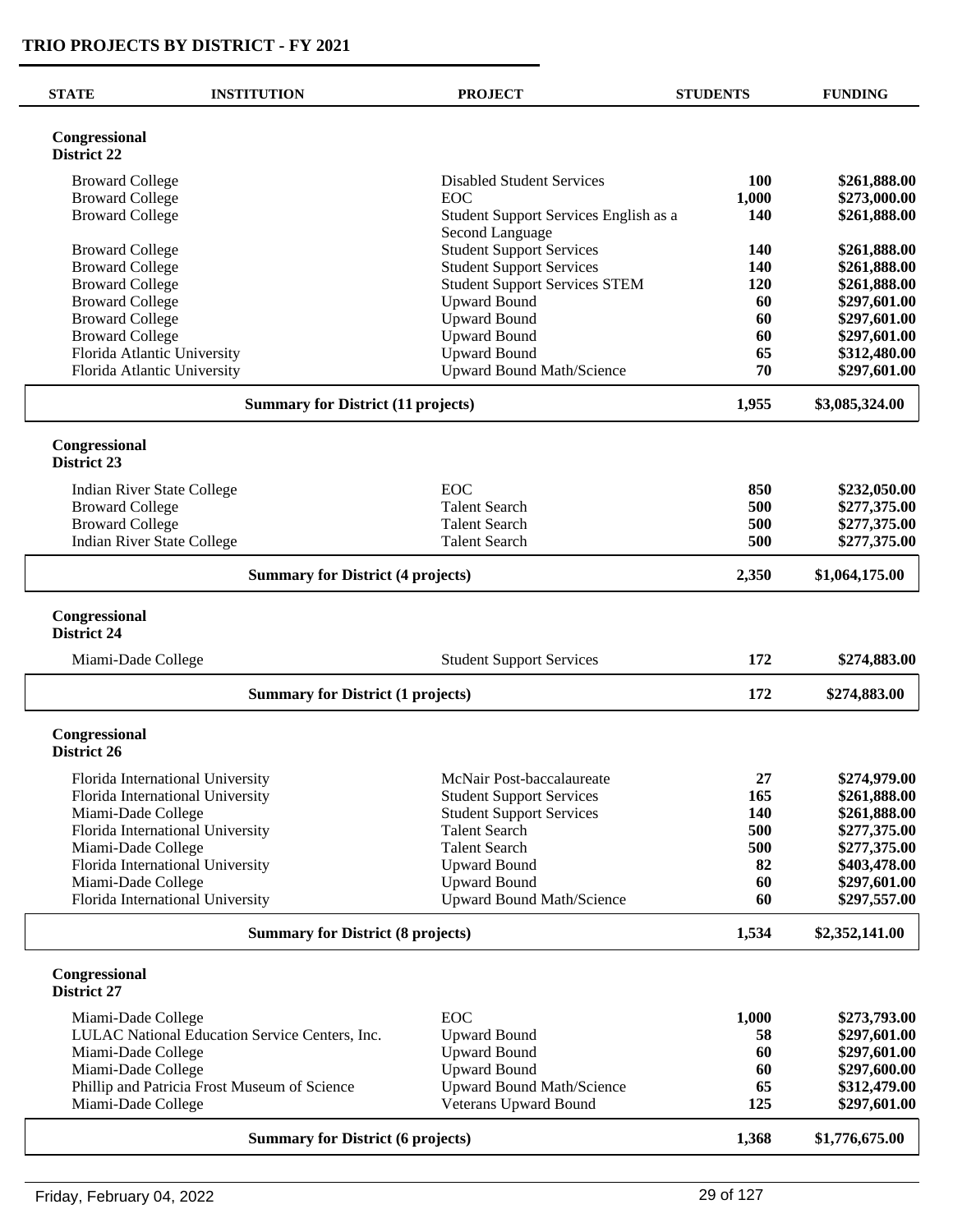# TRIO PROJECTS BY DISTRICT - FY 2021

| STATE | INSTITUTION | PROJECT | STUDENTS | FUNDING |
|---|---|---|---|---|
| **Congressional District 22** | | | | |
| | Broward College | Disabled Student Services | **100** | **$261,888.00** |
| | Broward College | EOC | **1,000** | **$273,000.00** |
| | Broward College | Student Support Services English as a Second Language | **140** | **$261,888.00** |
| | Broward College | Student Support Services | **140** | **$261,888.00** |
| | Broward College | Student Support Services | **140** | **$261,888.00** |
| | Broward College | Student Support Services STEM | **120** | **$261,888.00** |
| | Broward College | Upward Bound | **60** | **$297,601.00** |
| | Broward College | Upward Bound | **60** | **$297,601.00** |
| | Broward College | Upward Bound | **60** | **$297,601.00** |
| | Florida Atlantic University | Upward Bound | **65** | **$312,480.00** |
| | Florida Atlantic University | Upward Bound Math/Science | **70** | **$297,601.00** |
| | **Summary for District (11 projects)** | | **1,955** | **$3,085,324.00** |
| **Congressional District 23** | | | | |
| | Indian River State College | EOC | **850** | **$232,050.00** |
| | Broward College | Talent Search | **500** | **$277,375.00** |
| | Broward College | Talent Search | **500** | **$277,375.00** |
| | Indian River State College | Talent Search | **500** | **$277,375.00** |
| | **Summary for District (4 projects)** | | **2,350** | **$1,064,175.00** |
| **Congressional District 24** | | | | |
| | Miami-Dade College | Student Support Services | **172** | **$274,883.00** |
| | **Summary for District (1 projects)** | | **172** | **$274,883.00** |
| **Congressional District 26** | | | | |
| | Florida International University | McNair Post-baccalaureate | **27** | **$274,979.00** |
| | Florida International University | Student Support Services | **165** | **$261,888.00** |
| | Miami-Dade College | Student Support Services | **140** | **$261,888.00** |
| | Florida International University | Talent Search | **500** | **$277,375.00** |
| | Miami-Dade College | Talent Search | **500** | **$277,375.00** |
| | Florida International University | Upward Bound | **82** | **$403,478.00** |
| | Miami-Dade College | Upward Bound | **60** | **$297,601.00** |
| | Florida International University | Upward Bound Math/Science | **60** | **$297,557.00** |
| | **Summary for District (8 projects)** | | **1,534** | **$2,352,141.00** |
| **Congressional District 27** | | | | |
| | Miami-Dade College | EOC | **1,000** | **$273,793.00** |
| | LULAC National Education Service Centers, Inc. | Upward Bound | **58** | **$297,601.00** |
| | Miami-Dade College | Upward Bound | **60** | **$297,601.00** |
| | Miami-Dade College | Upward Bound | **60** | **$297,600.00** |
| | Phillip and Patricia Frost Museum of Science | Upward Bound Math/Science | **65** | **$312,479.00** |
| | Miami-Dade College | Veterans Upward Bound | **125** | **$297,601.00** |
| | **Summary for District (6 projects)** | | **1,368** | **$1,776,675.00** |

Friday, February 04, 2022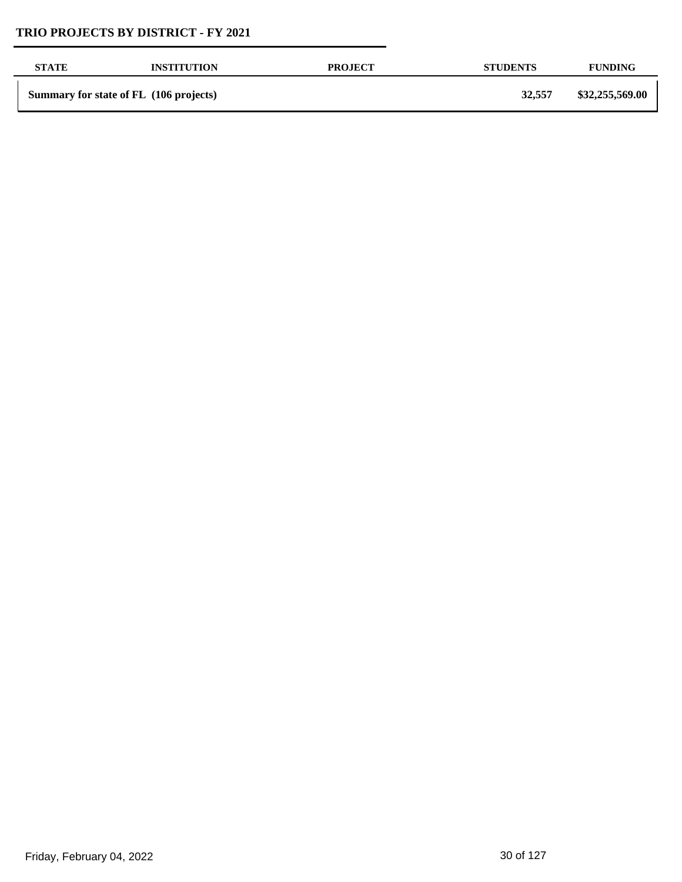| STATE | INSTITUTION | PROJECT | STUDENTS | FUNDING |
|---|---|---|---|---|
| **Summary for state of FL (106 projects)** | | | **32,557** | **$32,255,569.00** |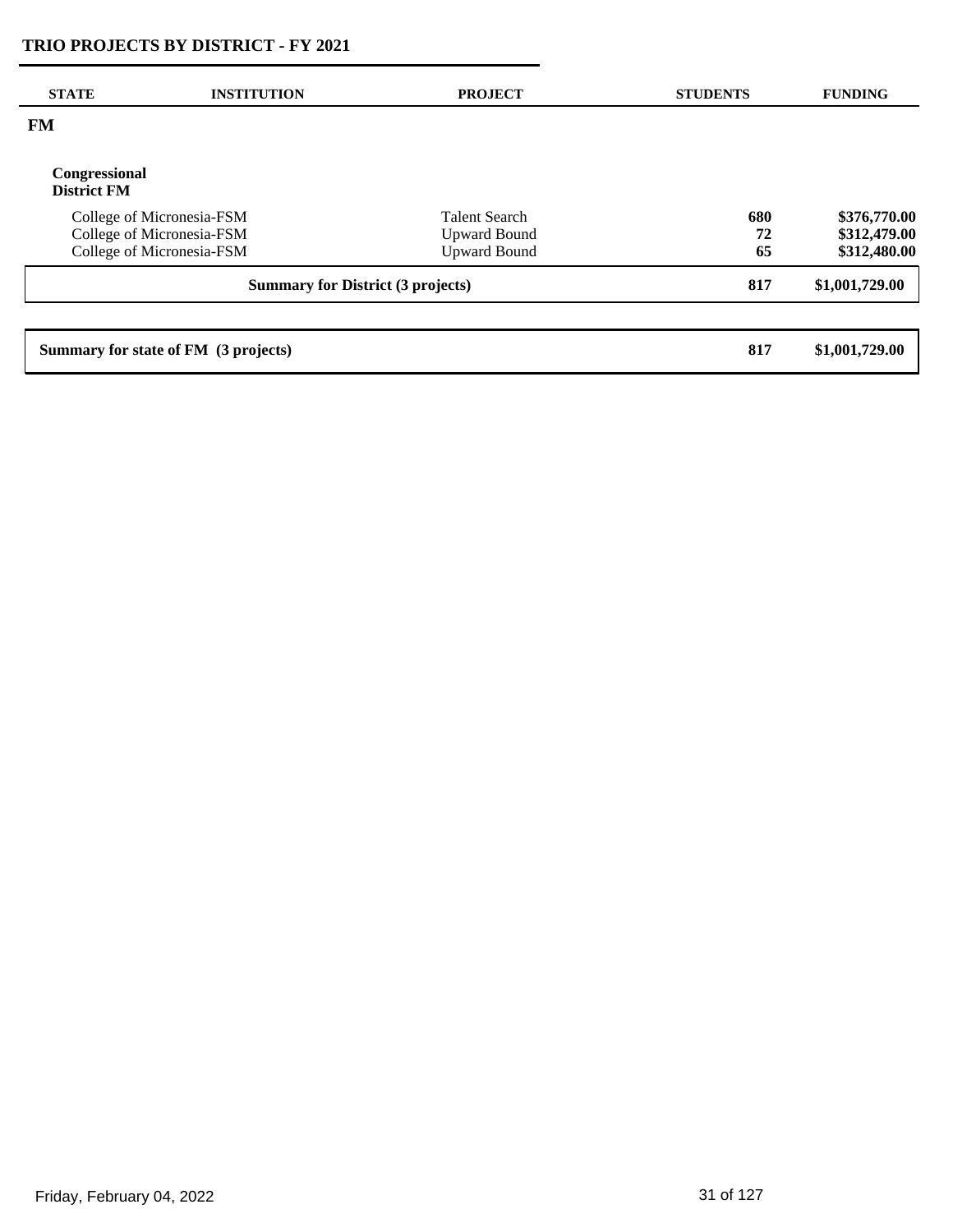## TRIO PROJECTS BY DISTRICT - FY 2021

| STATE | INSTITUTION | PROJECT | STUDENTS | FUNDING |
|---|---|---|---|---|
| **FM** | | | | |
| **Congressional District FM** | | | | |
| | College of Micronesia-FSM | Talent Search | **680** | **$376,770.00** |
| | College of Micronesia-FSM | Upward Bound | **72** | **$312,479.00** |
| | College of Micronesia-FSM | Upward Bound | **65** | **$312,480.00** |
| | **Summary for District (3 projects)** | | **817** | **$1,001,729.00** |
| **Summary for state of FM (3 projects)** | | | **817** | **$1,001,729.00** |

Friday, February 04, 2022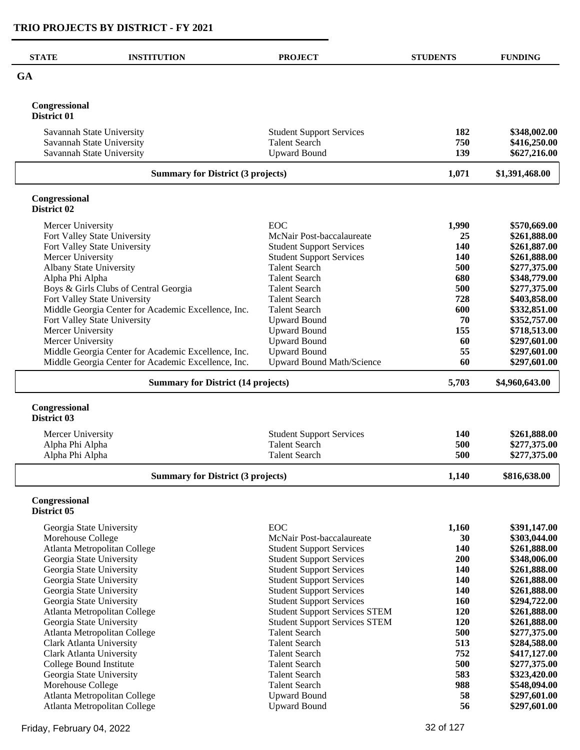# TRIO PROJECTS BY DISTRICT - FY 2021

| STATE | INSTITUTION | PROJECT | STUDENTS | FUNDING |
|---|---|---|---|---|
| **GA** | | | | |

## Congressional District 01

| INSTITUTION | PROJECT | STUDENTS | FUNDING |
|---|---|---|---|
| Savannah State University | Student Support Services | **182** | **$348,002.00** |
| Savannah State University | Talent Search | **750** | **$416,250.00** |
| Savannah State University | Upward Bound | **139** | **$627,216.00** |
| **Summary for District (3 projects)** | | **1,071** | **$1,391,468.00** |

## Congressional District 02

| INSTITUTION | PROJECT | STUDENTS | FUNDING |
|---|---|---|---|
| Mercer University | EOC | **1,990** | **$570,669.00** |
| Fort Valley State University | McNair Post-baccalaureate | **25** | **$261,888.00** |
| Fort Valley State University | Student Support Services | **140** | **$261,887.00** |
| Mercer University | Student Support Services | **140** | **$261,888.00** |
| Albany State University | Talent Search | **500** | **$277,375.00** |
| Alpha Phi Alpha | Talent Search | **680** | **$348,779.00** |
| Boys & Girls Clubs of Central Georgia | Talent Search | **500** | **$277,375.00** |
| Fort Valley State University | Talent Search | **728** | **$403,858.00** |
| Middle Georgia Center for Academic Excellence, Inc. | Talent Search | **600** | **$332,851.00** |
| Fort Valley State University | Upward Bound | **70** | **$352,757.00** |
| Mercer University | Upward Bound | **155** | **$718,513.00** |
| Mercer University | Upward Bound | **60** | **$297,601.00** |
| Middle Georgia Center for Academic Excellence, Inc. | Upward Bound | **55** | **$297,601.00** |
| Middle Georgia Center for Academic Excellence, Inc. | Upward Bound Math/Science | **60** | **$297,601.00** |
| **Summary for District (14 projects)** | | **5,703** | **$4,960,643.00** |

## Congressional District 03

| INSTITUTION | PROJECT | STUDENTS | FUNDING |
|---|---|---|---|
| Mercer University | Student Support Services | **140** | **$261,888.00** |
| Alpha Phi Alpha | Talent Search | **500** | **$277,375.00** |
| Alpha Phi Alpha | Talent Search | **500** | **$277,375.00** |
| **Summary for District (3 projects)** | | **1,140** | **$816,638.00** |

## Congressional District 05

| INSTITUTION | PROJECT | STUDENTS | FUNDING |
|---|---|---|---|
| Georgia State University | EOC | **1,160** | **$391,147.00** |
| Morehouse College | McNair Post-baccalaureate | **30** | **$303,044.00** |
| Atlanta Metropolitan College | Student Support Services | **140** | **$261,888.00** |
| Georgia State University | Student Support Services | **200** | **$348,006.00** |
| Georgia State University | Student Support Services | **140** | **$261,888.00** |
| Georgia State University | Student Support Services | **140** | **$261,888.00** |
| Georgia State University | Student Support Services | **140** | **$261,888.00** |
| Georgia State University | Student Support Services | **160** | **$294,722.00** |
| Atlanta Metropolitan College | Student Support Services STEM | **120** | **$261,888.00** |
| Georgia State University | Student Support Services STEM | **120** | **$261,888.00** |
| Atlanta Metropolitan College | Talent Search | **500** | **$277,375.00** |
| Clark Atlanta University | Talent Search | **513** | **$284,588.00** |
| Clark Atlanta University | Talent Search | **752** | **$417,127.00** |
| College Bound Institute | Talent Search | **500** | **$277,375.00** |
| Georgia State University | Talent Search | **583** | **$323,420.00** |
| Morehouse College | Talent Search | **988** | **$548,094.00** |
| Atlanta Metropolitan College | Upward Bound | **58** | **$297,601.00** |
| Atlanta Metropolitan College | Upward Bound | **56** | **$297,601.00** |

Friday, February 04, 2022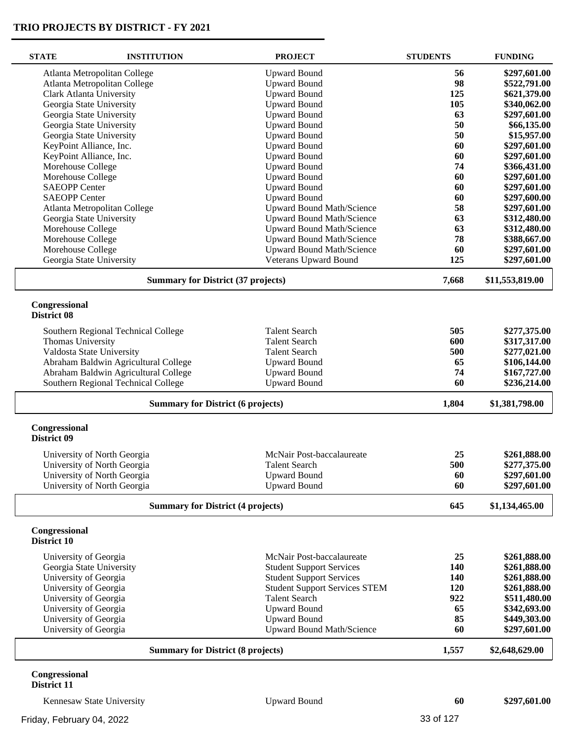# TRIO PROJECTS BY DISTRICT - FY 2021

| STATE | INSTITUTION | PROJECT | STUDENTS | FUNDING |
|---|---|---|---|---|
| | Atlanta Metropolitan College | Upward Bound | 56 | $297,601.00 |
| | Atlanta Metropolitan College | Upward Bound | 98 | $522,791.00 |
| | Clark Atlanta University | Upward Bound | 125 | $621,379.00 |
| | Georgia State University | Upward Bound | 105 | $340,062.00 |
| | Georgia State University | Upward Bound | 63 | $297,601.00 |
| | Georgia State University | Upward Bound | 50 | $66,135.00 |
| | Georgia State University | Upward Bound | 50 | $15,957.00 |
| | KeyPoint Alliance, Inc. | Upward Bound | 60 | $297,601.00 |
| | KeyPoint Alliance, Inc. | Upward Bound | 60 | $297,601.00 |
| | Morehouse College | Upward Bound | 74 | $366,431.00 |
| | Morehouse College | Upward Bound | 60 | $297,601.00 |
| | SAEOPP Center | Upward Bound | 60 | $297,601.00 |
| | SAEOPP Center | Upward Bound | 60 | $297,600.00 |
| | Atlanta Metropolitan College | Upward Bound Math/Science | 58 | $297,601.00 |
| | Georgia State University | Upward Bound Math/Science | 63 | $312,480.00 |
| | Morehouse College | Upward Bound Math/Science | 63 | $312,480.00 |
| | Morehouse College | Upward Bound Math/Science | 78 | $388,667.00 |
| | Morehouse College | Upward Bound Math/Science | 60 | $297,601.00 |
| | Georgia State University | Veterans Upward Bound | 125 | $297,601.00 |
| | **Summary for District (37 projects)** | | **7,668** | **$11,553,819.00** |

**Congressional District 08**

| STATE | INSTITUTION | PROJECT | STUDENTS | FUNDING |
|---|---|---|---|---|
| | Southern Regional Technical College | Talent Search | 505 | $277,375.00 |
| | Thomas University | Talent Search | 600 | $317,317.00 |
| | Valdosta State University | Talent Search | 500 | $277,021.00 |
| | Abraham Baldwin Agricultural College | Upward Bound | 65 | $106,144.00 |
| | Abraham Baldwin Agricultural College | Upward Bound | 74 | $167,727.00 |
| | Southern Regional Technical College | Upward Bound | 60 | $236,214.00 |
| | **Summary for District (6 projects)** | | **1,804** | **$1,381,798.00** |

**Congressional District 09**

| STATE | INSTITUTION | PROJECT | STUDENTS | FUNDING |
|---|---|---|---|---|
| | University of North Georgia | McNair Post-baccalaureate | 25 | $261,888.00 |
| | University of North Georgia | Talent Search | 500 | $277,375.00 |
| | University of North Georgia | Upward Bound | 60 | $297,601.00 |
| | University of North Georgia | Upward Bound | 60 | $297,601.00 |
| | **Summary for District (4 projects)** | | **645** | **$1,134,465.00** |

**Congressional District 10**

| STATE | INSTITUTION | PROJECT | STUDENTS | FUNDING |
|---|---|---|---|---|
| | University of Georgia | McNair Post-baccalaureate | 25 | $261,888.00 |
| | Georgia State University | Student Support Services | 140 | $261,888.00 |
| | University of Georgia | Student Support Services | 140 | $261,888.00 |
| | University of Georgia | Student Support Services STEM | 120 | $261,888.00 |
| | University of Georgia | Talent Search | 922 | $511,480.00 |
| | University of Georgia | Upward Bound | 65 | $342,693.00 |
| | University of Georgia | Upward Bound | 85 | $449,303.00 |
| | University of Georgia | Upward Bound Math/Science | 60 | $297,601.00 |
| | **Summary for District (8 projects)** | | **1,557** | **$2,648,629.00** |

**Congressional District 11**

| STATE | INSTITUTION | PROJECT | STUDENTS | FUNDING |
|---|---|---|---|---|
| | Kennesaw State University | Upward Bound | 60 | $297,601.00 |

Friday, February 04, 2022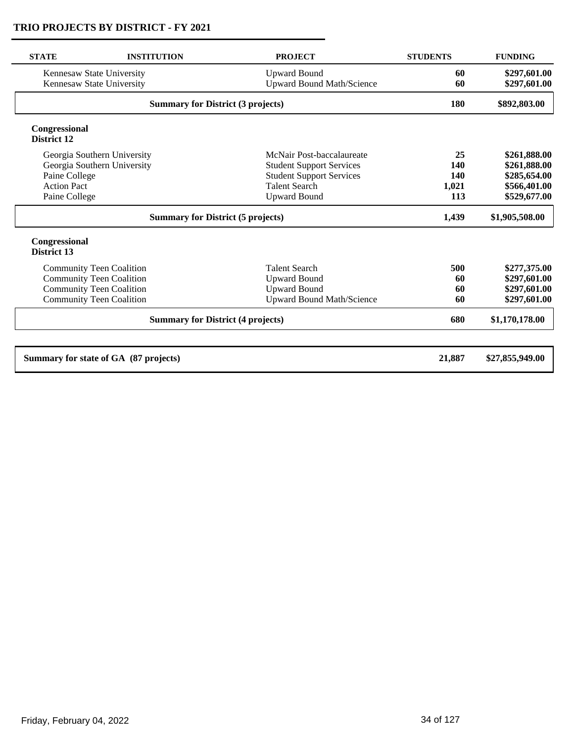# TRIO PROJECTS BY DISTRICT - FY 2021

| STATE | INSTITUTION | PROJECT | STUDENTS | FUNDING |
|---|---|---|---|---|
| | Kennesaw State University | Upward Bound | **60** | **$297,601.00** |
| | Kennesaw State University | Upward Bound Math/Science | **60** | **$297,601.00** |
| | **Summary for District (3 projects)** | | **180** | **$892,803.00** |
| **Congressional District 12** | | | | |
| | Georgia Southern University | McNair Post-baccalaureate | **25** | **$261,888.00** |
| | Georgia Southern University | Student Support Services | **140** | **$261,888.00** |
| | Paine College | Student Support Services | **140** | **$285,654.00** |
| | Action Pact | Talent Search | **1,021** | **$566,401.00** |
| | Paine College | Upward Bound | **113** | **$529,677.00** |
| | **Summary for District (5 projects)** | | **1,439** | **$1,905,508.00** |
| **Congressional District 13** | | | | |
| | Community Teen Coalition | Talent Search | **500** | **$277,375.00** |
| | Community Teen Coalition | Upward Bound | **60** | **$297,601.00** |
| | Community Teen Coalition | Upward Bound | **60** | **$297,601.00** |
| | Community Teen Coalition | Upward Bound Math/Science | **60** | **$297,601.00** |
| | **Summary for District (4 projects)** | | **680** | **$1,170,178.00** |
| **Summary for state of GA (87 projects)** | | | **21,887** | **$27,855,949.00** |

Friday, February 04, 2022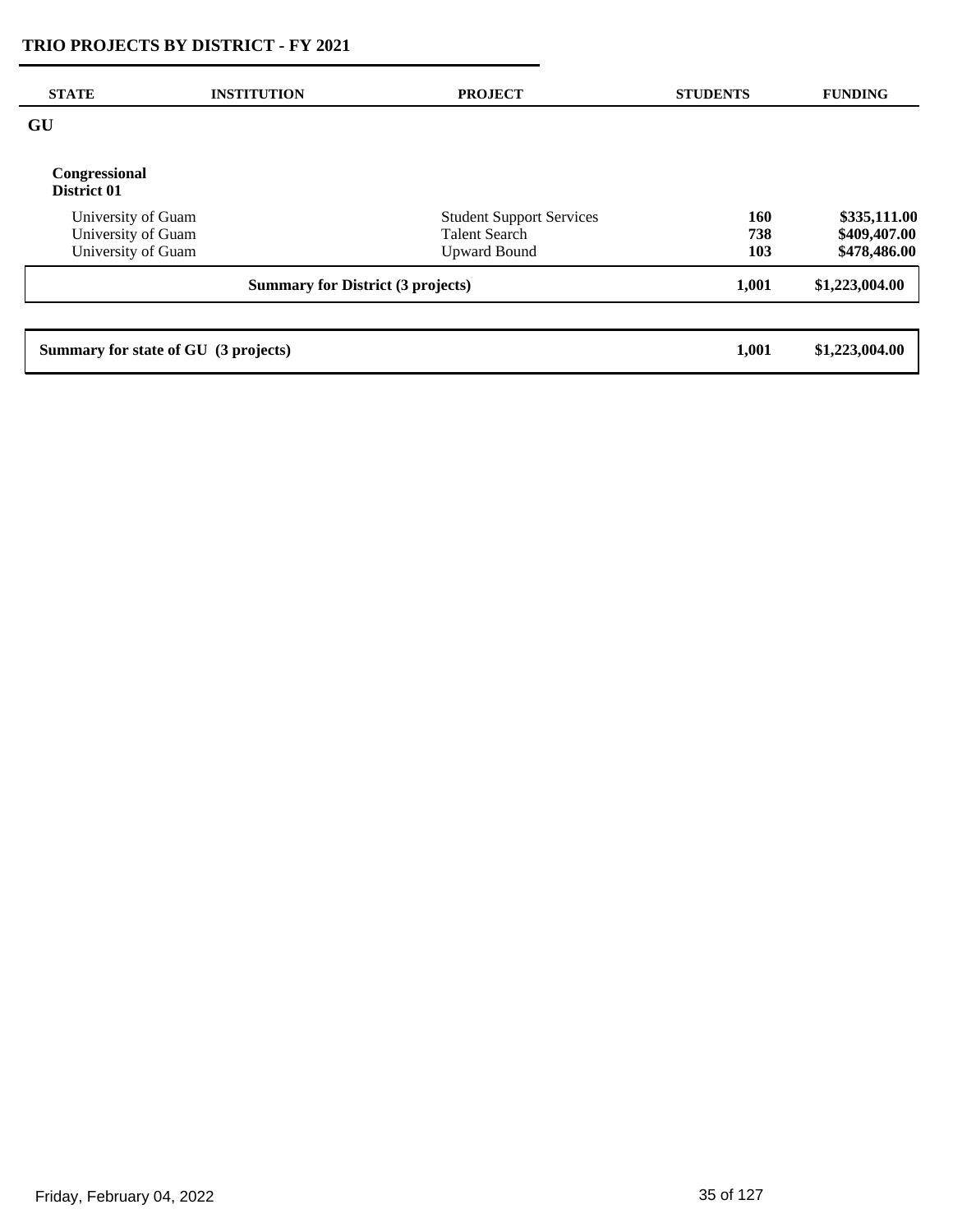## TRIO PROJECTS BY DISTRICT - FY 2021

| STATE | INSTITUTION | PROJECT | STUDENTS | FUNDING |
|---|---|---|---|---|
| **GU** | | | | |
| **Congressional District 01** | | | | |
| | University of Guam | Student Support Services | **160** | **$335,111.00** |
| | University of Guam | Talent Search | **738** | **$409,407.00** |
| | University of Guam | Upward Bound | **103** | **$478,486.00** |
| | **Summary for District (3 projects)** | | **1,001** | **$1,223,004.00** |
| **Summary for state of GU (3 projects)** | | | **1,001** | **$1,223,004.00** |

Friday, February 04, 2022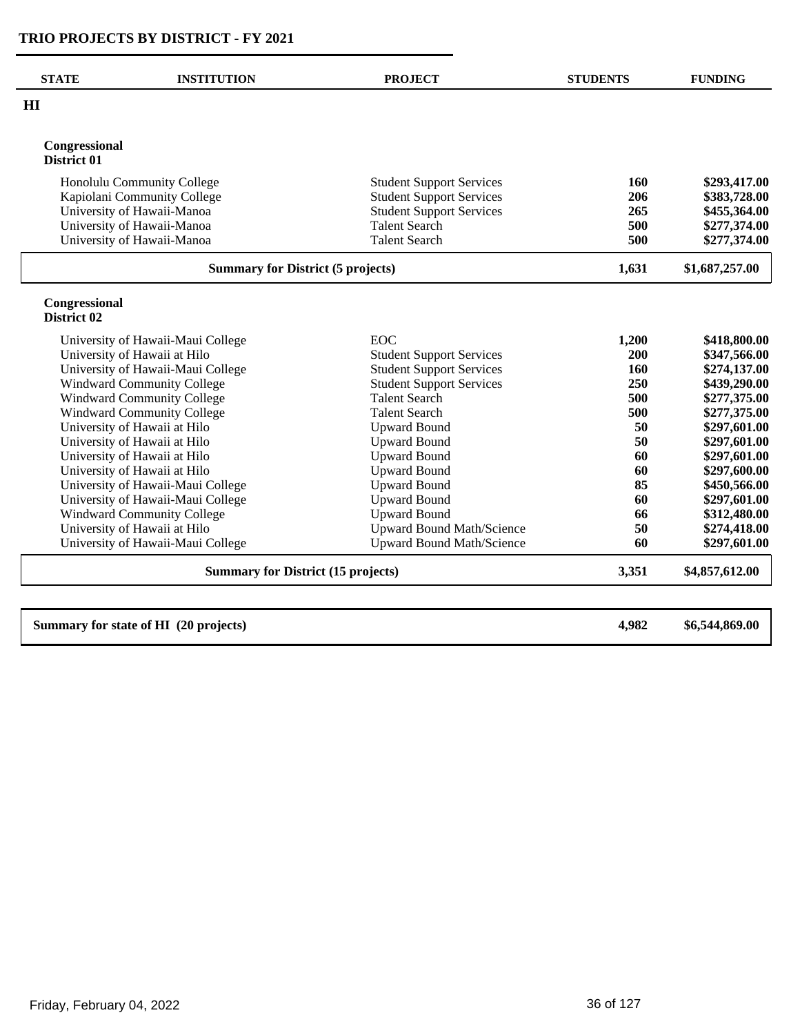# TRIO PROJECTS BY DISTRICT - FY 2021

| STATE | INSTITUTION | PROJECT | STUDENTS | FUNDING |
|---|---|---|---|---|
| **HI** | | | | |
| **Congressional District 01** | | | | |
| | Honolulu Community College | Student Support Services | **160** | **$293,417.00** |
| | Kapiolani Community College | Student Support Services | **206** | **$383,728.00** |
| | University of Hawaii-Manoa | Student Support Services | **265** | **$455,364.00** |
| | University of Hawaii-Manoa | Talent Search | **500** | **$277,374.00** |
| | University of Hawaii-Manoa | Talent Search | **500** | **$277,374.00** |
| | **Summary for District (5 projects)** | | **1,631** | **$1,687,257.00** |
| **Congressional District 02** | | | | |
| | University of Hawaii-Maui College | EOC | **1,200** | **$418,800.00** |
| | University of Hawaii at Hilo | Student Support Services | **200** | **$347,566.00** |
| | University of Hawaii-Maui College | Student Support Services | **160** | **$274,137.00** |
| | Windward Community College | Student Support Services | **250** | **$439,290.00** |
| | Windward Community College | Talent Search | **500** | **$277,375.00** |
| | Windward Community College | Talent Search | **500** | **$277,375.00** |
| | University of Hawaii at Hilo | Upward Bound | **50** | **$297,601.00** |
| | University of Hawaii at Hilo | Upward Bound | **50** | **$297,601.00** |
| | University of Hawaii at Hilo | Upward Bound | **60** | **$297,601.00** |
| | University of Hawaii at Hilo | Upward Bound | **60** | **$297,600.00** |
| | University of Hawaii-Maui College | Upward Bound | **85** | **$450,566.00** |
| | University of Hawaii-Maui College | Upward Bound | **60** | **$297,601.00** |
| | Windward Community College | Upward Bound | **66** | **$312,480.00** |
| | University of Hawaii at Hilo | Upward Bound Math/Science | **50** | **$274,418.00** |
| | University of Hawaii-Maui College | Upward Bound Math/Science | **60** | **$297,601.00** |
| | **Summary for District (15 projects)** | | **3,351** | **$4,857,612.00** |
| **Summary for state of HI (20 projects)** | | | **4,982** | **$6,544,869.00** |

Friday, February 04, 2022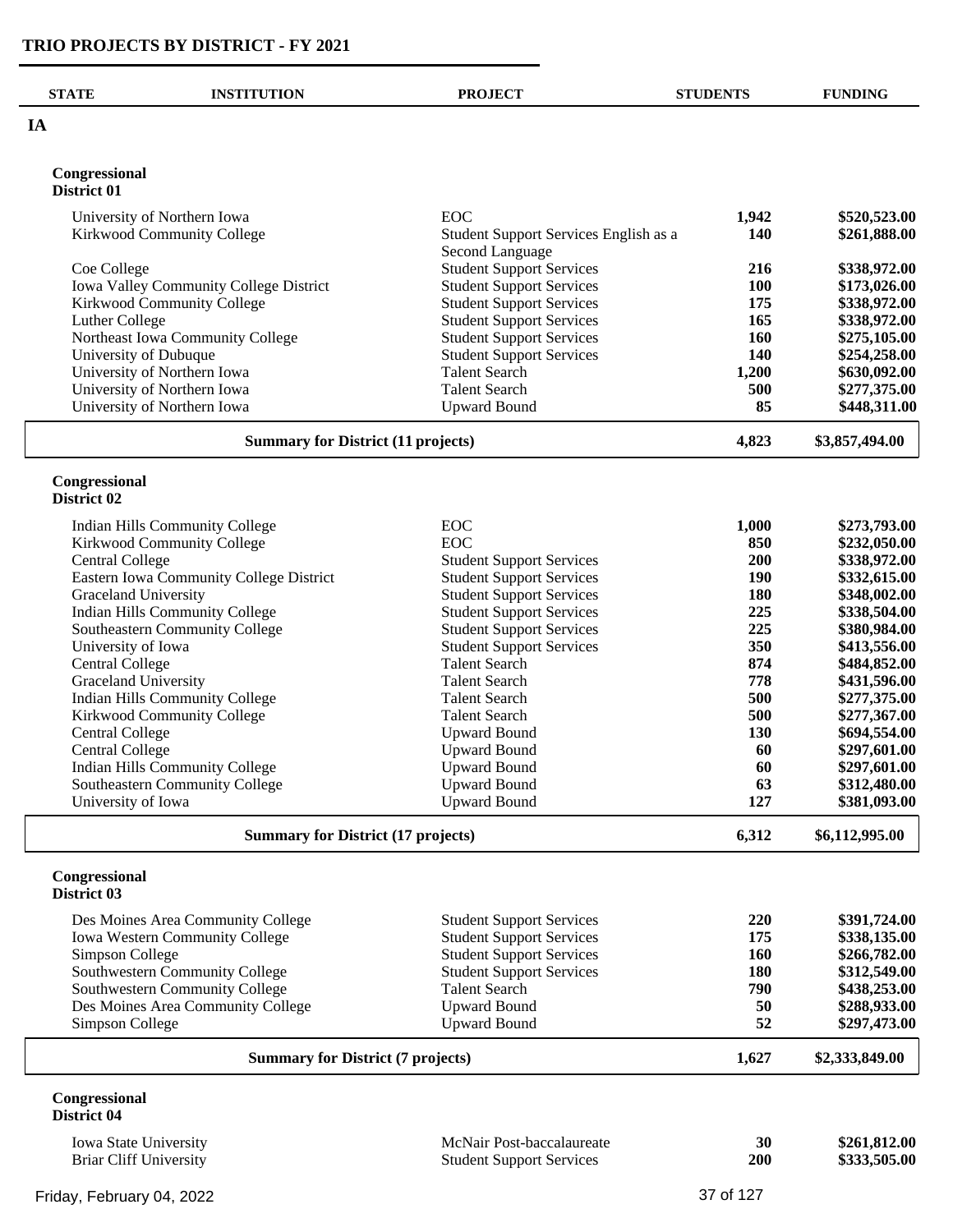# TRIO PROJECTS BY DISTRICT - FY 2021

| STATE | INSTITUTION | PROJECT | STUDENTS | FUNDING |
|---|---|---|---|---|
| **IA** | | | | |
| **Congressional District 01** | | | | |
| | University of Northern Iowa | EOC | 1,942 | $520,523.00 |
| | Kirkwood Community College | Student Support Services English as a Second Language | 140 | $261,888.00 |
| | Coe College | Student Support Services | 216 | $338,972.00 |
| | Iowa Valley Community College District | Student Support Services | 100 | $173,026.00 |
| | Kirkwood Community College | Student Support Services | 175 | $338,972.00 |
| | Luther College | Student Support Services | 165 | $338,972.00 |
| | Northeast Iowa Community College | Student Support Services | 160 | $275,105.00 |
| | University of Dubuque | Student Support Services | 140 | $254,258.00 |
| | University of Northern Iowa | Talent Search | 1,200 | $630,092.00 |
| | University of Northern Iowa | Talent Search | 500 | $277,375.00 |
| | University of Northern Iowa | Upward Bound | 85 | $448,311.00 |
| | **Summary for District (11 projects)** | | **4,823** | **$3,857,494.00** |
| **Congressional District 02** | | | | |
| | Indian Hills Community College | EOC | 1,000 | $273,793.00 |
| | Kirkwood Community College | EOC | 850 | $232,050.00 |
| | Central College | Student Support Services | 200 | $338,972.00 |
| | Eastern Iowa Community College District | Student Support Services | 190 | $332,615.00 |
| | Graceland University | Student Support Services | 180 | $348,002.00 |
| | Indian Hills Community College | Student Support Services | 225 | $338,504.00 |
| | Southeastern Community College | Student Support Services | 225 | $380,984.00 |
| | University of Iowa | Student Support Services | 350 | $413,556.00 |
| | Central College | Talent Search | 874 | $484,852.00 |
| | Graceland University | Talent Search | 778 | $431,596.00 |
| | Indian Hills Community College | Talent Search | 500 | $277,375.00 |
| | Kirkwood Community College | Talent Search | 500 | $277,367.00 |
| | Central College | Upward Bound | 130 | $694,554.00 |
| | Central College | Upward Bound | 60 | $297,601.00 |
| | Indian Hills Community College | Upward Bound | 60 | $297,601.00 |
| | Southeastern Community College | Upward Bound | 63 | $312,480.00 |
| | University of Iowa | Upward Bound | 127 | $381,093.00 |
| | **Summary for District (17 projects)** | | **6,312** | **$6,112,995.00** |
| **Congressional District 03** | | | | |
| | Des Moines Area Community College | Student Support Services | 220 | $391,724.00 |
| | Iowa Western Community College | Student Support Services | 175 | $338,135.00 |
| | Simpson College | Student Support Services | 160 | $266,782.00 |
| | Southwestern Community College | Student Support Services | 180 | $312,549.00 |
| | Southwestern Community College | Talent Search | 790 | $438,253.00 |
| | Des Moines Area Community College | Upward Bound | 50 | $288,933.00 |
| | Simpson College | Upward Bound | 52 | $297,473.00 |
| | **Summary for District (7 projects)** | | **1,627** | **$2,333,849.00** |
| **Congressional District 04** | | | | |
| | Iowa State University | McNair Post-baccalaureate | 30 | $261,812.00 |
| | Briar Cliff University | Student Support Services | 200 | $333,505.00 |

Friday, February 04, 2022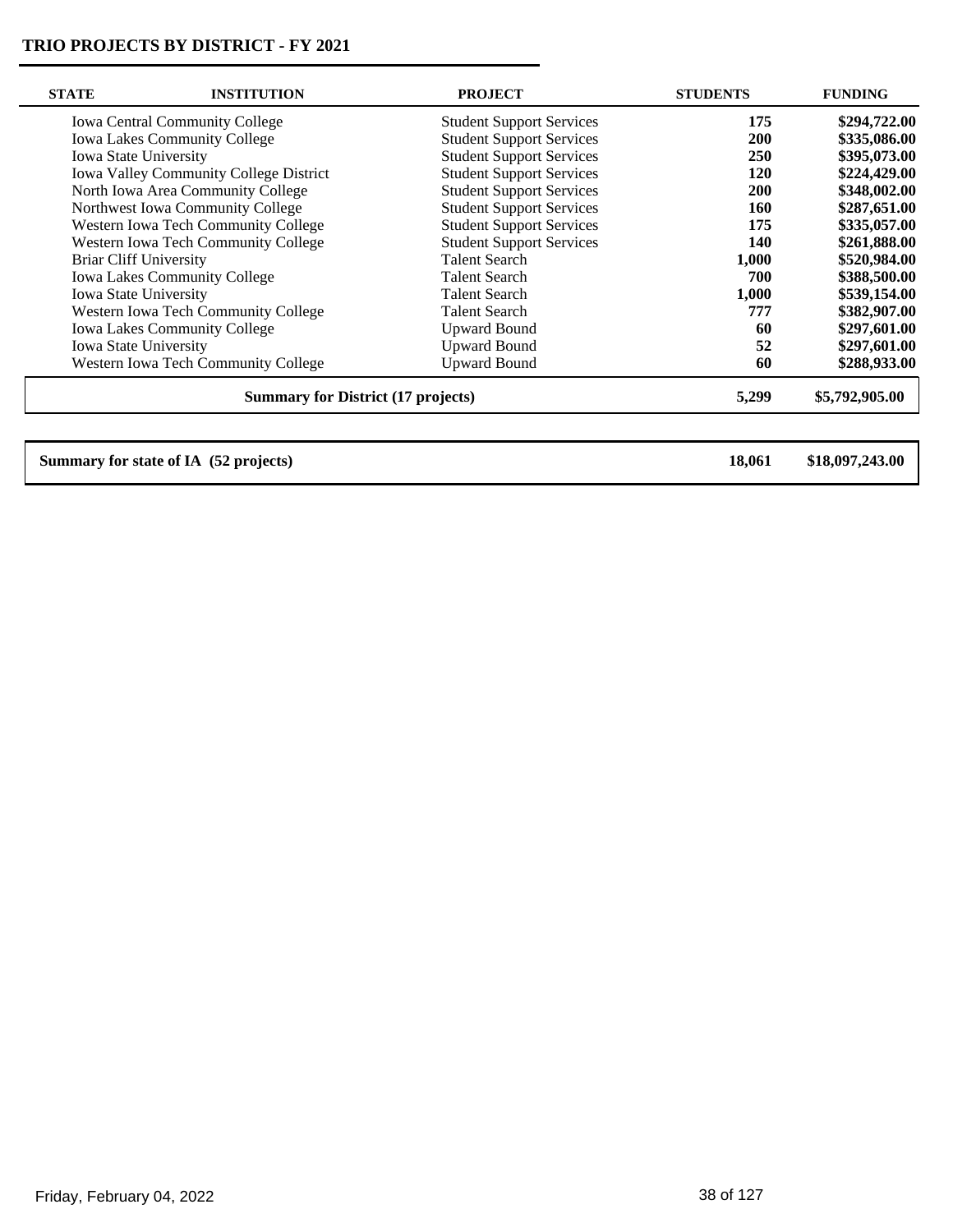## TRIO PROJECTS BY DISTRICT - FY 2021

| STATE | INSTITUTION | PROJECT | STUDENTS | FUNDING |
|---|---|---|---|---|
| | Iowa Central Community College | Student Support Services | **175** | **$294,722.00** |
| | Iowa Lakes Community College | Student Support Services | **200** | **$335,086.00** |
| | Iowa State University | Student Support Services | **250** | **$395,073.00** |
| | Iowa Valley Community College District | Student Support Services | **120** | **$224,429.00** |
| | North Iowa Area Community College | Student Support Services | **200** | **$348,002.00** |
| | Northwest Iowa Community College | Student Support Services | **160** | **$287,651.00** |
| | Western Iowa Tech Community College | Student Support Services | **175** | **$335,057.00** |
| | Western Iowa Tech Community College | Student Support Services | **140** | **$261,888.00** |
| | Briar Cliff University | Talent Search | **1,000** | **$520,984.00** |
| | Iowa Lakes Community College | Talent Search | **700** | **$388,500.00** |
| | Iowa State University | Talent Search | **1,000** | **$539,154.00** |
| | Western Iowa Tech Community College | Talent Search | **777** | **$382,907.00** |
| | Iowa Lakes Community College | Upward Bound | **60** | **$297,601.00** |
| | Iowa State University | Upward Bound | **52** | **$297,601.00** |
| | Western Iowa Tech Community College | Upward Bound | **60** | **$288,933.00** |
| | **Summary for District (17 projects)** | | **5,299** | **$5,792,905.00** |

| | | |
|---|---|---|
| **Summary for state of IA (52 projects)** | **18,061** | **$18,097,243.00** |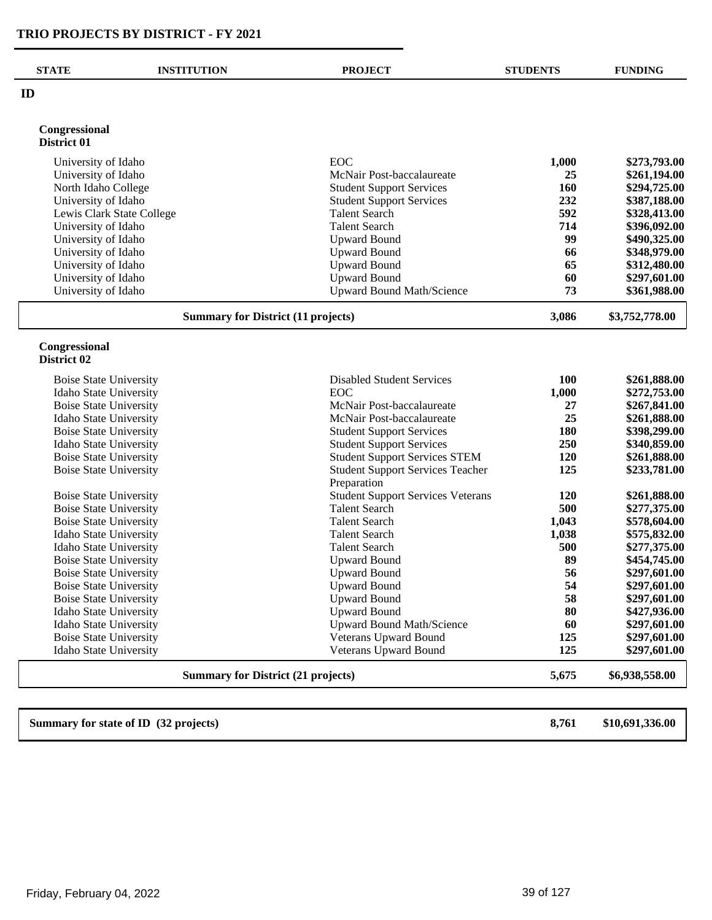# TRIO PROJECTS BY DISTRICT - FY 2021

| STATE | INSTITUTION | PROJECT | STUDENTS | FUNDING |
|---|---|---|---|---|
| **ID** | | | | |
| **Congressional District 01** | | | | |
| | University of Idaho | EOC | 1,000 | $273,793.00 |
| | University of Idaho | McNair Post-baccalaureate | 25 | $261,194.00 |
| | North Idaho College | Student Support Services | 160 | $294,725.00 |
| | University of Idaho | Student Support Services | 232 | $387,188.00 |
| | Lewis Clark State College | Talent Search | 592 | $328,413.00 |
| | University of Idaho | Talent Search | 714 | $396,092.00 |
| | University of Idaho | Upward Bound | 99 | $490,325.00 |
| | University of Idaho | Upward Bound | 66 | $348,979.00 |
| | University of Idaho | Upward Bound | 65 | $312,480.00 |
| | University of Idaho | Upward Bound | 60 | $297,601.00 |
| | University of Idaho | Upward Bound Math/Science | 73 | $361,988.00 |
| | **Summary for District (11 projects)** | | **3,086** | **$3,752,778.00** |
| **Congressional District 02** | | | | |
| | Boise State University | Disabled Student Services | 100 | $261,888.00 |
| | Idaho State University | EOC | 1,000 | $272,753.00 |
| | Boise State University | McNair Post-baccalaureate | 27 | $267,841.00 |
| | Idaho State University | McNair Post-baccalaureate | 25 | $261,888.00 |
| | Boise State University | Student Support Services | 180 | $398,299.00 |
| | Idaho State University | Student Support Services | 250 | $340,859.00 |
| | Boise State University | Student Support Services STEM | 120 | $261,888.00 |
| | Boise State University | Student Support Services Teacher Preparation | 125 | $233,781.00 |
| | Boise State University | Student Support Services Veterans | 120 | $261,888.00 |
| | Boise State University | Talent Search | 500 | $277,375.00 |
| | Boise State University | Talent Search | 1,043 | $578,604.00 |
| | Idaho State University | Talent Search | 1,038 | $575,832.00 |
| | Idaho State University | Talent Search | 500 | $277,375.00 |
| | Boise State University | Upward Bound | 89 | $454,745.00 |
| | Boise State University | Upward Bound | 56 | $297,601.00 |
| | Boise State University | Upward Bound | 54 | $297,601.00 |
| | Boise State University | Upward Bound | 58 | $297,601.00 |
| | Idaho State University | Upward Bound | 80 | $427,936.00 |
| | Idaho State University | Upward Bound Math/Science | 60 | $297,601.00 |
| | Boise State University | Veterans Upward Bound | 125 | $297,601.00 |
| | Idaho State University | Veterans Upward Bound | 125 | $297,601.00 |
| | **Summary for District (21 projects)** | | **5,675** | **$6,938,558.00** |
| **Summary for state of ID (32 projects)** | | | **8,761** | **$10,691,336.00** |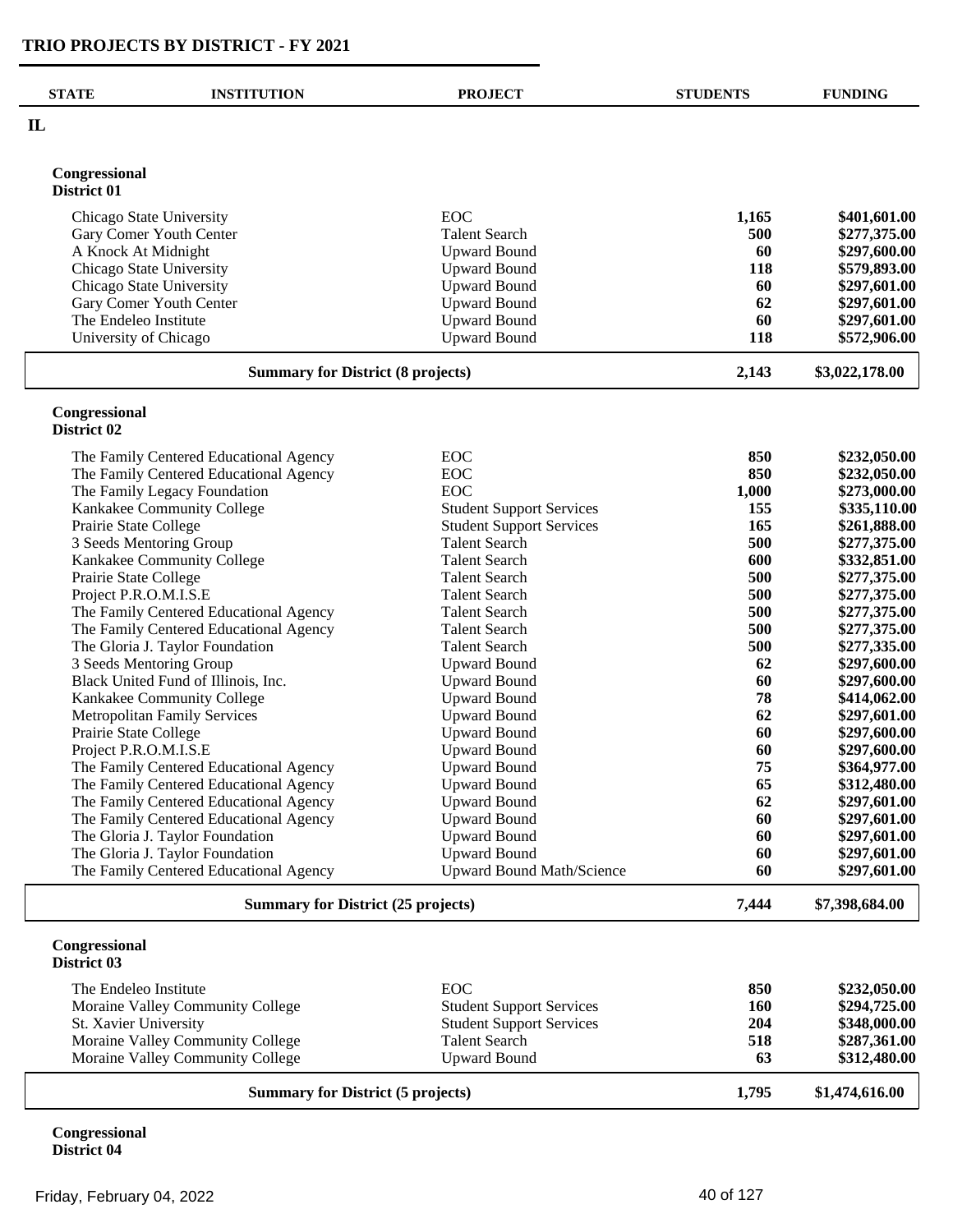# TRIO PROJECTS BY DISTRICT - FY 2021

| STATE | INSTITUTION | PROJECT | STUDENTS | FUNDING |
|---|---|---|---|---|
| **IL** | | | | |
| **Congressional District 01** | | | | |
| | Chicago State University | EOC | 1,165 | $401,601.00 |
| | Gary Comer Youth Center | Talent Search | 500 | $277,375.00 |
| | A Knock At Midnight | Upward Bound | 60 | $297,600.00 |
| | Chicago State University | Upward Bound | 118 | $579,893.00 |
| | Chicago State University | Upward Bound | 60 | $297,601.00 |
| | Gary Comer Youth Center | Upward Bound | 62 | $297,601.00 |
| | The Endeleo Institute | Upward Bound | 60 | $297,601.00 |
| | University of Chicago | Upward Bound | 118 | $572,906.00 |
| | **Summary for District (8 projects)** | | **2,143** | **$3,022,178.00** |
| **Congressional District 02** | | | | |
| | The Family Centered Educational Agency | EOC | 850 | $232,050.00 |
| | The Family Centered Educational Agency | EOC | 850 | $232,050.00 |
| | The Family Legacy Foundation | EOC | 1,000 | $273,000.00 |
| | Kankakee Community College | Student Support Services | 155 | $335,110.00 |
| | Prairie State College | Student Support Services | 165 | $261,888.00 |
| | 3 Seeds Mentoring Group | Talent Search | 500 | $277,375.00 |
| | Kankakee Community College | Talent Search | 600 | $332,851.00 |
| | Prairie State College | Talent Search | 500 | $277,375.00 |
| | Project P.R.O.M.I.S.E | Talent Search | 500 | $277,375.00 |
| | The Family Centered Educational Agency | Talent Search | 500 | $277,375.00 |
| | The Family Centered Educational Agency | Talent Search | 500 | $277,375.00 |
| | The Gloria J. Taylor Foundation | Talent Search | 500 | $277,335.00 |
| | 3 Seeds Mentoring Group | Upward Bound | 62 | $297,600.00 |
| | Black United Fund of Illinois, Inc. | Upward Bound | 60 | $297,600.00 |
| | Kankakee Community College | Upward Bound | 78 | $414,062.00 |
| | Metropolitan Family Services | Upward Bound | 62 | $297,601.00 |
| | Prairie State College | Upward Bound | 60 | $297,600.00 |
| | Project P.R.O.M.I.S.E | Upward Bound | 60 | $297,600.00 |
| | The Family Centered Educational Agency | Upward Bound | 75 | $364,977.00 |
| | The Family Centered Educational Agency | Upward Bound | 65 | $312,480.00 |
| | The Family Centered Educational Agency | Upward Bound | 62 | $297,601.00 |
| | The Family Centered Educational Agency | Upward Bound | 60 | $297,601.00 |
| | The Gloria J. Taylor Foundation | Upward Bound | 60 | $297,601.00 |
| | The Gloria J. Taylor Foundation | Upward Bound | 60 | $297,601.00 |
| | The Family Centered Educational Agency | Upward Bound Math/Science | 60 | $297,601.00 |
| | **Summary for District (25 projects)** | | **7,444** | **$7,398,684.00** |
| **Congressional District 03** | | | | |
| | The Endeleo Institute | EOC | 850 | $232,050.00 |
| | Moraine Valley Community College | Student Support Services | 160 | $294,725.00 |
| | St. Xavier University | Student Support Services | 204 | $348,000.00 |
| | Moraine Valley Community College | Talent Search | 518 | $287,361.00 |
| | Moraine Valley Community College | Upward Bound | 63 | $312,480.00 |
| | **Summary for District (5 projects)** | | **1,795** | **$1,474,616.00** |
| **Congressional District 04** | | | | |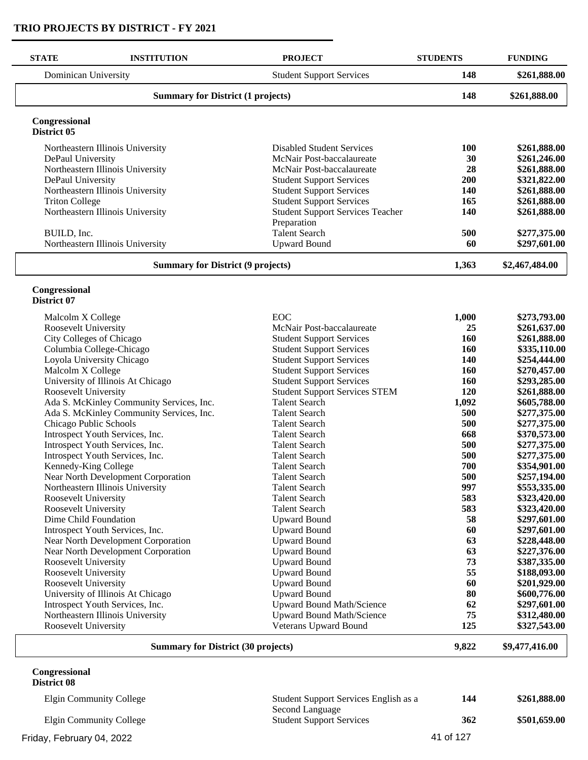# TRIO PROJECTS BY DISTRICT - FY 2021

| STATE | INSTITUTION | PROJECT | STUDENTS | FUNDING |
|---|---|---|---|---|
| | Dominican University | Student Support Services | **148** | **$261,888.00** |
| | **Summary for District (1 projects)** | | **148** | **$261,888.00** |

**Congressional District 05**

| STATE | INSTITUTION | PROJECT | STUDENTS | FUNDING |
|---|---|---|---|---|
| | Northeastern Illinois University | Disabled Student Services | **100** | **$261,888.00** |
| | DePaul University | McNair Post-baccalaureate | **30** | **$261,246.00** |
| | Northeastern Illinois University | McNair Post-baccalaureate | **28** | **$261,888.00** |
| | DePaul University | Student Support Services | **200** | **$321,822.00** |
| | Northeastern Illinois University | Student Support Services | **140** | **$261,888.00** |
| | Triton College | Student Support Services | **165** | **$261,888.00** |
| | Northeastern Illinois University | Student Support Services Teacher Preparation | **140** | **$261,888.00** |
| | BUILD, Inc. | Talent Search | **500** | **$277,375.00** |
| | Northeastern Illinois University | Upward Bound | **60** | **$297,601.00** |
| | **Summary for District (9 projects)** | | **1,363** | **$2,467,484.00** |

**Congressional District 07**

| STATE | INSTITUTION | PROJECT | STUDENTS | FUNDING |
|---|---|---|---|---|
| | Malcolm X College | EOC | **1,000** | **$273,793.00** |
| | Roosevelt University | McNair Post-baccalaureate | **25** | **$261,637.00** |
| | City Colleges of Chicago | Student Support Services | **160** | **$261,888.00** |
| | Columbia College-Chicago | Student Support Services | **160** | **$335,110.00** |
| | Loyola University Chicago | Student Support Services | **140** | **$254,444.00** |
| | Malcolm X College | Student Support Services | **160** | **$270,457.00** |
| | University of Illinois At Chicago | Student Support Services | **160** | **$293,285.00** |
| | Roosevelt University | Student Support Services STEM | **120** | **$261,888.00** |
| | Ada S. McKinley Community Services, Inc. | Talent Search | **1,092** | **$605,788.00** |
| | Ada S. McKinley Community Services, Inc. | Talent Search | **500** | **$277,375.00** |
| | Chicago Public Schools | Talent Search | **500** | **$277,375.00** |
| | Introspect Youth Services, Inc. | Talent Search | **668** | **$370,573.00** |
| | Introspect Youth Services, Inc. | Talent Search | **500** | **$277,375.00** |
| | Introspect Youth Services, Inc. | Talent Search | **500** | **$277,375.00** |
| | Kennedy-King College | Talent Search | **700** | **$354,901.00** |
| | Near North Development Corporation | Talent Search | **500** | **$257,194.00** |
| | Northeastern Illinois University | Talent Search | **997** | **$553,335.00** |
| | Roosevelt University | Talent Search | **583** | **$323,420.00** |
| | Roosevelt University | Talent Search | **583** | **$323,420.00** |
| | Dime Child Foundation | Upward Bound | **58** | **$297,601.00** |
| | Introspect Youth Services, Inc. | Upward Bound | **60** | **$297,601.00** |
| | Near North Development Corporation | Upward Bound | **63** | **$228,448.00** |
| | Near North Development Corporation | Upward Bound | **63** | **$227,376.00** |
| | Roosevelt University | Upward Bound | **73** | **$387,335.00** |
| | Roosevelt University | Upward Bound | **55** | **$188,093.00** |
| | Roosevelt University | Upward Bound | **60** | **$201,929.00** |
| | University of Illinois At Chicago | Upward Bound | **80** | **$600,776.00** |
| | Introspect Youth Services, Inc. | Upward Bound Math/Science | **62** | **$297,601.00** |
| | Northeastern Illinois University | Upward Bound Math/Science | **75** | **$312,480.00** |
| | Roosevelt University | Veterans Upward Bound | **125** | **$327,543.00** |
| | **Summary for District (30 projects)** | | **9,822** | **$9,477,416.00** |

**Congressional District 08**

| STATE | INSTITUTION | PROJECT | STUDENTS | FUNDING |
|---|---|---|---|---|
| | Elgin Community College | Student Support Services English as a Second Language | **144** | **$261,888.00** |
| | Elgin Community College | Student Support Services | **362** | **$501,659.00** |

Friday, February 04, 2022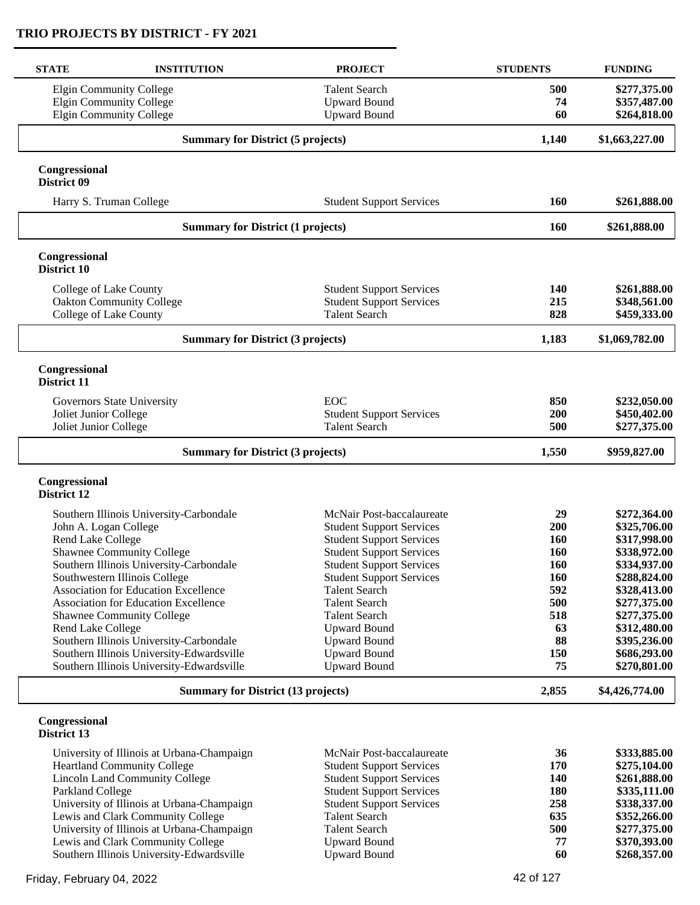## TRIO PROJECTS BY DISTRICT - FY 2021

| STATE | INSTITUTION | PROJECT | STUDENTS | FUNDING |
|---|---|---|---|---|
| | Elgin Community College | Talent Search | **500** | **$277,375.00** |
| | Elgin Community College | Upward Bound | **74** | **$357,487.00** |
| | Elgin Community College | Upward Bound | **60** | **$264,818.00** |
| | **Summary for District (5 projects)** | | **1,140** | **$1,663,227.00** |

**Congressional District 09**

| STATE | INSTITUTION | PROJECT | STUDENTS | FUNDING |
|---|---|---|---|---|
| | Harry S. Truman College | Student Support Services | **160** | **$261,888.00** |
| | **Summary for District (1 projects)** | | **160** | **$261,888.00** |

**Congressional District 10**

| STATE | INSTITUTION | PROJECT | STUDENTS | FUNDING |
|---|---|---|---|---|
| | College of Lake County | Student Support Services | **140** | **$261,888.00** |
| | Oakton Community College | Student Support Services | **215** | **$348,561.00** |
| | College of Lake County | Talent Search | **828** | **$459,333.00** |
| | **Summary for District (3 projects)** | | **1,183** | **$1,069,782.00** |

**Congressional District 11**

| STATE | INSTITUTION | PROJECT | STUDENTS | FUNDING |
|---|---|---|---|---|
| | Governors State University | EOC | **850** | **$232,050.00** |
| | Joliet Junior College | Student Support Services | **200** | **$450,402.00** |
| | Joliet Junior College | Talent Search | **500** | **$277,375.00** |
| | **Summary for District (3 projects)** | | **1,550** | **$959,827.00** |

**Congressional District 12**

| STATE | INSTITUTION | PROJECT | STUDENTS | FUNDING |
|---|---|---|---|---|
| | Southern Illinois University-Carbondale | McNair Post-baccalaureate | **29** | **$272,364.00** |
| | John A. Logan College | Student Support Services | **200** | **$325,706.00** |
| | Rend Lake College | Student Support Services | **160** | **$317,998.00** |
| | Shawnee Community College | Student Support Services | **160** | **$338,972.00** |
| | Southern Illinois University-Carbondale | Student Support Services | **160** | **$334,937.00** |
| | Southwestern Illinois College | Student Support Services | **160** | **$288,824.00** |
| | Association for Education Excellence | Talent Search | **592** | **$328,413.00** |
| | Association for Education Excellence | Talent Search | **500** | **$277,375.00** |
| | Shawnee Community College | Talent Search | **518** | **$277,375.00** |
| | Rend Lake College | Upward Bound | **63** | **$312,480.00** |
| | Southern Illinois University-Carbondale | Upward Bound | **88** | **$395,236.00** |
| | Southern Illinois University-Edwardsville | Upward Bound | **150** | **$686,293.00** |
| | Southern Illinois University-Edwardsville | Upward Bound | **75** | **$270,801.00** |
| | **Summary for District (13 projects)** | | **2,855** | **$4,426,774.00** |

**Congressional District 13**

| STATE | INSTITUTION | PROJECT | STUDENTS | FUNDING |
|---|---|---|---|---|
| | University of Illinois at Urbana-Champaign | McNair Post-baccalaureate | **36** | **$333,885.00** |
| | Heartland Community College | Student Support Services | **170** | **$275,104.00** |
| | Lincoln Land Community College | Student Support Services | **140** | **$261,888.00** |
| | Parkland College | Student Support Services | **180** | **$335,111.00** |
| | University of Illinois at Urbana-Champaign | Student Support Services | **258** | **$338,337.00** |
| | Lewis and Clark Community College | Talent Search | **635** | **$352,266.00** |
| | University of Illinois at Urbana-Champaign | Talent Search | **500** | **$277,375.00** |
| | Lewis and Clark Community College | Upward Bound | **77** | **$370,393.00** |
| | Southern Illinois University-Edwardsville | Upward Bound | **60** | **$268,357.00** |

Friday, February 04, 2022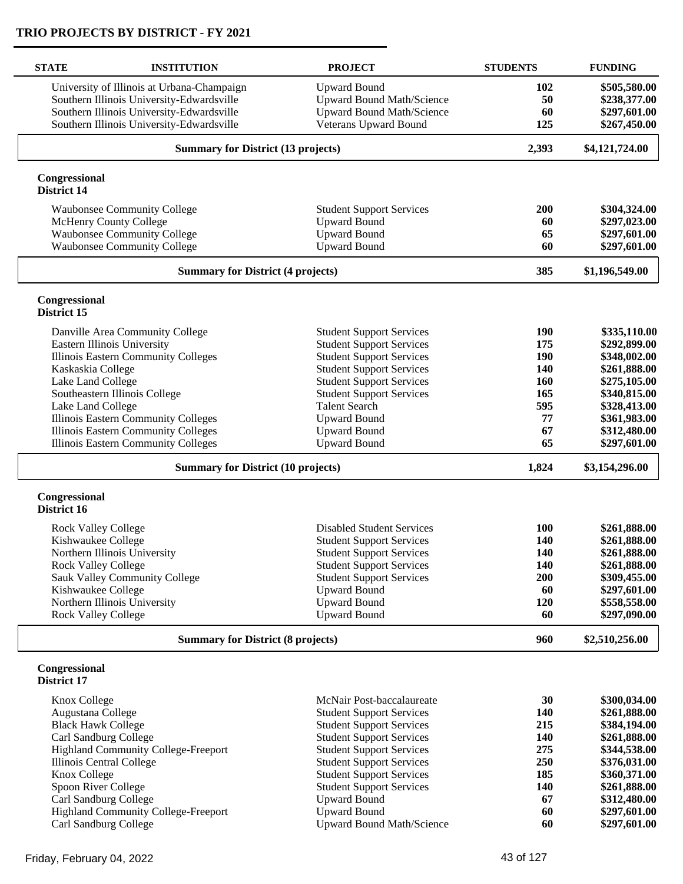## TRIO PROJECTS BY DISTRICT - FY 2021

| STATE | INSTITUTION | PROJECT | STUDENTS | FUNDING |
|---|---|---|---|---|
| | University of Illinois at Urbana-Champaign | Upward Bound | **102** | **$505,580.00** |
| | Southern Illinois University-Edwardsville | Upward Bound Math/Science | **50** | **$238,377.00** |
| | Southern Illinois University-Edwardsville | Upward Bound Math/Science | **60** | **$297,601.00** |
| | Southern Illinois University-Edwardsville | Veterans Upward Bound | **125** | **$267,450.00** |
| | **Summary for District (13 projects)** | | **2,393** | **$4,121,724.00** |

**Congressional District 14**

| STATE | INSTITUTION | PROJECT | STUDENTS | FUNDING |
|---|---|---|---|---|
| | Waubonsee Community College | Student Support Services | **200** | **$304,324.00** |
| | McHenry County College | Upward Bound | **60** | **$297,023.00** |
| | Waubonsee Community College | Upward Bound | **65** | **$297,601.00** |
| | Waubonsee Community College | Upward Bound | **60** | **$297,601.00** |
| | **Summary for District (4 projects)** | | **385** | **$1,196,549.00** |

**Congressional District 15**

| STATE | INSTITUTION | PROJECT | STUDENTS | FUNDING |
|---|---|---|---|---|
| | Danville Area Community College | Student Support Services | **190** | **$335,110.00** |
| | Eastern Illinois University | Student Support Services | **175** | **$292,899.00** |
| | Illinois Eastern Community Colleges | Student Support Services | **190** | **$348,002.00** |
| | Kaskaskia College | Student Support Services | **140** | **$261,888.00** |
| | Lake Land College | Student Support Services | **160** | **$275,105.00** |
| | Southeastern Illinois College | Student Support Services | **165** | **$340,815.00** |
| | Lake Land College | Talent Search | **595** | **$328,413.00** |
| | Illinois Eastern Community Colleges | Upward Bound | **77** | **$361,983.00** |
| | Illinois Eastern Community Colleges | Upward Bound | **67** | **$312,480.00** |
| | Illinois Eastern Community Colleges | Upward Bound | **65** | **$297,601.00** |
| | **Summary for District (10 projects)** | | **1,824** | **$3,154,296.00** |

**Congressional District 16**

| STATE | INSTITUTION | PROJECT | STUDENTS | FUNDING |
|---|---|---|---|---|
| | Rock Valley College | Disabled Student Services | **100** | **$261,888.00** |
| | Kishwaukee College | Student Support Services | **140** | **$261,888.00** |
| | Northern Illinois University | Student Support Services | **140** | **$261,888.00** |
| | Rock Valley College | Student Support Services | **140** | **$261,888.00** |
| | Sauk Valley Community College | Student Support Services | **200** | **$309,455.00** |
| | Kishwaukee College | Upward Bound | **60** | **$297,601.00** |
| | Northern Illinois University | Upward Bound | **120** | **$558,558.00** |
| | Rock Valley College | Upward Bound | **60** | **$297,090.00** |
| | **Summary for District (8 projects)** | | **960** | **$2,510,256.00** |

**Congressional District 17**

| STATE | INSTITUTION | PROJECT | STUDENTS | FUNDING |
|---|---|---|---|---|
| | Knox College | McNair Post-baccalaureate | **30** | **$300,034.00** |
| | Augustana College | Student Support Services | **140** | **$261,888.00** |
| | Black Hawk College | Student Support Services | **215** | **$384,194.00** |
| | Carl Sandburg College | Student Support Services | **140** | **$261,888.00** |
| | Highland Community College-Freeport | Student Support Services | **275** | **$344,538.00** |
| | Illinois Central College | Student Support Services | **250** | **$376,031.00** |
| | Knox College | Student Support Services | **185** | **$360,371.00** |
| | Spoon River College | Student Support Services | **140** | **$261,888.00** |
| | Carl Sandburg College | Upward Bound | **67** | **$312,480.00** |
| | Highland Community College-Freeport | Upward Bound | **60** | **$297,601.00** |
| | Carl Sandburg College | Upward Bound Math/Science | **60** | **$297,601.00** |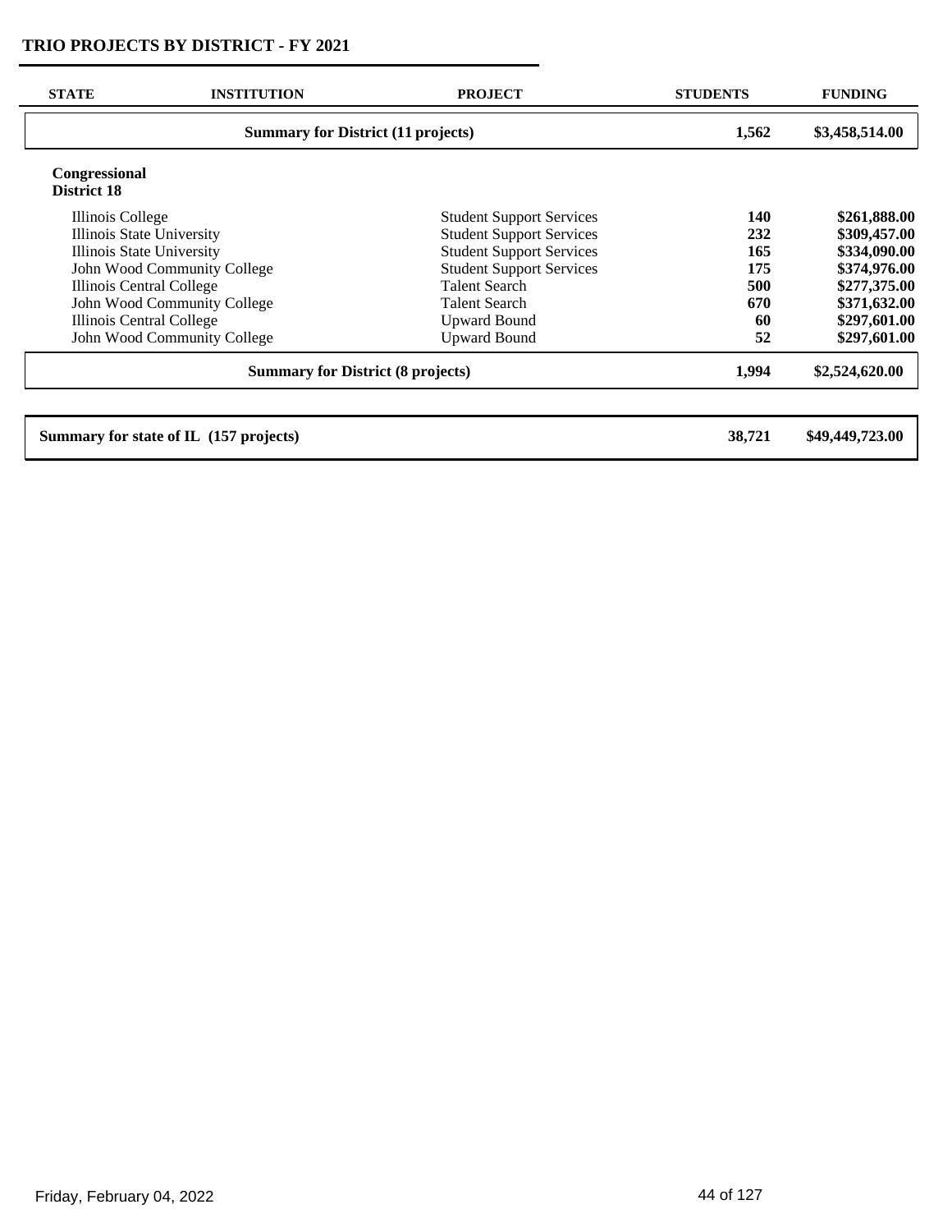## TRIO PROJECTS BY DISTRICT - FY 2021

| STATE | INSTITUTION | PROJECT | STUDENTS | FUNDING |
|---|---|---|---|---|
| | **Summary for District (11 projects)** | | **1,562** | **$3,458,514.00** |
| **Congressional District 18** | | | | |
| | Illinois College | Student Support Services | **140** | **$261,888.00** |
| | Illinois State University | Student Support Services | **232** | **$309,457.00** |
| | Illinois State University | Student Support Services | **165** | **$334,090.00** |
| | John Wood Community College | Student Support Services | **175** | **$374,976.00** |
| | Illinois Central College | Talent Search | **500** | **$277,375.00** |
| | John Wood Community College | Talent Search | **670** | **$371,632.00** |
| | Illinois Central College | Upward Bound | **60** | **$297,601.00** |
| | John Wood Community College | Upward Bound | **52** | **$297,601.00** |
| | **Summary for District (8 projects)** | | **1,994** | **$2,524,620.00** |
| **Summary for state of IL (157 projects)** | | | **38,721** | **$49,449,723.00** |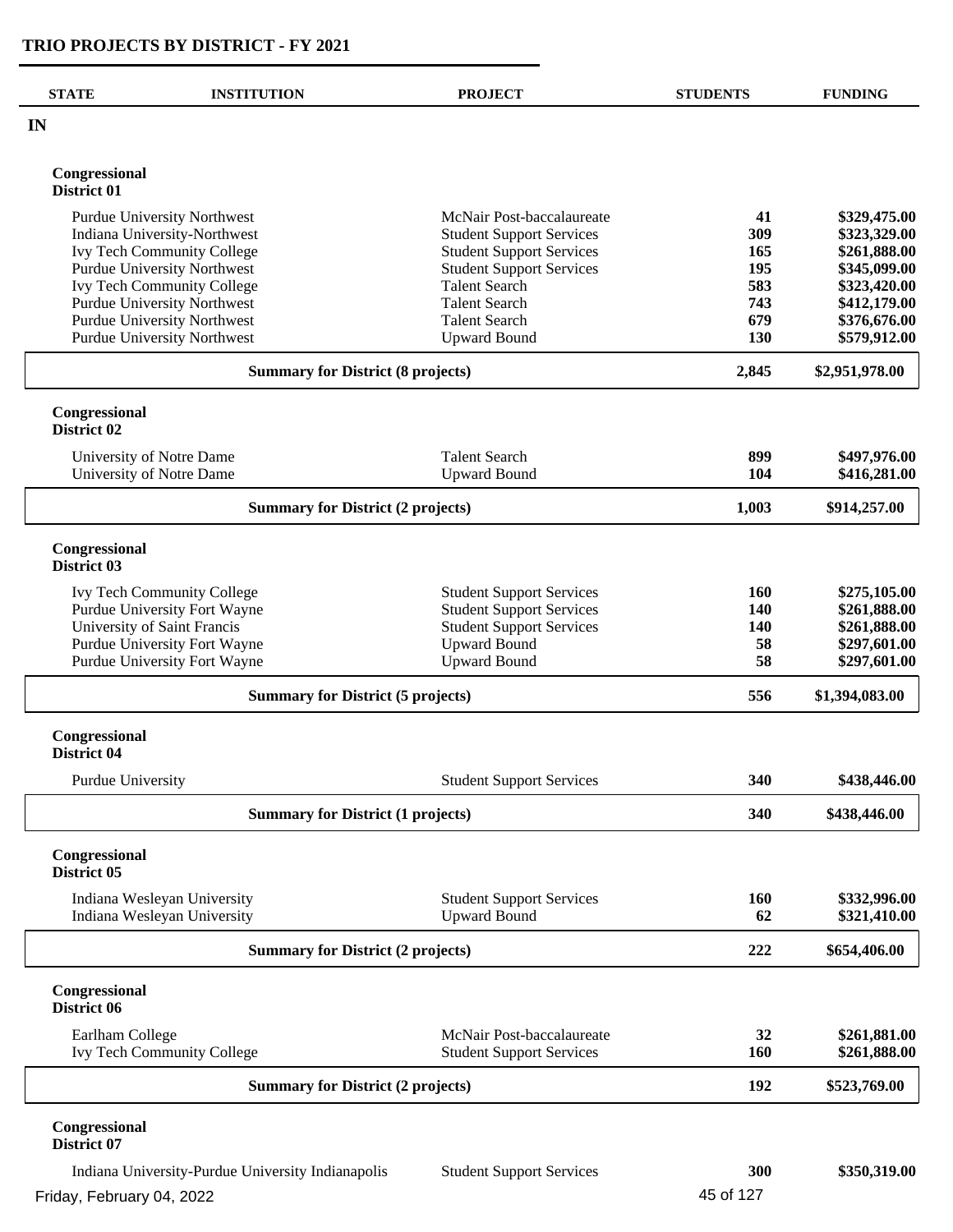## TRIO PROJECTS BY DISTRICT - FY 2021

| STATE | INSTITUTION | PROJECT | STUDENTS | FUNDING |
|---|---|---|---|---|
| **IN** | | | | |
| **Congressional District 01** | | | | |
| | Purdue University Northwest | McNair Post-baccalaureate | **41** | **$329,475.00** |
| | Indiana University-Northwest | Student Support Services | **309** | **$323,329.00** |
| | Ivy Tech Community College | Student Support Services | **165** | **$261,888.00** |
| | Purdue University Northwest | Student Support Services | **195** | **$345,099.00** |
| | Ivy Tech Community College | Talent Search | **583** | **$323,420.00** |
| | Purdue University Northwest | Talent Search | **743** | **$412,179.00** |
| | Purdue University Northwest | Talent Search | **679** | **$376,676.00** |
| | Purdue University Northwest | Upward Bound | **130** | **$579,912.00** |
| | **Summary for District (8 projects)** | | **2,845** | **$2,951,978.00** |
| **Congressional District 02** | | | | |
| | University of Notre Dame | Talent Search | **899** | **$497,976.00** |
| | University of Notre Dame | Upward Bound | **104** | **$416,281.00** |
| | **Summary for District (2 projects)** | | **1,003** | **$914,257.00** |
| **Congressional District 03** | | | | |
| | Ivy Tech Community College | Student Support Services | **160** | **$275,105.00** |
| | Purdue University Fort Wayne | Student Support Services | **140** | **$261,888.00** |
| | University of Saint Francis | Student Support Services | **140** | **$261,888.00** |
| | Purdue University Fort Wayne | Upward Bound | **58** | **$297,601.00** |
| | Purdue University Fort Wayne | Upward Bound | **58** | **$297,601.00** |
| | **Summary for District (5 projects)** | | **556** | **$1,394,083.00** |
| **Congressional District 04** | | | | |
| | Purdue University | Student Support Services | **340** | **$438,446.00** |
| | **Summary for District (1 projects)** | | **340** | **$438,446.00** |
| **Congressional District 05** | | | | |
| | Indiana Wesleyan University | Student Support Services | **160** | **$332,996.00** |
| | Indiana Wesleyan University | Upward Bound | **62** | **$321,410.00** |
| | **Summary for District (2 projects)** | | **222** | **$654,406.00** |
| **Congressional District 06** | | | | |
| | Earlham College | McNair Post-baccalaureate | **32** | **$261,881.00** |
| | Ivy Tech Community College | Student Support Services | **160** | **$261,888.00** |
| | **Summary for District (2 projects)** | | **192** | **$523,769.00** |
| **Congressional District 07** | | | | |
| | Indiana University-Purdue University Indianapolis | Student Support Services | **300** | **$350,319.00** |

Friday, February 04, 2022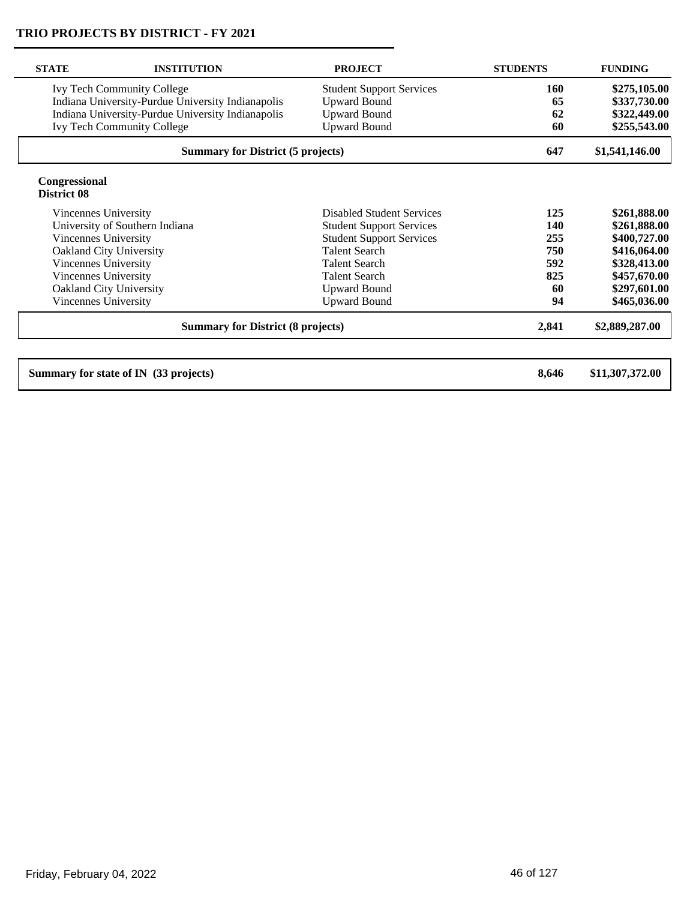## TRIO PROJECTS BY DISTRICT - FY 2021

| STATE | INSTITUTION | PROJECT | STUDENTS | FUNDING |
|---|---|---|---|---|
| | Ivy Tech Community College | Student Support Services | **160** | **$275,105.00** |
| | Indiana University-Purdue University Indianapolis | Upward Bound | **65** | **$337,730.00** |
| | Indiana University-Purdue University Indianapolis | Upward Bound | **62** | **$322,449.00** |
| | Ivy Tech Community College | Upward Bound | **60** | **$255,543.00** |
| | **Summary for District (5 projects)** | | **647** | **$1,541,146.00** |
| **Congressional District 08** | | | | |
| | Vincennes University | Disabled Student Services | **125** | **$261,888.00** |
| | University of Southern Indiana | Student Support Services | **140** | **$261,888.00** |
| | Vincennes University | Student Support Services | **255** | **$400,727.00** |
| | Oakland City University | Talent Search | **750** | **$416,064.00** |
| | Vincennes University | Talent Search | **592** | **$328,413.00** |
| | Vincennes University | Talent Search | **825** | **$457,670.00** |
| | Oakland City University | Upward Bound | **60** | **$297,601.00** |
| | Vincennes University | Upward Bound | **94** | **$465,036.00** |
| | **Summary for District (8 projects)** | | **2,841** | **$2,889,287.00** |
| **Summary for state of IN (33 projects)** | | | **8,646** | **$11,307,372.00** |

Friday, February 04, 2022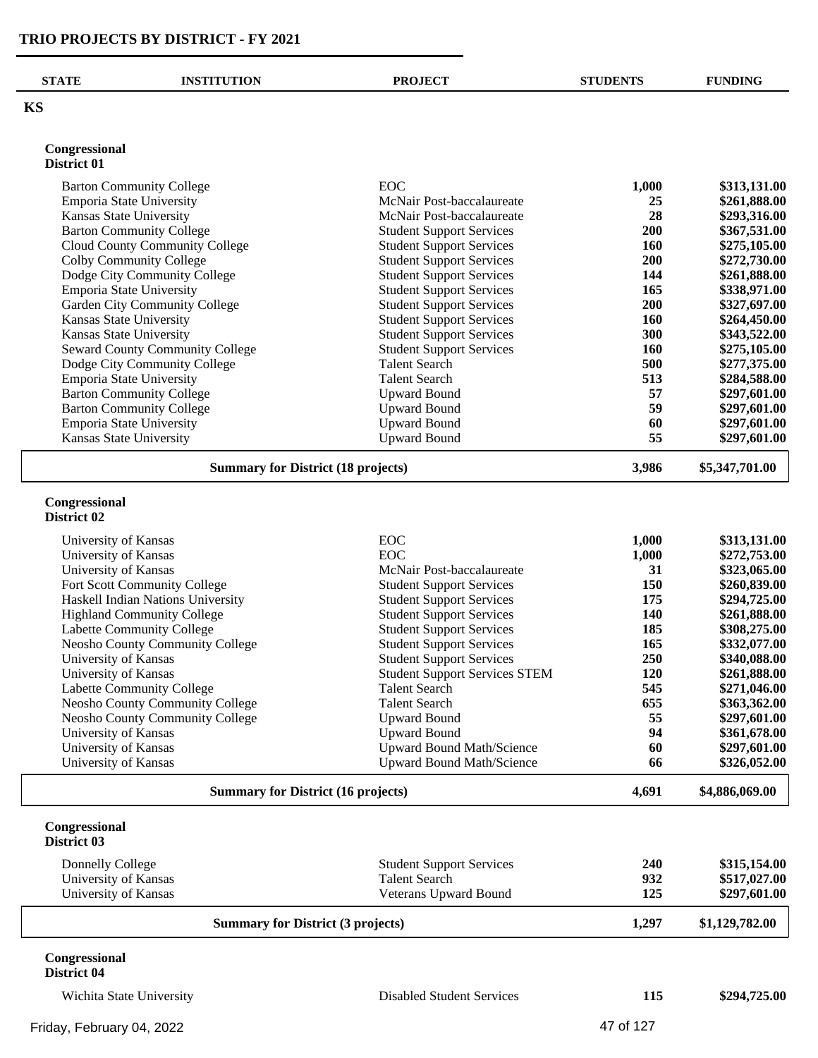# TRIO PROJECTS BY DISTRICT - FY 2021

| STATE | INSTITUTION | PROJECT | STUDENTS | FUNDING |
|---|---|---|---|---|
| **KS** | | | | |
| **Congressional District 01** | | | | |
| | Barton Community College | EOC | **1,000** | **$313,131.00** |
| | Emporia State University | McNair Post-baccalaureate | **25** | **$261,888.00** |
| | Kansas State University | McNair Post-baccalaureate | **28** | **$293,316.00** |
| | Barton Community College | Student Support Services | **200** | **$367,531.00** |
| | Cloud County Community College | Student Support Services | **160** | **$275,105.00** |
| | Colby Community College | Student Support Services | **200** | **$272,730.00** |
| | Dodge City Community College | Student Support Services | **144** | **$261,888.00** |
| | Emporia State University | Student Support Services | **165** | **$338,971.00** |
| | Garden City Community College | Student Support Services | **200** | **$327,697.00** |
| | Kansas State University | Student Support Services | **160** | **$264,450.00** |
| | Kansas State University | Student Support Services | **300** | **$343,522.00** |
| | Seward County Community College | Student Support Services | **160** | **$275,105.00** |
| | Dodge City Community College | Talent Search | **500** | **$277,375.00** |
| | Emporia State University | Talent Search | **513** | **$284,588.00** |
| | Barton Community College | Upward Bound | **57** | **$297,601.00** |
| | Barton Community College | Upward Bound | **59** | **$297,601.00** |
| | Emporia State University | Upward Bound | **60** | **$297,601.00** |
| | Kansas State University | Upward Bound | **55** | **$297,601.00** |
| | **Summary for District (18 projects)** | | **3,986** | **$5,347,701.00** |
| **Congressional District 02** | | | | |
| | University of Kansas | EOC | **1,000** | **$313,131.00** |
| | University of Kansas | EOC | **1,000** | **$272,753.00** |
| | University of Kansas | McNair Post-baccalaureate | **31** | **$323,065.00** |
| | Fort Scott Community College | Student Support Services | **150** | **$260,839.00** |
| | Haskell Indian Nations University | Student Support Services | **175** | **$294,725.00** |
| | Highland Community College | Student Support Services | **140** | **$261,888.00** |
| | Labette Community College | Student Support Services | **185** | **$308,275.00** |
| | Neosho County Community College | Student Support Services | **165** | **$332,077.00** |
| | University of Kansas | Student Support Services | **250** | **$340,088.00** |
| | University of Kansas | Student Support Services STEM | **120** | **$261,888.00** |
| | Labette Community College | Talent Search | **545** | **$271,046.00** |
| | Neosho County Community College | Talent Search | **655** | **$363,362.00** |
| | Neosho County Community College | Upward Bound | **55** | **$297,601.00** |
| | University of Kansas | Upward Bound | **94** | **$361,678.00** |
| | University of Kansas | Upward Bound Math/Science | **60** | **$297,601.00** |
| | University of Kansas | Upward Bound Math/Science | **66** | **$326,052.00** |
| | **Summary for District (16 projects)** | | **4,691** | **$4,886,069.00** |
| **Congressional District 03** | | | | |
| | Donnelly College | Student Support Services | **240** | **$315,154.00** |
| | University of Kansas | Talent Search | **932** | **$517,027.00** |
| | University of Kansas | Veterans Upward Bound | **125** | **$297,601.00** |
| | **Summary for District (3 projects)** | | **1,297** | **$1,129,782.00** |
| **Congressional District 04** | | | | |
| | Wichita State University | Disabled Student Services | **115** | **$294,725.00** |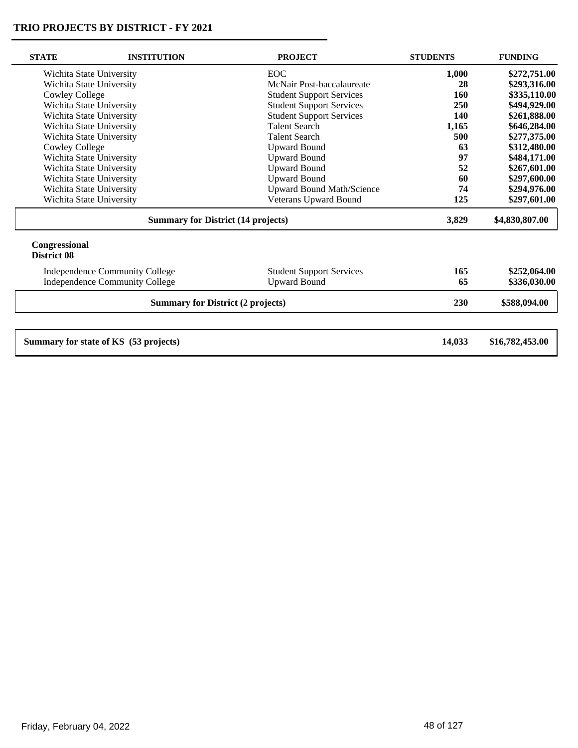## TRIO PROJECTS BY DISTRICT - FY 2021

| STATE | INSTITUTION | PROJECT | STUDENTS | FUNDING |
|---|---|---|---|---|
| | Wichita State University | EOC | **1,000** | **$272,751.00** |
| | Wichita State University | McNair Post-baccalaureate | **28** | **$293,316.00** |
| | Cowley College | Student Support Services | **160** | **$335,110.00** |
| | Wichita State University | Student Support Services | **250** | **$494,929.00** |
| | Wichita State University | Student Support Services | **140** | **$261,888.00** |
| | Wichita State University | Talent Search | **1,165** | **$646,284.00** |
| | Wichita State University | Talent Search | **500** | **$277,375.00** |
| | Cowley College | Upward Bound | **63** | **$312,480.00** |
| | Wichita State University | Upward Bound | **97** | **$484,171.00** |
| | Wichita State University | Upward Bound | **52** | **$267,601.00** |
| | Wichita State University | Upward Bound | **60** | **$297,600.00** |
| | Wichita State University | Upward Bound Math/Science | **74** | **$294,976.00** |
| | Wichita State University | Veterans Upward Bound | **125** | **$297,601.00** |
| | **Summary for District (14 projects)** | | **3,829** | **$4,830,807.00** |
| **Congressional District 08** | | | | |
| | Independence Community College | Student Support Services | **165** | **$252,064.00** |
| | Independence Community College | Upward Bound | **65** | **$336,030.00** |
| | **Summary for District (2 projects)** | | **230** | **$588,094.00** |
| **Summary for state of KS (53 projects)** | | | **14,033** | **$16,782,453.00** |

Friday, February 04, 2022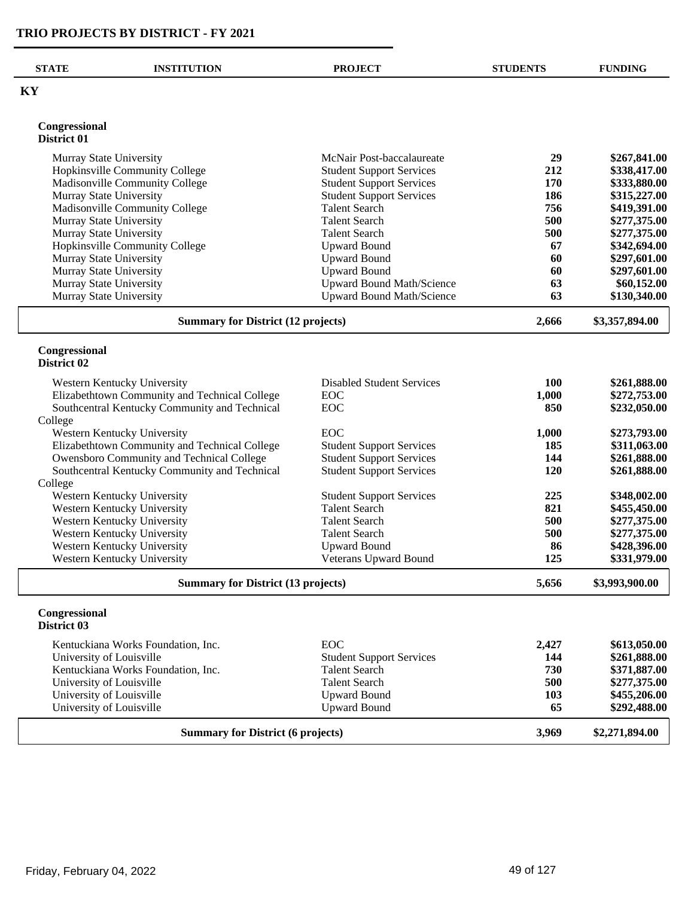# TRIO PROJECTS BY DISTRICT - FY 2021

| STATE | INSTITUTION | PROJECT | STUDENTS | FUNDING |
|---|---|---|---|---|

## KY

### Congressional District 01

| INSTITUTION | PROJECT | STUDENTS | FUNDING |
|---|---|---|---|
| Murray State University | McNair Post-baccalaureate | 29 | $267,841.00 |
| Hopkinsville Community College | Student Support Services | 212 | $338,417.00 |
| Madisonville Community College | Student Support Services | 170 | $333,880.00 |
| Murray State University | Student Support Services | 186 | $315,227.00 |
| Madisonville Community College | Talent Search | 756 | $419,391.00 |
| Murray State University | Talent Search | 500 | $277,375.00 |
| Murray State University | Talent Search | 500 | $277,375.00 |
| Hopkinsville Community College | Upward Bound | 67 | $342,694.00 |
| Murray State University | Upward Bound | 60 | $297,601.00 |
| Murray State University | Upward Bound | 60 | $297,601.00 |
| Murray State University | Upward Bound Math/Science | 63 | $60,152.00 |
| Murray State University | Upward Bound Math/Science | 63 | $130,340.00 |
| **Summary for District (12 projects)** | | **2,666** | **$3,357,894.00** |

### Congressional District 02

| INSTITUTION | PROJECT | STUDENTS | FUNDING |
|---|---|---|---|
| Western Kentucky University | Disabled Student Services | 100 | $261,888.00 |
| Elizabethtown Community and Technical College | EOC | 1,000 | $272,753.00 |
| Southcentral Kentucky Community and Technical College | EOC | 850 | $232,050.00 |
| Western Kentucky University | EOC | 1,000 | $273,793.00 |
| Elizabethtown Community and Technical College | Student Support Services | 185 | $311,063.00 |
| Owensboro Community and Technical College | Student Support Services | 144 | $261,888.00 |
| Southcentral Kentucky Community and Technical College | Student Support Services | 120 | $261,888.00 |
| Western Kentucky University | Student Support Services | 225 | $348,002.00 |
| Western Kentucky University | Talent Search | 821 | $455,450.00 |
| Western Kentucky University | Talent Search | 500 | $277,375.00 |
| Western Kentucky University | Talent Search | 500 | $277,375.00 |
| Western Kentucky University | Upward Bound | 86 | $428,396.00 |
| Western Kentucky University | Veterans Upward Bound | 125 | $331,979.00 |
| **Summary for District (13 projects)** | | **5,656** | **$3,993,900.00** |

### Congressional District 03

| INSTITUTION | PROJECT | STUDENTS | FUNDING |
|---|---|---|---|
| Kentuckiana Works Foundation, Inc. | EOC | 2,427 | $613,050.00 |
| University of Louisville | Student Support Services | 144 | $261,888.00 |
| Kentuckiana Works Foundation, Inc. | Talent Search | 730 | $371,887.00 |
| University of Louisville | Talent Search | 500 | $277,375.00 |
| University of Louisville | Upward Bound | 103 | $455,206.00 |
| University of Louisville | Upward Bound | 65 | $292,488.00 |
| **Summary for District (6 projects)** | | **3,969** | **$2,271,894.00** |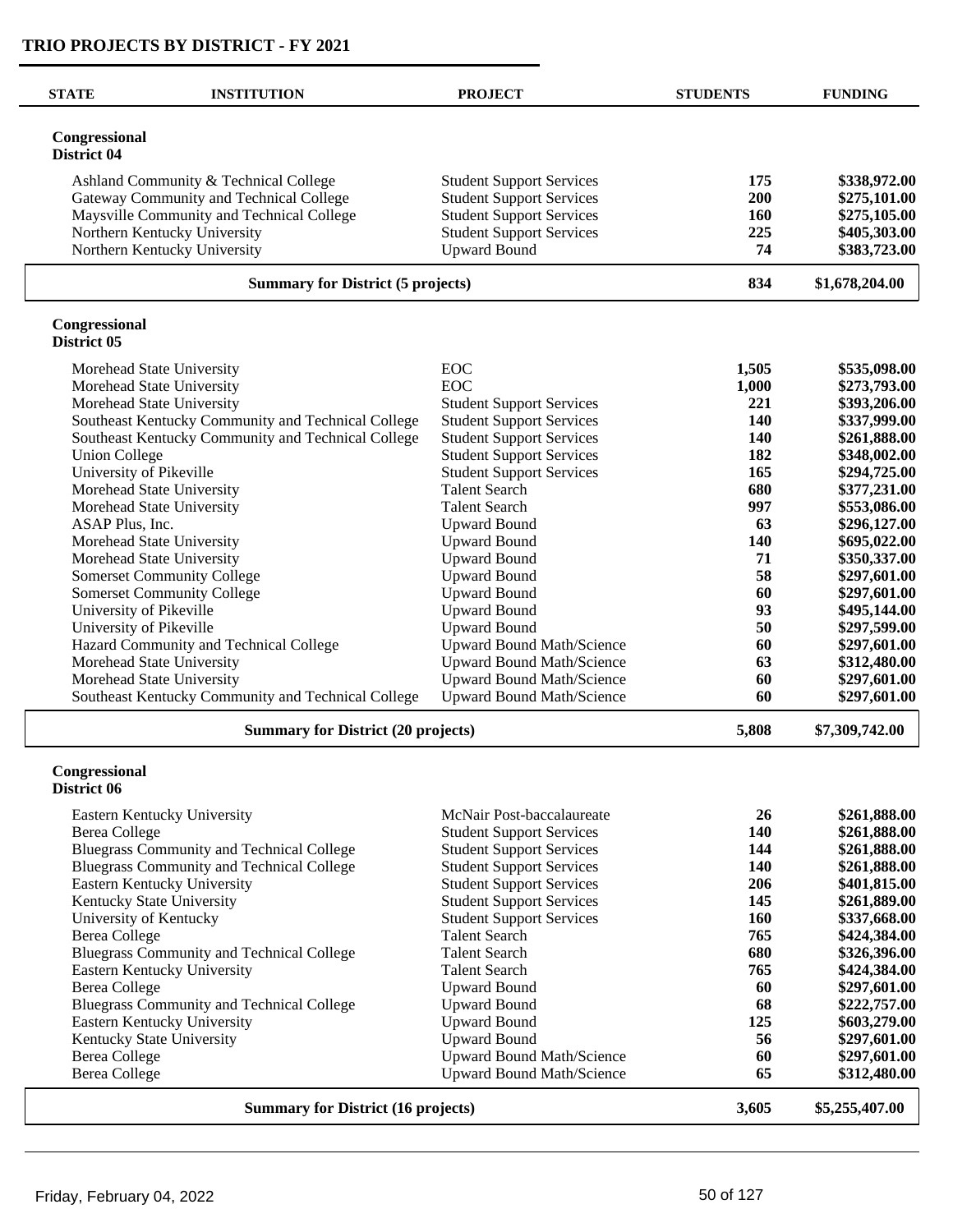# TRIO PROJECTS BY DISTRICT - FY 2021

| STATE | INSTITUTION | PROJECT | STUDENTS | FUNDING |
|---|---|---|---|---|
| **Congressional District 04** | | | | |
| | Ashland Community & Technical College | Student Support Services | **175** | **$338,972.00** |
| | Gateway Community and Technical College | Student Support Services | **200** | **$275,101.00** |
| | Maysville Community and Technical College | Student Support Services | **160** | **$275,105.00** |
| | Northern Kentucky University | Student Support Services | **225** | **$405,303.00** |
| | Northern Kentucky University | Upward Bound | **74** | **$383,723.00** |
| | **Summary for District (5 projects)** | | **834** | **$1,678,204.00** |
| **Congressional District 05** | | | | |
| | Morehead State University | EOC | **1,505** | **$535,098.00** |
| | Morehead State University | EOC | **1,000** | **$273,793.00** |
| | Morehead State University | Student Support Services | **221** | **$393,206.00** |
| | Southeast Kentucky Community and Technical College | Student Support Services | **140** | **$337,999.00** |
| | Southeast Kentucky Community and Technical College | Student Support Services | **140** | **$261,888.00** |
| | Union College | Student Support Services | **182** | **$348,002.00** |
| | University of Pikeville | Student Support Services | **165** | **$294,725.00** |
| | Morehead State University | Talent Search | **680** | **$377,231.00** |
| | Morehead State University | Talent Search | **997** | **$553,086.00** |
| | ASAP Plus, Inc. | Upward Bound | **63** | **$296,127.00** |
| | Morehead State University | Upward Bound | **140** | **$695,022.00** |
| | Morehead State University | Upward Bound | **71** | **$350,337.00** |
| | Somerset Community College | Upward Bound | **58** | **$297,601.00** |
| | Somerset Community College | Upward Bound | **60** | **$297,601.00** |
| | University of Pikeville | Upward Bound | **93** | **$495,144.00** |
| | University of Pikeville | Upward Bound | **50** | **$297,599.00** |
| | Hazard Community and Technical College | Upward Bound Math/Science | **60** | **$297,601.00** |
| | Morehead State University | Upward Bound Math/Science | **63** | **$312,480.00** |
| | Morehead State University | Upward Bound Math/Science | **60** | **$297,601.00** |
| | Southeast Kentucky Community and Technical College | Upward Bound Math/Science | **60** | **$297,601.00** |
| | **Summary for District (20 projects)** | | **5,808** | **$7,309,742.00** |
| **Congressional District 06** | | | | |
| | Eastern Kentucky University | McNair Post-baccalaureate | **26** | **$261,888.00** |
| | Berea College | Student Support Services | **140** | **$261,888.00** |
| | Bluegrass Community and Technical College | Student Support Services | **144** | **$261,888.00** |
| | Bluegrass Community and Technical College | Student Support Services | **140** | **$261,888.00** |
| | Eastern Kentucky University | Student Support Services | **206** | **$401,815.00** |
| | Kentucky State University | Student Support Services | **145** | **$261,889.00** |
| | University of Kentucky | Student Support Services | **160** | **$337,668.00** |
| | Berea College | Talent Search | **765** | **$424,384.00** |
| | Bluegrass Community and Technical College | Talent Search | **680** | **$326,396.00** |
| | Eastern Kentucky University | Talent Search | **765** | **$424,384.00** |
| | Berea College | Upward Bound | **60** | **$297,601.00** |
| | Bluegrass Community and Technical College | Upward Bound | **68** | **$222,757.00** |
| | Eastern Kentucky University | Upward Bound | **125** | **$603,279.00** |
| | Kentucky State University | Upward Bound | **56** | **$297,601.00** |
| | Berea College | Upward Bound Math/Science | **60** | **$297,601.00** |
| | Berea College | Upward Bound Math/Science | **65** | **$312,480.00** |
| | **Summary for District (16 projects)** | | **3,605** | **$5,255,407.00** |

Friday, February 04, 2022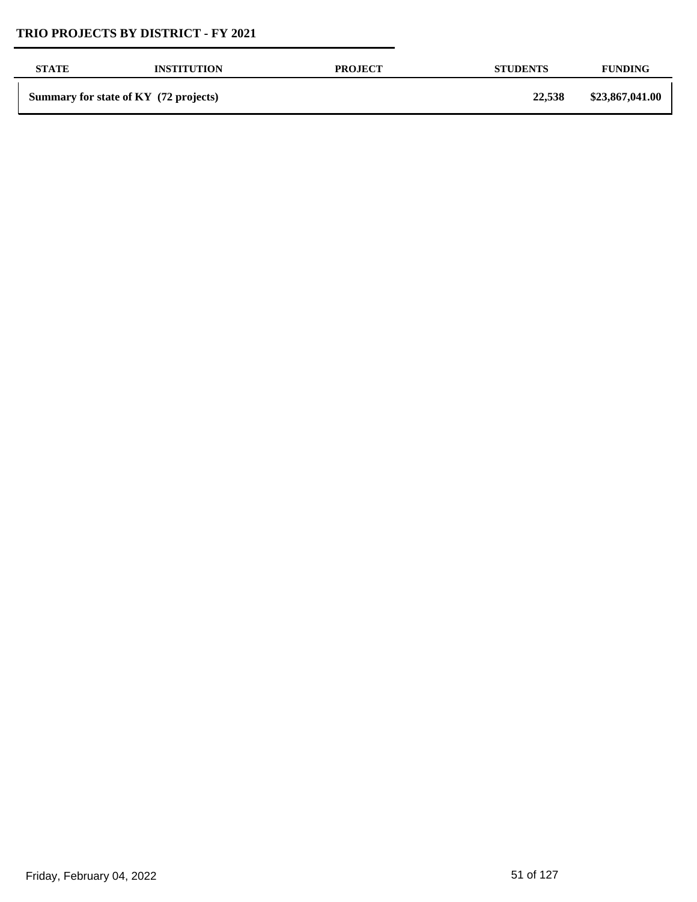## TRIO PROJECTS BY DISTRICT - FY 2021

| STATE | INSTITUTION | PROJECT | STUDENTS | FUNDING |
|---|---|---|---|---|
| **Summary for state of KY (72 projects)** | | | **22,538** | **$23,867,041.00** |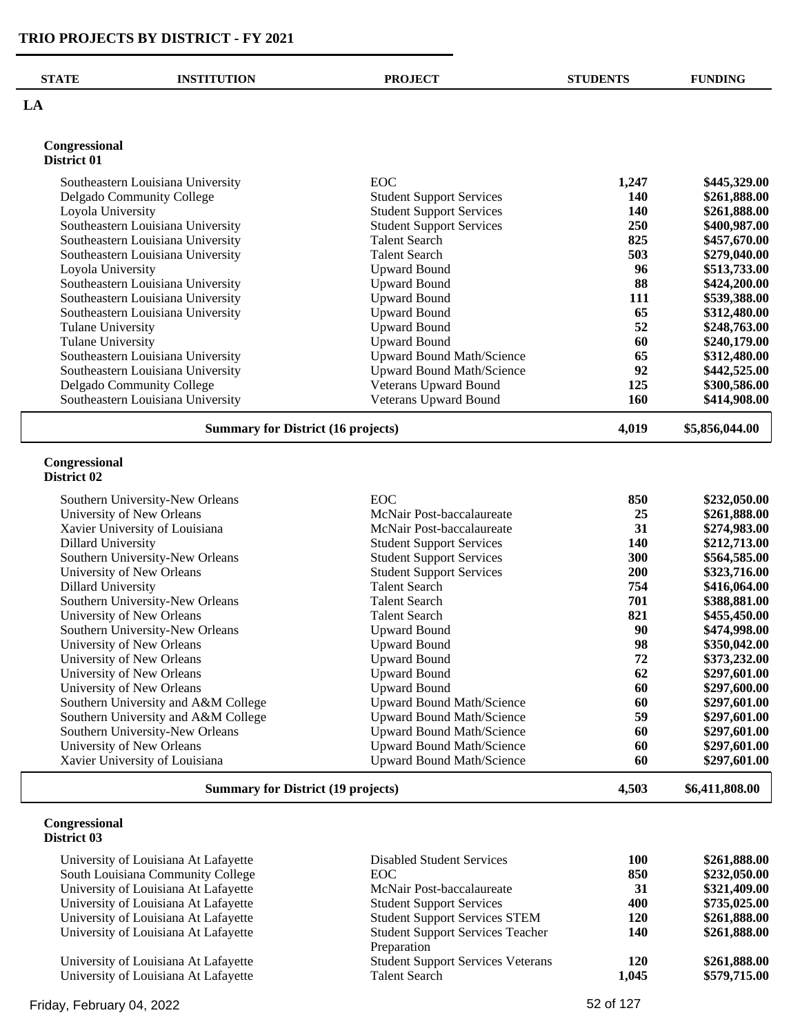# TRIO PROJECTS BY DISTRICT - FY 2021

| STATE | INSTITUTION | PROJECT | STUDENTS | FUNDING |
|---|---|---|---|---|
| **LA** | | | | |

**Congressional District 01**

| INSTITUTION | PROJECT | STUDENTS | FUNDING |
|---|---|---|---|
| Southeastern Louisiana University | EOC | **1,247** | **$445,329.00** |
| Delgado Community College | Student Support Services | **140** | **$261,888.00** |
| Loyola University | Student Support Services | **140** | **$261,888.00** |
| Southeastern Louisiana University | Student Support Services | **250** | **$400,987.00** |
| Southeastern Louisiana University | Talent Search | **825** | **$457,670.00** |
| Southeastern Louisiana University | Talent Search | **503** | **$279,040.00** |
| Loyola University | Upward Bound | **96** | **$513,733.00** |
| Southeastern Louisiana University | Upward Bound | **88** | **$424,200.00** |
| Southeastern Louisiana University | Upward Bound | **111** | **$539,388.00** |
| Southeastern Louisiana University | Upward Bound | **65** | **$312,480.00** |
| Tulane University | Upward Bound | **52** | **$248,763.00** |
| Tulane University | Upward Bound | **60** | **$240,179.00** |
| Southeastern Louisiana University | Upward Bound Math/Science | **65** | **$312,480.00** |
| Southeastern Louisiana University | Upward Bound Math/Science | **92** | **$442,525.00** |
| Delgado Community College | Veterans Upward Bound | **125** | **$300,586.00** |
| Southeastern Louisiana University | Veterans Upward Bound | **160** | **$414,908.00** |
| **Summary for District (16 projects)** | | **4,019** | **$5,856,044.00** |

**Congressional District 02**

| INSTITUTION | PROJECT | STUDENTS | FUNDING |
|---|---|---|---|
| Southern University-New Orleans | EOC | **850** | **$232,050.00** |
| University of New Orleans | McNair Post-baccalaureate | **25** | **$261,888.00** |
| Xavier University of Louisiana | McNair Post-baccalaureate | **31** | **$274,983.00** |
| Dillard University | Student Support Services | **140** | **$212,713.00** |
| Southern University-New Orleans | Student Support Services | **300** | **$564,585.00** |
| University of New Orleans | Student Support Services | **200** | **$323,716.00** |
| Dillard University | Talent Search | **754** | **$416,064.00** |
| Southern University-New Orleans | Talent Search | **701** | **$388,881.00** |
| University of New Orleans | Talent Search | **821** | **$455,450.00** |
| Southern University-New Orleans | Upward Bound | **90** | **$474,998.00** |
| University of New Orleans | Upward Bound | **98** | **$350,042.00** |
| University of New Orleans | Upward Bound | **72** | **$373,232.00** |
| University of New Orleans | Upward Bound | **62** | **$297,601.00** |
| University of New Orleans | Upward Bound | **60** | **$297,600.00** |
| Southern University and A&M College | Upward Bound Math/Science | **60** | **$297,601.00** |
| Southern University and A&M College | Upward Bound Math/Science | **59** | **$297,601.00** |
| Southern University-New Orleans | Upward Bound Math/Science | **60** | **$297,601.00** |
| University of New Orleans | Upward Bound Math/Science | **60** | **$297,601.00** |
| Xavier University of Louisiana | Upward Bound Math/Science | **60** | **$297,601.00** |
| **Summary for District (19 projects)** | | **4,503** | **$6,411,808.00** |

**Congressional District 03**

| INSTITUTION | PROJECT | STUDENTS | FUNDING |
|---|---|---|---|
| University of Louisiana At Lafayette | Disabled Student Services | **100** | **$261,888.00** |
| South Louisiana Community College | EOC | **850** | **$232,050.00** |
| University of Louisiana At Lafayette | McNair Post-baccalaureate | **31** | **$321,409.00** |
| University of Louisiana At Lafayette | Student Support Services | **400** | **$735,025.00** |
| University of Louisiana At Lafayette | Student Support Services STEM | **120** | **$261,888.00** |
| University of Louisiana At Lafayette | Student Support Services Teacher Preparation | **140** | **$261,888.00** |
| University of Louisiana At Lafayette | Student Support Services Veterans | **120** | **$261,888.00** |
| University of Louisiana At Lafayette | Talent Search | **1,045** | **$579,715.00** |

Friday, February 04, 2022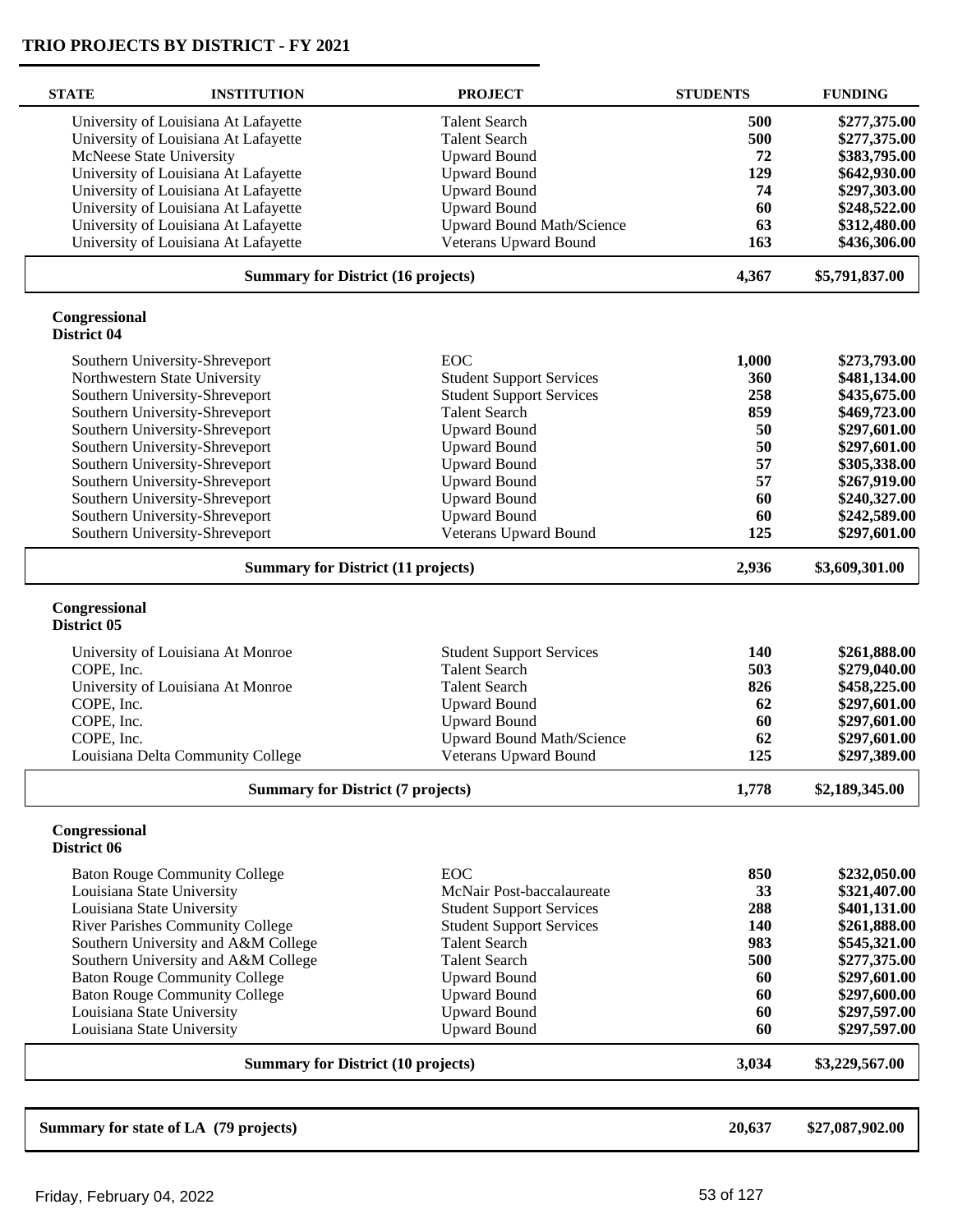# TRIO PROJECTS BY DISTRICT - FY 2021

| STATE | INSTITUTION | PROJECT | STUDENTS | FUNDING |
|---|---|---|---|---|
| | University of Louisiana At Lafayette | Talent Search | 500 | $277,375.00 |
| | University of Louisiana At Lafayette | Talent Search | 500 | $277,375.00 |
| | McNeese State University | Upward Bound | 72 | $383,795.00 |
| | University of Louisiana At Lafayette | Upward Bound | 129 | $642,930.00 |
| | University of Louisiana At Lafayette | Upward Bound | 74 | $297,303.00 |
| | University of Louisiana At Lafayette | Upward Bound | 60 | $248,522.00 |
| | University of Louisiana At Lafayette | Upward Bound Math/Science | 63 | $312,480.00 |
| | University of Louisiana At Lafayette | Veterans Upward Bound | 163 | $436,306.00 |
| | **Summary for District (16 projects)** | | **4,367** | **$5,791,837.00** |
| **Congressional District 04** | | | | |
| | Southern University-Shreveport | EOC | 1,000 | $273,793.00 |
| | Northwestern State University | Student Support Services | 360 | $481,134.00 |
| | Southern University-Shreveport | Student Support Services | 258 | $435,675.00 |
| | Southern University-Shreveport | Talent Search | 859 | $469,723.00 |
| | Southern University-Shreveport | Upward Bound | 50 | $297,601.00 |
| | Southern University-Shreveport | Upward Bound | 50 | $297,601.00 |
| | Southern University-Shreveport | Upward Bound | 57 | $305,338.00 |
| | Southern University-Shreveport | Upward Bound | 57 | $267,919.00 |
| | Southern University-Shreveport | Upward Bound | 60 | $240,327.00 |
| | Southern University-Shreveport | Upward Bound | 60 | $242,589.00 |
| | Southern University-Shreveport | Veterans Upward Bound | 125 | $297,601.00 |
| | **Summary for District (11 projects)** | | **2,936** | **$3,609,301.00** |
| **Congressional District 05** | | | | |
| | University of Louisiana At Monroe | Student Support Services | 140 | $261,888.00 |
| | COPE, Inc. | Talent Search | 503 | $279,040.00 |
| | University of Louisiana At Monroe | Talent Search | 826 | $458,225.00 |
| | COPE, Inc. | Upward Bound | 62 | $297,601.00 |
| | COPE, Inc. | Upward Bound | 60 | $297,601.00 |
| | COPE, Inc. | Upward Bound Math/Science | 62 | $297,601.00 |
| | Louisiana Delta Community College | Veterans Upward Bound | 125 | $297,389.00 |
| | **Summary for District (7 projects)** | | **1,778** | **$2,189,345.00** |
| **Congressional District 06** | | | | |
| | Baton Rouge Community College | EOC | 850 | $232,050.00 |
| | Louisiana State University | McNair Post-baccalaureate | 33 | $321,407.00 |
| | Louisiana State University | Student Support Services | 288 | $401,131.00 |
| | River Parishes Community College | Student Support Services | 140 | $261,888.00 |
| | Southern University and A&M College | Talent Search | 983 | $545,321.00 |
| | Southern University and A&M College | Talent Search | 500 | $277,375.00 |
| | Baton Rouge Community College | Upward Bound | 60 | $297,601.00 |
| | Baton Rouge Community College | Upward Bound | 60 | $297,600.00 |
| | Louisiana State University | Upward Bound | 60 | $297,597.00 |
| | Louisiana State University | Upward Bound | 60 | $297,597.00 |
| | **Summary for District (10 projects)** | | **3,034** | **$3,229,567.00** |
| **Summary for state of LA (79 projects)** | | | **20,637** | **$27,087,902.00** |

Friday, February 04, 2022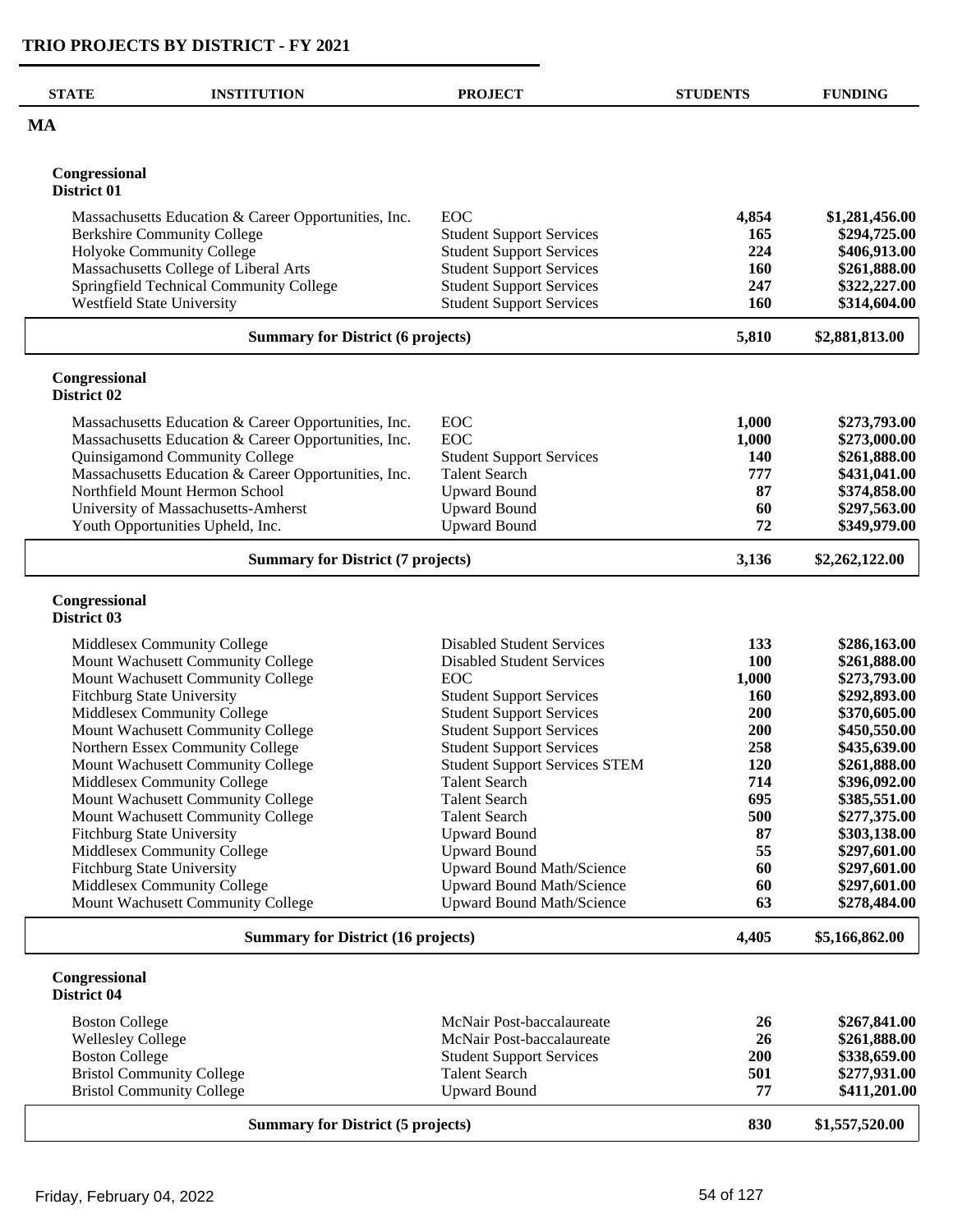## TRIO PROJECTS BY DISTRICT - FY 2021

| STATE | INSTITUTION | PROJECT | STUDENTS | FUNDING |
|---|---|---|---|---|
| **MA** | | | | |
| **Congressional District 01** | | | | |
| | Massachusetts Education & Career Opportunities, Inc. | EOC | 4,854 | $1,281,456.00 |
| | Berkshire Community College | Student Support Services | 165 | $294,725.00 |
| | Holyoke Community College | Student Support Services | 224 | $406,913.00 |
| | Massachusetts College of Liberal Arts | Student Support Services | 160 | $261,888.00 |
| | Springfield Technical Community College | Student Support Services | 247 | $322,227.00 |
| | Westfield State University | Student Support Services | 160 | $314,604.00 |
| | **Summary for District (6 projects)** | | **5,810** | **$2,881,813.00** |
| **Congressional District 02** | | | | |
| | Massachusetts Education & Career Opportunities, Inc. | EOC | 1,000 | $273,793.00 |
| | Massachusetts Education & Career Opportunities, Inc. | EOC | 1,000 | $273,000.00 |
| | Quinsigamond Community College | Student Support Services | 140 | $261,888.00 |
| | Massachusetts Education & Career Opportunities, Inc. | Talent Search | 777 | $431,041.00 |
| | Northfield Mount Hermon School | Upward Bound | 87 | $374,858.00 |
| | University of Massachusetts-Amherst | Upward Bound | 60 | $297,563.00 |
| | Youth Opportunities Upheld, Inc. | Upward Bound | 72 | $349,979.00 |
| | **Summary for District (7 projects)** | | **3,136** | **$2,262,122.00** |
| **Congressional District 03** | | | | |
| | Middlesex Community College | Disabled Student Services | 133 | $286,163.00 |
| | Mount Wachusett Community College | Disabled Student Services | 100 | $261,888.00 |
| | Mount Wachusett Community College | EOC | 1,000 | $273,793.00 |
| | Fitchburg State University | Student Support Services | 160 | $292,893.00 |
| | Middlesex Community College | Student Support Services | 200 | $370,605.00 |
| | Mount Wachusett Community College | Student Support Services | 200 | $450,550.00 |
| | Northern Essex Community College | Student Support Services | 258 | $435,639.00 |
| | Mount Wachusett Community College | Student Support Services STEM | 120 | $261,888.00 |
| | Middlesex Community College | Talent Search | 714 | $396,092.00 |
| | Mount Wachusett Community College | Talent Search | 695 | $385,551.00 |
| | Mount Wachusett Community College | Talent Search | 500 | $277,375.00 |
| | Fitchburg State University | Upward Bound | 87 | $303,138.00 |
| | Middlesex Community College | Upward Bound | 55 | $297,601.00 |
| | Fitchburg State University | Upward Bound Math/Science | 60 | $297,601.00 |
| | Middlesex Community College | Upward Bound Math/Science | 60 | $297,601.00 |
| | Mount Wachusett Community College | Upward Bound Math/Science | 63 | $278,484.00 |
| | **Summary for District (16 projects)** | | **4,405** | **$5,166,862.00** |
| **Congressional District 04** | | | | |
| | Boston College | McNair Post-baccalaureate | 26 | $267,841.00 |
| | Wellesley College | McNair Post-baccalaureate | 26 | $261,888.00 |
| | Boston College | Student Support Services | 200 | $338,659.00 |
| | Bristol Community College | Talent Search | 501 | $277,931.00 |
| | Bristol Community College | Upward Bound | 77 | $411,201.00 |
| | **Summary for District (5 projects)** | | **830** | **$1,557,520.00** |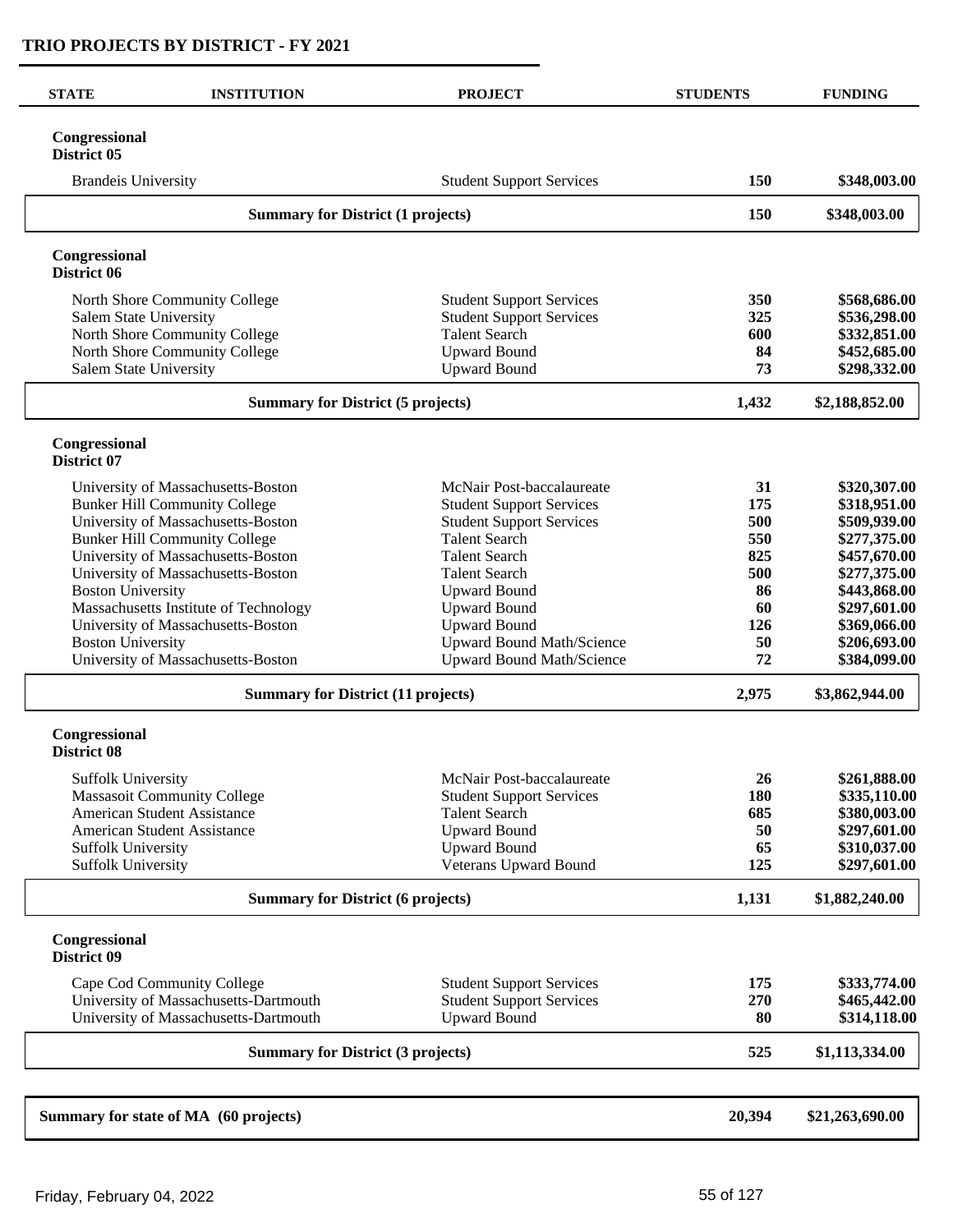## TRIO PROJECTS BY DISTRICT - FY 2021

| STATE | INSTITUTION | PROJECT | STUDENTS | FUNDING |
|---|---|---|---|---|
| **Congressional District 05** | | | | |
| | Brandeis University | Student Support Services | 150 | $348,003.00 |
| | **Summary for District (1 projects)** | | **150** | **$348,003.00** |
| **Congressional District 06** | | | | |
| | North Shore Community College | Student Support Services | 350 | $568,686.00 |
| | Salem State University | Student Support Services | 325 | $536,298.00 |
| | North Shore Community College | Talent Search | 600 | $332,851.00 |
| | North Shore Community College | Upward Bound | 84 | $452,685.00 |
| | Salem State University | Upward Bound | 73 | $298,332.00 |
| | **Summary for District (5 projects)** | | **1,432** | **$2,188,852.00** |
| **Congressional District 07** | | | | |
| | University of Massachusetts-Boston | McNair Post-baccalaureate | 31 | $320,307.00 |
| | Bunker Hill Community College | Student Support Services | 175 | $318,951.00 |
| | University of Massachusetts-Boston | Student Support Services | 500 | $509,939.00 |
| | Bunker Hill Community College | Talent Search | 550 | $277,375.00 |
| | University of Massachusetts-Boston | Talent Search | 825 | $457,670.00 |
| | University of Massachusetts-Boston | Talent Search | 500 | $277,375.00 |
| | Boston University | Upward Bound | 86 | $443,868.00 |
| | Massachusetts Institute of Technology | Upward Bound | 60 | $297,601.00 |
| | University of Massachusetts-Boston | Upward Bound | 126 | $369,066.00 |
| | Boston University | Upward Bound Math/Science | 50 | $206,693.00 |
| | University of Massachusetts-Boston | Upward Bound Math/Science | 72 | $384,099.00 |
| | **Summary for District (11 projects)** | | **2,975** | **$3,862,944.00** |
| **Congressional District 08** | | | | |
| | Suffolk University | McNair Post-baccalaureate | 26 | $261,888.00 |
| | Massasoit Community College | Student Support Services | 180 | $335,110.00 |
| | American Student Assistance | Talent Search | 685 | $380,003.00 |
| | American Student Assistance | Upward Bound | 50 | $297,601.00 |
| | Suffolk University | Upward Bound | 65 | $310,037.00 |
| | Suffolk University | Veterans Upward Bound | 125 | $297,601.00 |
| | **Summary for District (6 projects)** | | **1,131** | **$1,882,240.00** |
| **Congressional District 09** | | | | |
| | Cape Cod Community College | Student Support Services | 175 | $333,774.00 |
| | University of Massachusetts-Dartmouth | Student Support Services | 270 | $465,442.00 |
| | University of Massachusetts-Dartmouth | Upward Bound | 80 | $314,118.00 |
| | **Summary for District (3 projects)** | | **525** | **$1,113,334.00** |
| **Summary for state of MA (60 projects)** | | | **20,394** | **$21,263,690.00** |

Friday, February 04, 2022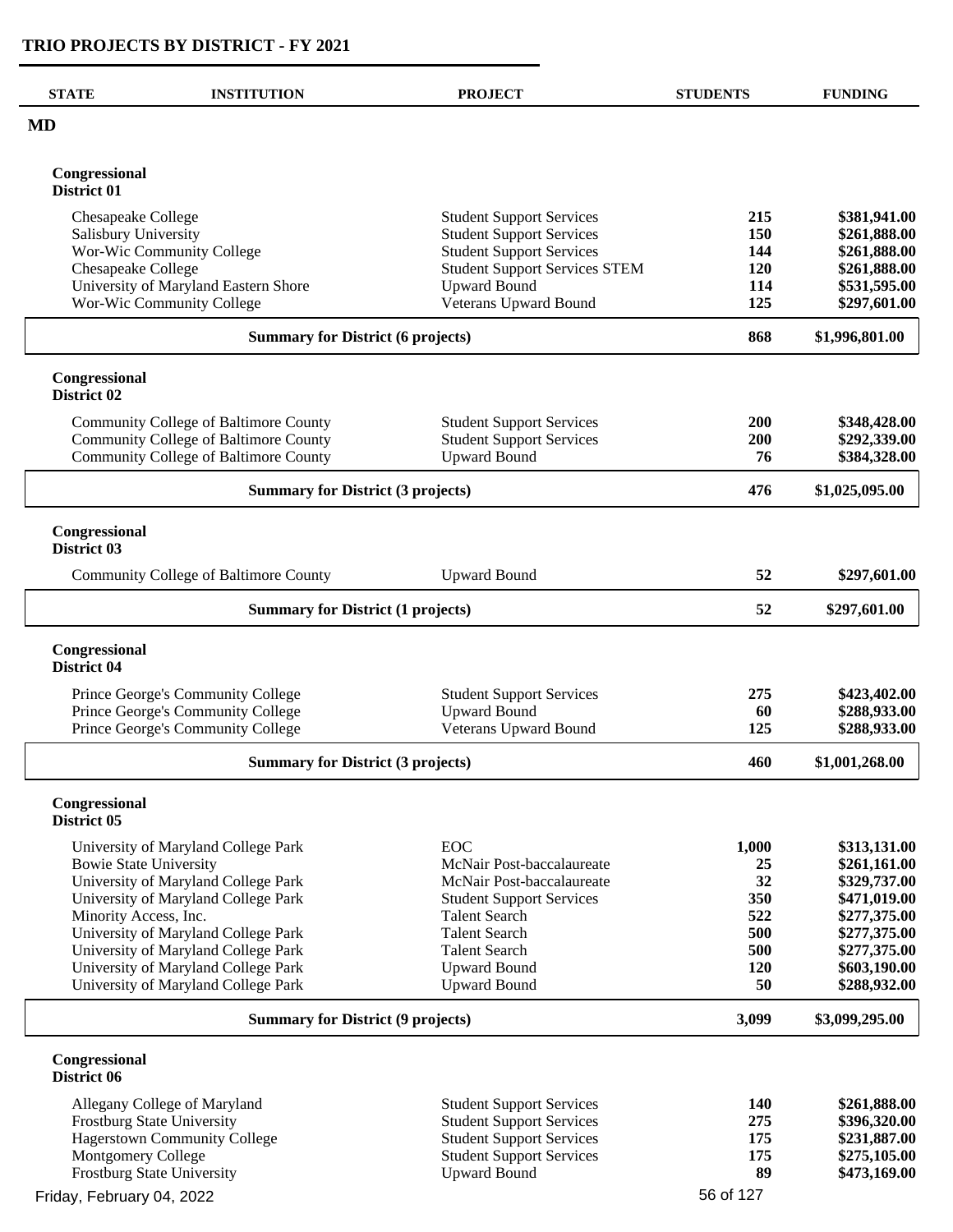# TRIO PROJECTS BY DISTRICT - FY 2021

| STATE | INSTITUTION | PROJECT | STUDENTS | FUNDING |
|---|---|---|---|---|
| **MD** | | | | |
| | **Congressional District 01** | | | |
| | Chesapeake College | Student Support Services | 215 | $381,941.00 |
| | Salisbury University | Student Support Services | 150 | $261,888.00 |
| | Wor-Wic Community College | Student Support Services | 144 | $261,888.00 |
| | Chesapeake College | Student Support Services STEM | 120 | $261,888.00 |
| | University of Maryland Eastern Shore | Upward Bound | 114 | $531,595.00 |
| | Wor-Wic Community College | Veterans Upward Bound | 125 | $297,601.00 |
| | **Summary for District (6 projects)** | | **868** | **$1,996,801.00** |
| | **Congressional District 02** | | | |
| | Community College of Baltimore County | Student Support Services | 200 | $348,428.00 |
| | Community College of Baltimore County | Student Support Services | 200 | $292,339.00 |
| | Community College of Baltimore County | Upward Bound | 76 | $384,328.00 |
| | **Summary for District (3 projects)** | | **476** | **$1,025,095.00** |
| | **Congressional District 03** | | | |
| | Community College of Baltimore County | Upward Bound | 52 | $297,601.00 |
| | **Summary for District (1 projects)** | | **52** | **$297,601.00** |
| | **Congressional District 04** | | | |
| | Prince George's Community College | Student Support Services | 275 | $423,402.00 |
| | Prince George's Community College | Upward Bound | 60 | $288,933.00 |
| | Prince George's Community College | Veterans Upward Bound | 125 | $288,933.00 |
| | **Summary for District (3 projects)** | | **460** | **$1,001,268.00** |
| | **Congressional District 05** | | | |
| | University of Maryland College Park | EOC | 1,000 | $313,131.00 |
| | Bowie State University | McNair Post-baccalaureate | 25 | $261,161.00 |
| | University of Maryland College Park | McNair Post-baccalaureate | 32 | $329,737.00 |
| | University of Maryland College Park | Student Support Services | 350 | $471,019.00 |
| | Minority Access, Inc. | Talent Search | 522 | $277,375.00 |
| | University of Maryland College Park | Talent Search | 500 | $277,375.00 |
| | University of Maryland College Park | Talent Search | 500 | $277,375.00 |
| | University of Maryland College Park | Upward Bound | 120 | $603,190.00 |
| | University of Maryland College Park | Upward Bound | 50 | $288,932.00 |
| | **Summary for District (9 projects)** | | **3,099** | **$3,099,295.00** |
| | **Congressional District 06** | | | |
| | Allegany College of Maryland | Student Support Services | 140 | $261,888.00 |
| | Frostburg State University | Student Support Services | 275 | $396,320.00 |
| | Hagerstown Community College | Student Support Services | 175 | $231,887.00 |
| | Montgomery College | Student Support Services | 175 | $275,105.00 |
| | Frostburg State University | Upward Bound | 89 | $473,169.00 |

Friday, February 04, 2022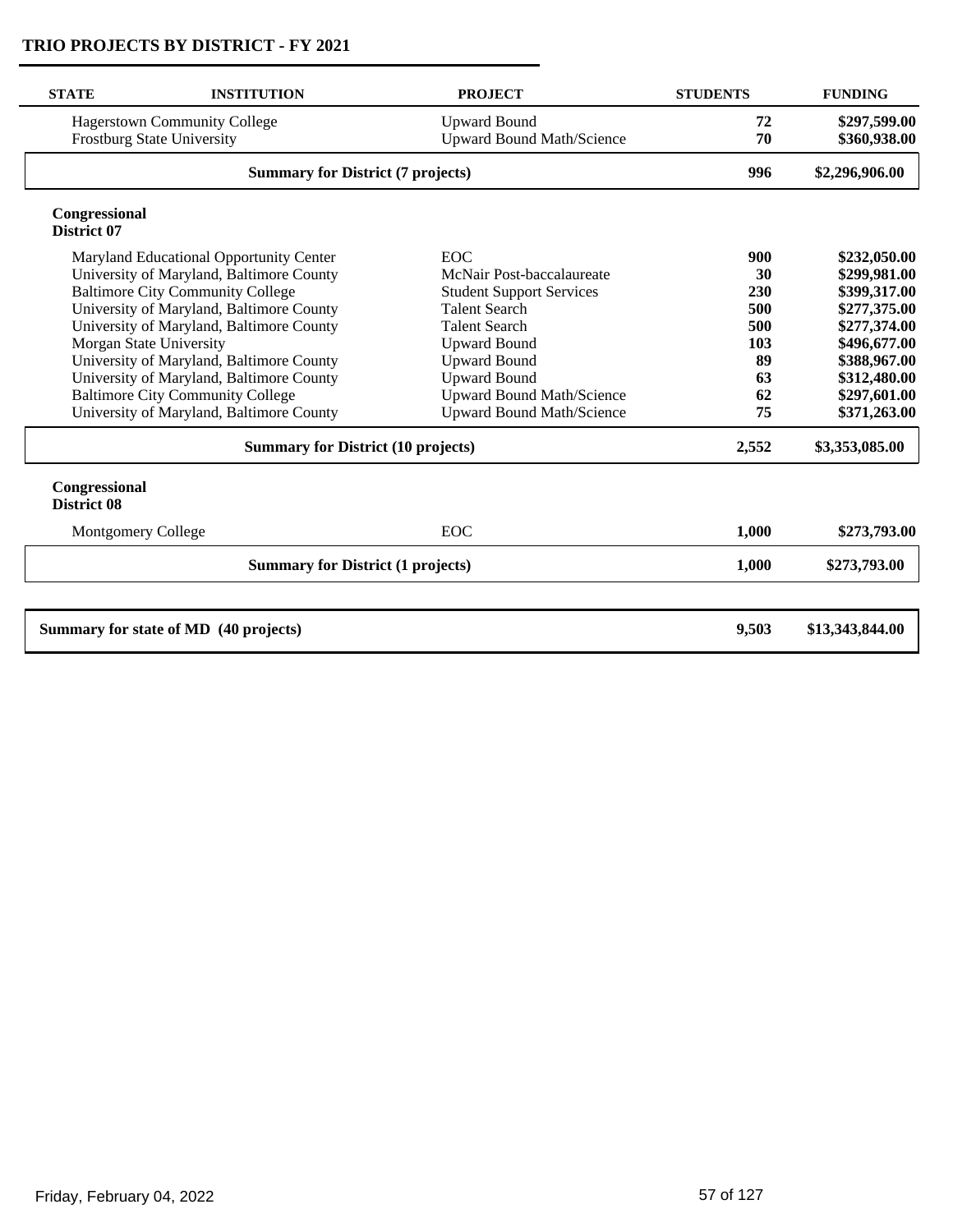## TRIO PROJECTS BY DISTRICT - FY 2021

| STATE | INSTITUTION | PROJECT | STUDENTS | FUNDING |
|---|---|---|---|---|
| | Hagerstown Community College | Upward Bound | **72** | **$297,599.00** |
| | Frostburg State University | Upward Bound Math/Science | **70** | **$360,938.00** |
| | **Summary for District (7 projects)** | | **996** | **$2,296,906.00** |
| **Congressional District 07** | | | | |
| | Maryland Educational Opportunity Center | EOC | **900** | **$232,050.00** |
| | University of Maryland, Baltimore County | McNair Post-baccalaureate | **30** | **$299,981.00** |
| | Baltimore City Community College | Student Support Services | **230** | **$399,317.00** |
| | University of Maryland, Baltimore County | Talent Search | **500** | **$277,375.00** |
| | University of Maryland, Baltimore County | Talent Search | **500** | **$277,374.00** |
| | Morgan State University | Upward Bound | **103** | **$496,677.00** |
| | University of Maryland, Baltimore County | Upward Bound | **89** | **$388,967.00** |
| | University of Maryland, Baltimore County | Upward Bound | **63** | **$312,480.00** |
| | Baltimore City Community College | Upward Bound Math/Science | **62** | **$297,601.00** |
| | University of Maryland, Baltimore County | Upward Bound Math/Science | **75** | **$371,263.00** |
| | **Summary for District (10 projects)** | | **2,552** | **$3,353,085.00** |
| **Congressional District 08** | | | | |
| | Montgomery College | EOC | **1,000** | **$273,793.00** |
| | **Summary for District (1 projects)** | | **1,000** | **$273,793.00** |
| **Summary for state of MD (40 projects)** | | | **9,503** | **$13,343,844.00** |

Friday, February 04, 2022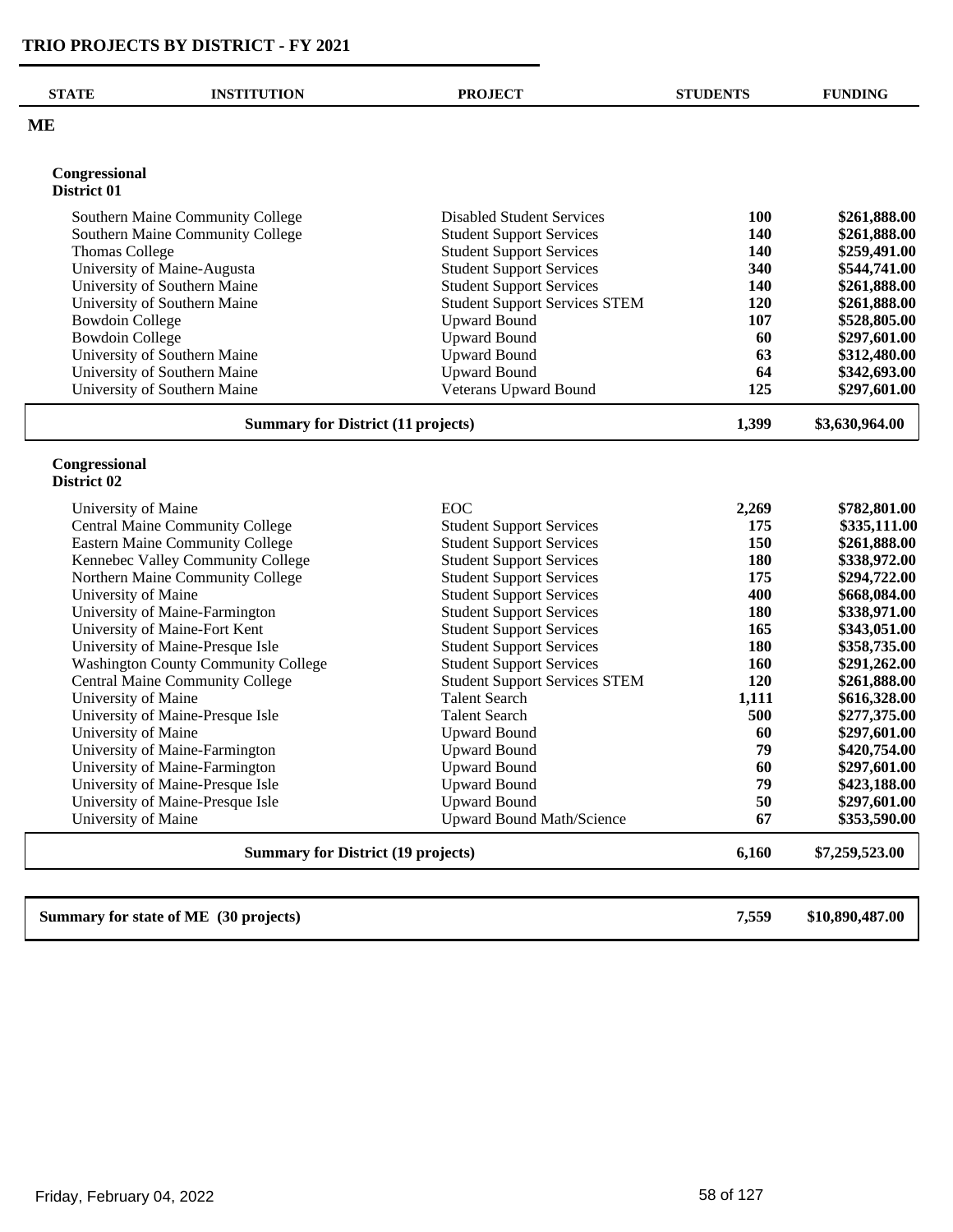# TRIO PROJECTS BY DISTRICT - FY 2021

| STATE | INSTITUTION | PROJECT | STUDENTS | FUNDING |
|---|---|---|---|---|
| **ME** | | | | |
| **Congressional District 01** | | | | |
| | Southern Maine Community College | Disabled Student Services | **100** | **$261,888.00** |
| | Southern Maine Community College | Student Support Services | **140** | **$261,888.00** |
| | Thomas College | Student Support Services | **140** | **$259,491.00** |
| | University of Maine-Augusta | Student Support Services | **340** | **$544,741.00** |
| | University of Southern Maine | Student Support Services | **140** | **$261,888.00** |
| | University of Southern Maine | Student Support Services STEM | **120** | **$261,888.00** |
| | Bowdoin College | Upward Bound | **107** | **$528,805.00** |
| | Bowdoin College | Upward Bound | **60** | **$297,601.00** |
| | University of Southern Maine | Upward Bound | **63** | **$312,480.00** |
| | University of Southern Maine | Upward Bound | **64** | **$342,693.00** |
| | University of Southern Maine | Veterans Upward Bound | **125** | **$297,601.00** |
| | **Summary for District (11 projects)** | | **1,399** | **$3,630,964.00** |
| **Congressional District 02** | | | | |
| | University of Maine | EOC | **2,269** | **$782,801.00** |
| | Central Maine Community College | Student Support Services | **175** | **$335,111.00** |
| | Eastern Maine Community College | Student Support Services | **150** | **$261,888.00** |
| | Kennebec Valley Community College | Student Support Services | **180** | **$338,972.00** |
| | Northern Maine Community College | Student Support Services | **175** | **$294,722.00** |
| | University of Maine | Student Support Services | **400** | **$668,084.00** |
| | University of Maine-Farmington | Student Support Services | **180** | **$338,971.00** |
| | University of Maine-Fort Kent | Student Support Services | **165** | **$343,051.00** |
| | University of Maine-Presque Isle | Student Support Services | **180** | **$358,735.00** |
| | Washington County Community College | Student Support Services | **160** | **$291,262.00** |
| | Central Maine Community College | Student Support Services STEM | **120** | **$261,888.00** |
| | University of Maine | Talent Search | **1,111** | **$616,328.00** |
| | University of Maine-Presque Isle | Talent Search | **500** | **$277,375.00** |
| | University of Maine | Upward Bound | **60** | **$297,601.00** |
| | University of Maine-Farmington | Upward Bound | **79** | **$420,754.00** |
| | University of Maine-Farmington | Upward Bound | **60** | **$297,601.00** |
| | University of Maine-Presque Isle | Upward Bound | **79** | **$423,188.00** |
| | University of Maine-Presque Isle | Upward Bound | **50** | **$297,601.00** |
| | University of Maine | Upward Bound Math/Science | **67** | **$353,590.00** |
| | **Summary for District (19 projects)** | | **6,160** | **$7,259,523.00** |

| | | |
|---|---|---|
| **Summary for state of ME (30 projects)** | **7,559** | **$10,890,487.00** |

Friday, February 04, 2022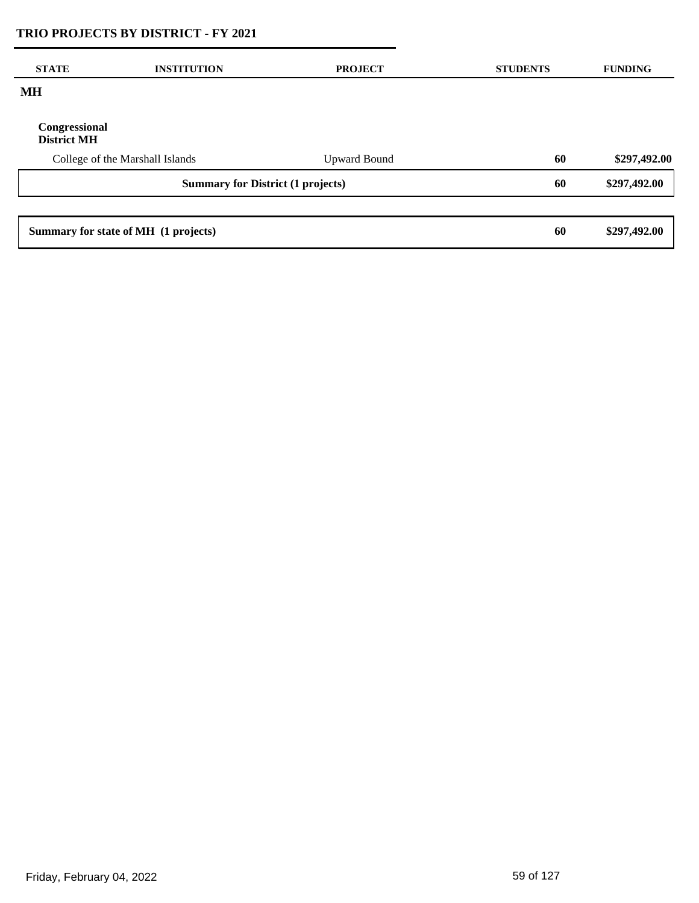## TRIO PROJECTS BY DISTRICT - FY 2021

| STATE | INSTITUTION | PROJECT | STUDENTS | FUNDING |
|---|---|---|---|---|
| **MH** | | | | |
| **Congressional District MH** | | | | |
| | College of the Marshall Islands | Upward Bound | **60** | **$297,492.00** |
| | **Summary for District (1 projects)** | | **60** | **$297,492.00** |
| **Summary for state of MH (1 projects)** | | | **60** | **$297,492.00** |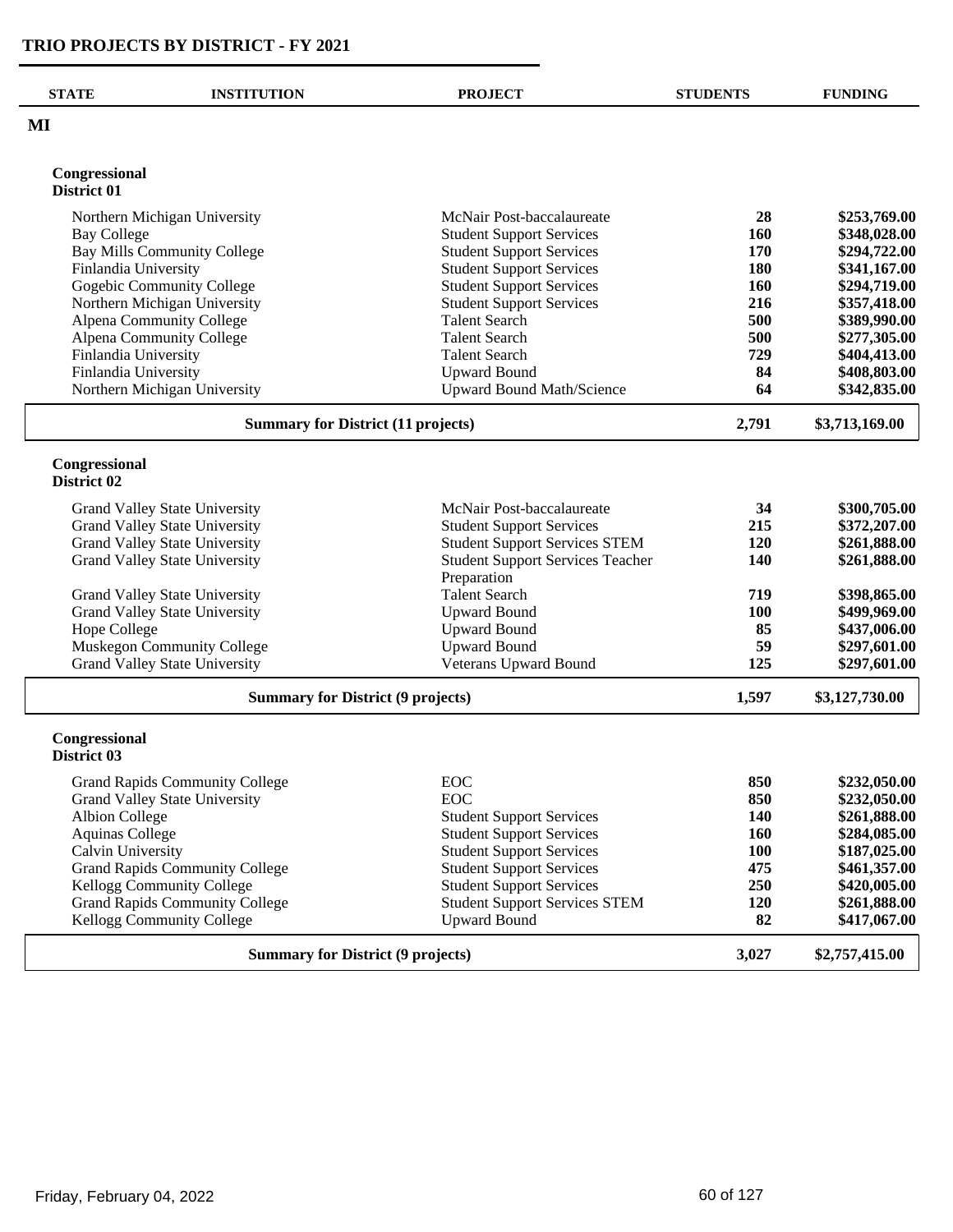# TRIO PROJECTS BY DISTRICT - FY 2021

| STATE | INSTITUTION | PROJECT | STUDENTS | FUNDING |
|---|---|---|---|---|
| **MI** | | | | |

**Congressional District 01**

| INSTITUTION | PROJECT | STUDENTS | FUNDING |
|---|---|---|---|
| Northern Michigan University | McNair Post-baccalaureate | **28** | **$253,769.00** |
| Bay College | Student Support Services | **160** | **$348,028.00** |
| Bay Mills Community College | Student Support Services | **170** | **$294,722.00** |
| Finlandia University | Student Support Services | **180** | **$341,167.00** |
| Gogebic Community College | Student Support Services | **160** | **$294,719.00** |
| Northern Michigan University | Student Support Services | **216** | **$357,418.00** |
| Alpena Community College | Talent Search | **500** | **$389,990.00** |
| Alpena Community College | Talent Search | **500** | **$277,305.00** |
| Finlandia University | Talent Search | **729** | **$404,413.00** |
| Finlandia University | Upward Bound | **84** | **$408,803.00** |
| Northern Michigan University | Upward Bound Math/Science | **64** | **$342,835.00** |
| **Summary for District (11 projects)** | | **2,791** | **$3,713,169.00** |

**Congressional District 02**

| INSTITUTION | PROJECT | STUDENTS | FUNDING |
|---|---|---|---|
| Grand Valley State University | McNair Post-baccalaureate | **34** | **$300,705.00** |
| Grand Valley State University | Student Support Services | **215** | **$372,207.00** |
| Grand Valley State University | Student Support Services STEM | **120** | **$261,888.00** |
| Grand Valley State University | Student Support Services Teacher Preparation | **140** | **$261,888.00** |
| Grand Valley State University | Talent Search | **719** | **$398,865.00** |
| Grand Valley State University | Upward Bound | **100** | **$499,969.00** |
| Hope College | Upward Bound | **85** | **$437,006.00** |
| Muskegon Community College | Upward Bound | **59** | **$297,601.00** |
| Grand Valley State University | Veterans Upward Bound | **125** | **$297,601.00** |
| **Summary for District (9 projects)** | | **1,597** | **$3,127,730.00** |

**Congressional District 03**

| INSTITUTION | PROJECT | STUDENTS | FUNDING |
|---|---|---|---|
| Grand Rapids Community College | EOC | **850** | **$232,050.00** |
| Grand Valley State University | EOC | **850** | **$232,050.00** |
| Albion College | Student Support Services | **140** | **$261,888.00** |
| Aquinas College | Student Support Services | **160** | **$284,085.00** |
| Calvin University | Student Support Services | **100** | **$187,025.00** |
| Grand Rapids Community College | Student Support Services | **475** | **$461,357.00** |
| Kellogg Community College | Student Support Services | **250** | **$420,005.00** |
| Grand Rapids Community College | Student Support Services STEM | **120** | **$261,888.00** |
| Kellogg Community College | Upward Bound | **82** | **$417,067.00** |
| **Summary for District (9 projects)** | | **3,027** | **$2,757,415.00** |

Friday, February 04, 2022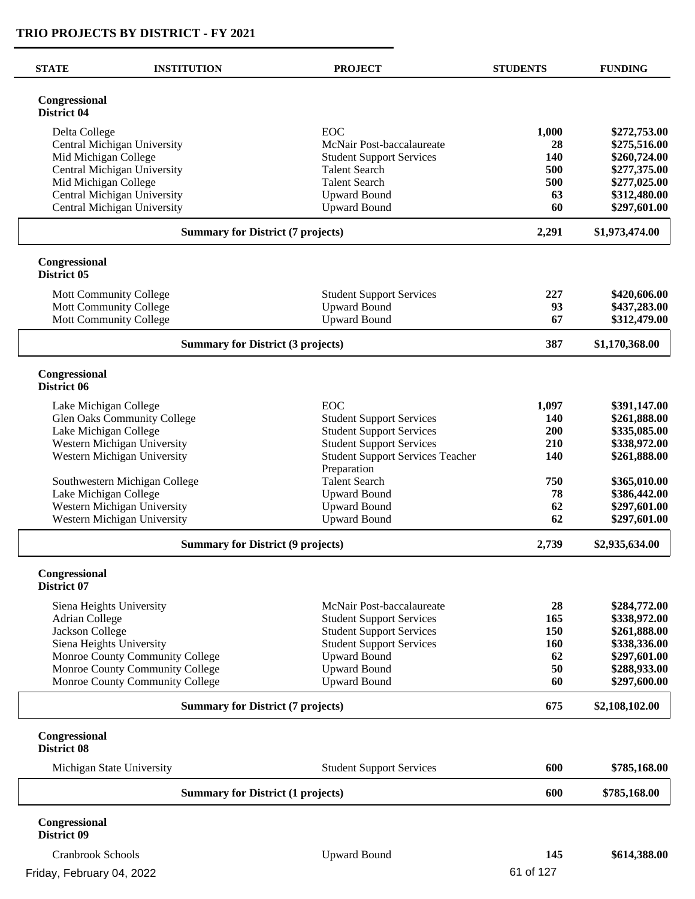## TRIO PROJECTS BY DISTRICT - FY 2021

| STATE | INSTITUTION | PROJECT | STUDENTS | FUNDING |
|---|---|---|---|---|
| **Congressional District 04** | | | | |
| | Delta College | EOC | **1,000** | **$272,753.00** |
| | Central Michigan University | McNair Post-baccalaureate | **28** | **$275,516.00** |
| | Mid Michigan College | Student Support Services | **140** | **$260,724.00** |
| | Central Michigan University | Talent Search | **500** | **$277,375.00** |
| | Mid Michigan College | Talent Search | **500** | **$277,025.00** |
| | Central Michigan University | Upward Bound | **63** | **$312,480.00** |
| | Central Michigan University | Upward Bound | **60** | **$297,601.00** |
| | **Summary for District (7 projects)** | | **2,291** | **$1,973,474.00** |
| **Congressional District 05** | | | | |
| | Mott Community College | Student Support Services | **227** | **$420,606.00** |
| | Mott Community College | Upward Bound | **93** | **$437,283.00** |
| | Mott Community College | Upward Bound | **67** | **$312,479.00** |
| | **Summary for District (3 projects)** | | **387** | **$1,170,368.00** |
| **Congressional District 06** | | | | |
| | Lake Michigan College | EOC | **1,097** | **$391,147.00** |
| | Glen Oaks Community College | Student Support Services | **140** | **$261,888.00** |
| | Lake Michigan College | Student Support Services | **200** | **$335,085.00** |
| | Western Michigan University | Student Support Services | **210** | **$338,972.00** |
| | Western Michigan University | Student Support Services Teacher Preparation | **140** | **$261,888.00** |
| | Southwestern Michigan College | Talent Search | **750** | **$365,010.00** |
| | Lake Michigan College | Upward Bound | **78** | **$386,442.00** |
| | Western Michigan University | Upward Bound | **62** | **$297,601.00** |
| | Western Michigan University | Upward Bound | **62** | **$297,601.00** |
| | **Summary for District (9 projects)** | | **2,739** | **$2,935,634.00** |
| **Congressional District 07** | | | | |
| | Siena Heights University | McNair Post-baccalaureate | **28** | **$284,772.00** |
| | Adrian College | Student Support Services | **165** | **$338,972.00** |
| | Jackson College | Student Support Services | **150** | **$261,888.00** |
| | Siena Heights University | Student Support Services | **160** | **$338,336.00** |
| | Monroe County Community College | Upward Bound | **62** | **$297,601.00** |
| | Monroe County Community College | Upward Bound | **50** | **$288,933.00** |
| | Monroe County Community College | Upward Bound | **60** | **$297,600.00** |
| | **Summary for District (7 projects)** | | **675** | **$2,108,102.00** |
| **Congressional District 08** | | | | |
| | Michigan State University | Student Support Services | **600** | **$785,168.00** |
| | **Summary for District (1 projects)** | | **600** | **$785,168.00** |
| **Congressional District 09** | | | | |
| | Cranbrook Schools | Upward Bound | **145** | **$614,388.00** |

Friday, February 04, 2022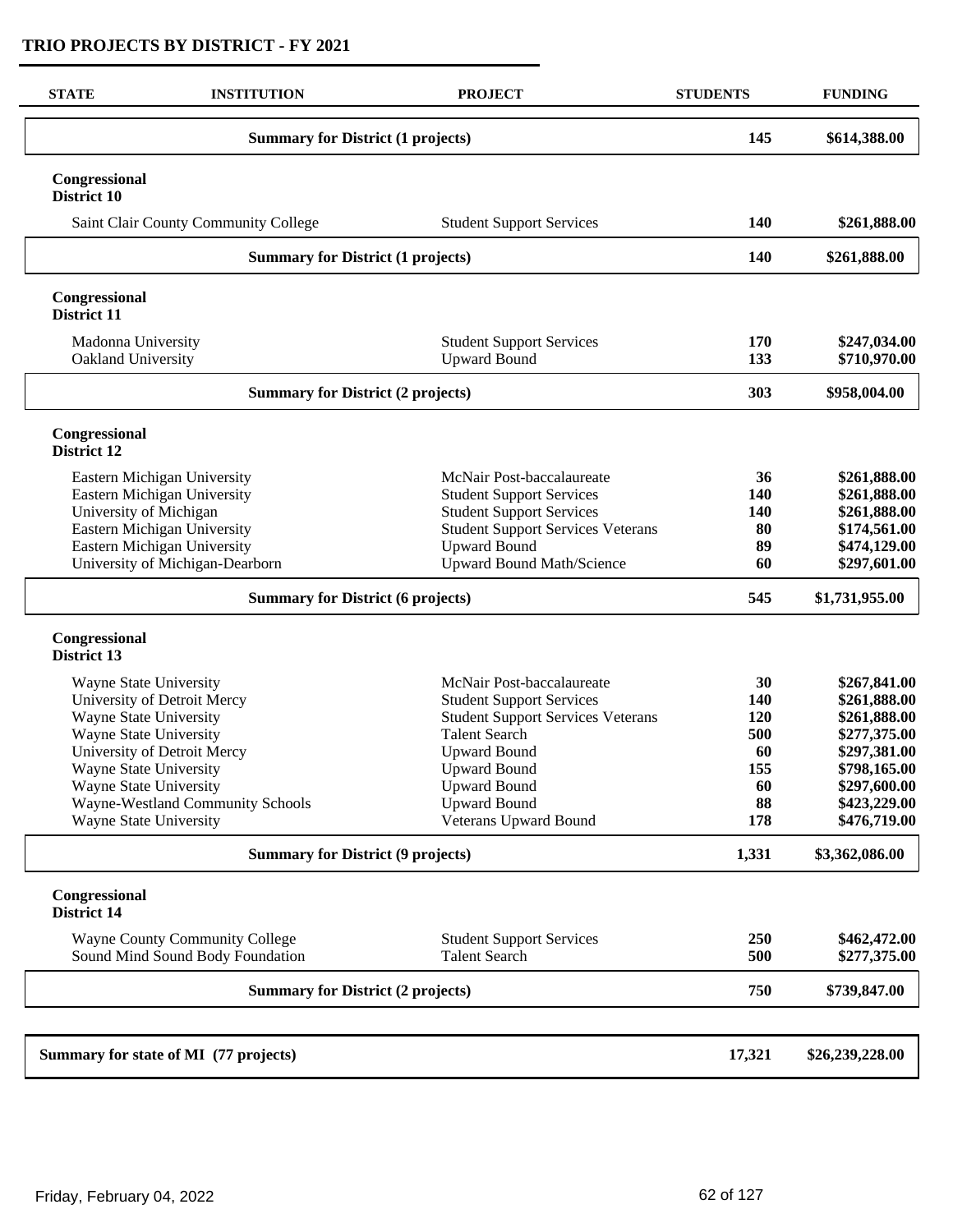## TRIO PROJECTS BY DISTRICT - FY 2021

| STATE | INSTITUTION | PROJECT | STUDENTS | FUNDING |
|---|---|---|---|---|
| | **Summary for District (1 projects)** | | **145** | **$614,388.00** |
| **Congressional District 10** | | | | |
| | Saint Clair County Community College | Student Support Services | **140** | **$261,888.00** |
| | **Summary for District (1 projects)** | | **140** | **$261,888.00** |
| **Congressional District 11** | | | | |
| | Madonna University | Student Support Services | **170** | **$247,034.00** |
| | Oakland University | Upward Bound | **133** | **$710,970.00** |
| | **Summary for District (2 projects)** | | **303** | **$958,004.00** |
| **Congressional District 12** | | | | |
| | Eastern Michigan University | McNair Post-baccalaureate | **36** | **$261,888.00** |
| | Eastern Michigan University | Student Support Services | **140** | **$261,888.00** |
| | University of Michigan | Student Support Services | **140** | **$261,888.00** |
| | Eastern Michigan University | Student Support Services Veterans | **80** | **$174,561.00** |
| | Eastern Michigan University | Upward Bound | **89** | **$474,129.00** |
| | University of Michigan-Dearborn | Upward Bound Math/Science | **60** | **$297,601.00** |
| | **Summary for District (6 projects)** | | **545** | **$1,731,955.00** |
| **Congressional District 13** | | | | |
| | Wayne State University | McNair Post-baccalaureate | **30** | **$267,841.00** |
| | University of Detroit Mercy | Student Support Services | **140** | **$261,888.00** |
| | Wayne State University | Student Support Services Veterans | **120** | **$261,888.00** |
| | Wayne State University | Talent Search | **500** | **$277,375.00** |
| | University of Detroit Mercy | Upward Bound | **60** | **$297,381.00** |
| | Wayne State University | Upward Bound | **155** | **$798,165.00** |
| | Wayne State University | Upward Bound | **60** | **$297,600.00** |
| | Wayne-Westland Community Schools | Upward Bound | **88** | **$423,229.00** |
| | Wayne State University | Veterans Upward Bound | **178** | **$476,719.00** |
| | **Summary for District (9 projects)** | | **1,331** | **$3,362,086.00** |
| **Congressional District 14** | | | | |
| | Wayne County Community College | Student Support Services | **250** | **$462,472.00** |
| | Sound Mind Sound Body Foundation | Talent Search | **500** | **$277,375.00** |
| | **Summary for District (2 projects)** | | **750** | **$739,847.00** |
| **Summary for state of MI (77 projects)** | | | **17,321** | **$26,239,228.00** |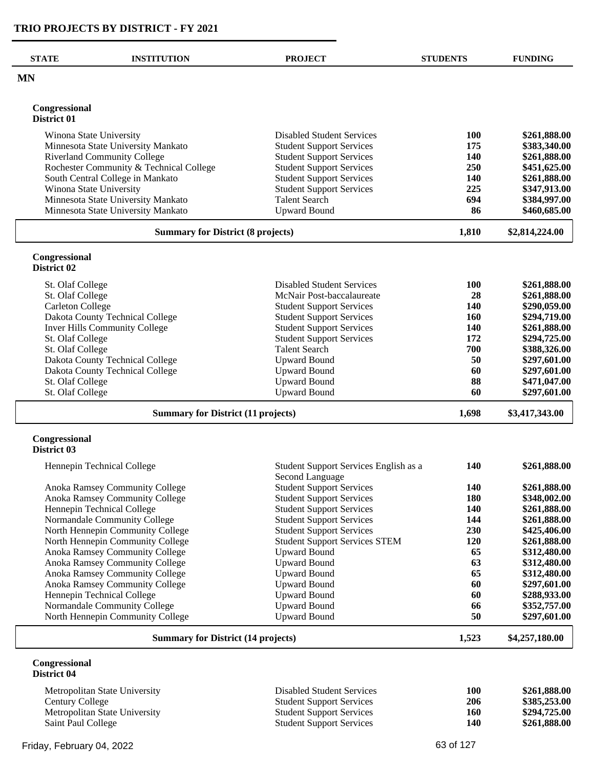# TRIO PROJECTS BY DISTRICT - FY 2021

| STATE | INSTITUTION | PROJECT | STUDENTS | FUNDING |
|---|---|---|---|---|
| **MN** | | | | |
| **Congressional District 01** | | | | |
| | Winona State University | Disabled Student Services | **100** | **$261,888.00** |
| | Minnesota State University Mankato | Student Support Services | **175** | **$383,340.00** |
| | Riverland Community College | Student Support Services | **140** | **$261,888.00** |
| | Rochester Community & Technical College | Student Support Services | **250** | **$451,625.00** |
| | South Central College in Mankato | Student Support Services | **140** | **$261,888.00** |
| | Winona State University | Student Support Services | **225** | **$347,913.00** |
| | Minnesota State University Mankato | Talent Search | **694** | **$384,997.00** |
| | Minnesota State University Mankato | Upward Bound | **86** | **$460,685.00** |
| | **Summary for District (8 projects)** | | **1,810** | **$2,814,224.00** |
| **Congressional District 02** | | | | |
| | St. Olaf College | Disabled Student Services | **100** | **$261,888.00** |
| | St. Olaf College | McNair Post-baccalaureate | **28** | **$261,888.00** |
| | Carleton College | Student Support Services | **140** | **$290,059.00** |
| | Dakota County Technical College | Student Support Services | **160** | **$294,719.00** |
| | Inver Hills Community College | Student Support Services | **140** | **$261,888.00** |
| | St. Olaf College | Student Support Services | **172** | **$294,725.00** |
| | St. Olaf College | Talent Search | **700** | **$388,326.00** |
| | Dakota County Technical College | Upward Bound | **50** | **$297,601.00** |
| | Dakota County Technical College | Upward Bound | **60** | **$297,601.00** |
| | St. Olaf College | Upward Bound | **88** | **$471,047.00** |
| | St. Olaf College | Upward Bound | **60** | **$297,601.00** |
| | **Summary for District (11 projects)** | | **1,698** | **$3,417,343.00** |
| **Congressional District 03** | | | | |
| | Hennepin Technical College | Student Support Services English as a Second Language | **140** | **$261,888.00** |
| | Anoka Ramsey Community College | Student Support Services | **140** | **$261,888.00** |
| | Anoka Ramsey Community College | Student Support Services | **180** | **$348,002.00** |
| | Hennepin Technical College | Student Support Services | **140** | **$261,888.00** |
| | Normandale Community College | Student Support Services | **144** | **$261,888.00** |
| | North Hennepin Community College | Student Support Services | **230** | **$425,406.00** |
| | North Hennepin Community College | Student Support Services STEM | **120** | **$261,888.00** |
| | Anoka Ramsey Community College | Upward Bound | **65** | **$312,480.00** |
| | Anoka Ramsey Community College | Upward Bound | **63** | **$312,480.00** |
| | Anoka Ramsey Community College | Upward Bound | **65** | **$312,480.00** |
| | Anoka Ramsey Community College | Upward Bound | **60** | **$297,601.00** |
| | Hennepin Technical College | Upward Bound | **60** | **$288,933.00** |
| | Normandale Community College | Upward Bound | **66** | **$352,757.00** |
| | North Hennepin Community College | Upward Bound | **50** | **$297,601.00** |
| | **Summary for District (14 projects)** | | **1,523** | **$4,257,180.00** |
| **Congressional District 04** | | | | |
| | Metropolitan State University | Disabled Student Services | **100** | **$261,888.00** |
| | Century College | Student Support Services | **206** | **$385,253.00** |
| | Metropolitan State University | Student Support Services | **160** | **$294,725.00** |
| | Saint Paul College | Student Support Services | **140** | **$261,888.00** |

Friday, February 04, 2022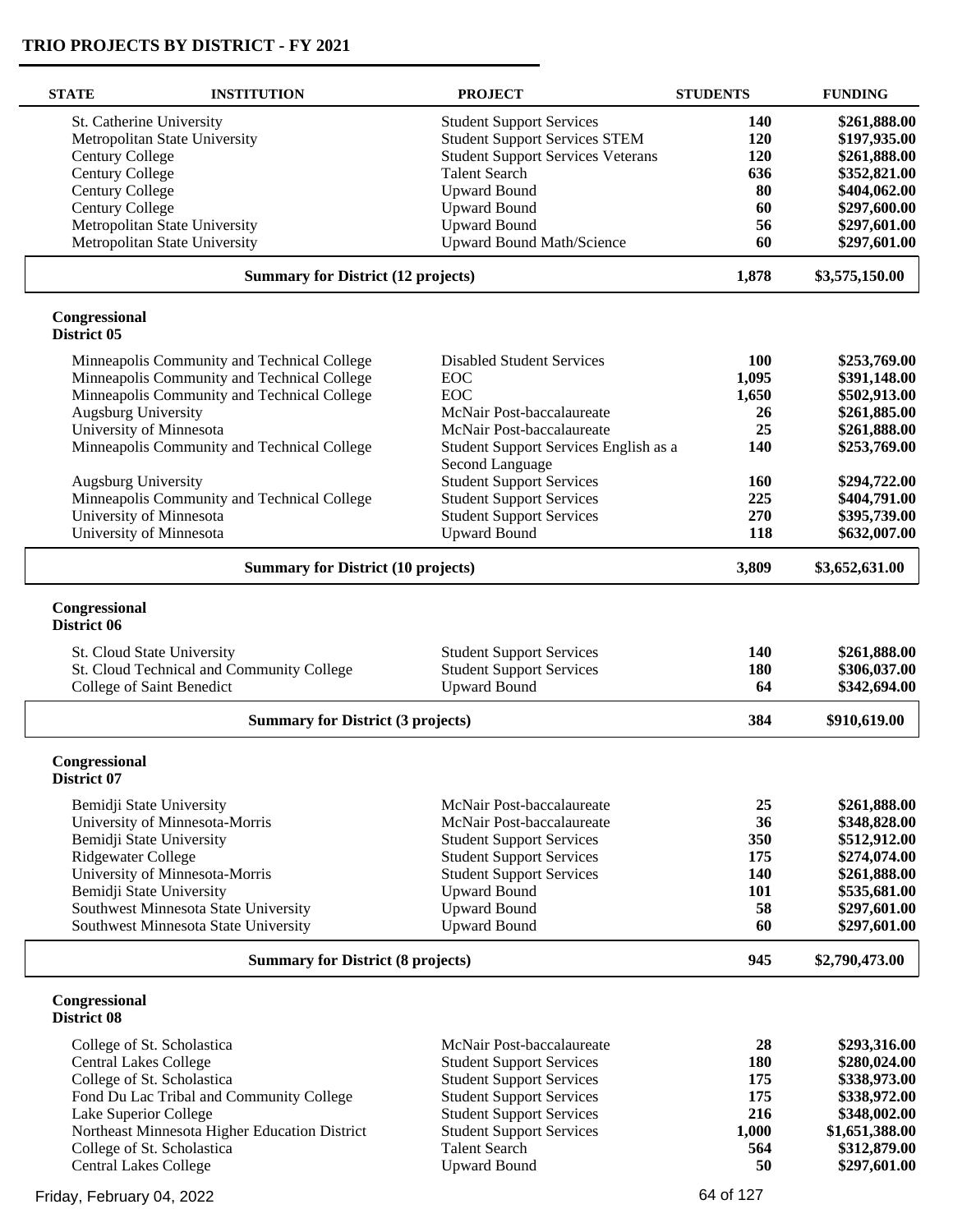## TRIO PROJECTS BY DISTRICT - FY 2021

| STATE | INSTITUTION | PROJECT | STUDENTS | FUNDING |
|---|---|---|---|---|
| | St. Catherine University | Student Support Services | **140** | **$261,888.00** |
| | Metropolitan State University | Student Support Services STEM | **120** | **$197,935.00** |
| | Century College | Student Support Services Veterans | **120** | **$261,888.00** |
| | Century College | Talent Search | **636** | **$352,821.00** |
| | Century College | Upward Bound | **80** | **$404,062.00** |
| | Century College | Upward Bound | **60** | **$297,600.00** |
| | Metropolitan State University | Upward Bound | **56** | **$297,601.00** |
| | Metropolitan State University | Upward Bound Math/Science | **60** | **$297,601.00** |
| | **Summary for District (12 projects)** | | **1,878** | **$3,575,150.00** |
| **Congressional District 05** | | | | |
| | Minneapolis Community and Technical College | Disabled Student Services | **100** | **$253,769.00** |
| | Minneapolis Community and Technical College | EOC | **1,095** | **$391,148.00** |
| | Minneapolis Community and Technical College | EOC | **1,650** | **$502,913.00** |
| | Augsburg University | McNair Post-baccalaureate | **26** | **$261,885.00** |
| | University of Minnesota | McNair Post-baccalaureate | **25** | **$261,888.00** |
| | Minneapolis Community and Technical College | Student Support Services English as a Second Language | **140** | **$253,769.00** |
| | Augsburg University | Student Support Services | **160** | **$294,722.00** |
| | Minneapolis Community and Technical College | Student Support Services | **225** | **$404,791.00** |
| | University of Minnesota | Student Support Services | **270** | **$395,739.00** |
| | University of Minnesota | Upward Bound | **118** | **$632,007.00** |
| | **Summary for District (10 projects)** | | **3,809** | **$3,652,631.00** |
| **Congressional District 06** | | | | |
| | St. Cloud State University | Student Support Services | **140** | **$261,888.00** |
| | St. Cloud Technical and Community College | Student Support Services | **180** | **$306,037.00** |
| | College of Saint Benedict | Upward Bound | **64** | **$342,694.00** |
| | **Summary for District (3 projects)** | | **384** | **$910,619.00** |
| **Congressional District 07** | | | | |
| | Bemidji State University | McNair Post-baccalaureate | **25** | **$261,888.00** |
| | University of Minnesota-Morris | McNair Post-baccalaureate | **36** | **$348,828.00** |
| | Bemidji State University | Student Support Services | **350** | **$512,912.00** |
| | Ridgewater College | Student Support Services | **175** | **$274,074.00** |
| | University of Minnesota-Morris | Student Support Services | **140** | **$261,888.00** |
| | Bemidji State University | Upward Bound | **101** | **$535,681.00** |
| | Southwest Minnesota State University | Upward Bound | **58** | **$297,601.00** |
| | Southwest Minnesota State University | Upward Bound | **60** | **$297,601.00** |
| | **Summary for District (8 projects)** | | **945** | **$2,790,473.00** |
| **Congressional District 08** | | | | |
| | College of St. Scholastica | McNair Post-baccalaureate | **28** | **$293,316.00** |
| | Central Lakes College | Student Support Services | **180** | **$280,024.00** |
| | College of St. Scholastica | Student Support Services | **175** | **$338,973.00** |
| | Fond Du Lac Tribal and Community College | Student Support Services | **175** | **$338,972.00** |
| | Lake Superior College | Student Support Services | **216** | **$348,002.00** |
| | Northeast Minnesota Higher Education District | Student Support Services | **1,000** | **$1,651,388.00** |
| | College of St. Scholastica | Talent Search | **564** | **$312,879.00** |
| | Central Lakes College | Upward Bound | **50** | **$297,601.00** |

Friday, February 04, 2022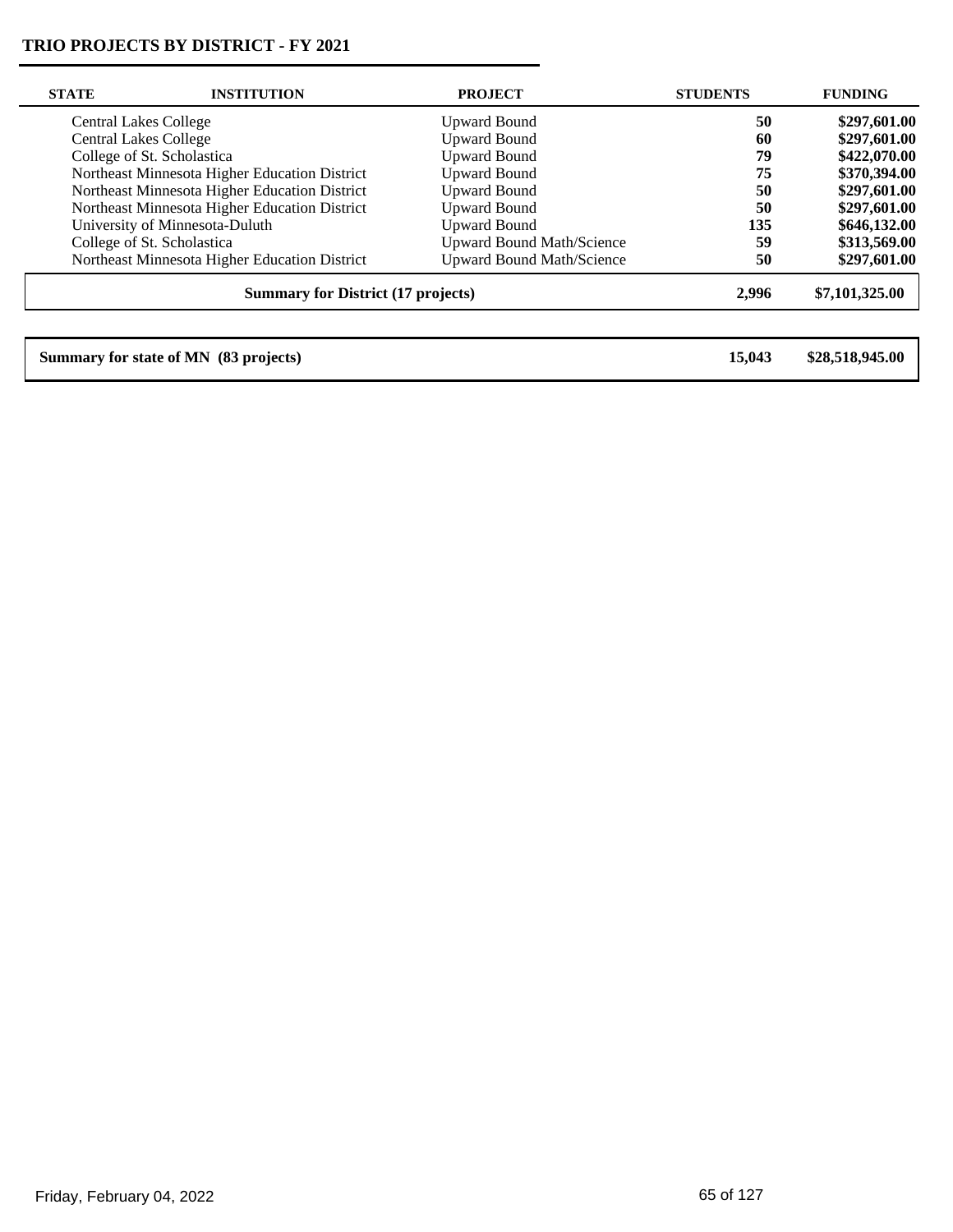## TRIO PROJECTS BY DISTRICT - FY 2021

| STATE | INSTITUTION | PROJECT | STUDENTS | FUNDING |
|---|---|---|---|---|
| | Central Lakes College | Upward Bound | **50** | **$297,601.00** |
| | Central Lakes College | Upward Bound | **60** | **$297,601.00** |
| | College of St. Scholastica | Upward Bound | **79** | **$422,070.00** |
| | Northeast Minnesota Higher Education District | Upward Bound | **75** | **$370,394.00** |
| | Northeast Minnesota Higher Education District | Upward Bound | **50** | **$297,601.00** |
| | Northeast Minnesota Higher Education District | Upward Bound | **50** | **$297,601.00** |
| | University of Minnesota-Duluth | Upward Bound | **135** | **$646,132.00** |
| | College of St. Scholastica | Upward Bound Math/Science | **59** | **$313,569.00** |
| | Northeast Minnesota Higher Education District | Upward Bound Math/Science | **50** | **$297,601.00** |
| | **Summary for District (17 projects)** | | **2,996** | **$7,101,325.00** |

| | | |
|---|---|---|
| **Summary for state of MN (83 projects)** | **15,043** | **$28,518,945.00** |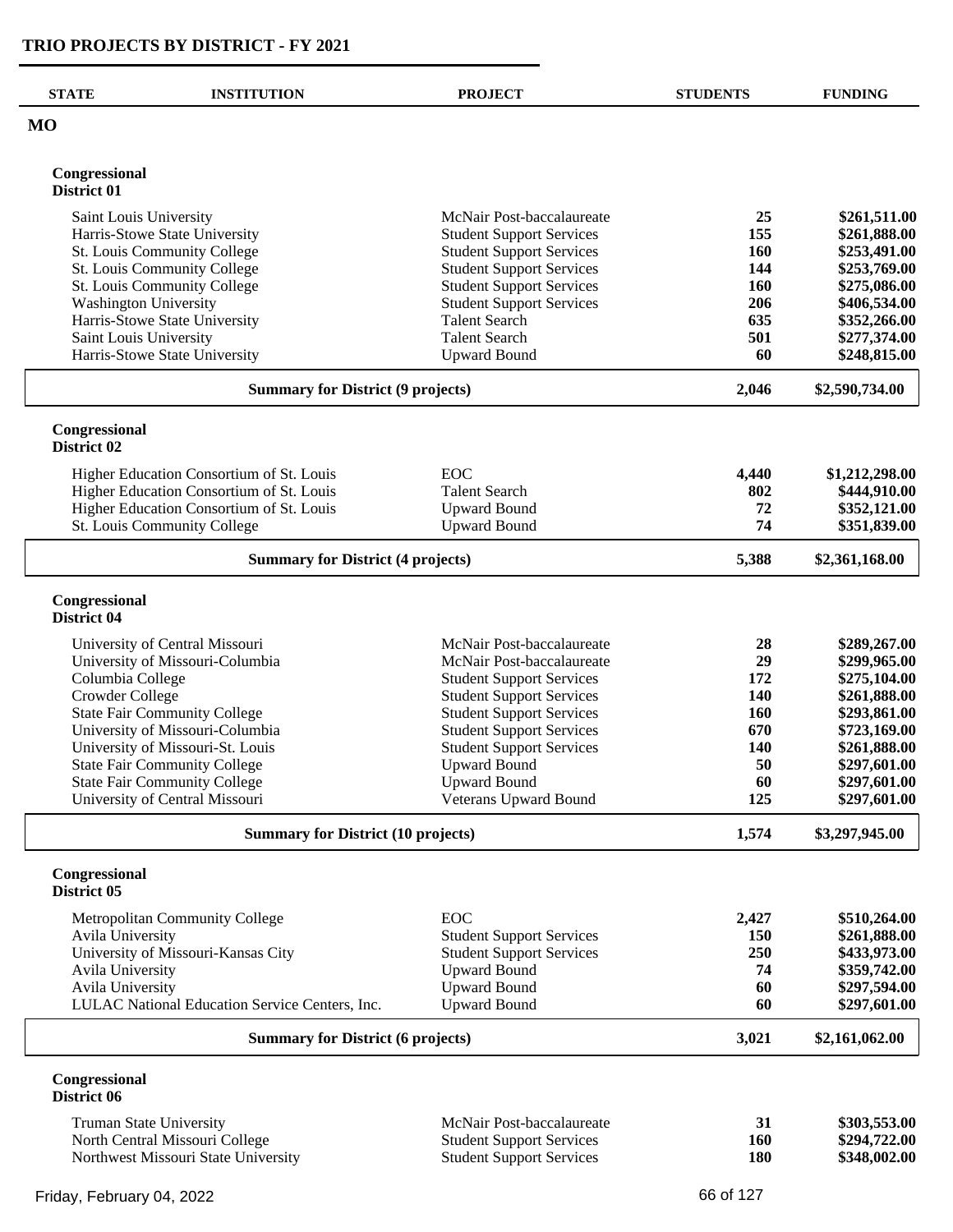# TRIO PROJECTS BY DISTRICT - FY 2021

| STATE | INSTITUTION | PROJECT | STUDENTS | FUNDING |
|---|---|---|---|---|
| **MO** | | | | |
| | **Congressional District 01** | | | |
| | Saint Louis University | McNair Post-baccalaureate | **25** | **$261,511.00** |
| | Harris-Stowe State University | Student Support Services | **155** | **$261,888.00** |
| | St. Louis Community College | Student Support Services | **160** | **$253,491.00** |
| | St. Louis Community College | Student Support Services | **144** | **$253,769.00** |
| | St. Louis Community College | Student Support Services | **160** | **$275,086.00** |
| | Washington University | Student Support Services | **206** | **$406,534.00** |
| | Harris-Stowe State University | Talent Search | **635** | **$352,266.00** |
| | Saint Louis University | Talent Search | **501** | **$277,374.00** |
| | Harris-Stowe State University | Upward Bound | **60** | **$248,815.00** |
| | **Summary for District (9 projects)** | | **2,046** | **$2,590,734.00** |
| | **Congressional District 02** | | | |
| | Higher Education Consortium of St. Louis | EOC | **4,440** | **$1,212,298.00** |
| | Higher Education Consortium of St. Louis | Talent Search | **802** | **$444,910.00** |
| | Higher Education Consortium of St. Louis | Upward Bound | **72** | **$352,121.00** |
| | St. Louis Community College | Upward Bound | **74** | **$351,839.00** |
| | **Summary for District (4 projects)** | | **5,388** | **$2,361,168.00** |
| | **Congressional District 04** | | | |
| | University of Central Missouri | McNair Post-baccalaureate | **28** | **$289,267.00** |
| | University of Missouri-Columbia | McNair Post-baccalaureate | **29** | **$299,965.00** |
| | Columbia College | Student Support Services | **172** | **$275,104.00** |
| | Crowder College | Student Support Services | **140** | **$261,888.00** |
| | State Fair Community College | Student Support Services | **160** | **$293,861.00** |
| | University of Missouri-Columbia | Student Support Services | **670** | **$723,169.00** |
| | University of Missouri-St. Louis | Student Support Services | **140** | **$261,888.00** |
| | State Fair Community College | Upward Bound | **50** | **$297,601.00** |
| | State Fair Community College | Upward Bound | **60** | **$297,601.00** |
| | University of Central Missouri | Veterans Upward Bound | **125** | **$297,601.00** |
| | **Summary for District (10 projects)** | | **1,574** | **$3,297,945.00** |
| | **Congressional District 05** | | | |
| | Metropolitan Community College | EOC | **2,427** | **$510,264.00** |
| | Avila University | Student Support Services | **150** | **$261,888.00** |
| | University of Missouri-Kansas City | Student Support Services | **250** | **$433,973.00** |
| | Avila University | Upward Bound | **74** | **$359,742.00** |
| | Avila University | Upward Bound | **60** | **$297,594.00** |
| | LULAC National Education Service Centers, Inc. | Upward Bound | **60** | **$297,601.00** |
| | **Summary for District (6 projects)** | | **3,021** | **$2,161,062.00** |
| | **Congressional District 06** | | | |
| | Truman State University | McNair Post-baccalaureate | **31** | **$303,553.00** |
| | North Central Missouri College | Student Support Services | **160** | **$294,722.00** |
| | Northwest Missouri State University | Student Support Services | **180** | **$348,002.00** |

Friday, February 04, 2022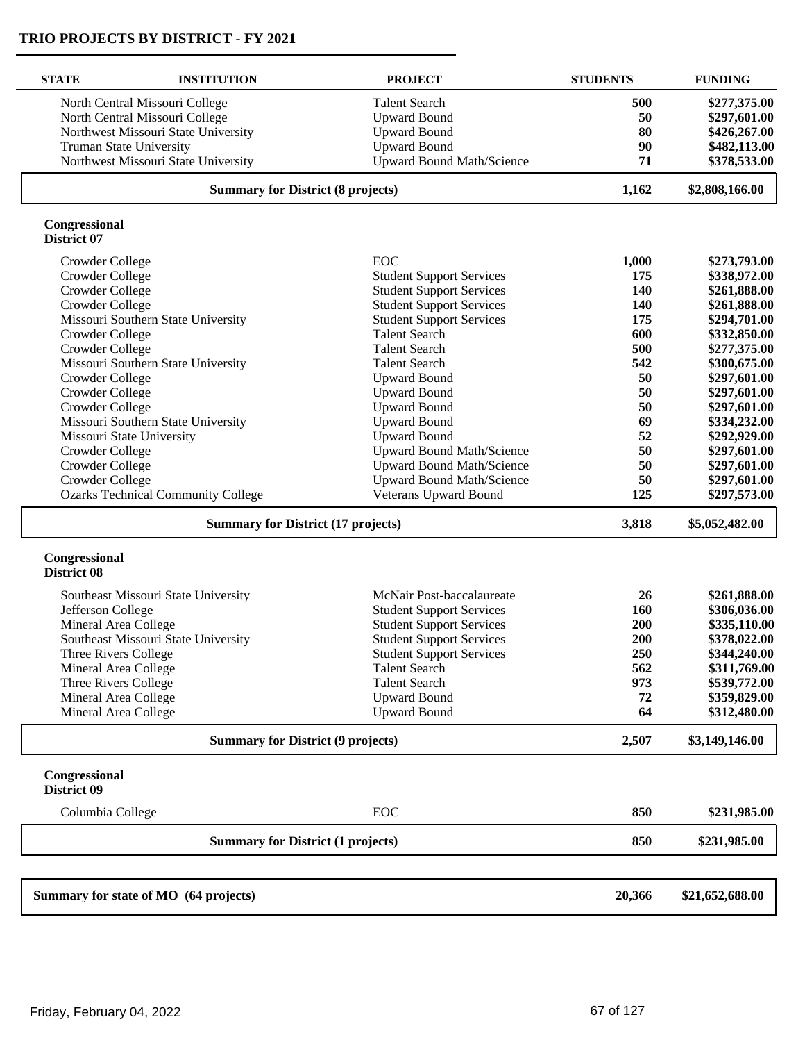## TRIO PROJECTS BY DISTRICT - FY 2021

| STATE | INSTITUTION | PROJECT | STUDENTS | FUNDING |
|---|---|---|---|---|
| | North Central Missouri College | Talent Search | **500** | **$277,375.00** |
| | North Central Missouri College | Upward Bound | **50** | **$297,601.00** |
| | Northwest Missouri State University | Upward Bound | **80** | **$426,267.00** |
| | Truman State University | Upward Bound | **90** | **$482,113.00** |
| | Northwest Missouri State University | Upward Bound Math/Science | **71** | **$378,533.00** |
| | **Summary for District (8 projects)** | | **1,162** | **$2,808,166.00** |

**Congressional District 07**

| STATE | INSTITUTION | PROJECT | STUDENTS | FUNDING |
|---|---|---|---|---|
| | Crowder College | EOC | **1,000** | **$273,793.00** |
| | Crowder College | Student Support Services | **175** | **$338,972.00** |
| | Crowder College | Student Support Services | **140** | **$261,888.00** |
| | Crowder College | Student Support Services | **140** | **$261,888.00** |
| | Missouri Southern State University | Student Support Services | **175** | **$294,701.00** |
| | Crowder College | Talent Search | **600** | **$332,850.00** |
| | Crowder College | Talent Search | **500** | **$277,375.00** |
| | Missouri Southern State University | Talent Search | **542** | **$300,675.00** |
| | Crowder College | Upward Bound | **50** | **$297,601.00** |
| | Crowder College | Upward Bound | **50** | **$297,601.00** |
| | Crowder College | Upward Bound | **50** | **$297,601.00** |
| | Missouri Southern State University | Upward Bound | **69** | **$334,232.00** |
| | Missouri State University | Upward Bound | **52** | **$292,929.00** |
| | Crowder College | Upward Bound Math/Science | **50** | **$297,601.00** |
| | Crowder College | Upward Bound Math/Science | **50** | **$297,601.00** |
| | Crowder College | Upward Bound Math/Science | **50** | **$297,601.00** |
| | Ozarks Technical Community College | Veterans Upward Bound | **125** | **$297,573.00** |
| | **Summary for District (17 projects)** | | **3,818** | **$5,052,482.00** |

**Congressional District 08**

| STATE | INSTITUTION | PROJECT | STUDENTS | FUNDING |
|---|---|---|---|---|
| | Southeast Missouri State University | McNair Post-baccalaureate | **26** | **$261,888.00** |
| | Jefferson College | Student Support Services | **160** | **$306,036.00** |
| | Mineral Area College | Student Support Services | **200** | **$335,110.00** |
| | Southeast Missouri State University | Student Support Services | **200** | **$378,022.00** |
| | Three Rivers College | Student Support Services | **250** | **$344,240.00** |
| | Mineral Area College | Talent Search | **562** | **$311,769.00** |
| | Three Rivers College | Talent Search | **973** | **$539,772.00** |
| | Mineral Area College | Upward Bound | **72** | **$359,829.00** |
| | Mineral Area College | Upward Bound | **64** | **$312,480.00** |
| | **Summary for District (9 projects)** | | **2,507** | **$3,149,146.00** |

**Congressional District 09**

| STATE | INSTITUTION | PROJECT | STUDENTS | FUNDING |
|---|---|---|---|---|
| | Columbia College | EOC | **850** | **$231,985.00** |
| | **Summary for District (1 projects)** | | **850** | **$231,985.00** |

| | | | | |
|---|---|---|---|---|
| **Summary for state of MO (64 projects)** | | | **20,366** | **$21,652,688.00** |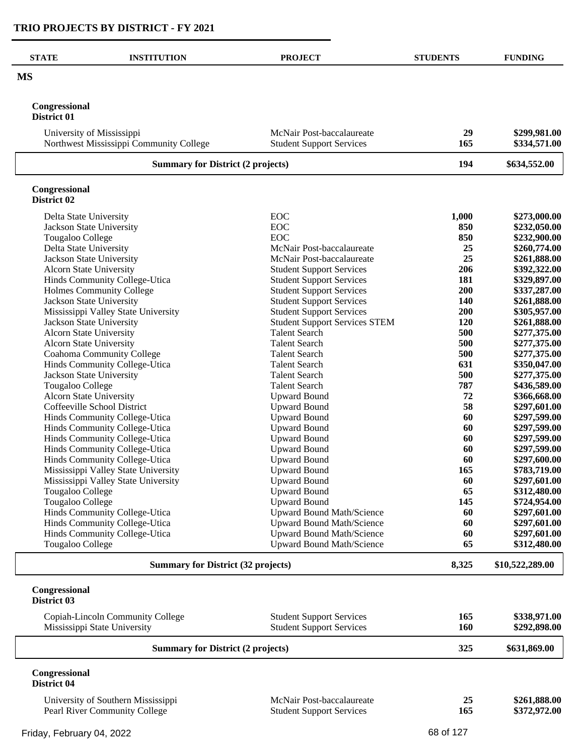# TRIO PROJECTS BY DISTRICT - FY 2021

| STATE | INSTITUTION | PROJECT | STUDENTS | FUNDING |
|---|---|---|---|---|
| **MS** | | | | |
| **Congressional District 01** | | | | |
| | University of Mississippi | McNair Post-baccalaureate | 29 | $299,981.00 |
| | Northwest Mississippi Community College | Student Support Services | 165 | $334,571.00 |
| | **Summary for District (2 projects)** | | **194** | **$634,552.00** |
| **Congressional District 02** | | | | |
| | Delta State University | EOC | 1,000 | $273,000.00 |
| | Jackson State University | EOC | 850 | $232,050.00 |
| | Tougaloo College | EOC | 850 | $232,900.00 |
| | Delta State University | McNair Post-baccalaureate | 25 | $260,774.00 |
| | Jackson State University | McNair Post-baccalaureate | 25 | $261,888.00 |
| | Alcorn State University | Student Support Services | 206 | $392,322.00 |
| | Hinds Community College-Utica | Student Support Services | 181 | $329,897.00 |
| | Holmes Community College | Student Support Services | 200 | $337,287.00 |
| | Jackson State University | Student Support Services | 140 | $261,888.00 |
| | Mississippi Valley State University | Student Support Services | 200 | $305,957.00 |
| | Jackson State University | Student Support Services STEM | 120 | $261,888.00 |
| | Alcorn State University | Talent Search | 500 | $277,375.00 |
| | Alcorn State University | Talent Search | 500 | $277,375.00 |
| | Coahoma Community College | Talent Search | 500 | $277,375.00 |
| | Hinds Community College-Utica | Talent Search | 631 | $350,047.00 |
| | Jackson State University | Talent Search | 500 | $277,375.00 |
| | Tougaloo College | Talent Search | 787 | $436,589.00 |
| | Alcorn State University | Upward Bound | 72 | $366,668.00 |
| | Coffeeville School District | Upward Bound | 58 | $297,601.00 |
| | Hinds Community College-Utica | Upward Bound | 60 | $297,599.00 |
| | Hinds Community College-Utica | Upward Bound | 60 | $297,599.00 |
| | Hinds Community College-Utica | Upward Bound | 60 | $297,599.00 |
| | Hinds Community College-Utica | Upward Bound | 60 | $297,599.00 |
| | Hinds Community College-Utica | Upward Bound | 60 | $297,600.00 |
| | Mississippi Valley State University | Upward Bound | 165 | $783,719.00 |
| | Mississippi Valley State University | Upward Bound | 60 | $297,601.00 |
| | Tougaloo College | Upward Bound | 65 | $312,480.00 |
| | Tougaloo College | Upward Bound | 145 | $724,954.00 |
| | Hinds Community College-Utica | Upward Bound Math/Science | 60 | $297,601.00 |
| | Hinds Community College-Utica | Upward Bound Math/Science | 60 | $297,601.00 |
| | Hinds Community College-Utica | Upward Bound Math/Science | 60 | $297,601.00 |
| | Tougaloo College | Upward Bound Math/Science | 65 | $312,480.00 |
| | **Summary for District (32 projects)** | | **8,325** | **$10,522,289.00** |
| **Congressional District 03** | | | | |
| | Copiah-Lincoln Community College | Student Support Services | 165 | $338,971.00 |
| | Mississippi State University | Student Support Services | 160 | $292,898.00 |
| | **Summary for District (2 projects)** | | **325** | **$631,869.00** |
| **Congressional District 04** | | | | |
| | University of Southern Mississippi | McNair Post-baccalaureate | 25 | $261,888.00 |
| | Pearl River Community College | Student Support Services | 165 | $372,972.00 |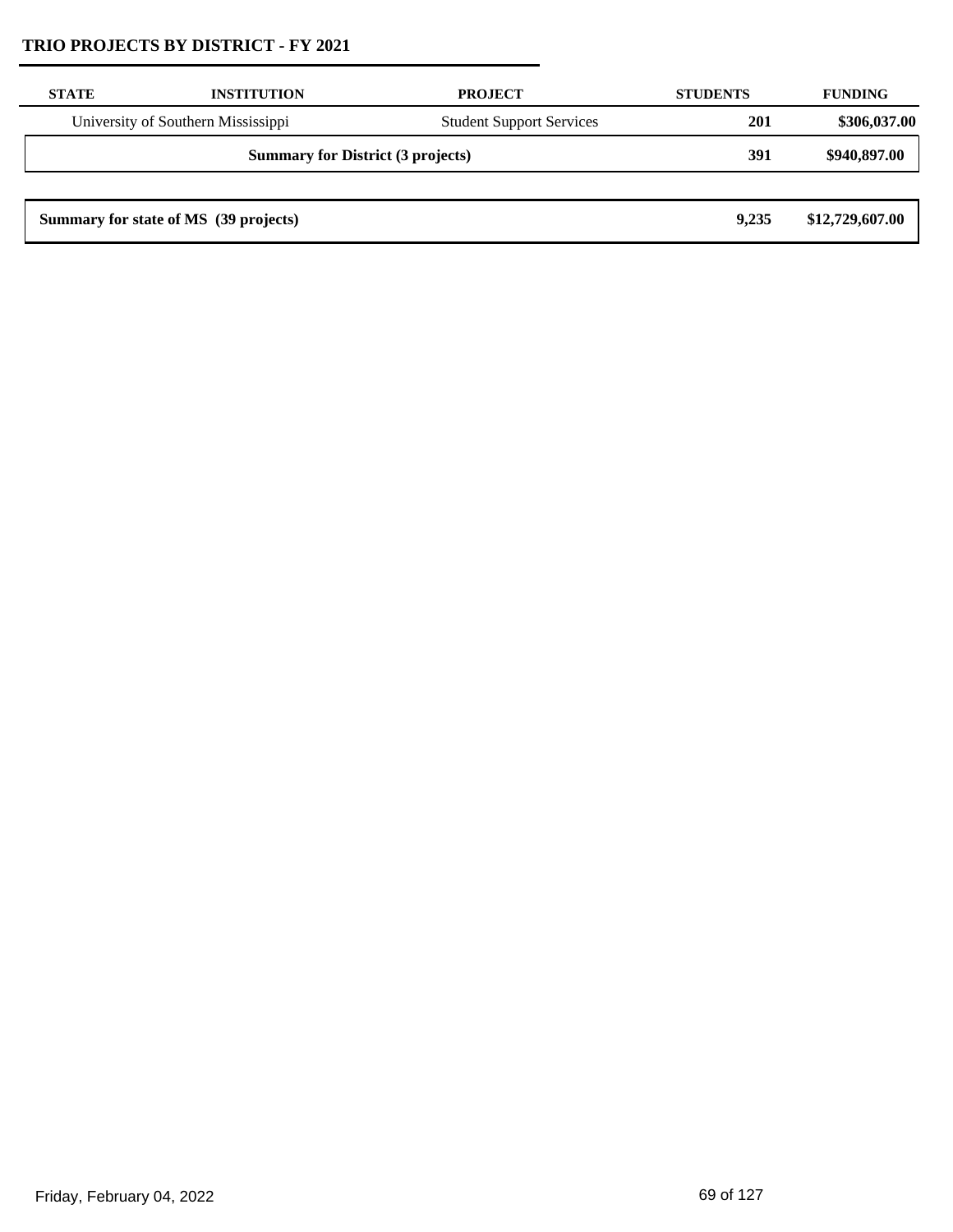## TRIO PROJECTS BY DISTRICT - FY 2021

| STATE | INSTITUTION | PROJECT | STUDENTS | FUNDING |
|---|---|---|---|---|
| | University of Southern Mississippi | Student Support Services | **201** | **$306,037.00** |
| | **Summary for District (3 projects)** | | **391** | **$940,897.00** |
| **Summary for state of MS (39 projects)** | | | **9,235** | **$12,729,607.00** |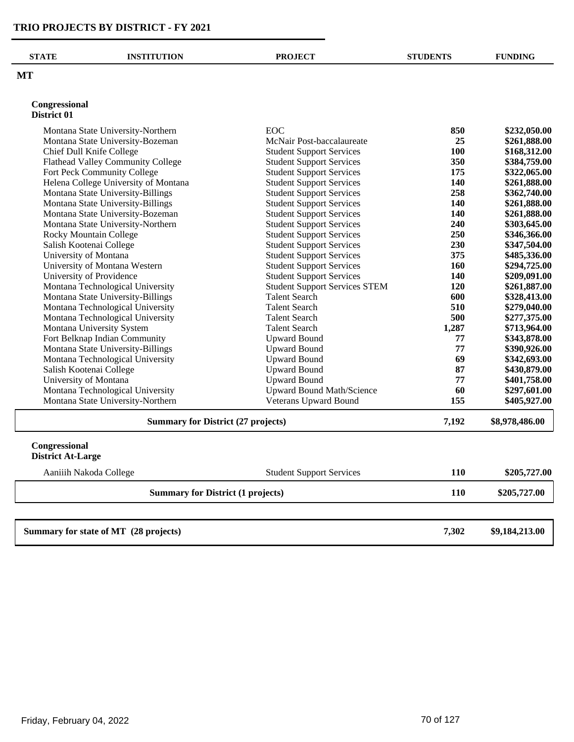# TRIO PROJECTS BY DISTRICT - FY 2021

| STATE | INSTITUTION | PROJECT | STUDENTS | FUNDING |
|---|---|---|---|---|
| **MT** | | | | |
| **Congressional District 01** | | | | |
| | Montana State University-Northern | EOC | **850** | **$232,050.00** |
| | Montana State University-Bozeman | McNair Post-baccalaureate | **25** | **$261,888.00** |
| | Chief Dull Knife College | Student Support Services | **100** | **$168,312.00** |
| | Flathead Valley Community College | Student Support Services | **350** | **$384,759.00** |
| | Fort Peck Community College | Student Support Services | **175** | **$322,065.00** |
| | Helena College University of Montana | Student Support Services | **140** | **$261,888.00** |
| | Montana State University-Billings | Student Support Services | **258** | **$362,740.00** |
| | Montana State University-Billings | Student Support Services | **140** | **$261,888.00** |
| | Montana State University-Bozeman | Student Support Services | **140** | **$261,888.00** |
| | Montana State University-Northern | Student Support Services | **240** | **$303,645.00** |
| | Rocky Mountain College | Student Support Services | **250** | **$346,366.00** |
| | Salish Kootenai College | Student Support Services | **230** | **$347,504.00** |
| | University of Montana | Student Support Services | **375** | **$485,336.00** |
| | University of Montana Western | Student Support Services | **160** | **$294,725.00** |
| | University of Providence | Student Support Services | **140** | **$209,091.00** |
| | Montana Technological University | Student Support Services STEM | **120** | **$261,887.00** |
| | Montana State University-Billings | Talent Search | **600** | **$328,413.00** |
| | Montana Technological University | Talent Search | **510** | **$279,040.00** |
| | Montana Technological University | Talent Search | **500** | **$277,375.00** |
| | Montana University System | Talent Search | **1,287** | **$713,964.00** |
| | Fort Belknap Indian Community | Upward Bound | **77** | **$343,878.00** |
| | Montana State University-Billings | Upward Bound | **77** | **$390,926.00** |
| | Montana Technological University | Upward Bound | **69** | **$342,693.00** |
| | Salish Kootenai College | Upward Bound | **87** | **$430,879.00** |
| | University of Montana | Upward Bound | **77** | **$401,758.00** |
| | Montana Technological University | Upward Bound Math/Science | **60** | **$297,601.00** |
| | Montana State University-Northern | Veterans Upward Bound | **155** | **$405,927.00** |
| | **Summary for District (27 projects)** | | **7,192** | **$8,978,486.00** |
| **Congressional District At-Large** | | | | |
| | Aaniiih Nakoda College | Student Support Services | **110** | **$205,727.00** |
| | **Summary for District (1 projects)** | | **110** | **$205,727.00** |
| **Summary for state of MT (28 projects)** | | | **7,302** | **$9,184,213.00** |

Friday, February 04, 2022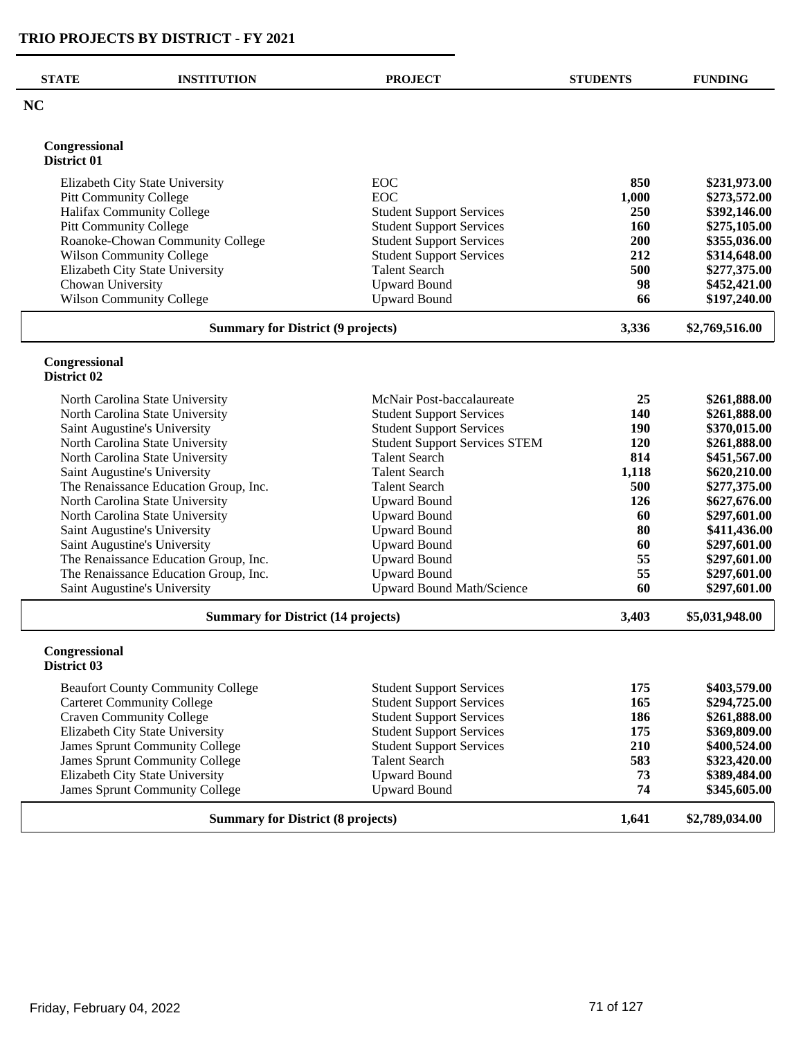# TRIO PROJECTS BY DISTRICT - FY 2021

| STATE | INSTITUTION | PROJECT | STUDENTS | FUNDING |
|---|---|---|---|---|
| **NC** | | | | |

### Congressional District 01

| INSTITUTION | PROJECT | STUDENTS | FUNDING |
|---|---|---|---|
| Elizabeth City State University | EOC | 850 | $231,973.00 |
| Pitt Community College | EOC | 1,000 | $273,572.00 |
| Halifax Community College | Student Support Services | 250 | $392,146.00 |
| Pitt Community College | Student Support Services | 160 | $275,105.00 |
| Roanoke-Chowan Community College | Student Support Services | 200 | $355,036.00 |
| Wilson Community College | Student Support Services | 212 | $314,648.00 |
| Elizabeth City State University | Talent Search | 500 | $277,375.00 |
| Chowan University | Upward Bound | 98 | $452,421.00 |
| Wilson Community College | Upward Bound | 66 | $197,240.00 |
| **Summary for District (9 projects)** | | **3,336** | **$2,769,516.00** |

### Congressional District 02

| INSTITUTION | PROJECT | STUDENTS | FUNDING |
|---|---|---|---|
| North Carolina State University | McNair Post-baccalaureate | 25 | $261,888.00 |
| North Carolina State University | Student Support Services | 140 | $261,888.00 |
| Saint Augustine's University | Student Support Services | 190 | $370,015.00 |
| North Carolina State University | Student Support Services STEM | 120 | $261,888.00 |
| North Carolina State University | Talent Search | 814 | $451,567.00 |
| Saint Augustine's University | Talent Search | 1,118 | $620,210.00 |
| The Renaissance Education Group, Inc. | Talent Search | 500 | $277,375.00 |
| North Carolina State University | Upward Bound | 126 | $627,676.00 |
| North Carolina State University | Upward Bound | 60 | $297,601.00 |
| Saint Augustine's University | Upward Bound | 80 | $411,436.00 |
| Saint Augustine's University | Upward Bound | 60 | $297,601.00 |
| The Renaissance Education Group, Inc. | Upward Bound | 55 | $297,601.00 |
| The Renaissance Education Group, Inc. | Upward Bound | 55 | $297,601.00 |
| Saint Augustine's University | Upward Bound Math/Science | 60 | $297,601.00 |
| **Summary for District (14 projects)** | | **3,403** | **$5,031,948.00** |

### Congressional District 03

| INSTITUTION | PROJECT | STUDENTS | FUNDING |
|---|---|---|---|
| Beaufort County Community College | Student Support Services | 175 | $403,579.00 |
| Carteret Community College | Student Support Services | 165 | $294,725.00 |
| Craven Community College | Student Support Services | 186 | $261,888.00 |
| Elizabeth City State University | Student Support Services | 175 | $369,809.00 |
| James Sprunt Community College | Student Support Services | 210 | $400,524.00 |
| James Sprunt Community College | Talent Search | 583 | $323,420.00 |
| Elizabeth City State University | Upward Bound | 73 | $389,484.00 |
| James Sprunt Community College | Upward Bound | 74 | $345,605.00 |
| **Summary for District (8 projects)** | | **1,641** | **$2,789,034.00** |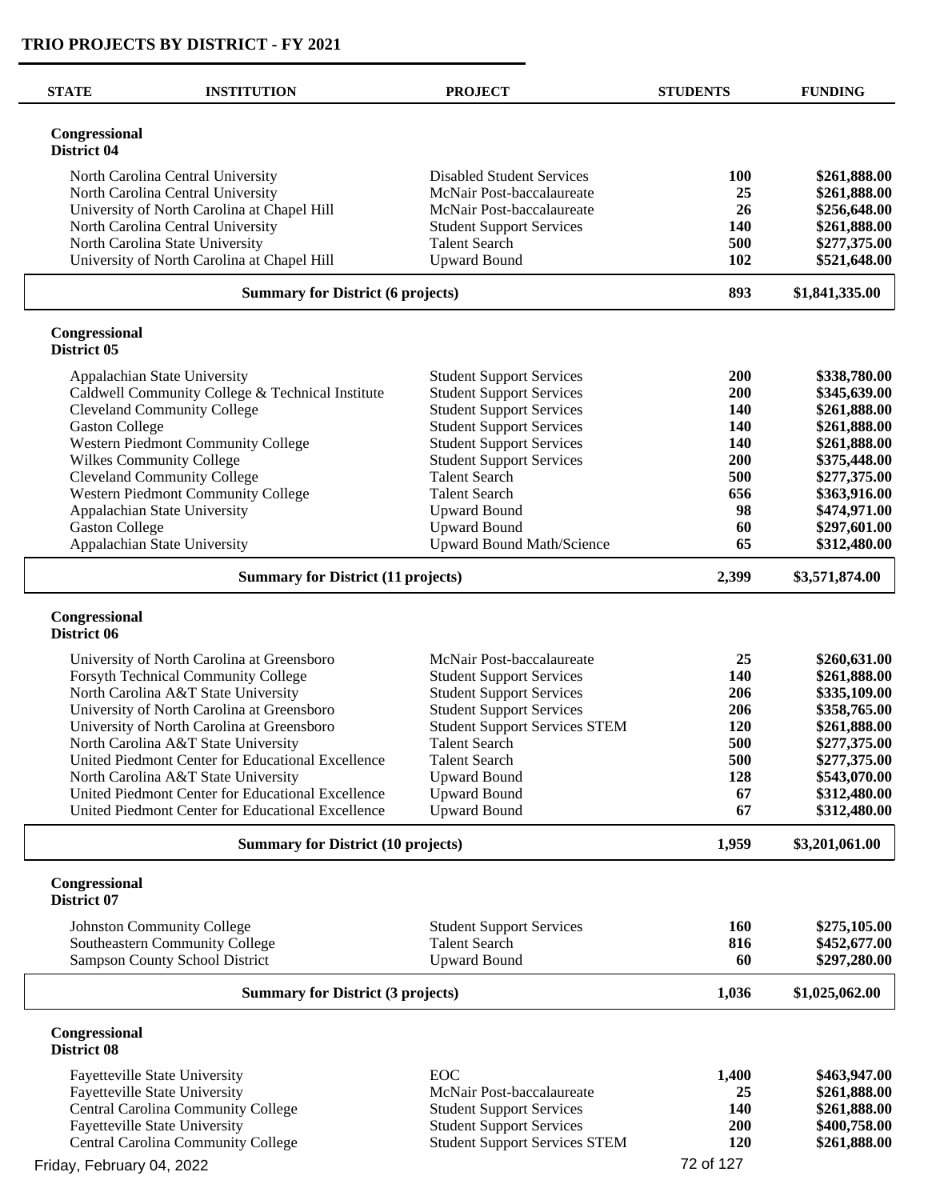## TRIO PROJECTS BY DISTRICT - FY 2021

| STATE | INSTITUTION | PROJECT | STUDENTS | FUNDING |
|---|---|---|---|---|
| **Congressional District 04** | | | | |
| | North Carolina Central University | Disabled Student Services | **100** | **$261,888.00** |
| | North Carolina Central University | McNair Post-baccalaureate | **25** | **$261,888.00** |
| | University of North Carolina at Chapel Hill | McNair Post-baccalaureate | **26** | **$256,648.00** |
| | North Carolina Central University | Student Support Services | **140** | **$261,888.00** |
| | North Carolina State University | Talent Search | **500** | **$277,375.00** |
| | University of North Carolina at Chapel Hill | Upward Bound | **102** | **$521,648.00** |
| | **Summary for District (6 projects)** | | **893** | **$1,841,335.00** |
| **Congressional District 05** | | | | |
| | Appalachian State University | Student Support Services | **200** | **$338,780.00** |
| | Caldwell Community College & Technical Institute | Student Support Services | **200** | **$345,639.00** |
| | Cleveland Community College | Student Support Services | **140** | **$261,888.00** |
| | Gaston College | Student Support Services | **140** | **$261,888.00** |
| | Western Piedmont Community College | Student Support Services | **140** | **$261,888.00** |
| | Wilkes Community College | Student Support Services | **200** | **$375,448.00** |
| | Cleveland Community College | Talent Search | **500** | **$277,375.00** |
| | Western Piedmont Community College | Talent Search | **656** | **$363,916.00** |
| | Appalachian State University | Upward Bound | **98** | **$474,971.00** |
| | Gaston College | Upward Bound | **60** | **$297,601.00** |
| | Appalachian State University | Upward Bound Math/Science | **65** | **$312,480.00** |
| | **Summary for District (11 projects)** | | **2,399** | **$3,571,874.00** |
| **Congressional District 06** | | | | |
| | University of North Carolina at Greensboro | McNair Post-baccalaureate | **25** | **$260,631.00** |
| | Forsyth Technical Community College | Student Support Services | **140** | **$261,888.00** |
| | North Carolina A&T State University | Student Support Services | **206** | **$335,109.00** |
| | University of North Carolina at Greensboro | Student Support Services | **206** | **$358,765.00** |
| | University of North Carolina at Greensboro | Student Support Services STEM | **120** | **$261,888.00** |
| | North Carolina A&T State University | Talent Search | **500** | **$277,375.00** |
| | United Piedmont Center for Educational Excellence | Talent Search | **500** | **$277,375.00** |
| | North Carolina A&T State University | Upward Bound | **128** | **$543,070.00** |
| | United Piedmont Center for Educational Excellence | Upward Bound | **67** | **$312,480.00** |
| | United Piedmont Center for Educational Excellence | Upward Bound | **67** | **$312,480.00** |
| | **Summary for District (10 projects)** | | **1,959** | **$3,201,061.00** |
| **Congressional District 07** | | | | |
| | Johnston Community College | Student Support Services | **160** | **$275,105.00** |
| | Southeastern Community College | Talent Search | **816** | **$452,677.00** |
| | Sampson County School District | Upward Bound | **60** | **$297,280.00** |
| | **Summary for District (3 projects)** | | **1,036** | **$1,025,062.00** |
| **Congressional District 08** | | | | |
| | Fayetteville State University | EOC | **1,400** | **$463,947.00** |
| | Fayetteville State University | McNair Post-baccalaureate | **25** | **$261,888.00** |
| | Central Carolina Community College | Student Support Services | **140** | **$261,888.00** |
| | Fayetteville State University | Student Support Services | **200** | **$400,758.00** |
| | Central Carolina Community College | Student Support Services STEM | **120** | **$261,888.00** |

Friday, February 04, 2022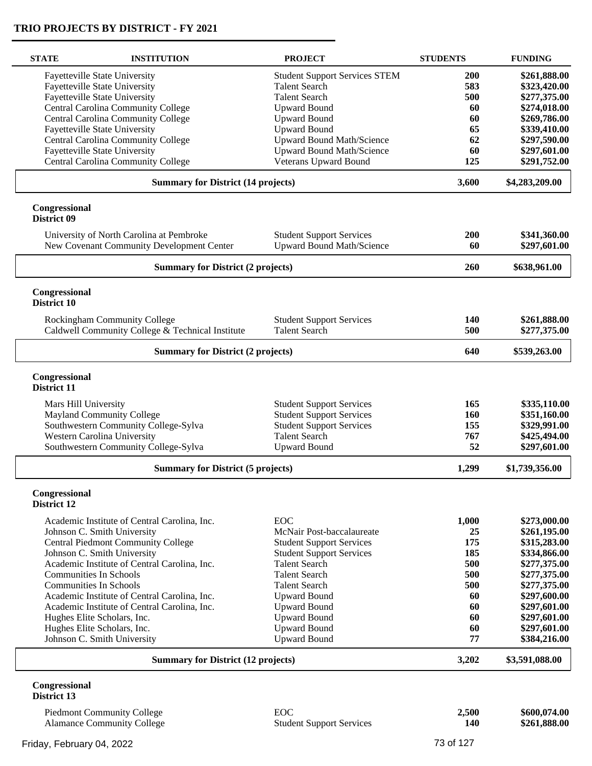## TRIO PROJECTS BY DISTRICT - FY 2021

| STATE | INSTITUTION | PROJECT | STUDENTS | FUNDING |
|---|---|---|---|---|
| | Fayetteville State University | Student Support Services STEM | **200** | **$261,888.00** |
| | Fayetteville State University | Talent Search | **583** | **$323,420.00** |
| | Fayetteville State University | Talent Search | **500** | **$277,375.00** |
| | Central Carolina Community College | Upward Bound | **60** | **$274,018.00** |
| | Central Carolina Community College | Upward Bound | **60** | **$269,786.00** |
| | Fayetteville State University | Upward Bound | **65** | **$339,410.00** |
| | Central Carolina Community College | Upward Bound Math/Science | **62** | **$297,590.00** |
| | Fayetteville State University | Upward Bound Math/Science | **60** | **$297,601.00** |
| | Central Carolina Community College | Veterans Upward Bound | **125** | **$291,752.00** |
| | **Summary for District (14 projects)** | | **3,600** | **$4,283,209.00** |
| **Congressional District 09** | | | | |
| | University of North Carolina at Pembroke | Student Support Services | **200** | **$341,360.00** |
| | New Covenant Community Development Center | Upward Bound Math/Science | **60** | **$297,601.00** |
| | **Summary for District (2 projects)** | | **260** | **$638,961.00** |
| **Congressional District 10** | | | | |
| | Rockingham Community College | Student Support Services | **140** | **$261,888.00** |
| | Caldwell Community College & Technical Institute | Talent Search | **500** | **$277,375.00** |
| | **Summary for District (2 projects)** | | **640** | **$539,263.00** |
| **Congressional District 11** | | | | |
| | Mars Hill University | Student Support Services | **165** | **$335,110.00** |
| | Mayland Community College | Student Support Services | **160** | **$351,160.00** |
| | Southwestern Community College-Sylva | Student Support Services | **155** | **$329,991.00** |
| | Western Carolina University | Talent Search | **767** | **$425,494.00** |
| | Southwestern Community College-Sylva | Upward Bound | **52** | **$297,601.00** |
| | **Summary for District (5 projects)** | | **1,299** | **$1,739,356.00** |
| **Congressional District 12** | | | | |
| | Academic Institute of Central Carolina, Inc. | EOC | **1,000** | **$273,000.00** |
| | Johnson C. Smith University | McNair Post-baccalaureate | **25** | **$261,195.00** |
| | Central Piedmont Community College | Student Support Services | **175** | **$315,283.00** |
| | Johnson C. Smith University | Student Support Services | **185** | **$334,866.00** |
| | Academic Institute of Central Carolina, Inc. | Talent Search | **500** | **$277,375.00** |
| | Communities In Schools | Talent Search | **500** | **$277,375.00** |
| | Communities In Schools | Talent Search | **500** | **$277,375.00** |
| | Academic Institute of Central Carolina, Inc. | Upward Bound | **60** | **$297,600.00** |
| | Academic Institute of Central Carolina, Inc. | Upward Bound | **60** | **$297,601.00** |
| | Hughes Elite Scholars, Inc. | Upward Bound | **60** | **$297,601.00** |
| | Hughes Elite Scholars, Inc. | Upward Bound | **60** | **$297,601.00** |
| | Johnson C. Smith University | Upward Bound | **77** | **$384,216.00** |
| | **Summary for District (12 projects)** | | **3,202** | **$3,591,088.00** |
| **Congressional District 13** | | | | |
| | Piedmont Community College | EOC | **2,500** | **$600,074.00** |
| | Alamance Community College | Student Support Services | **140** | **$261,888.00** |

Friday, February 04, 2022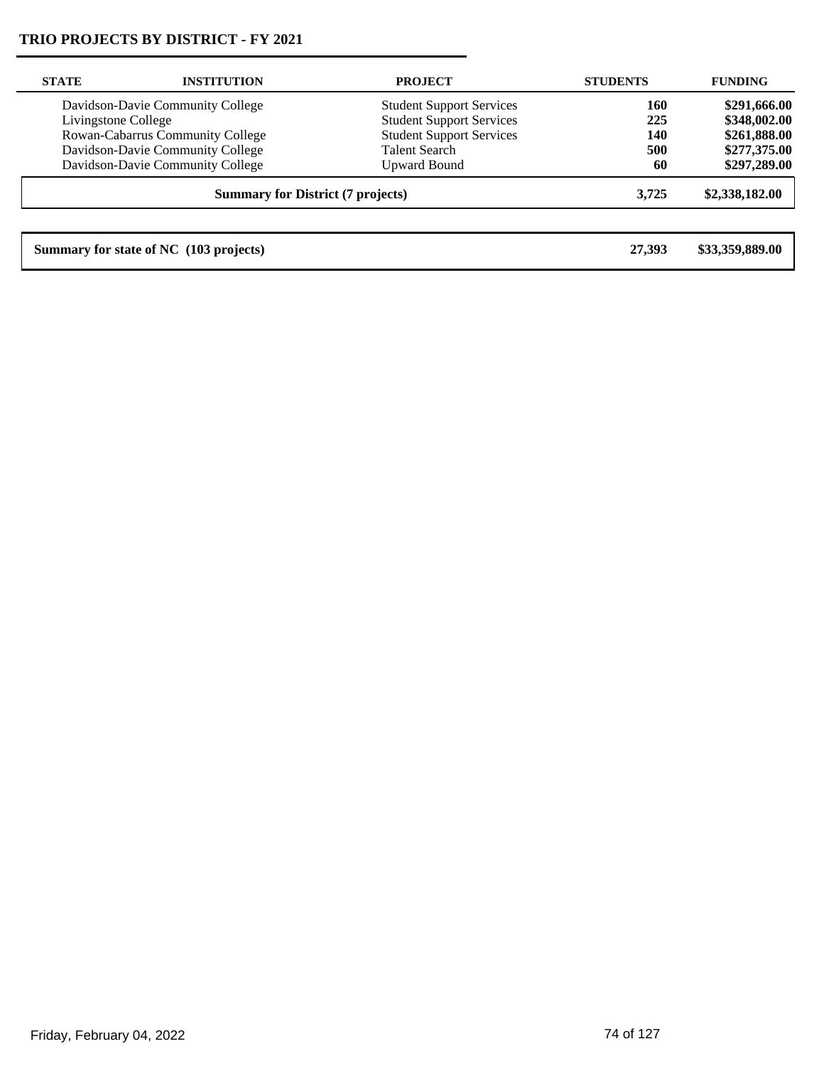## TRIO PROJECTS BY DISTRICT - FY 2021

| STATE | INSTITUTION | PROJECT | STUDENTS | FUNDING |
|---|---|---|---|---|
| | Davidson-Davie Community College | Student Support Services | **160** | **$291,666.00** |
| | Livingstone College | Student Support Services | **225** | **$348,002.00** |
| | Rowan-Cabarrus Community College | Student Support Services | **140** | **$261,888.00** |
| | Davidson-Davie Community College | Talent Search | **500** | **$277,375.00** |
| | Davidson-Davie Community College | Upward Bound | **60** | **$297,289.00** |
| | **Summary for District (7 projects)** | | **3,725** | **$2,338,182.00** |

| | | |
|---|---|---|
| **Summary for state of NC (103 projects)** | **27,393** | **$33,359,889.00** |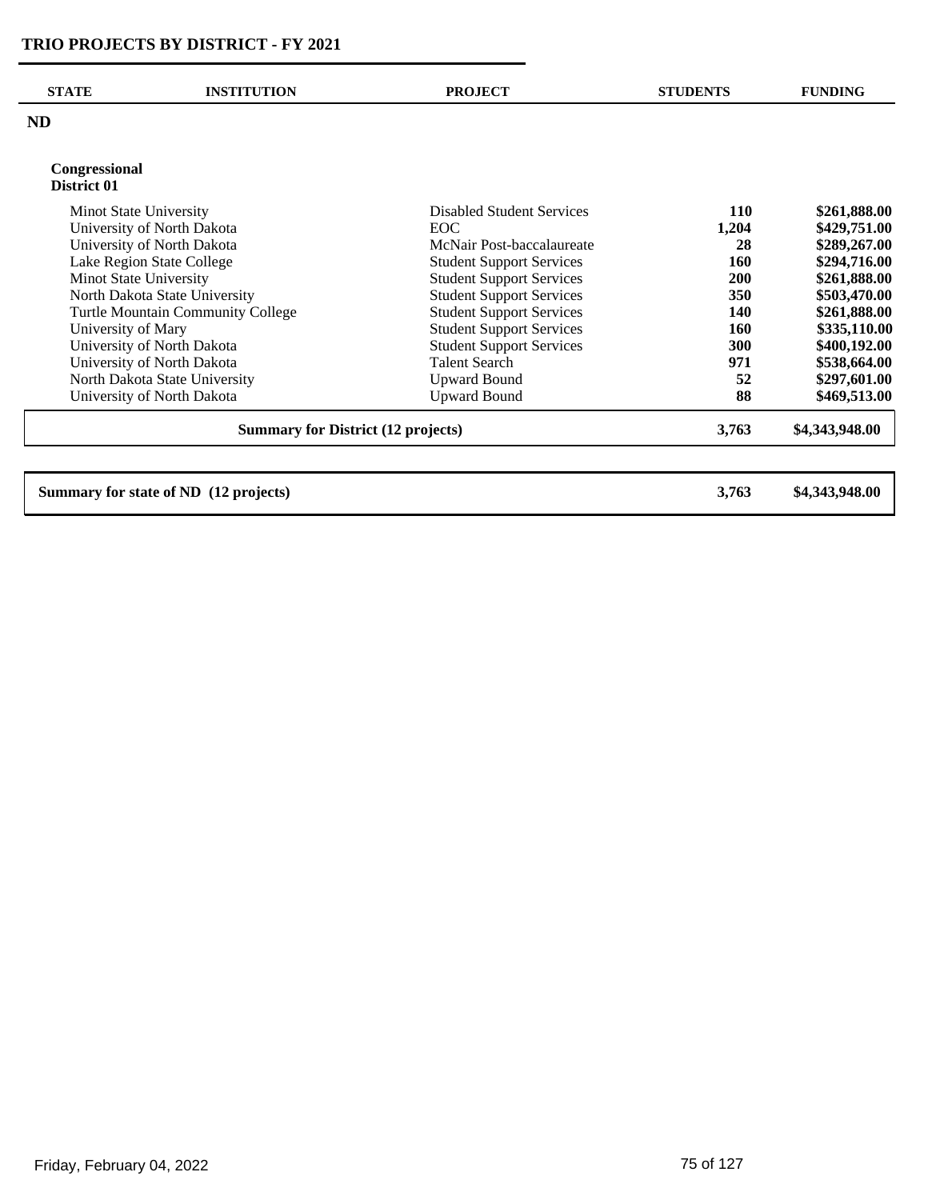# TRIO PROJECTS BY DISTRICT - FY 2021

| STATE | INSTITUTION | PROJECT | STUDENTS | FUNDING |
|---|---|---|---|---|
| **ND** | | | | |
| **Congressional District 01** | | | | |
| | Minot State University | Disabled Student Services | **110** | **$261,888.00** |
| | University of North Dakota | EOC | **1,204** | **$429,751.00** |
| | University of North Dakota | McNair Post-baccalaureate | **28** | **$289,267.00** |
| | Lake Region State College | Student Support Services | **160** | **$294,716.00** |
| | Minot State University | Student Support Services | **200** | **$261,888.00** |
| | North Dakota State University | Student Support Services | **350** | **$503,470.00** |
| | Turtle Mountain Community College | Student Support Services | **140** | **$261,888.00** |
| | University of Mary | Student Support Services | **160** | **$335,110.00** |
| | University of North Dakota | Student Support Services | **300** | **$400,192.00** |
| | University of North Dakota | Talent Search | **971** | **$538,664.00** |
| | North Dakota State University | Upward Bound | **52** | **$297,601.00** |
| | University of North Dakota | Upward Bound | **88** | **$469,513.00** |
| | **Summary for District (12 projects)** | | **3,763** | **$4,343,948.00** |
| **Summary for state of ND (12 projects)** | | | **3,763** | **$4,343,948.00** |

Friday, February 04, 2022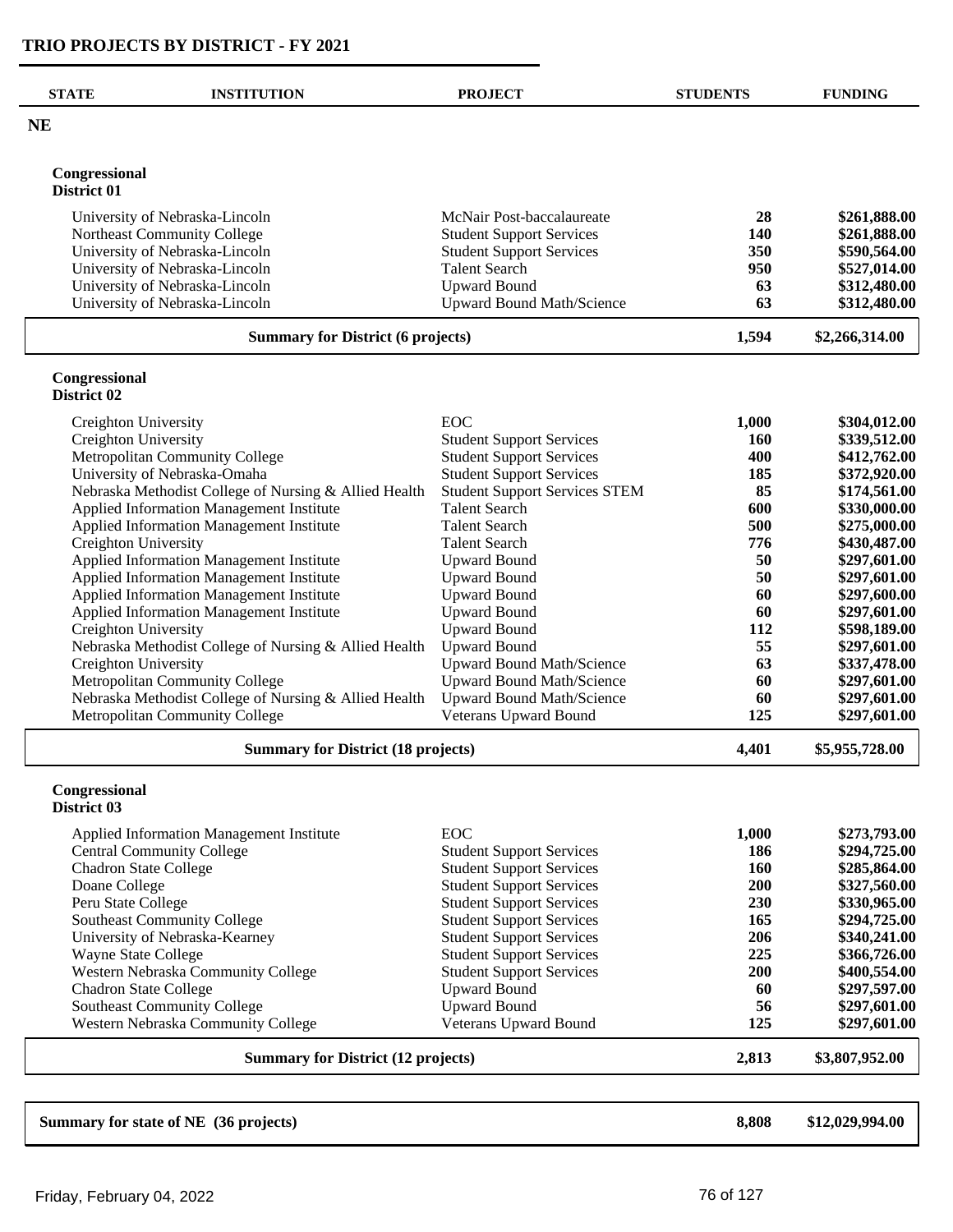# TRIO PROJECTS BY DISTRICT - FY 2021

| STATE | INSTITUTION | PROJECT | STUDENTS | FUNDING |
|---|---|---|---|---|
| **NE** | | | | |
| **Congressional District 01** | | | | |
| | University of Nebraska-Lincoln | McNair Post-baccalaureate | **28** | **$261,888.00** |
| | Northeast Community College | Student Support Services | **140** | **$261,888.00** |
| | University of Nebraska-Lincoln | Student Support Services | **350** | **$590,564.00** |
| | University of Nebraska-Lincoln | Talent Search | **950** | **$527,014.00** |
| | University of Nebraska-Lincoln | Upward Bound | **63** | **$312,480.00** |
| | University of Nebraska-Lincoln | Upward Bound Math/Science | **63** | **$312,480.00** |
| | **Summary for District (6 projects)** | | **1,594** | **$2,266,314.00** |
| **Congressional District 02** | | | | |
| | Creighton University | EOC | **1,000** | **$304,012.00** |
| | Creighton University | Student Support Services | **160** | **$339,512.00** |
| | Metropolitan Community College | Student Support Services | **400** | **$412,762.00** |
| | University of Nebraska-Omaha | Student Support Services | **185** | **$372,920.00** |
| | Nebraska Methodist College of Nursing & Allied Health | Student Support Services STEM | **85** | **$174,561.00** |
| | Applied Information Management Institute | Talent Search | **600** | **$330,000.00** |
| | Applied Information Management Institute | Talent Search | **500** | **$275,000.00** |
| | Creighton University | Talent Search | **776** | **$430,487.00** |
| | Applied Information Management Institute | Upward Bound | **50** | **$297,601.00** |
| | Applied Information Management Institute | Upward Bound | **50** | **$297,601.00** |
| | Applied Information Management Institute | Upward Bound | **60** | **$297,600.00** |
| | Applied Information Management Institute | Upward Bound | **60** | **$297,601.00** |
| | Creighton University | Upward Bound | **112** | **$598,189.00** |
| | Nebraska Methodist College of Nursing & Allied Health | Upward Bound | **55** | **$297,601.00** |
| | Creighton University | Upward Bound Math/Science | **63** | **$337,478.00** |
| | Metropolitan Community College | Upward Bound Math/Science | **60** | **$297,601.00** |
| | Nebraska Methodist College of Nursing & Allied Health | Upward Bound Math/Science | **60** | **$297,601.00** |
| | Metropolitan Community College | Veterans Upward Bound | **125** | **$297,601.00** |
| | **Summary for District (18 projects)** | | **4,401** | **$5,955,728.00** |
| **Congressional District 03** | | | | |
| | Applied Information Management Institute | EOC | **1,000** | **$273,793.00** |
| | Central Community College | Student Support Services | **186** | **$294,725.00** |
| | Chadron State College | Student Support Services | **160** | **$285,864.00** |
| | Doane College | Student Support Services | **200** | **$327,560.00** |
| | Peru State College | Student Support Services | **230** | **$330,965.00** |
| | Southeast Community College | Student Support Services | **165** | **$294,725.00** |
| | University of Nebraska-Kearney | Student Support Services | **206** | **$340,241.00** |
| | Wayne State College | Student Support Services | **225** | **$366,726.00** |
| | Western Nebraska Community College | Student Support Services | **200** | **$400,554.00** |
| | Chadron State College | Upward Bound | **60** | **$297,597.00** |
| | Southeast Community College | Upward Bound | **56** | **$297,601.00** |
| | Western Nebraska Community College | Veterans Upward Bound | **125** | **$297,601.00** |
| | **Summary for District (12 projects)** | | **2,813** | **$3,807,952.00** |
| **Summary for state of NE (36 projects)** | | | **8,808** | **$12,029,994.00** |

Friday, February 04, 2022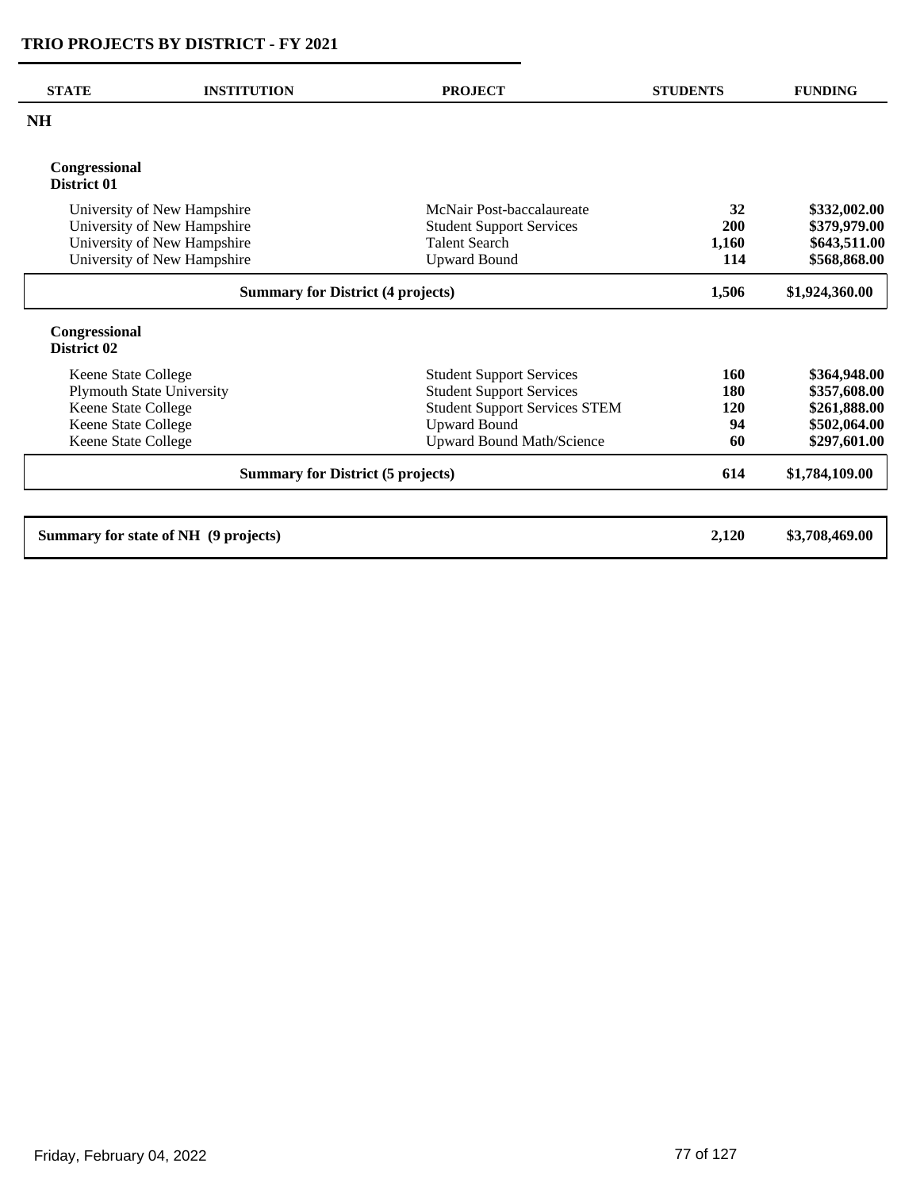# TRIO PROJECTS BY DISTRICT - FY 2021

| STATE | INSTITUTION | PROJECT | STUDENTS | FUNDING |
|---|---|---|---|---|
| **NH** | | | | |
| **Congressional District 01** | | | | |
| | University of New Hampshire | McNair Post-baccalaureate | **32** | **\$332,002.00** |
| | University of New Hampshire | Student Support Services | **200** | **\$379,979.00** |
| | University of New Hampshire | Talent Search | **1,160** | **\$643,511.00** |
| | University of New Hampshire | Upward Bound | **114** | **\$568,868.00** |
| | **Summary for District (4 projects)** | | **1,506** | **\$1,924,360.00** |
| **Congressional District 02** | | | | |
| | Keene State College | Student Support Services | **160** | **\$364,948.00** |
| | Plymouth State University | Student Support Services | **180** | **\$357,608.00** |
| | Keene State College | Student Support Services STEM | **120** | **\$261,888.00** |
| | Keene State College | Upward Bound | **94** | **\$502,064.00** |
| | Keene State College | Upward Bound Math/Science | **60** | **\$297,601.00** |
| | **Summary for District (5 projects)** | | **614** | **\$1,784,109.00** |
| **Summary for state of NH (9 projects)** | | | **2,120** | **\$3,708,469.00** |

Friday, February 04, 2022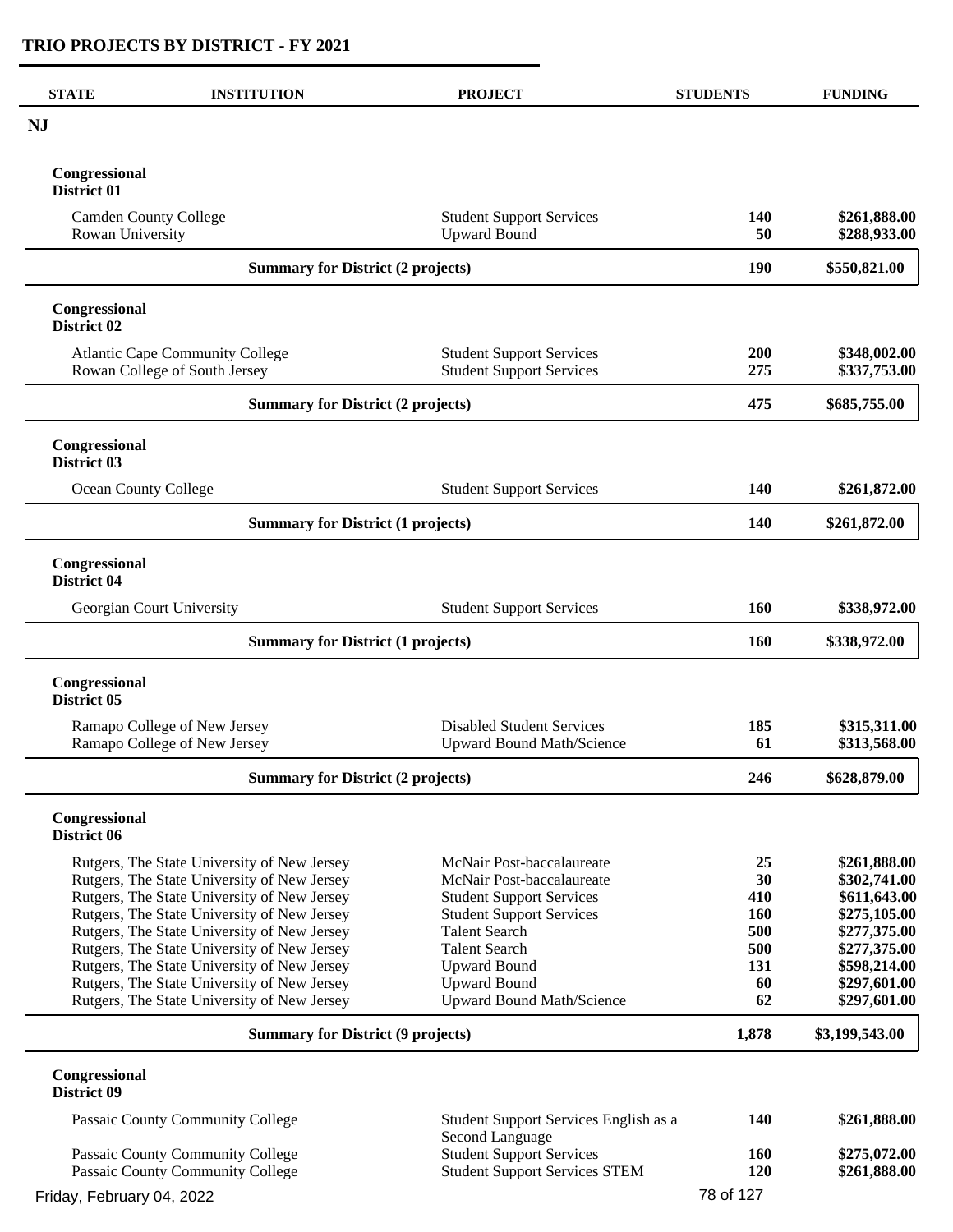## TRIO PROJECTS BY DISTRICT - FY 2021

| STATE | INSTITUTION | PROJECT | STUDENTS | FUNDING |
|---|---|---|---|---|
| **NJ** | | | | |
| **Congressional District 01** | | | | |
| | Camden County College | Student Support Services | **140** | **$261,888.00** |
| | Rowan University | Upward Bound | **50** | **$288,933.00** |
| | **Summary for District (2 projects)** | | **190** | **$550,821.00** |
| **Congressional District 02** | | | | |
| | Atlantic Cape Community College | Student Support Services | **200** | **$348,002.00** |
| | Rowan College of South Jersey | Student Support Services | **275** | **$337,753.00** |
| | **Summary for District (2 projects)** | | **475** | **$685,755.00** |
| **Congressional District 03** | | | | |
| | Ocean County College | Student Support Services | **140** | **$261,872.00** |
| | **Summary for District (1 projects)** | | **140** | **$261,872.00** |
| **Congressional District 04** | | | | |
| | Georgian Court University | Student Support Services | **160** | **$338,972.00** |
| | **Summary for District (1 projects)** | | **160** | **$338,972.00** |
| **Congressional District 05** | | | | |
| | Ramapo College of New Jersey | Disabled Student Services | **185** | **$315,311.00** |
| | Ramapo College of New Jersey | Upward Bound Math/Science | **61** | **$313,568.00** |
| | **Summary for District (2 projects)** | | **246** | **$628,879.00** |
| **Congressional District 06** | | | | |
| | Rutgers, The State University of New Jersey | McNair Post-baccalaureate | **25** | **$261,888.00** |
| | Rutgers, The State University of New Jersey | McNair Post-baccalaureate | **30** | **$302,741.00** |
| | Rutgers, The State University of New Jersey | Student Support Services | **410** | **$611,643.00** |
| | Rutgers, The State University of New Jersey | Student Support Services | **160** | **$275,105.00** |
| | Rutgers, The State University of New Jersey | Talent Search | **500** | **$277,375.00** |
| | Rutgers, The State University of New Jersey | Talent Search | **500** | **$277,375.00** |
| | Rutgers, The State University of New Jersey | Upward Bound | **131** | **$598,214.00** |
| | Rutgers, The State University of New Jersey | Upward Bound | **60** | **$297,601.00** |
| | Rutgers, The State University of New Jersey | Upward Bound Math/Science | **62** | **$297,601.00** |
| | **Summary for District (9 projects)** | | **1,878** | **$3,199,543.00** |
| **Congressional District 09** | | | | |
| | Passaic County Community College | Student Support Services English as a Second Language | **140** | **$261,888.00** |
| | Passaic County Community College | Student Support Services | **160** | **$275,072.00** |
| | Passaic County Community College | Student Support Services STEM | **120** | **$261,888.00** |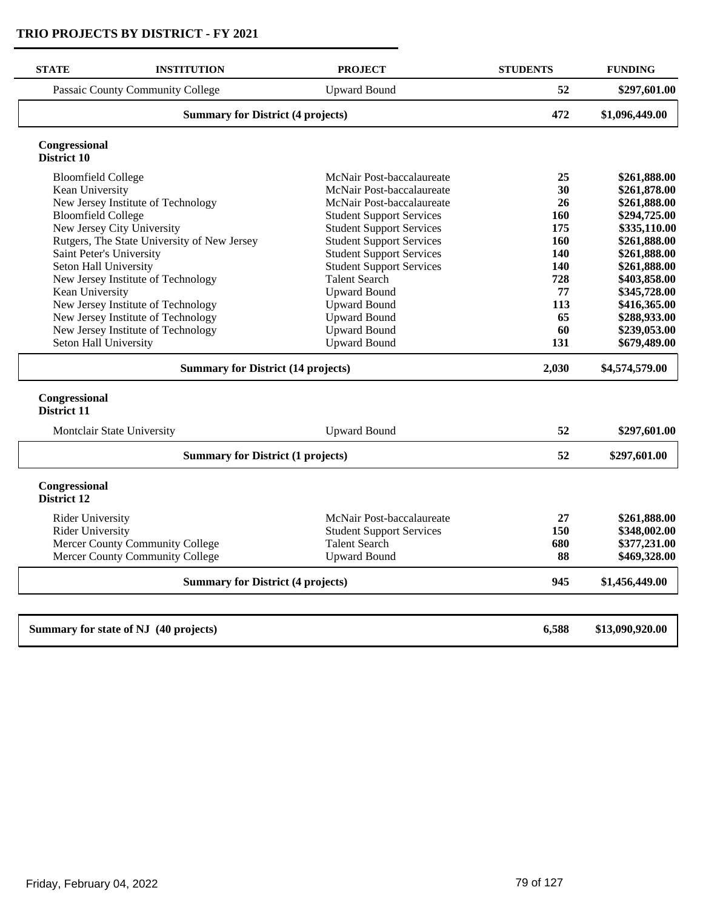## TRIO PROJECTS BY DISTRICT - FY 2021

| STATE | INSTITUTION | PROJECT | STUDENTS | FUNDING |
|---|---|---|---|---|
| | Passaic County Community College | Upward Bound | 52 | $297,601.00 |
| | **Summary for District (4 projects)** | | **472** | **$1,096,449.00** |
| **Congressional District 10** | | | | |
| | Bloomfield College | McNair Post-baccalaureate | 25 | $261,888.00 |
| | Kean University | McNair Post-baccalaureate | 30 | $261,878.00 |
| | New Jersey Institute of Technology | McNair Post-baccalaureate | 26 | $261,888.00 |
| | Bloomfield College | Student Support Services | 160 | $294,725.00 |
| | New Jersey City University | Student Support Services | 175 | $335,110.00 |
| | Rutgers, The State University of New Jersey | Student Support Services | 160 | $261,888.00 |
| | Saint Peter's University | Student Support Services | 140 | $261,888.00 |
| | Seton Hall University | Student Support Services | 140 | $261,888.00 |
| | New Jersey Institute of Technology | Talent Search | 728 | $403,858.00 |
| | Kean University | Upward Bound | 77 | $345,728.00 |
| | New Jersey Institute of Technology | Upward Bound | 113 | $416,365.00 |
| | New Jersey Institute of Technology | Upward Bound | 65 | $288,933.00 |
| | New Jersey Institute of Technology | Upward Bound | 60 | $239,053.00 |
| | Seton Hall University | Upward Bound | 131 | $679,489.00 |
| | **Summary for District (14 projects)** | | **2,030** | **$4,574,579.00** |
| **Congressional District 11** | | | | |
| | Montclair State University | Upward Bound | 52 | $297,601.00 |
| | **Summary for District (1 projects)** | | **52** | **$297,601.00** |
| **Congressional District 12** | | | | |
| | Rider University | McNair Post-baccalaureate | 27 | $261,888.00 |
| | Rider University | Student Support Services | 150 | $348,002.00 |
| | Mercer County Community College | Talent Search | 680 | $377,231.00 |
| | Mercer County Community College | Upward Bound | 88 | $469,328.00 |
| | **Summary for District (4 projects)** | | **945** | **$1,456,449.00** |
| **Summary for state of NJ (40 projects)** | | | **6,588** | **$13,090,920.00** |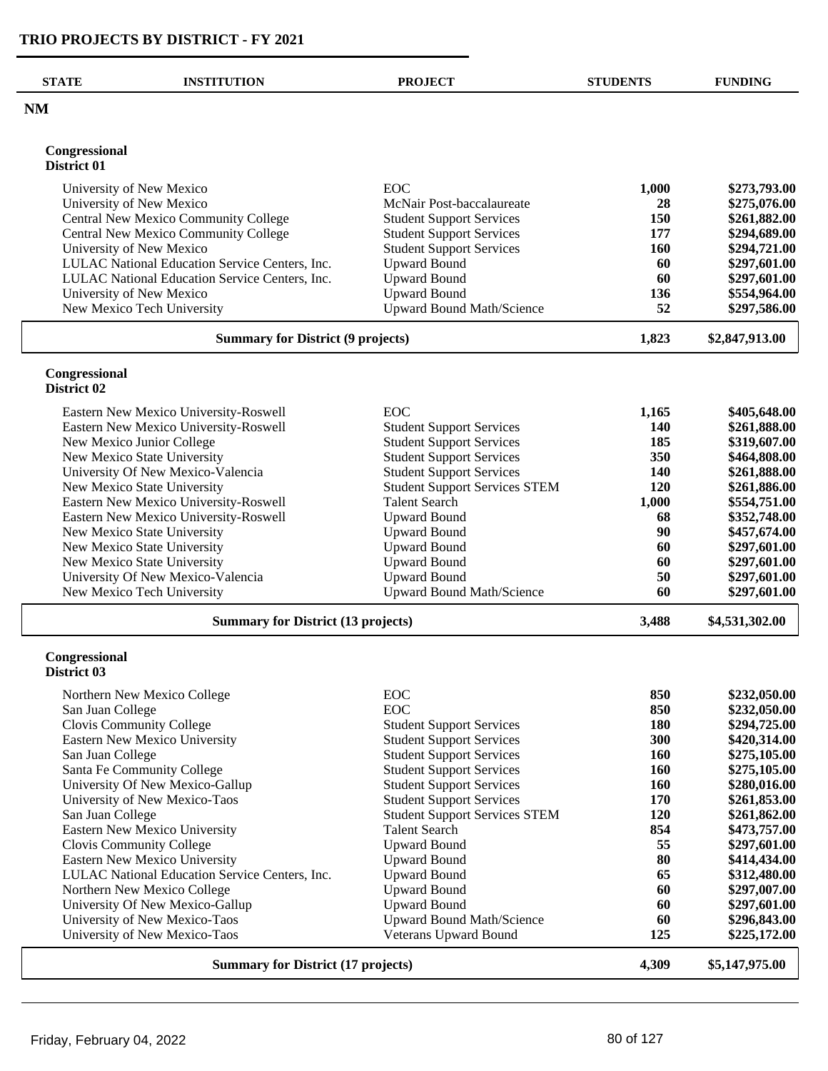# TRIO PROJECTS BY DISTRICT - FY 2021

| STATE | INSTITUTION | PROJECT | STUDENTS | FUNDING |
|---|---|---|---|---|
| **NM** | | | | |

## Congressional District 01

| INSTITUTION | PROJECT | STUDENTS | FUNDING |
|---|---|---|---|
| University of New Mexico | EOC | **1,000** | **$273,793.00** |
| University of New Mexico | McNair Post-baccalaureate | **28** | **$275,076.00** |
| Central New Mexico Community College | Student Support Services | **150** | **$261,882.00** |
| Central New Mexico Community College | Student Support Services | **177** | **$294,689.00** |
| University of New Mexico | Student Support Services | **160** | **$294,721.00** |
| LULAC National Education Service Centers, Inc. | Upward Bound | **60** | **$297,601.00** |
| LULAC National Education Service Centers, Inc. | Upward Bound | **60** | **$297,601.00** |
| University of New Mexico | Upward Bound | **136** | **$554,964.00** |
| New Mexico Tech University | Upward Bound Math/Science | **52** | **$297,586.00** |
| **Summary for District (9 projects)** | | **1,823** | **$2,847,913.00** |

## Congressional District 02

| INSTITUTION | PROJECT | STUDENTS | FUNDING |
|---|---|---|---|
| Eastern New Mexico University-Roswell | EOC | **1,165** | **$405,648.00** |
| Eastern New Mexico University-Roswell | Student Support Services | **140** | **$261,888.00** |
| New Mexico Junior College | Student Support Services | **185** | **$319,607.00** |
| New Mexico State University | Student Support Services | **350** | **$464,808.00** |
| University Of New Mexico-Valencia | Student Support Services | **140** | **$261,888.00** |
| New Mexico State University | Student Support Services STEM | **120** | **$261,886.00** |
| Eastern New Mexico University-Roswell | Talent Search | **1,000** | **$554,751.00** |
| Eastern New Mexico University-Roswell | Upward Bound | **68** | **$352,748.00** |
| New Mexico State University | Upward Bound | **90** | **$457,674.00** |
| New Mexico State University | Upward Bound | **60** | **$297,601.00** |
| New Mexico State University | Upward Bound | **60** | **$297,601.00** |
| University Of New Mexico-Valencia | Upward Bound | **50** | **$297,601.00** |
| New Mexico Tech University | Upward Bound Math/Science | **60** | **$297,601.00** |
| **Summary for District (13 projects)** | | **3,488** | **$4,531,302.00** |

## Congressional District 03

| INSTITUTION | PROJECT | STUDENTS | FUNDING |
|---|---|---|---|
| Northern New Mexico College | EOC | **850** | **$232,050.00** |
| San Juan College | EOC | **850** | **$232,050.00** |
| Clovis Community College | Student Support Services | **180** | **$294,725.00** |
| Eastern New Mexico University | Student Support Services | **300** | **$420,314.00** |
| San Juan College | Student Support Services | **160** | **$275,105.00** |
| Santa Fe Community College | Student Support Services | **160** | **$275,105.00** |
| University Of New Mexico-Gallup | Student Support Services | **160** | **$280,016.00** |
| University of New Mexico-Taos | Student Support Services | **170** | **$261,853.00** |
| San Juan College | Student Support Services STEM | **120** | **$261,862.00** |
| Eastern New Mexico University | Talent Search | **854** | **$473,757.00** |
| Clovis Community College | Upward Bound | **55** | **$297,601.00** |
| Eastern New Mexico University | Upward Bound | **80** | **$414,434.00** |
| LULAC National Education Service Centers, Inc. | Upward Bound | **65** | **$312,480.00** |
| Northern New Mexico College | Upward Bound | **60** | **$297,007.00** |
| University Of New Mexico-Gallup | Upward Bound | **60** | **$297,601.00** |
| University of New Mexico-Taos | Upward Bound Math/Science | **60** | **$296,843.00** |
| University of New Mexico-Taos | Veterans Upward Bound | **125** | **$225,172.00** |
| **Summary for District (17 projects)** | | **4,309** | **$5,147,975.00** |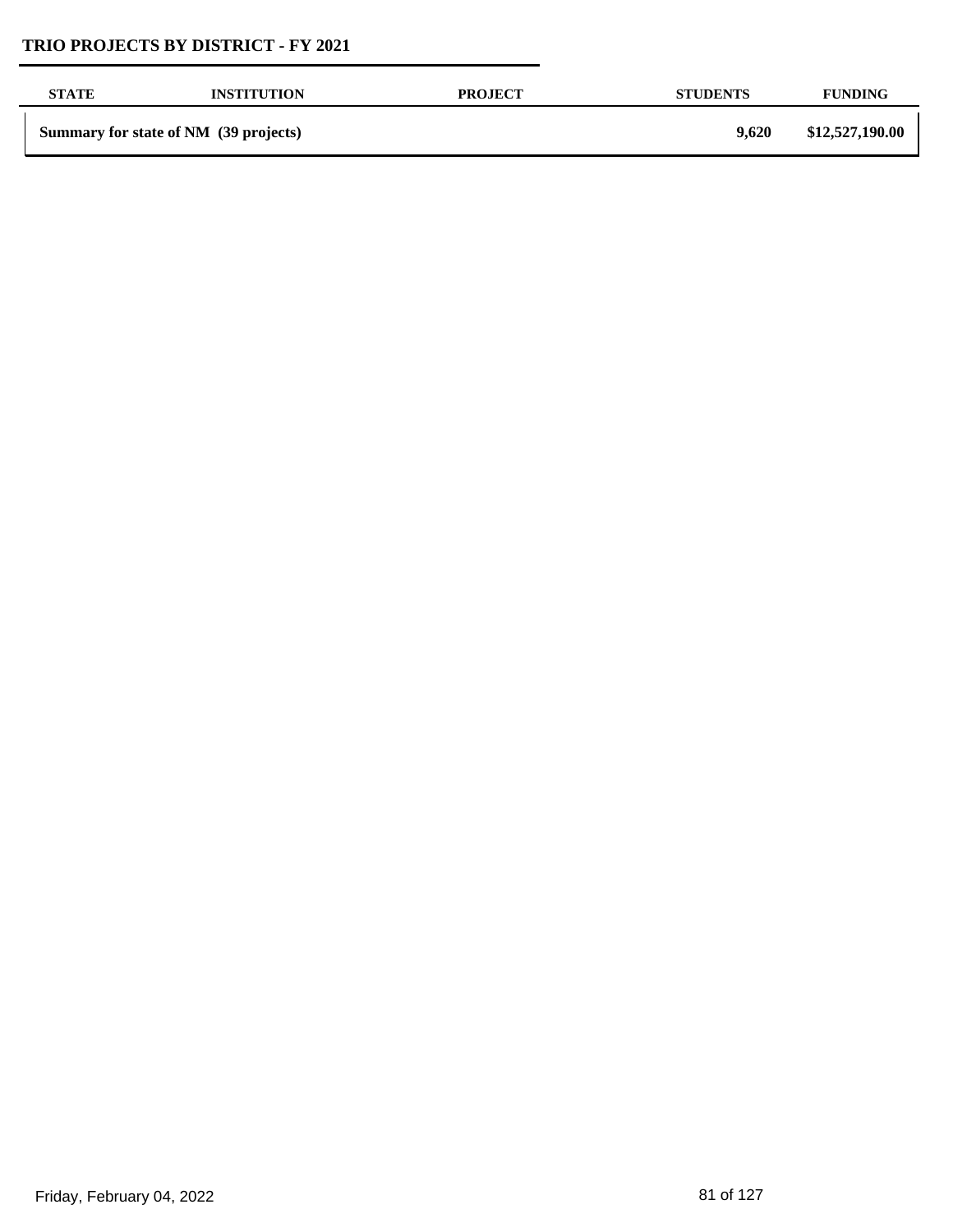## TRIO PROJECTS BY DISTRICT - FY 2021

| STATE | INSTITUTION | PROJECT | STUDENTS | FUNDING |
|---|---|---|---|---|
| **Summary for state of NM (39 projects)** | | | **9,620** | **$12,527,190.00** |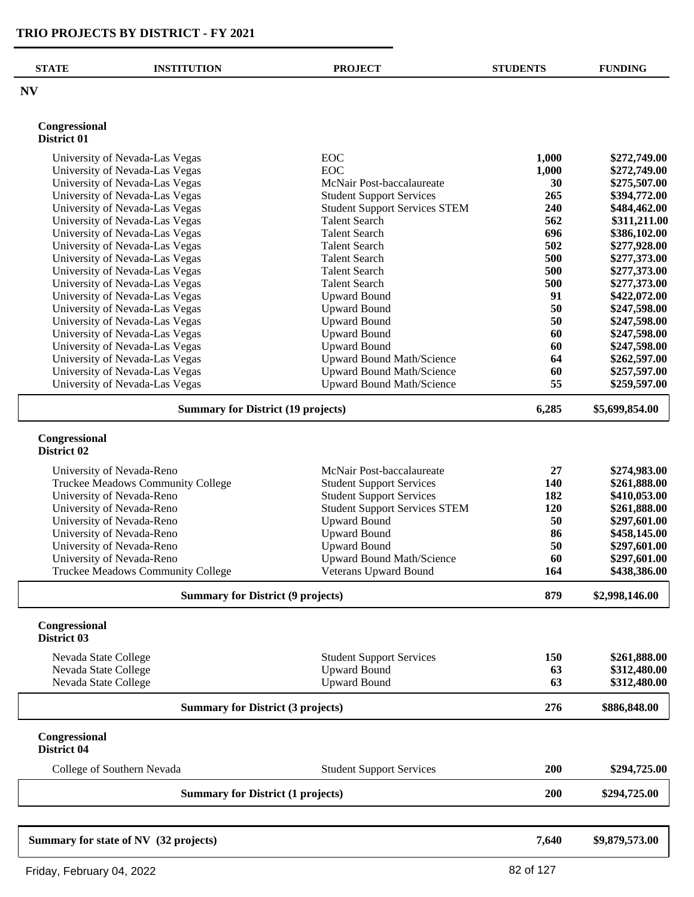# TRIO PROJECTS BY DISTRICT - FY 2021

| STATE | INSTITUTION | PROJECT | STUDENTS | FUNDING |
|---|---|---|---|---|
| **NV** | | | | |
| **Congressional District 01** | | | | |
| | University of Nevada-Las Vegas | EOC | 1,000 | $272,749.00 |
| | University of Nevada-Las Vegas | EOC | 1,000 | $272,749.00 |
| | University of Nevada-Las Vegas | McNair Post-baccalaureate | 30 | $275,507.00 |
| | University of Nevada-Las Vegas | Student Support Services | 265 | $394,772.00 |
| | University of Nevada-Las Vegas | Student Support Services STEM | 240 | $484,462.00 |
| | University of Nevada-Las Vegas | Talent Search | 562 | $311,211.00 |
| | University of Nevada-Las Vegas | Talent Search | 696 | $386,102.00 |
| | University of Nevada-Las Vegas | Talent Search | 502 | $277,928.00 |
| | University of Nevada-Las Vegas | Talent Search | 500 | $277,373.00 |
| | University of Nevada-Las Vegas | Talent Search | 500 | $277,373.00 |
| | University of Nevada-Las Vegas | Talent Search | 500 | $277,373.00 |
| | University of Nevada-Las Vegas | Upward Bound | 91 | $422,072.00 |
| | University of Nevada-Las Vegas | Upward Bound | 50 | $247,598.00 |
| | University of Nevada-Las Vegas | Upward Bound | 50 | $247,598.00 |
| | University of Nevada-Las Vegas | Upward Bound | 60 | $247,598.00 |
| | University of Nevada-Las Vegas | Upward Bound | 60 | $247,598.00 |
| | University of Nevada-Las Vegas | Upward Bound Math/Science | 64 | $262,597.00 |
| | University of Nevada-Las Vegas | Upward Bound Math/Science | 60 | $257,597.00 |
| | University of Nevada-Las Vegas | Upward Bound Math/Science | 55 | $259,597.00 |
| | **Summary for District (19 projects)** | | **6,285** | **$5,699,854.00** |
| **Congressional District 02** | | | | |
| | University of Nevada-Reno | McNair Post-baccalaureate | 27 | $274,983.00 |
| | Truckee Meadows Community College | Student Support Services | 140 | $261,888.00 |
| | University of Nevada-Reno | Student Support Services | 182 | $410,053.00 |
| | University of Nevada-Reno | Student Support Services STEM | 120 | $261,888.00 |
| | University of Nevada-Reno | Upward Bound | 50 | $297,601.00 |
| | University of Nevada-Reno | Upward Bound | 86 | $458,145.00 |
| | University of Nevada-Reno | Upward Bound | 50 | $297,601.00 |
| | University of Nevada-Reno | Upward Bound Math/Science | 60 | $297,601.00 |
| | Truckee Meadows Community College | Veterans Upward Bound | 164 | $438,386.00 |
| | **Summary for District (9 projects)** | | **879** | **$2,998,146.00** |
| **Congressional District 03** | | | | |
| | Nevada State College | Student Support Services | 150 | $261,888.00 |
| | Nevada State College | Upward Bound | 63 | $312,480.00 |
| | Nevada State College | Upward Bound | 63 | $312,480.00 |
| | **Summary for District (3 projects)** | | **276** | **$886,848.00** |
| **Congressional District 04** | | | | |
| | College of Southern Nevada | Student Support Services | 200 | $294,725.00 |
| | **Summary for District (1 projects)** | | **200** | **$294,725.00** |
| **Summary for state of NV (32 projects)** | | | **7,640** | **$9,879,573.00** |

Friday, February 04, 2022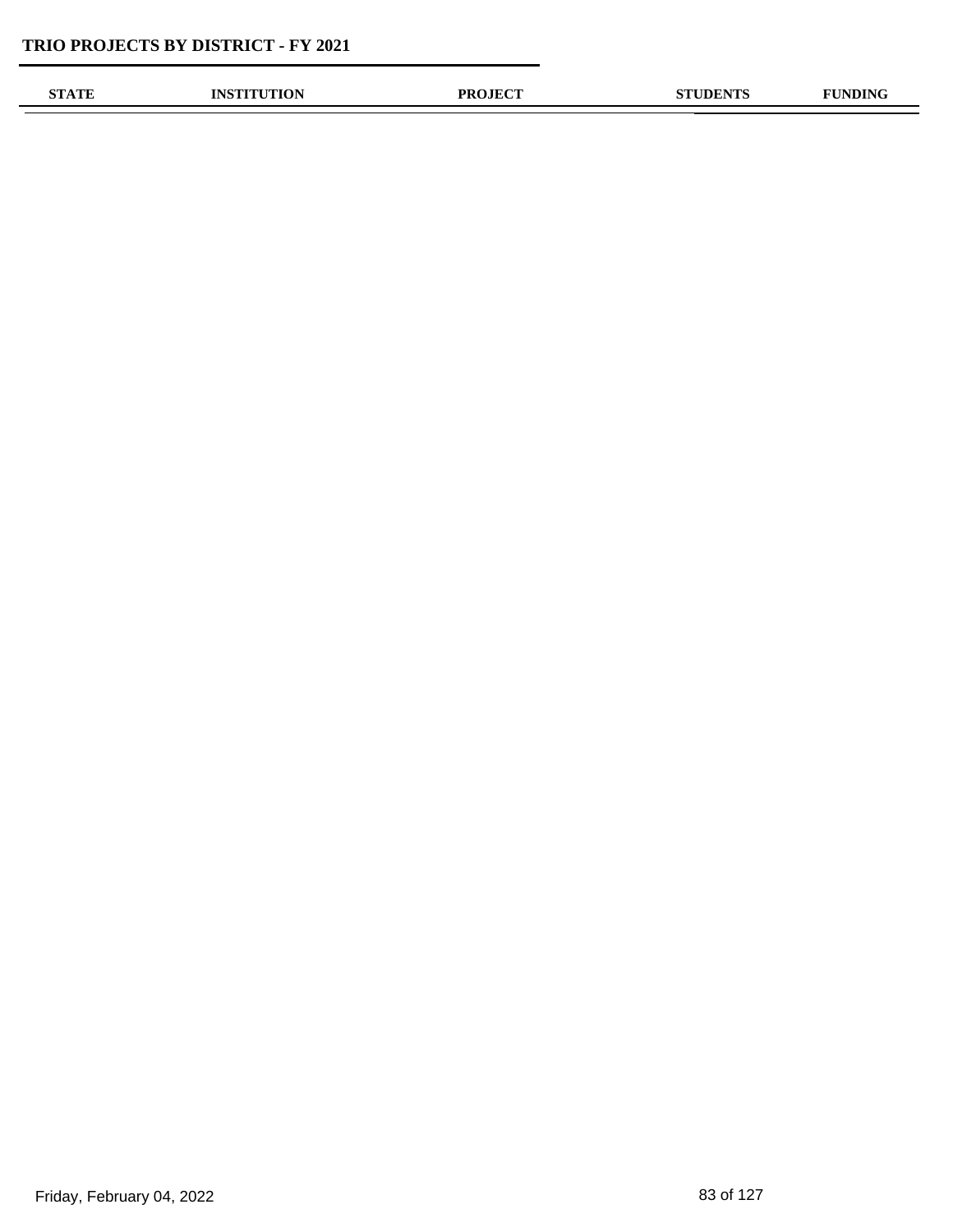# TRIO PROJECTS BY DISTRICT - FY 2021

| STATE | INSTITUTION | PROJECT | STUDENTS | FUNDING |
| --- | --- | --- | --- | --- |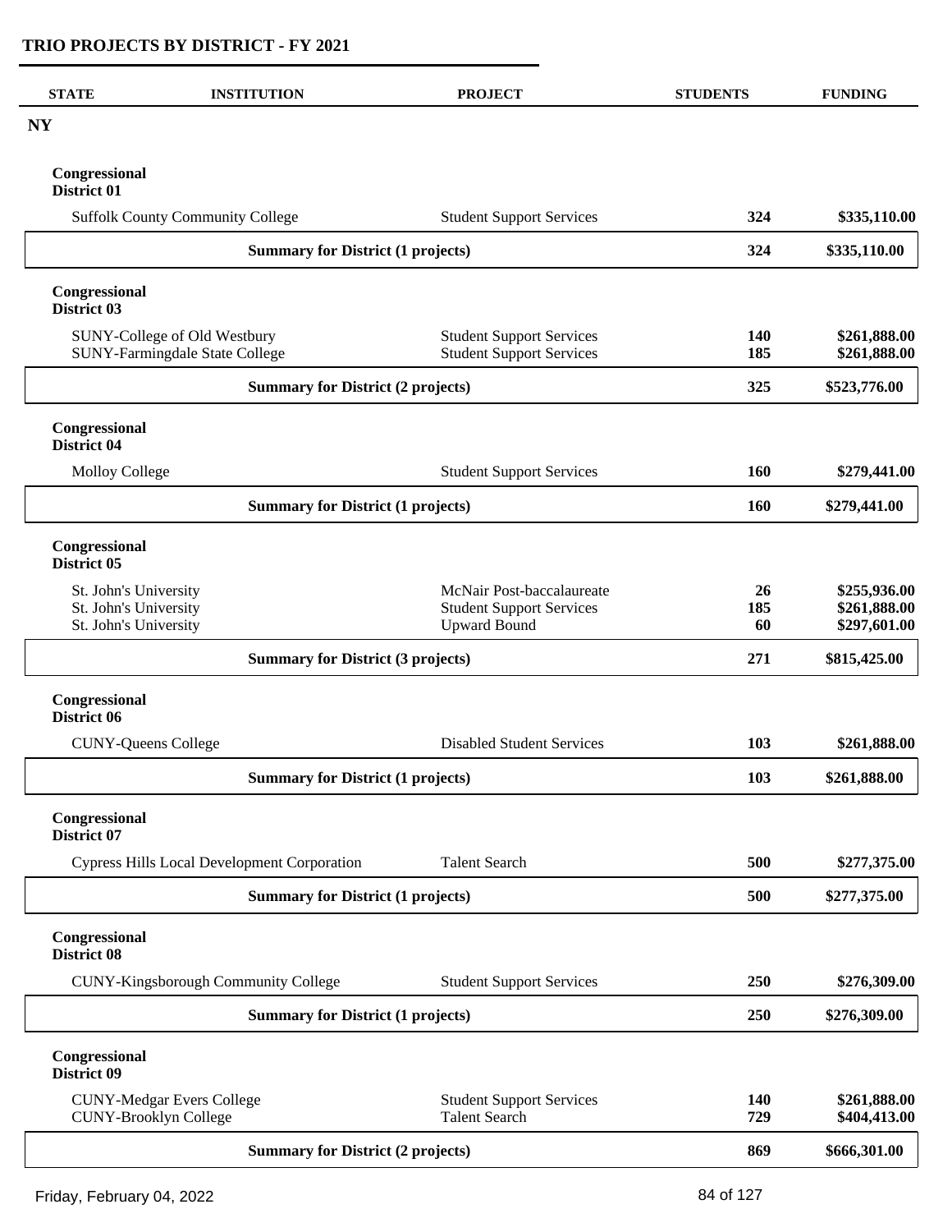# TRIO PROJECTS BY DISTRICT - FY 2021

| STATE | INSTITUTION | PROJECT | STUDENTS | FUNDING |
|---|---|---|---|---|
| **NY** | | | | |
| **Congressional District 01** | | | | |
| | Suffolk County Community College | Student Support Services | 324 | $335,110.00 |
| | **Summary for District (1 projects)** | | **324** | **$335,110.00** |
| **Congressional District 03** | | | | |
| | SUNY-College of Old Westbury | Student Support Services | 140 | $261,888.00 |
| | SUNY-Farmingdale State College | Student Support Services | 185 | $261,888.00 |
| | **Summary for District (2 projects)** | | **325** | **$523,776.00** |
| **Congressional District 04** | | | | |
| | Molloy College | Student Support Services | 160 | $279,441.00 |
| | **Summary for District (1 projects)** | | **160** | **$279,441.00** |
| **Congressional District 05** | | | | |
| | St. John's University | McNair Post-baccalaureate | 26 | $255,936.00 |
| | St. John's University | Student Support Services | 185 | $261,888.00 |
| | St. John's University | Upward Bound | 60 | $297,601.00 |
| | **Summary for District (3 projects)** | | **271** | **$815,425.00** |
| **Congressional District 06** | | | | |
| | CUNY-Queens College | Disabled Student Services | 103 | $261,888.00 |
| | **Summary for District (1 projects)** | | **103** | **$261,888.00** |
| **Congressional District 07** | | | | |
| | Cypress Hills Local Development Corporation | Talent Search | 500 | $277,375.00 |
| | **Summary for District (1 projects)** | | **500** | **$277,375.00** |
| **Congressional District 08** | | | | |
| | CUNY-Kingsborough Community College | Student Support Services | 250 | $276,309.00 |
| | **Summary for District (1 projects)** | | **250** | **$276,309.00** |
| **Congressional District 09** | | | | |
| | CUNY-Medgar Evers College | Student Support Services | 140 | $261,888.00 |
| | CUNY-Brooklyn College | Talent Search | 729 | $404,413.00 |
| | **Summary for District (2 projects)** | | **869** | **$666,301.00** |

Friday, February 04, 2022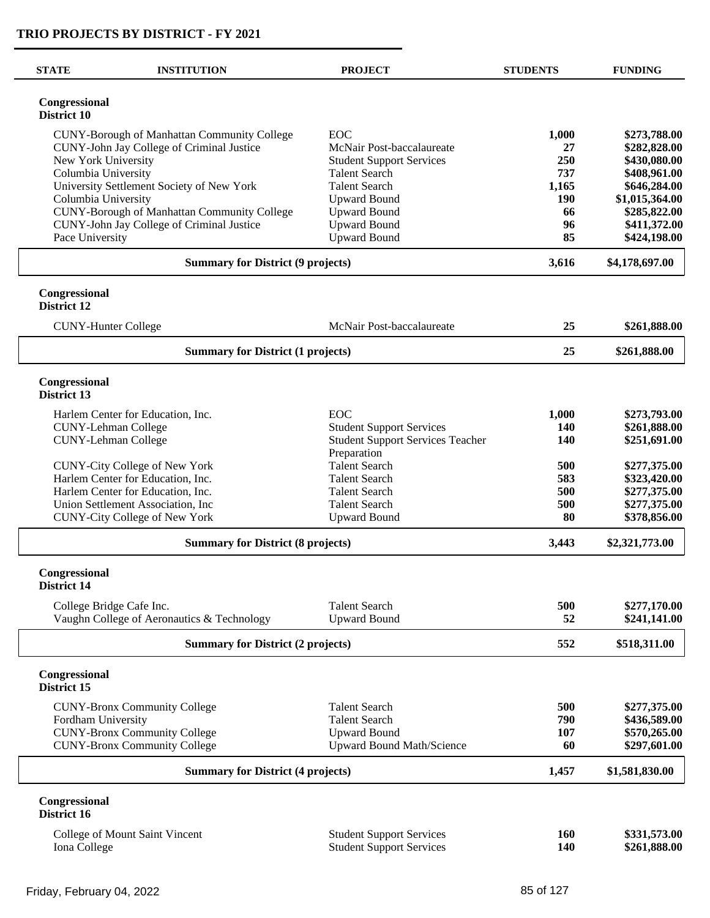## TRIO PROJECTS BY DISTRICT - FY 2021

| STATE | INSTITUTION | PROJECT | STUDENTS | FUNDING |
|---|---|---|---|---|
| **Congressional District 10** | | | | |
| | CUNY-Borough of Manhattan Community College | EOC | **1,000** | **$273,788.00** |
| | CUNY-John Jay College of Criminal Justice | McNair Post-baccalaureate | **27** | **$282,828.00** |
| | New York University | Student Support Services | **250** | **$430,080.00** |
| | Columbia University | Talent Search | **737** | **$408,961.00** |
| | University Settlement Society of New York | Talent Search | **1,165** | **$646,284.00** |
| | Columbia University | Upward Bound | **190** | **$1,015,364.00** |
| | CUNY-Borough of Manhattan Community College | Upward Bound | **66** | **$285,822.00** |
| | CUNY-John Jay College of Criminal Justice | Upward Bound | **96** | **$411,372.00** |
| | Pace University | Upward Bound | **85** | **$424,198.00** |
| | **Summary for District (9 projects)** | | **3,616** | **$4,178,697.00** |
| **Congressional District 12** | | | | |
| | CUNY-Hunter College | McNair Post-baccalaureate | **25** | **$261,888.00** |
| | **Summary for District (1 projects)** | | **25** | **$261,888.00** |
| **Congressional District 13** | | | | |
| | Harlem Center for Education, Inc. | EOC | **1,000** | **$273,793.00** |
| | CUNY-Lehman College | Student Support Services | **140** | **$261,888.00** |
| | CUNY-Lehman College | Student Support Services Teacher Preparation | **140** | **$251,691.00** |
| | CUNY-City College of New York | Talent Search | **500** | **$277,375.00** |
| | Harlem Center for Education, Inc. | Talent Search | **583** | **$323,420.00** |
| | Harlem Center for Education, Inc. | Talent Search | **500** | **$277,375.00** |
| | Union Settlement Association, Inc | Talent Search | **500** | **$277,375.00** |
| | CUNY-City College of New York | Upward Bound | **80** | **$378,856.00** |
| | **Summary for District (8 projects)** | | **3,443** | **$2,321,773.00** |
| **Congressional District 14** | | | | |
| | College Bridge Cafe Inc. | Talent Search | **500** | **$277,170.00** |
| | Vaughn College of Aeronautics & Technology | Upward Bound | **52** | **$241,141.00** |
| | **Summary for District (2 projects)** | | **552** | **$518,311.00** |
| **Congressional District 15** | | | | |
| | CUNY-Bronx Community College | Talent Search | **500** | **$277,375.00** |
| | Fordham University | Talent Search | **790** | **$436,589.00** |
| | CUNY-Bronx Community College | Upward Bound | **107** | **$570,265.00** |
| | CUNY-Bronx Community College | Upward Bound Math/Science | **60** | **$297,601.00** |
| | **Summary for District (4 projects)** | | **1,457** | **$1,581,830.00** |
| **Congressional District 16** | | | | |
| | College of Mount Saint Vincent | Student Support Services | **160** | **$331,573.00** |
| | Iona College | Student Support Services | **140** | **$261,888.00** |

Friday, February 04, 2022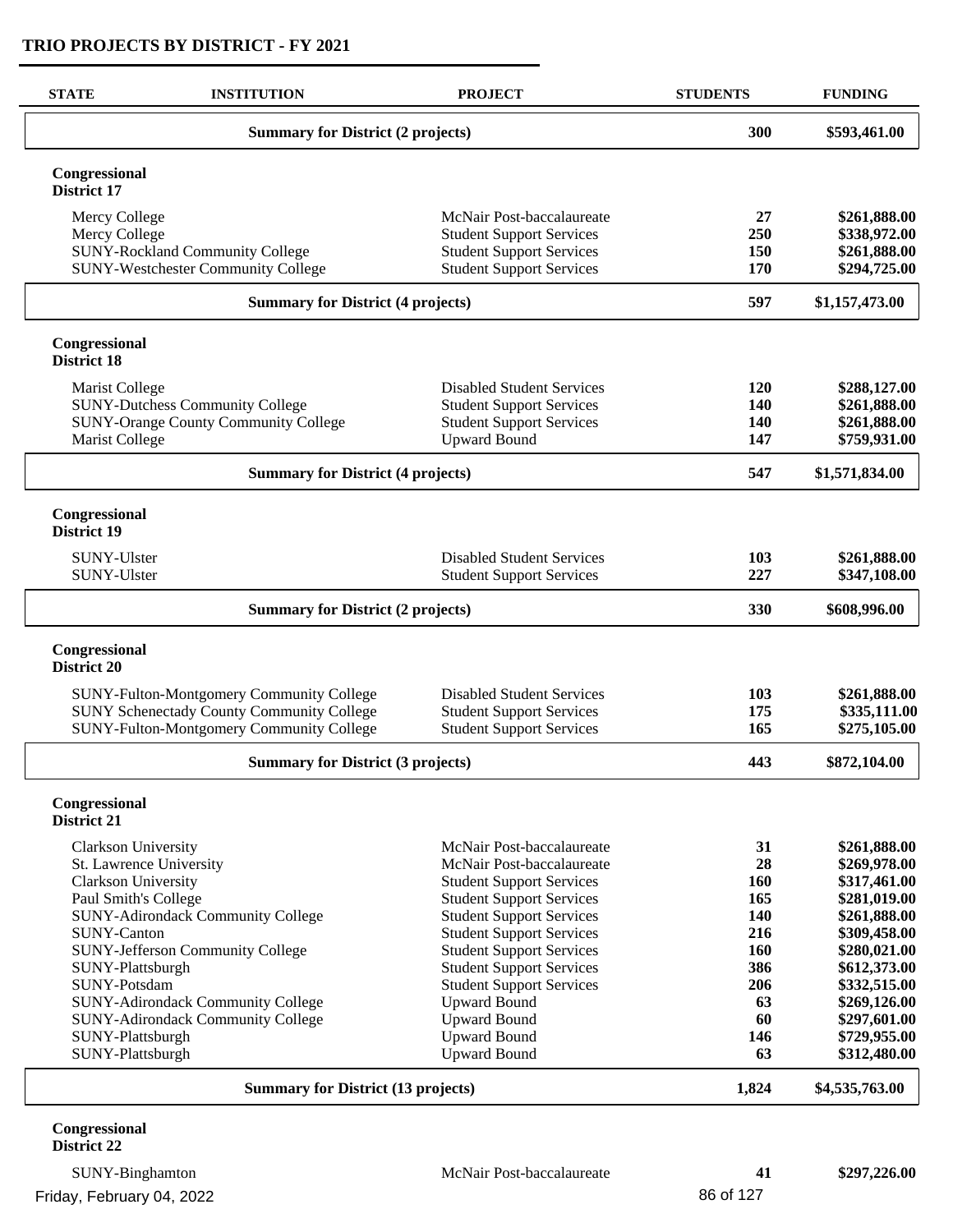## TRIO PROJECTS BY DISTRICT - FY 2021

| STATE | INSTITUTION | PROJECT | STUDENTS | FUNDING |
|---|---|---|---|---|
| | **Summary for District (2 projects)** | | **300** | **$593,461.00** |
| **Congressional District 17** | | | | |
| | Mercy College | McNair Post-baccalaureate | **27** | **$261,888.00** |
| | Mercy College | Student Support Services | **250** | **$338,972.00** |
| | SUNY-Rockland Community College | Student Support Services | **150** | **$261,888.00** |
| | SUNY-Westchester Community College | Student Support Services | **170** | **$294,725.00** |
| | **Summary for District (4 projects)** | | **597** | **$1,157,473.00** |
| **Congressional District 18** | | | | |
| | Marist College | Disabled Student Services | **120** | **$288,127.00** |
| | SUNY-Dutchess Community College | Student Support Services | **140** | **$261,888.00** |
| | SUNY-Orange County Community College | Student Support Services | **140** | **$261,888.00** |
| | Marist College | Upward Bound | **147** | **$759,931.00** |
| | **Summary for District (4 projects)** | | **547** | **$1,571,834.00** |
| **Congressional District 19** | | | | |
| | SUNY-Ulster | Disabled Student Services | **103** | **$261,888.00** |
| | SUNY-Ulster | Student Support Services | **227** | **$347,108.00** |
| | **Summary for District (2 projects)** | | **330** | **$608,996.00** |
| **Congressional District 20** | | | | |
| | SUNY-Fulton-Montgomery Community College | Disabled Student Services | **103** | **$261,888.00** |
| | SUNY Schenectady County Community College | Student Support Services | **175** | **$335,111.00** |
| | SUNY-Fulton-Montgomery Community College | Student Support Services | **165** | **$275,105.00** |
| | **Summary for District (3 projects)** | | **443** | **$872,104.00** |
| **Congressional District 21** | | | | |
| | Clarkson University | McNair Post-baccalaureate | **31** | **$261,888.00** |
| | St. Lawrence University | McNair Post-baccalaureate | **28** | **$269,978.00** |
| | Clarkson University | Student Support Services | **160** | **$317,461.00** |
| | Paul Smith's College | Student Support Services | **165** | **$281,019.00** |
| | SUNY-Adirondack Community College | Student Support Services | **140** | **$261,888.00** |
| | SUNY-Canton | Student Support Services | **216** | **$309,458.00** |
| | SUNY-Jefferson Community College | Student Support Services | **160** | **$280,021.00** |
| | SUNY-Plattsburgh | Student Support Services | **386** | **$612,373.00** |
| | SUNY-Potsdam | Student Support Services | **206** | **$332,515.00** |
| | SUNY-Adirondack Community College | Upward Bound | **63** | **$269,126.00** |
| | SUNY-Adirondack Community College | Upward Bound | **60** | **$297,601.00** |
| | SUNY-Plattsburgh | Upward Bound | **146** | **$729,955.00** |
| | SUNY-Plattsburgh | Upward Bound | **63** | **$312,480.00** |
| | **Summary for District (13 projects)** | | **1,824** | **$4,535,763.00** |
| **Congressional District 22** | | | | |
| | SUNY-Binghamton | McNair Post-baccalaureate | **41** | **$297,226.00** |

Friday, February 04, 2022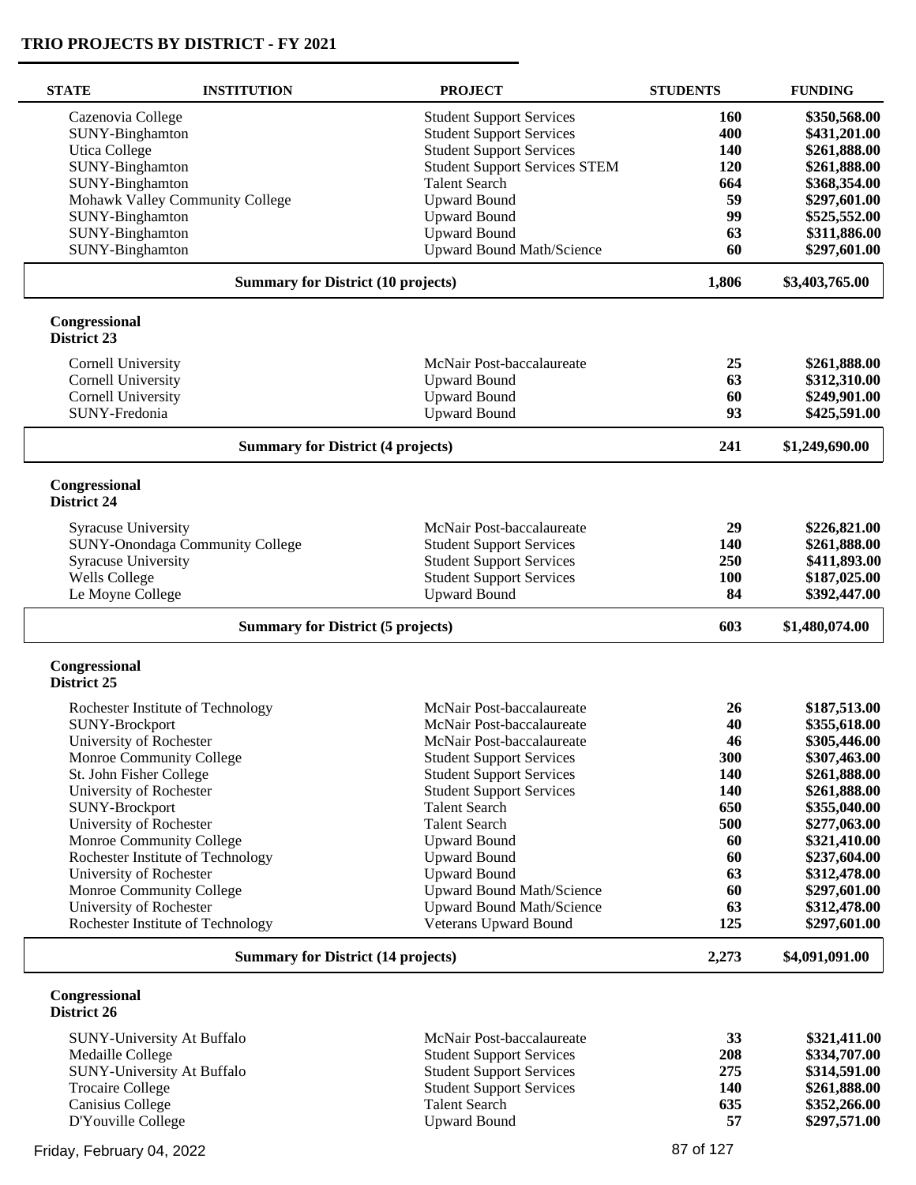# TRIO PROJECTS BY DISTRICT - FY 2021

| STATE | INSTITUTION | PROJECT | STUDENTS | FUNDING |
|---|---|---|---|---|
| | Cazenovia College | Student Support Services | **160** | **$350,568.00** |
| | SUNY-Binghamton | Student Support Services | **400** | **$431,201.00** |
| | Utica College | Student Support Services | **140** | **$261,888.00** |
| | SUNY-Binghamton | Student Support Services STEM | **120** | **$261,888.00** |
| | SUNY-Binghamton | Talent Search | **664** | **$368,354.00** |
| | Mohawk Valley Community College | Upward Bound | **59** | **$297,601.00** |
| | SUNY-Binghamton | Upward Bound | **99** | **$525,552.00** |
| | SUNY-Binghamton | Upward Bound | **63** | **$311,886.00** |
| | SUNY-Binghamton | Upward Bound Math/Science | **60** | **$297,601.00** |
| | **Summary for District (10 projects)** | | **1,806** | **$3,403,765.00** |

**Congressional District 23**

| STATE | INSTITUTION | PROJECT | STUDENTS | FUNDING |
|---|---|---|---|---|
| | Cornell University | McNair Post-baccalaureate | **25** | **$261,888.00** |
| | Cornell University | Upward Bound | **63** | **$312,310.00** |
| | Cornell University | Upward Bound | **60** | **$249,901.00** |
| | SUNY-Fredonia | Upward Bound | **93** | **$425,591.00** |
| | **Summary for District (4 projects)** | | **241** | **$1,249,690.00** |

**Congressional District 24**

| STATE | INSTITUTION | PROJECT | STUDENTS | FUNDING |
|---|---|---|---|---|
| | Syracuse University | McNair Post-baccalaureate | **29** | **$226,821.00** |
| | SUNY-Onondaga Community College | Student Support Services | **140** | **$261,888.00** |
| | Syracuse University | Student Support Services | **250** | **$411,893.00** |
| | Wells College | Student Support Services | **100** | **$187,025.00** |
| | Le Moyne College | Upward Bound | **84** | **$392,447.00** |
| | **Summary for District (5 projects)** | | **603** | **$1,480,074.00** |

**Congressional District 25**

| STATE | INSTITUTION | PROJECT | STUDENTS | FUNDING |
|---|---|---|---|---|
| | Rochester Institute of Technology | McNair Post-baccalaureate | **26** | **$187,513.00** |
| | SUNY-Brockport | McNair Post-baccalaureate | **40** | **$355,618.00** |
| | University of Rochester | McNair Post-baccalaureate | **46** | **$305,446.00** |
| | Monroe Community College | Student Support Services | **300** | **$307,463.00** |
| | St. John Fisher College | Student Support Services | **140** | **$261,888.00** |
| | University of Rochester | Student Support Services | **140** | **$261,888.00** |
| | SUNY-Brockport | Talent Search | **650** | **$355,040.00** |
| | University of Rochester | Talent Search | **500** | **$277,063.00** |
| | Monroe Community College | Upward Bound | **60** | **$321,410.00** |
| | Rochester Institute of Technology | Upward Bound | **60** | **$237,604.00** |
| | University of Rochester | Upward Bound | **63** | **$312,478.00** |
| | Monroe Community College | Upward Bound Math/Science | **60** | **$297,601.00** |
| | University of Rochester | Upward Bound Math/Science | **63** | **$312,478.00** |
| | Rochester Institute of Technology | Veterans Upward Bound | **125** | **$297,601.00** |
| | **Summary for District (14 projects)** | | **2,273** | **$4,091,091.00** |

**Congressional District 26**

| STATE | INSTITUTION | PROJECT | STUDENTS | FUNDING |
|---|---|---|---|---|
| | SUNY-University At Buffalo | McNair Post-baccalaureate | **33** | **$321,411.00** |
| | Medaille College | Student Support Services | **208** | **$334,707.00** |
| | SUNY-University At Buffalo | Student Support Services | **275** | **$314,591.00** |
| | Trocaire College | Student Support Services | **140** | **$261,888.00** |
| | Canisius College | Talent Search | **635** | **$352,266.00** |
| | D'Youville College | Upward Bound | **57** | **$297,571.00** |

Friday, February 04, 2022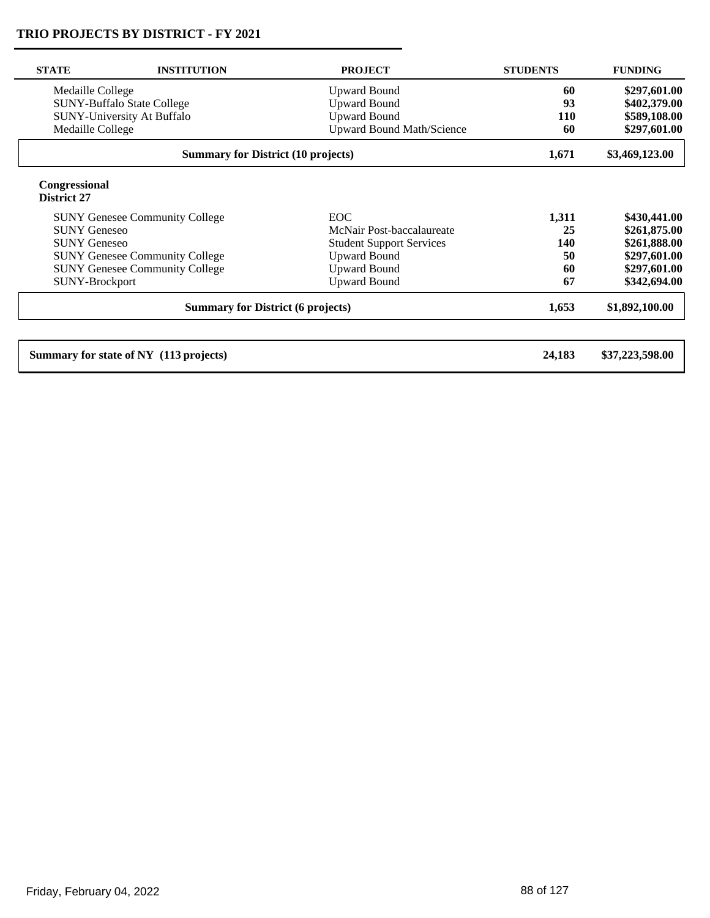## TRIO PROJECTS BY DISTRICT - FY 2021

| STATE | INSTITUTION | PROJECT | STUDENTS | FUNDING |
|---|---|---|---|---|
| | Medaille College | Upward Bound | **60** | **$297,601.00** |
| | SUNY-Buffalo State College | Upward Bound | **93** | **$402,379.00** |
| | SUNY-University At Buffalo | Upward Bound | **110** | **$589,108.00** |
| | Medaille College | Upward Bound Math/Science | **60** | **$297,601.00** |
| | **Summary for District (10 projects)** | | **1,671** | **$3,469,123.00** |
| **Congressional District 27** | | | | |
| | SUNY Genesee Community College | EOC | **1,311** | **$430,441.00** |
| | SUNY Geneseo | McNair Post-baccalaureate | **25** | **$261,875.00** |
| | SUNY Geneseo | Student Support Services | **140** | **$261,888.00** |
| | SUNY Genesee Community College | Upward Bound | **50** | **$297,601.00** |
| | SUNY Genesee Community College | Upward Bound | **60** | **$297,601.00** |
| | SUNY-Brockport | Upward Bound | **67** | **$342,694.00** |
| | **Summary for District (6 projects)** | | **1,653** | **$1,892,100.00** |
| **Summary for state of NY (113 projects)** | | | **24,183** | **$37,223,598.00** |

Friday, February 04, 2022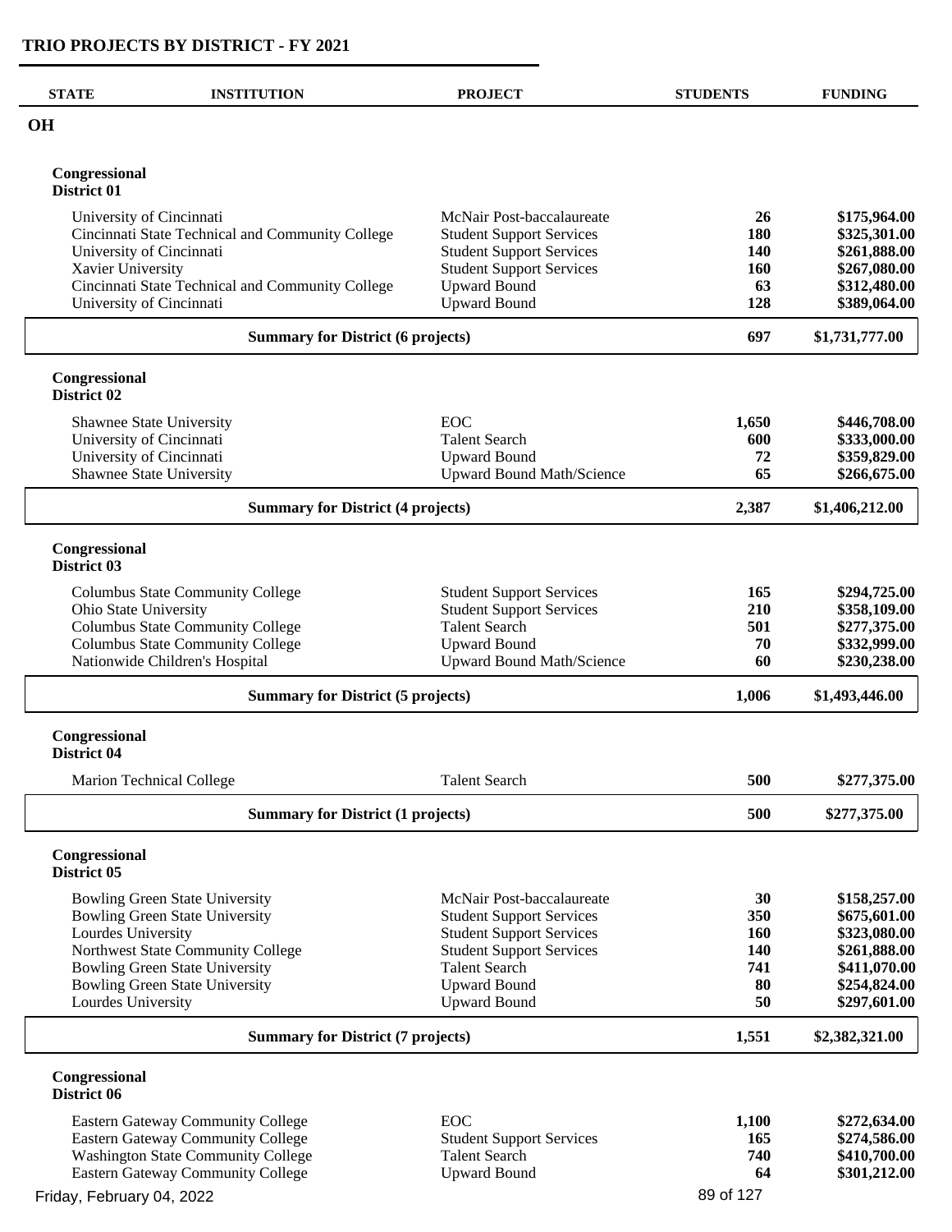# TRIO PROJECTS BY DISTRICT - FY 2021

| STATE | INSTITUTION | PROJECT | STUDENTS | FUNDING |
|---|---|---|---|---|
| **OH** | | | | |
| **Congressional District 01** | | | | |
| | University of Cincinnati | McNair Post-baccalaureate | **26** | **$175,964.00** |
| | Cincinnati State Technical and Community College | Student Support Services | **180** | **$325,301.00** |
| | University of Cincinnati | Student Support Services | **140** | **$261,888.00** |
| | Xavier University | Student Support Services | **160** | **$267,080.00** |
| | Cincinnati State Technical and Community College | Upward Bound | **63** | **$312,480.00** |
| | University of Cincinnati | Upward Bound | **128** | **$389,064.00** |
| | **Summary for District (6 projects)** | | **697** | **$1,731,777.00** |
| **Congressional District 02** | | | | |
| | Shawnee State University | EOC | **1,650** | **$446,708.00** |
| | University of Cincinnati | Talent Search | **600** | **$333,000.00** |
| | University of Cincinnati | Upward Bound | **72** | **$359,829.00** |
| | Shawnee State University | Upward Bound Math/Science | **65** | **$266,675.00** |
| | **Summary for District (4 projects)** | | **2,387** | **$1,406,212.00** |
| **Congressional District 03** | | | | |
| | Columbus State Community College | Student Support Services | **165** | **$294,725.00** |
| | Ohio State University | Student Support Services | **210** | **$358,109.00** |
| | Columbus State Community College | Talent Search | **501** | **$277,375.00** |
| | Columbus State Community College | Upward Bound | **70** | **$332,999.00** |
| | Nationwide Children's Hospital | Upward Bound Math/Science | **60** | **$230,238.00** |
| | **Summary for District (5 projects)** | | **1,006** | **$1,493,446.00** |
| **Congressional District 04** | | | | |
| | Marion Technical College | Talent Search | **500** | **$277,375.00** |
| | **Summary for District (1 projects)** | | **500** | **$277,375.00** |
| **Congressional District 05** | | | | |
| | Bowling Green State University | McNair Post-baccalaureate | **30** | **$158,257.00** |
| | Bowling Green State University | Student Support Services | **350** | **$675,601.00** |
| | Lourdes University | Student Support Services | **160** | **$323,080.00** |
| | Northwest State Community College | Student Support Services | **140** | **$261,888.00** |
| | Bowling Green State University | Talent Search | **741** | **$411,070.00** |
| | Bowling Green State University | Upward Bound | **80** | **$254,824.00** |
| | Lourdes University | Upward Bound | **50** | **$297,601.00** |
| | **Summary for District (7 projects)** | | **1,551** | **$2,382,321.00** |
| **Congressional District 06** | | | | |
| | Eastern Gateway Community College | EOC | **1,100** | **$272,634.00** |
| | Eastern Gateway Community College | Student Support Services | **165** | **$274,586.00** |
| | Washington State Community College | Talent Search | **740** | **$410,700.00** |
| | Eastern Gateway Community College | Upward Bound | **64** | **$301,212.00** |

Friday, February 04, 2022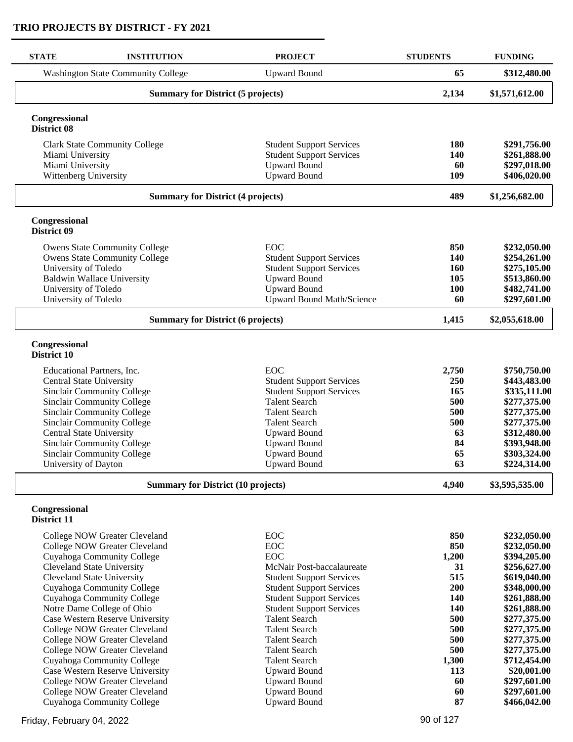## TRIO PROJECTS BY DISTRICT - FY 2021

| STATE | INSTITUTION | PROJECT | STUDENTS | FUNDING |
|---|---|---|---|---|
| | Washington State Community College | Upward Bound | **65** | **$312,480.00** |
| | **Summary for District (5 projects)** | | **2,134** | **$1,571,612.00** |

**Congressional District 08**

| STATE | INSTITUTION | PROJECT | STUDENTS | FUNDING |
|---|---|---|---|---|
| | Clark State Community College | Student Support Services | **180** | **$291,756.00** |
| | Miami University | Student Support Services | **140** | **$261,888.00** |
| | Miami University | Upward Bound | **60** | **$297,018.00** |
| | Wittenberg University | Upward Bound | **109** | **$406,020.00** |
| | **Summary for District (4 projects)** | | **489** | **$1,256,682.00** |

**Congressional District 09**

| STATE | INSTITUTION | PROJECT | STUDENTS | FUNDING |
|---|---|---|---|---|
| | Owens State Community College | EOC | **850** | **$232,050.00** |
| | Owens State Community College | Student Support Services | **140** | **$254,261.00** |
| | University of Toledo | Student Support Services | **160** | **$275,105.00** |
| | Baldwin Wallace University | Upward Bound | **105** | **$513,860.00** |
| | University of Toledo | Upward Bound | **100** | **$482,741.00** |
| | University of Toledo | Upward Bound Math/Science | **60** | **$297,601.00** |
| | **Summary for District (6 projects)** | | **1,415** | **$2,055,618.00** |

**Congressional District 10**

| STATE | INSTITUTION | PROJECT | STUDENTS | FUNDING |
|---|---|---|---|---|
| | Educational Partners, Inc. | EOC | **2,750** | **$750,750.00** |
| | Central State University | Student Support Services | **250** | **$443,483.00** |
| | Sinclair Community College | Student Support Services | **165** | **$335,111.00** |
| | Sinclair Community College | Talent Search | **500** | **$277,375.00** |
| | Sinclair Community College | Talent Search | **500** | **$277,375.00** |
| | Sinclair Community College | Talent Search | **500** | **$277,375.00** |
| | Central State University | Upward Bound | **63** | **$312,480.00** |
| | Sinclair Community College | Upward Bound | **84** | **$393,948.00** |
| | Sinclair Community College | Upward Bound | **65** | **$303,324.00** |
| | University of Dayton | Upward Bound | **63** | **$224,314.00** |
| | **Summary for District (10 projects)** | | **4,940** | **$3,595,535.00** |

**Congressional District 11**

| STATE | INSTITUTION | PROJECT | STUDENTS | FUNDING |
|---|---|---|---|---|
| | College NOW Greater Cleveland | EOC | **850** | **$232,050.00** |
| | College NOW Greater Cleveland | EOC | **850** | **$232,050.00** |
| | Cuyahoga Community College | EOC | **1,200** | **$394,205.00** |
| | Cleveland State University | McNair Post-baccalaureate | **31** | **$256,627.00** |
| | Cleveland State University | Student Support Services | **515** | **$619,040.00** |
| | Cuyahoga Community College | Student Support Services | **200** | **$348,000.00** |
| | Cuyahoga Community College | Student Support Services | **140** | **$261,888.00** |
| | Notre Dame College of Ohio | Student Support Services | **140** | **$261,888.00** |
| | Case Western Reserve University | Talent Search | **500** | **$277,375.00** |
| | College NOW Greater Cleveland | Talent Search | **500** | **$277,375.00** |
| | College NOW Greater Cleveland | Talent Search | **500** | **$277,375.00** |
| | College NOW Greater Cleveland | Talent Search | **500** | **$277,375.00** |
| | Cuyahoga Community College | Talent Search | **1,300** | **$712,454.00** |
| | Case Western Reserve University | Upward Bound | **113** | **$20,001.00** |
| | College NOW Greater Cleveland | Upward Bound | **60** | **$297,601.00** |
| | College NOW Greater Cleveland | Upward Bound | **60** | **$297,601.00** |
| | Cuyahoga Community College | Upward Bound | **87** | **$466,042.00** |

Friday, February 04, 2022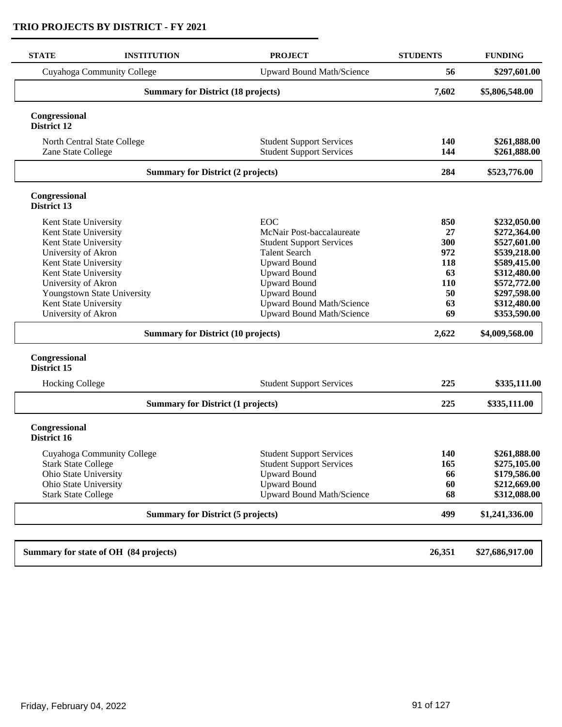## TRIO PROJECTS BY DISTRICT - FY 2021

| STATE | INSTITUTION | PROJECT | STUDENTS | FUNDING |
|---|---|---|---|---|
| | Cuyahoga Community College | Upward Bound Math/Science | 56 | $297,601.00 |
| | **Summary for District (18 projects)** | | **7,602** | **$5,806,548.00** |
| **Congressional District 12** | | | | |
| | North Central State College | Student Support Services | 140 | $261,888.00 |
| | Zane State College | Student Support Services | 144 | $261,888.00 |
| | **Summary for District (2 projects)** | | **284** | **$523,776.00** |
| **Congressional District 13** | | | | |
| | Kent State University | EOC | 850 | $232,050.00 |
| | Kent State University | McNair Post-baccalaureate | 27 | $272,364.00 |
| | Kent State University | Student Support Services | 300 | $527,601.00 |
| | University of Akron | Talent Search | 972 | $539,218.00 |
| | Kent State University | Upward Bound | 118 | $589,415.00 |
| | Kent State University | Upward Bound | 63 | $312,480.00 |
| | University of Akron | Upward Bound | 110 | $572,772.00 |
| | Youngstown State University | Upward Bound | 50 | $297,598.00 |
| | Kent State University | Upward Bound Math/Science | 63 | $312,480.00 |
| | University of Akron | Upward Bound Math/Science | 69 | $353,590.00 |
| | **Summary for District (10 projects)** | | **2,622** | **$4,009,568.00** |
| **Congressional District 15** | | | | |
| | Hocking College | Student Support Services | 225 | $335,111.00 |
| | **Summary for District (1 projects)** | | **225** | **$335,111.00** |
| **Congressional District 16** | | | | |
| | Cuyahoga Community College | Student Support Services | 140 | $261,888.00 |
| | Stark State College | Student Support Services | 165 | $275,105.00 |
| | Ohio State University | Upward Bound | 66 | $179,586.00 |
| | Ohio State University | Upward Bound | 60 | $212,669.00 |
| | Stark State College | Upward Bound Math/Science | 68 | $312,088.00 |
| | **Summary for District (5 projects)** | | **499** | **$1,241,336.00** |
| **Summary for state of OH (84 projects)** | | | **26,351** | **$27,686,917.00** |

Friday, February 04, 2022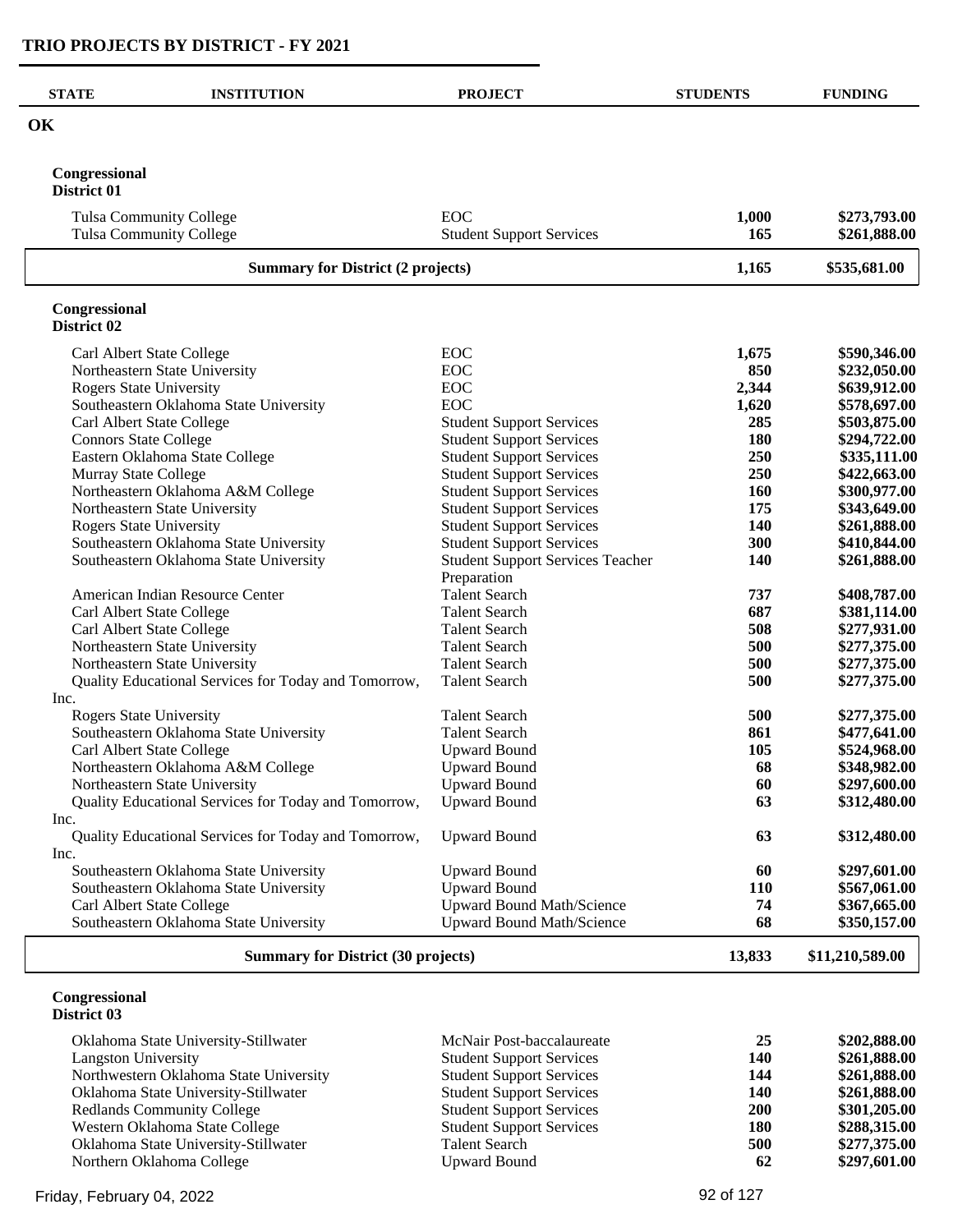# TRIO PROJECTS BY DISTRICT - FY 2021

| STATE | INSTITUTION | PROJECT | STUDENTS | FUNDING |
|---|---|---|---|---|
| **OK** | | | | |

## Congressional District 01

| INSTITUTION | PROJECT | STUDENTS | FUNDING |
|---|---|---|---|
| Tulsa Community College | EOC | **1,000** | **$273,793.00** |
| Tulsa Community College | Student Support Services | **165** | **$261,888.00** |
| **Summary for District (2 projects)** | | **1,165** | **$535,681.00** |

## Congressional District 02

| INSTITUTION | PROJECT | STUDENTS | FUNDING |
|---|---|---|---|
| Carl Albert State College | EOC | **1,675** | **$590,346.00** |
| Northeastern State University | EOC | **850** | **$232,050.00** |
| Rogers State University | EOC | **2,344** | **$639,912.00** |
| Southeastern Oklahoma State University | EOC | **1,620** | **$578,697.00** |
| Carl Albert State College | Student Support Services | **285** | **$503,875.00** |
| Connors State College | Student Support Services | **180** | **$294,722.00** |
| Eastern Oklahoma State College | Student Support Services | **250** | **$335,111.00** |
| Murray State College | Student Support Services | **250** | **$422,663.00** |
| Northeastern Oklahoma A&M College | Student Support Services | **160** | **$300,977.00** |
| Northeastern State University | Student Support Services | **175** | **$343,649.00** |
| Rogers State University | Student Support Services | **140** | **$261,888.00** |
| Southeastern Oklahoma State University | Student Support Services | **300** | **$410,844.00** |
| Southeastern Oklahoma State University | Student Support Services Teacher Preparation | **140** | **$261,888.00** |
| American Indian Resource Center | Talent Search | **737** | **$408,787.00** |
| Carl Albert State College | Talent Search | **687** | **$381,114.00** |
| Carl Albert State College | Talent Search | **508** | **$277,931.00** |
| Northeastern State University | Talent Search | **500** | **$277,375.00** |
| Northeastern State University | Talent Search | **500** | **$277,375.00** |
| Quality Educational Services for Today and Tomorrow, Inc. | Talent Search | **500** | **$277,375.00** |
| Rogers State University | Talent Search | **500** | **$277,375.00** |
| Southeastern Oklahoma State University | Talent Search | **861** | **$477,641.00** |
| Carl Albert State College | Upward Bound | **105** | **$524,968.00** |
| Northeastern Oklahoma A&M College | Upward Bound | **68** | **$348,982.00** |
| Northeastern State University | Upward Bound | **60** | **$297,600.00** |
| Quality Educational Services for Today and Tomorrow, Inc. | Upward Bound | **63** | **$312,480.00** |
| Quality Educational Services for Today and Tomorrow, Inc. | Upward Bound | **63** | **$312,480.00** |
| Southeastern Oklahoma State University | Upward Bound | **60** | **$297,601.00** |
| Southeastern Oklahoma State University | Upward Bound | **110** | **$567,061.00** |
| Carl Albert State College | Upward Bound Math/Science | **74** | **$367,665.00** |
| Southeastern Oklahoma State University | Upward Bound Math/Science | **68** | **$350,157.00** |
| **Summary for District (30 projects)** | | **13,833** | **$11,210,589.00** |

## Congressional District 03

| INSTITUTION | PROJECT | STUDENTS | FUNDING |
|---|---|---|---|
| Oklahoma State University-Stillwater | McNair Post-baccalaureate | **25** | **$202,888.00** |
| Langston University | Student Support Services | **140** | **$261,888.00** |
| Northwestern Oklahoma State University | Student Support Services | **144** | **$261,888.00** |
| Oklahoma State University-Stillwater | Student Support Services | **140** | **$261,888.00** |
| Redlands Community College | Student Support Services | **200** | **$301,205.00** |
| Western Oklahoma State College | Student Support Services | **180** | **$288,315.00** |
| Oklahoma State University-Stillwater | Talent Search | **500** | **$277,375.00** |
| Northern Oklahoma College | Upward Bound | **62** | **$297,601.00** |

Friday, February 04, 2022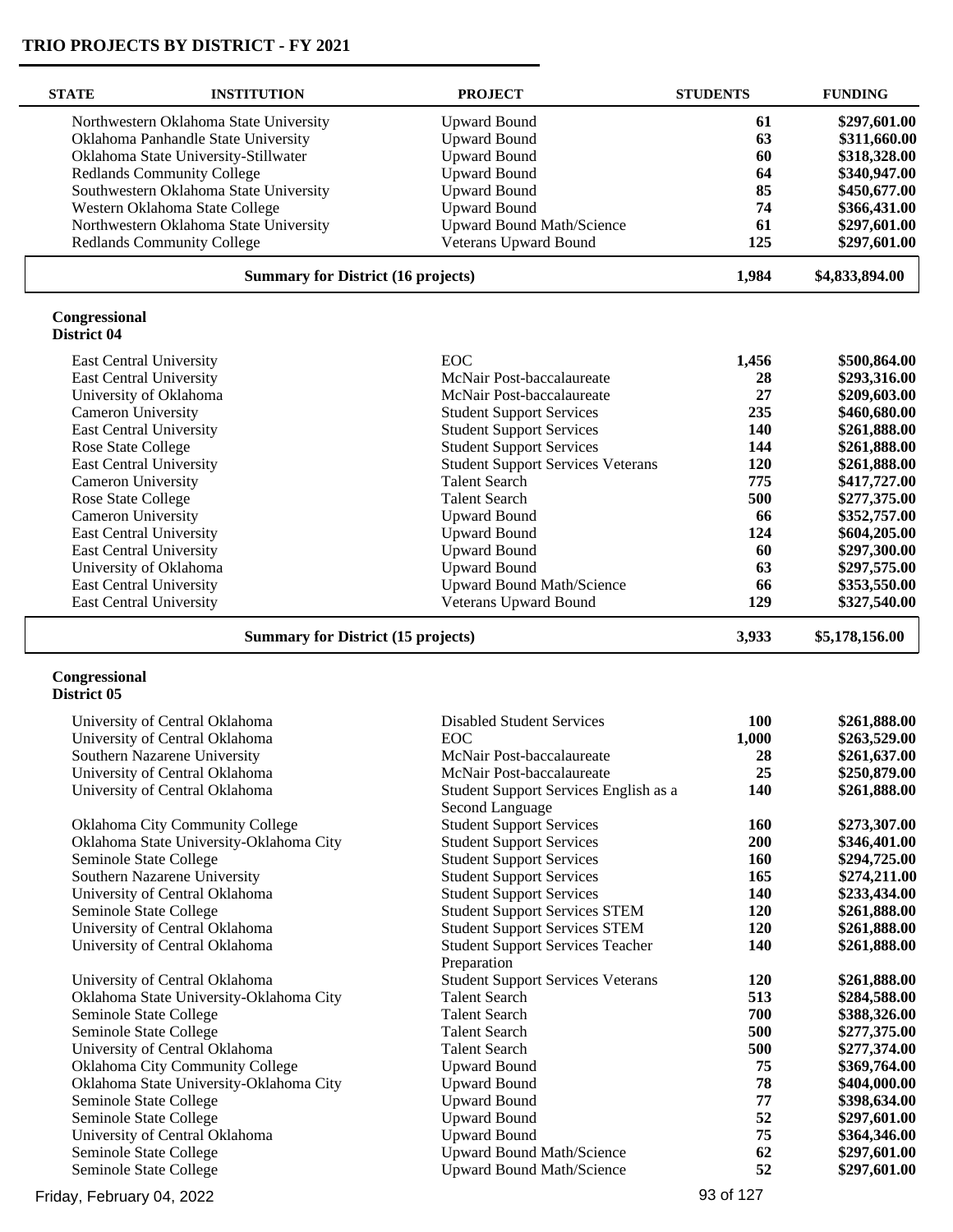## TRIO PROJECTS BY DISTRICT - FY 2021

| STATE | INSTITUTION | PROJECT | STUDENTS | FUNDING |
|---|---|---|---|---|
| | Northwestern Oklahoma State University | Upward Bound | **61** | **$297,601.00** |
| | Oklahoma Panhandle State University | Upward Bound | **63** | **$311,660.00** |
| | Oklahoma State University-Stillwater | Upward Bound | **60** | **$318,328.00** |
| | Redlands Community College | Upward Bound | **64** | **$340,947.00** |
| | Southwestern Oklahoma State University | Upward Bound | **85** | **$450,677.00** |
| | Western Oklahoma State College | Upward Bound | **74** | **$366,431.00** |
| | Northwestern Oklahoma State University | Upward Bound Math/Science | **61** | **$297,601.00** |
| | Redlands Community College | Veterans Upward Bound | **125** | **$297,601.00** |
| | **Summary for District (16 projects)** | | **1,984** | **$4,833,894.00** |

**Congressional District 04**

| STATE | INSTITUTION | PROJECT | STUDENTS | FUNDING |
|---|---|---|---|---|
| | East Central University | EOC | **1,456** | **$500,864.00** |
| | East Central University | McNair Post-baccalaureate | **28** | **$293,316.00** |
| | University of Oklahoma | McNair Post-baccalaureate | **27** | **$209,603.00** |
| | Cameron University | Student Support Services | **235** | **$460,680.00** |
| | East Central University | Student Support Services | **140** | **$261,888.00** |
| | Rose State College | Student Support Services | **144** | **$261,888.00** |
| | East Central University | Student Support Services Veterans | **120** | **$261,888.00** |
| | Cameron University | Talent Search | **775** | **$417,727.00** |
| | Rose State College | Talent Search | **500** | **$277,375.00** |
| | Cameron University | Upward Bound | **66** | **$352,757.00** |
| | East Central University | Upward Bound | **124** | **$604,205.00** |
| | East Central University | Upward Bound | **60** | **$297,300.00** |
| | University of Oklahoma | Upward Bound | **63** | **$297,575.00** |
| | East Central University | Upward Bound Math/Science | **66** | **$353,550.00** |
| | East Central University | Veterans Upward Bound | **129** | **$327,540.00** |
| | **Summary for District (15 projects)** | | **3,933** | **$5,178,156.00** |

**Congressional District 05**

| STATE | INSTITUTION | PROJECT | STUDENTS | FUNDING |
|---|---|---|---|---|
| | University of Central Oklahoma | Disabled Student Services | **100** | **$261,888.00** |
| | University of Central Oklahoma | EOC | **1,000** | **$263,529.00** |
| | Southern Nazarene University | McNair Post-baccalaureate | **28** | **$261,637.00** |
| | University of Central Oklahoma | McNair Post-baccalaureate | **25** | **$250,879.00** |
| | University of Central Oklahoma | Student Support Services English as a Second Language | **140** | **$261,888.00** |
| | Oklahoma City Community College | Student Support Services | **160** | **$273,307.00** |
| | Oklahoma State University-Oklahoma City | Student Support Services | **200** | **$346,401.00** |
| | Seminole State College | Student Support Services | **160** | **$294,725.00** |
| | Southern Nazarene University | Student Support Services | **165** | **$274,211.00** |
| | University of Central Oklahoma | Student Support Services | **140** | **$233,434.00** |
| | Seminole State College | Student Support Services STEM | **120** | **$261,888.00** |
| | University of Central Oklahoma | Student Support Services STEM | **120** | **$261,888.00** |
| | University of Central Oklahoma | Student Support Services Teacher Preparation | **140** | **$261,888.00** |
| | University of Central Oklahoma | Student Support Services Veterans | **120** | **$261,888.00** |
| | Oklahoma State University-Oklahoma City | Talent Search | **513** | **$284,588.00** |
| | Seminole State College | Talent Search | **700** | **$388,326.00** |
| | Seminole State College | Talent Search | **500** | **$277,375.00** |
| | University of Central Oklahoma | Talent Search | **500** | **$277,374.00** |
| | Oklahoma City Community College | Upward Bound | **75** | **$369,764.00** |
| | Oklahoma State University-Oklahoma City | Upward Bound | **78** | **$404,000.00** |
| | Seminole State College | Upward Bound | **77** | **$398,634.00** |
| | Seminole State College | Upward Bound | **52** | **$297,601.00** |
| | University of Central Oklahoma | Upward Bound | **75** | **$364,346.00** |
| | Seminole State College | Upward Bound Math/Science | **62** | **$297,601.00** |
| | Seminole State College | Upward Bound Math/Science | **52** | **$297,601.00** |

Friday, February 04, 2022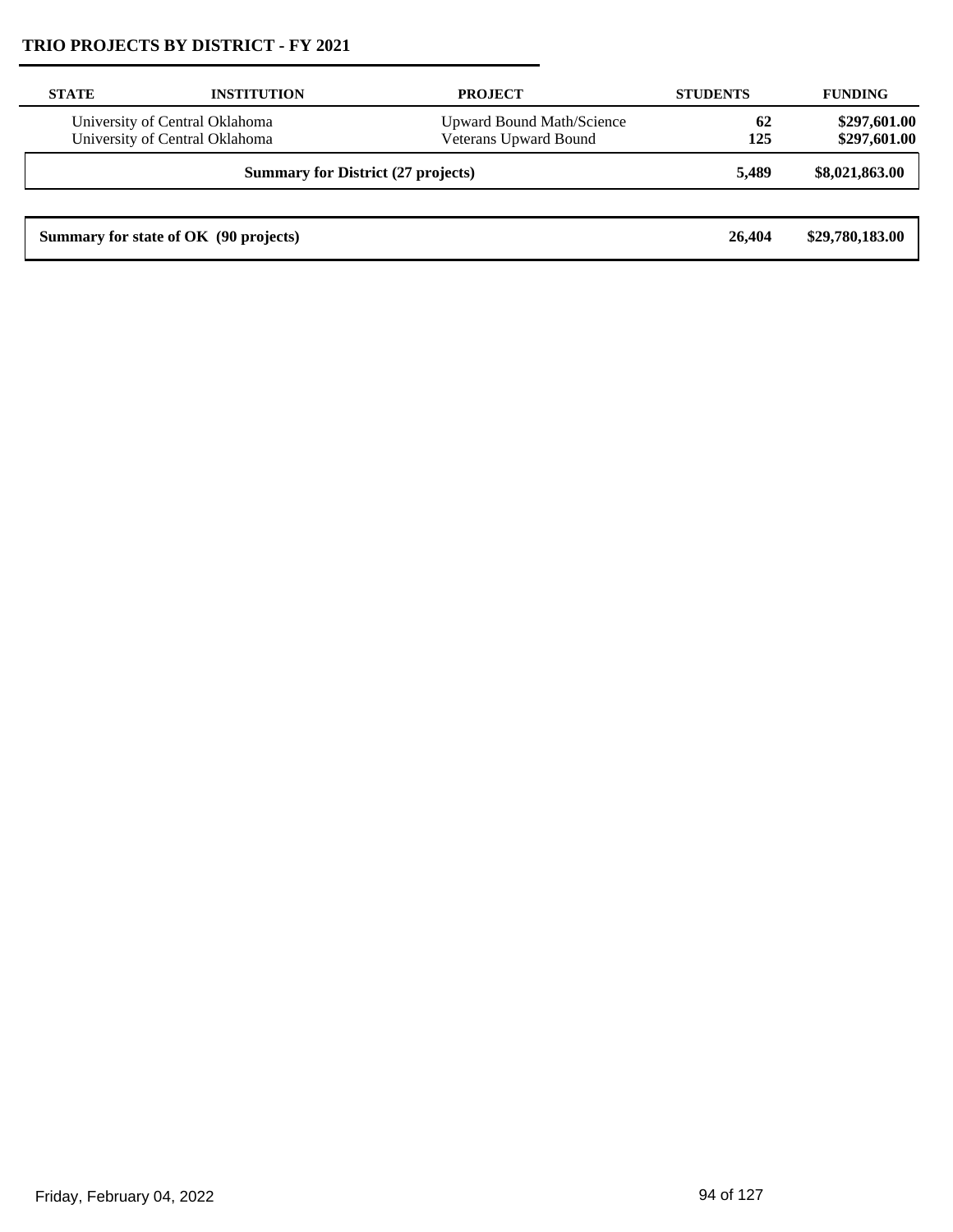## TRIO PROJECTS BY DISTRICT - FY 2021

| STATE | INSTITUTION | PROJECT | STUDENTS | FUNDING |
|---|---|---|---|---|
| | University of Central Oklahoma | Upward Bound Math/Science | **62** | **$297,601.00** |
| | University of Central Oklahoma | Veterans Upward Bound | **125** | **$297,601.00** |
| | **Summary for District (27 projects)** | | **5,489** | **$8,021,863.00** |
| **Summary for state of OK (90 projects)** | | | **26,404** | **$29,780,183.00** |

Friday, February 04, 2022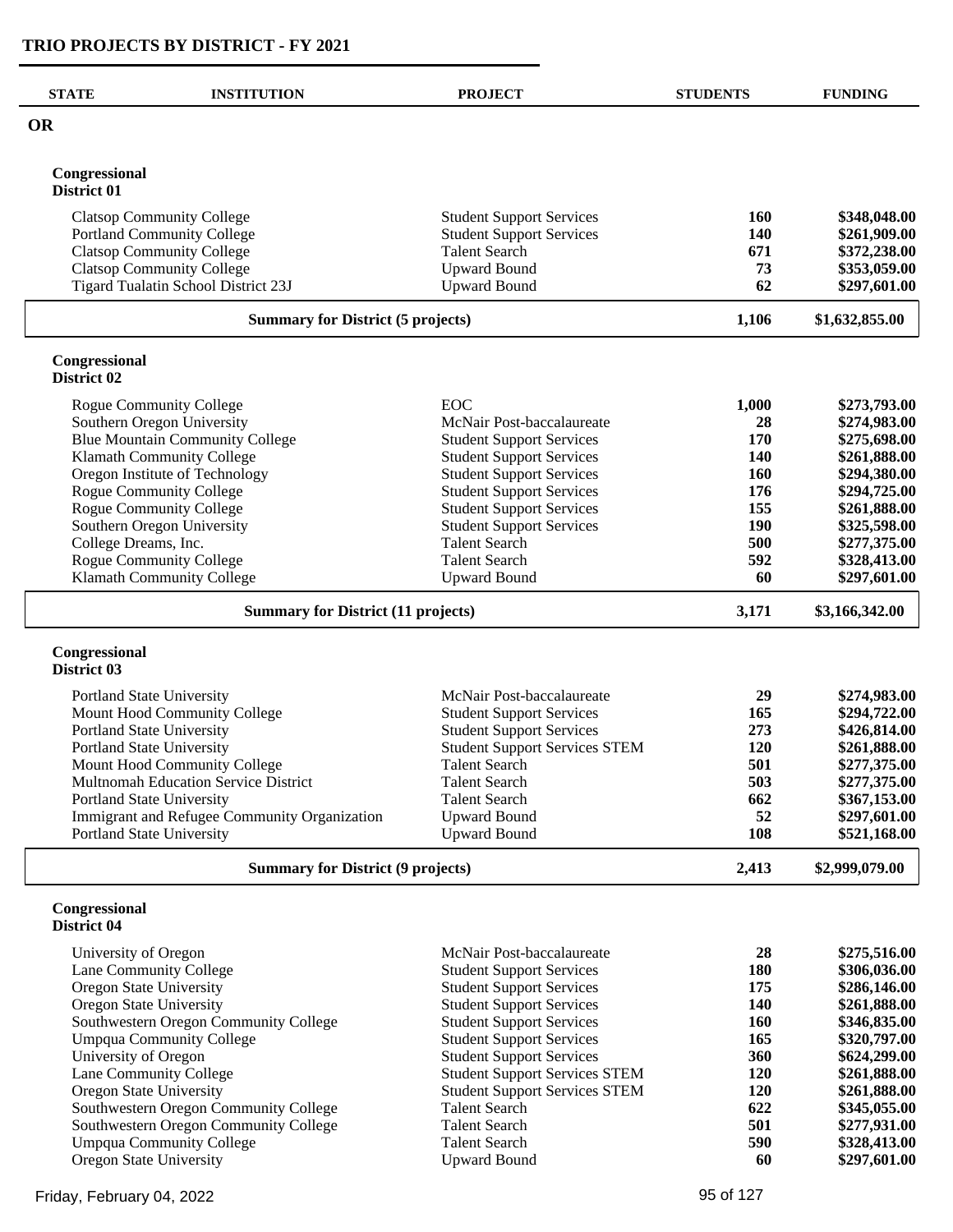# TRIO PROJECTS BY DISTRICT - FY 2021

| STATE | INSTITUTION | PROJECT | STUDENTS | FUNDING |
|---|---|---|---|---|
| **OR** | | | | |
| **Congressional District 01** | | | | |
| | Clatsop Community College | Student Support Services | **160** | **$348,048.00** |
| | Portland Community College | Student Support Services | **140** | **$261,909.00** |
| | Clatsop Community College | Talent Search | **671** | **$372,238.00** |
| | Clatsop Community College | Upward Bound | **73** | **$353,059.00** |
| | Tigard Tualatin School District 23J | Upward Bound | **62** | **$297,601.00** |
| | **Summary for District (5 projects)** | | **1,106** | **$1,632,855.00** |
| **Congressional District 02** | | | | |
| | Rogue Community College | EOC | **1,000** | **$273,793.00** |
| | Southern Oregon University | McNair Post-baccalaureate | **28** | **$274,983.00** |
| | Blue Mountain Community College | Student Support Services | **170** | **$275,698.00** |
| | Klamath Community College | Student Support Services | **140** | **$261,888.00** |
| | Oregon Institute of Technology | Student Support Services | **160** | **$294,380.00** |
| | Rogue Community College | Student Support Services | **176** | **$294,725.00** |
| | Rogue Community College | Student Support Services | **155** | **$261,888.00** |
| | Southern Oregon University | Student Support Services | **190** | **$325,598.00** |
| | College Dreams, Inc. | Talent Search | **500** | **$277,375.00** |
| | Rogue Community College | Talent Search | **592** | **$328,413.00** |
| | Klamath Community College | Upward Bound | **60** | **$297,601.00** |
| | **Summary for District (11 projects)** | | **3,171** | **$3,166,342.00** |
| **Congressional District 03** | | | | |
| | Portland State University | McNair Post-baccalaureate | **29** | **$274,983.00** |
| | Mount Hood Community College | Student Support Services | **165** | **$294,722.00** |
| | Portland State University | Student Support Services | **273** | **$426,814.00** |
| | Portland State University | Student Support Services STEM | **120** | **$261,888.00** |
| | Mount Hood Community College | Talent Search | **501** | **$277,375.00** |
| | Multnomah Education Service District | Talent Search | **503** | **$277,375.00** |
| | Portland State University | Talent Search | **662** | **$367,153.00** |
| | Immigrant and Refugee Community Organization | Upward Bound | **52** | **$297,601.00** |
| | Portland State University | Upward Bound | **108** | **$521,168.00** |
| | **Summary for District (9 projects)** | | **2,413** | **$2,999,079.00** |
| **Congressional District 04** | | | | |
| | University of Oregon | McNair Post-baccalaureate | **28** | **$275,516.00** |
| | Lane Community College | Student Support Services | **180** | **$306,036.00** |
| | Oregon State University | Student Support Services | **175** | **$286,146.00** |
| | Oregon State University | Student Support Services | **140** | **$261,888.00** |
| | Southwestern Oregon Community College | Student Support Services | **160** | **$346,835.00** |
| | Umpqua Community College | Student Support Services | **165** | **$320,797.00** |
| | University of Oregon | Student Support Services | **360** | **$624,299.00** |
| | Lane Community College | Student Support Services STEM | **120** | **$261,888.00** |
| | Oregon State University | Student Support Services STEM | **120** | **$261,888.00** |
| | Southwestern Oregon Community College | Talent Search | **622** | **$345,055.00** |
| | Southwestern Oregon Community College | Talent Search | **501** | **$277,931.00** |
| | Umpqua Community College | Talent Search | **590** | **$328,413.00** |
| | Oregon State University | Upward Bound | **60** | **$297,601.00** |

Friday, February 04, 2022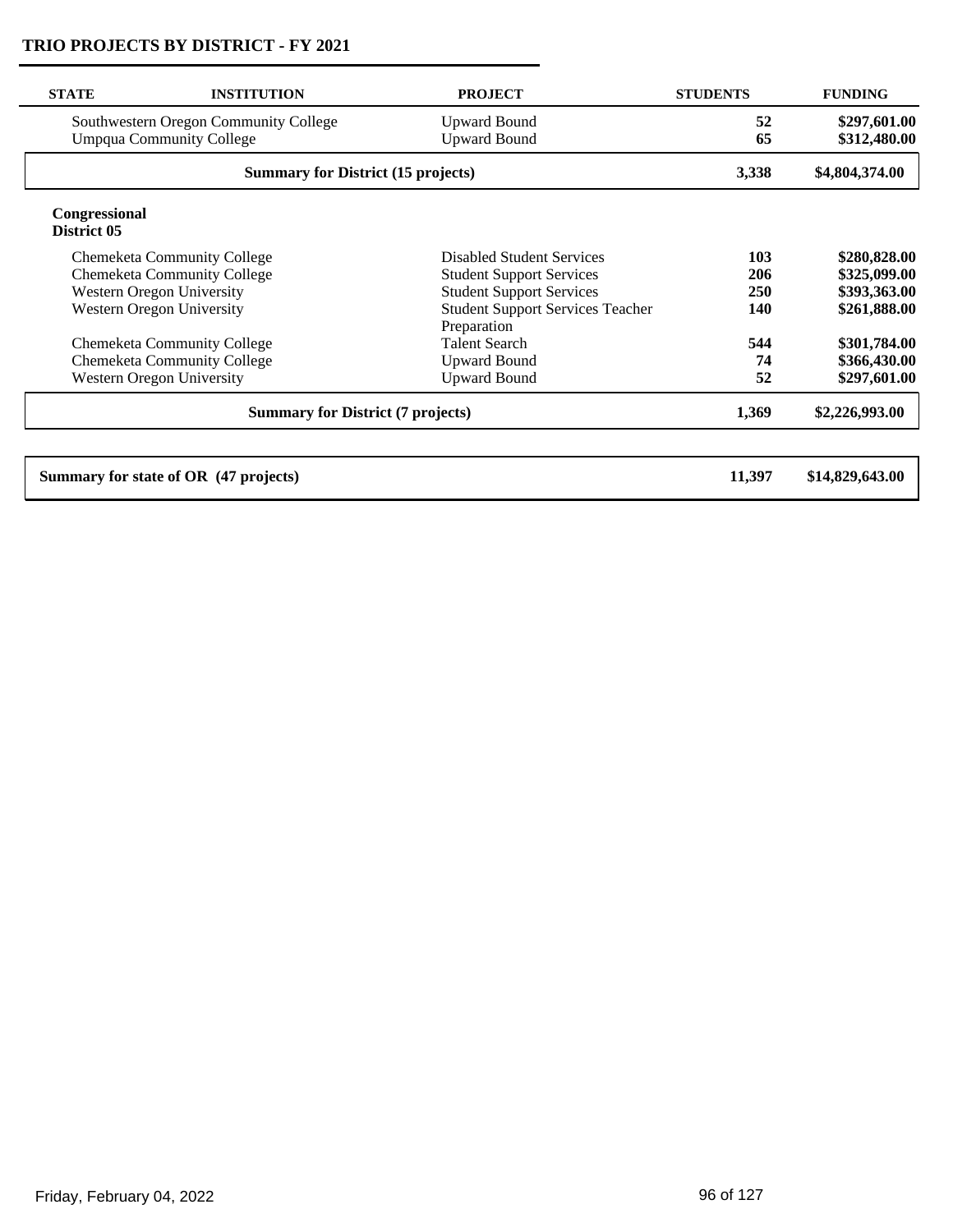## TRIO PROJECTS BY DISTRICT - FY 2021

| STATE | INSTITUTION | PROJECT | STUDENTS | FUNDING |
|---|---|---|---|---|
| | Southwestern Oregon Community College | Upward Bound | **52** | **$297,601.00** |
| | Umpqua Community College | Upward Bound | **65** | **$312,480.00** |
| | **Summary for District (15 projects)** | | **3,338** | **$4,804,374.00** |
| **Congressional District 05** | | | | |
| | Chemeketa Community College | Disabled Student Services | **103** | **$280,828.00** |
| | Chemeketa Community College | Student Support Services | **206** | **$325,099.00** |
| | Western Oregon University | Student Support Services | **250** | **$393,363.00** |
| | Western Oregon University | Student Support Services Teacher Preparation | **140** | **$261,888.00** |
| | Chemeketa Community College | Talent Search | **544** | **$301,784.00** |
| | Chemeketa Community College | Upward Bound | **74** | **$366,430.00** |
| | Western Oregon University | Upward Bound | **52** | **$297,601.00** |
| | **Summary for District (7 projects)** | | **1,369** | **$2,226,993.00** |
| **Summary for state of OR (47 projects)** | | | **11,397** | **$14,829,643.00** |

Friday, February 04, 2022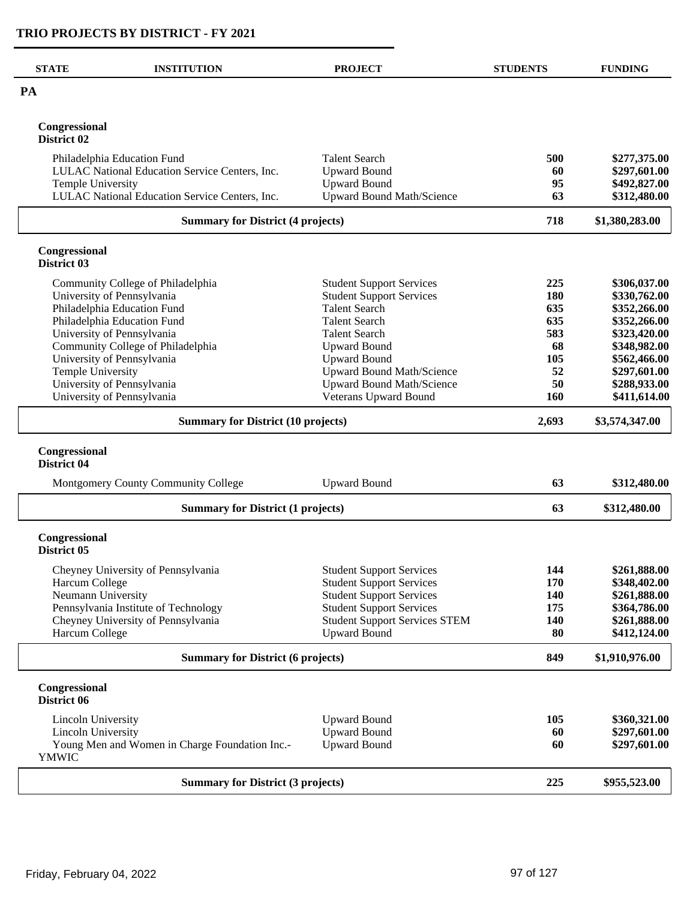## TRIO PROJECTS BY DISTRICT - FY 2021

| STATE | INSTITUTION | PROJECT | STUDENTS | FUNDING |
|---|---|---|---|---|
| **PA** | | | | |
| **Congressional District 02** | | | | |
| | Philadelphia Education Fund | Talent Search | 500 | $277,375.00 |
| | LULAC National Education Service Centers, Inc. | Upward Bound | 60 | $297,601.00 |
| | Temple University | Upward Bound | 95 | $492,827.00 |
| | LULAC National Education Service Centers, Inc. | Upward Bound Math/Science | 63 | $312,480.00 |
| | **Summary for District (4 projects)** | | **718** | **$1,380,283.00** |
| **Congressional District 03** | | | | |
| | Community College of Philadelphia | Student Support Services | 225 | $306,037.00 |
| | University of Pennsylvania | Student Support Services | 180 | $330,762.00 |
| | Philadelphia Education Fund | Talent Search | 635 | $352,266.00 |
| | Philadelphia Education Fund | Talent Search | 635 | $352,266.00 |
| | University of Pennsylvania | Talent Search | 583 | $323,420.00 |
| | Community College of Philadelphia | Upward Bound | 68 | $348,982.00 |
| | University of Pennsylvania | Upward Bound | 105 | $562,466.00 |
| | Temple University | Upward Bound Math/Science | 52 | $297,601.00 |
| | University of Pennsylvania | Upward Bound Math/Science | 50 | $288,933.00 |
| | University of Pennsylvania | Veterans Upward Bound | 160 | $411,614.00 |
| | **Summary for District (10 projects)** | | **2,693** | **$3,574,347.00** |
| **Congressional District 04** | | | | |
| | Montgomery County Community College | Upward Bound | 63 | $312,480.00 |
| | **Summary for District (1 projects)** | | **63** | **$312,480.00** |
| **Congressional District 05** | | | | |
| | Cheyney University of Pennsylvania | Student Support Services | 144 | $261,888.00 |
| | Harcum College | Student Support Services | 170 | $348,402.00 |
| | Neumann University | Student Support Services | 140 | $261,888.00 |
| | Pennsylvania Institute of Technology | Student Support Services | 175 | $364,786.00 |
| | Cheyney University of Pennsylvania | Student Support Services STEM | 140 | $261,888.00 |
| | Harcum College | Upward Bound | 80 | $412,124.00 |
| | **Summary for District (6 projects)** | | **849** | **$1,910,976.00** |
| **Congressional District 06** | | | | |
| | Lincoln University | Upward Bound | 105 | $360,321.00 |
| | Lincoln University | Upward Bound | 60 | $297,601.00 |
| | Young Men and Women in Charge Foundation Inc.-YMWIC | Upward Bound | 60 | $297,601.00 |
| | **Summary for District (3 projects)** | | **225** | **$955,523.00** |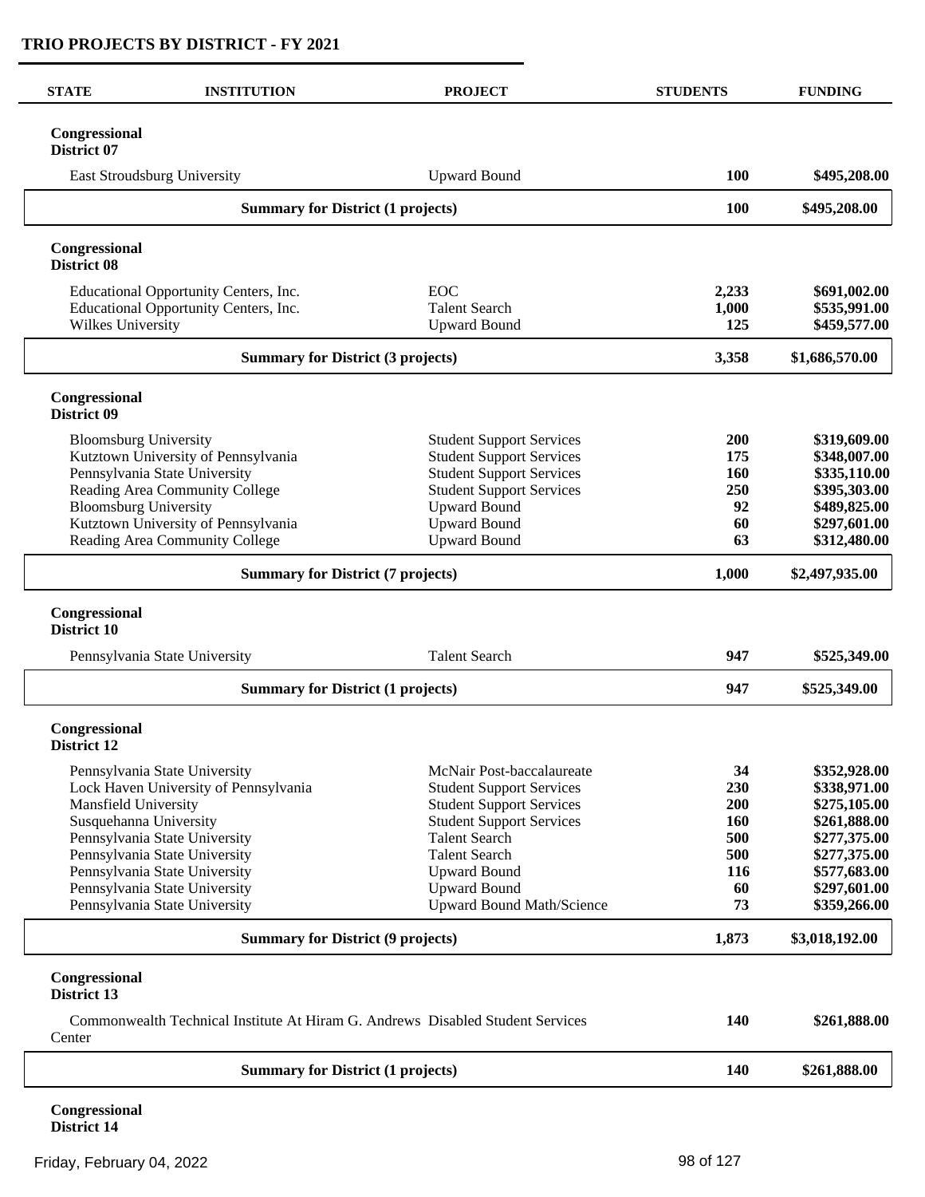## TRIO PROJECTS BY DISTRICT - FY 2021

| STATE | INSTITUTION | PROJECT | STUDENTS | FUNDING |
|---|---|---|---|---|
| **Congressional District 07** | | | | |
| | East Stroudsburg University | Upward Bound | **100** | **$495,208.00** |
| | **Summary for District (1 projects)** | | **100** | **$495,208.00** |
| **Congressional District 08** | | | | |
| | Educational Opportunity Centers, Inc. | EOC | **2,233** | **$691,002.00** |
| | Educational Opportunity Centers, Inc. | Talent Search | **1,000** | **$535,991.00** |
| | Wilkes University | Upward Bound | **125** | **$459,577.00** |
| | **Summary for District (3 projects)** | | **3,358** | **$1,686,570.00** |
| **Congressional District 09** | | | | |
| | Bloomsburg University | Student Support Services | **200** | **$319,609.00** |
| | Kutztown University of Pennsylvania | Student Support Services | **175** | **$348,007.00** |
| | Pennsylvania State University | Student Support Services | **160** | **$335,110.00** |
| | Reading Area Community College | Student Support Services | **250** | **$395,303.00** |
| | Bloomsburg University | Upward Bound | **92** | **$489,825.00** |
| | Kutztown University of Pennsylvania | Upward Bound | **60** | **$297,601.00** |
| | Reading Area Community College | Upward Bound | **63** | **$312,480.00** |
| | **Summary for District (7 projects)** | | **1,000** | **$2,497,935.00** |
| **Congressional District 10** | | | | |
| | Pennsylvania State University | Talent Search | **947** | **$525,349.00** |
| | **Summary for District (1 projects)** | | **947** | **$525,349.00** |
| **Congressional District 12** | | | | |
| | Pennsylvania State University | McNair Post-baccalaureate | **34** | **$352,928.00** |
| | Lock Haven University of Pennsylvania | Student Support Services | **230** | **$338,971.00** |
| | Mansfield University | Student Support Services | **200** | **$275,105.00** |
| | Susquehanna University | Student Support Services | **160** | **$261,888.00** |
| | Pennsylvania State University | Talent Search | **500** | **$277,375.00** |
| | Pennsylvania State University | Talent Search | **500** | **$277,375.00** |
| | Pennsylvania State University | Upward Bound | **116** | **$577,683.00** |
| | Pennsylvania State University | Upward Bound | **60** | **$297,601.00** |
| | Pennsylvania State University | Upward Bound Math/Science | **73** | **$359,266.00** |
| | **Summary for District (9 projects)** | | **1,873** | **$3,018,192.00** |
| **Congressional District 13** | | | | |
| | Commonwealth Technical Institute At Hiram G. Andrews Center | Disabled Student Services | **140** | **$261,888.00** |
| | **Summary for District (1 projects)** | | **140** | **$261,888.00** |
| **Congressional District 14** | | | | |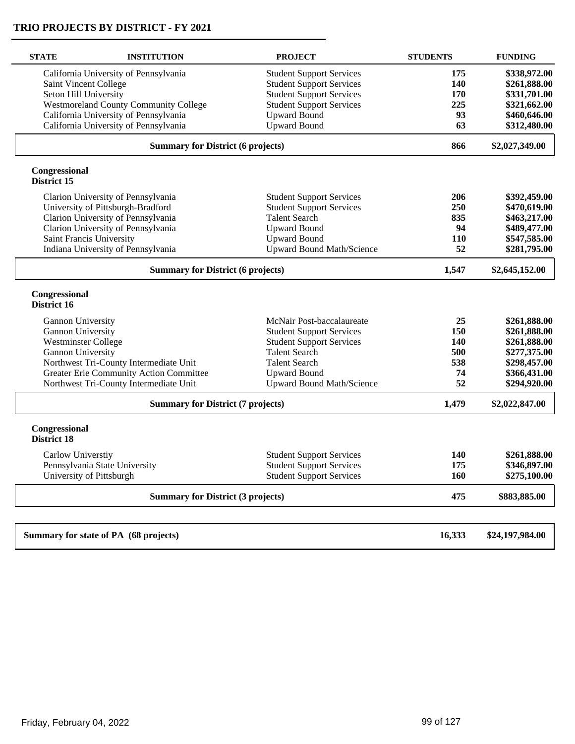## TRIO PROJECTS BY DISTRICT - FY 2021

| STATE | INSTITUTION | PROJECT | STUDENTS | FUNDING |
|---|---|---|---|---|
| | California University of Pennsylvania | Student Support Services | 175 | $338,972.00 |
| | Saint Vincent College | Student Support Services | 140 | $261,888.00 |
| | Seton Hill University | Student Support Services | 170 | $331,701.00 |
| | Westmoreland County Community College | Student Support Services | 225 | $321,662.00 |
| | California University of Pennsylvania | Upward Bound | 93 | $460,646.00 |
| | California University of Pennsylvania | Upward Bound | 63 | $312,480.00 |
| | **Summary for District (6 projects)** | | **866** | **$2,027,349.00** |
| **Congressional District 15** | | | | |
| | Clarion University of Pennsylvania | Student Support Services | 206 | $392,459.00 |
| | University of Pittsburgh-Bradford | Student Support Services | 250 | $470,619.00 |
| | Clarion University of Pennsylvania | Talent Search | 835 | $463,217.00 |
| | Clarion University of Pennsylvania | Upward Bound | 94 | $489,477.00 |
| | Saint Francis University | Upward Bound | 110 | $547,585.00 |
| | Indiana University of Pennsylvania | Upward Bound Math/Science | 52 | $281,795.00 |
| | **Summary for District (6 projects)** | | **1,547** | **$2,645,152.00** |
| **Congressional District 16** | | | | |
| | Gannon University | McNair Post-baccalaureate | 25 | $261,888.00 |
| | Gannon University | Student Support Services | 150 | $261,888.00 |
| | Westminster College | Student Support Services | 140 | $261,888.00 |
| | Gannon University | Talent Search | 500 | $277,375.00 |
| | Northwest Tri-County Intermediate Unit | Talent Search | 538 | $298,457.00 |
| | Greater Erie Community Action Committee | Upward Bound | 74 | $366,431.00 |
| | Northwest Tri-County Intermediate Unit | Upward Bound Math/Science | 52 | $294,920.00 |
| | **Summary for District (7 projects)** | | **1,479** | **$2,022,847.00** |
| **Congressional District 18** | | | | |
| | Carlow Universtiy | Student Support Services | 140 | $261,888.00 |
| | Pennsylvania State University | Student Support Services | 175 | $346,897.00 |
| | University of Pittsburgh | Student Support Services | 160 | $275,100.00 |
| | **Summary for District (3 projects)** | | **475** | **$883,885.00** |
| **Summary for state of PA (68 projects)** | | | **16,333** | **$24,197,984.00** |

Friday, February 04, 2022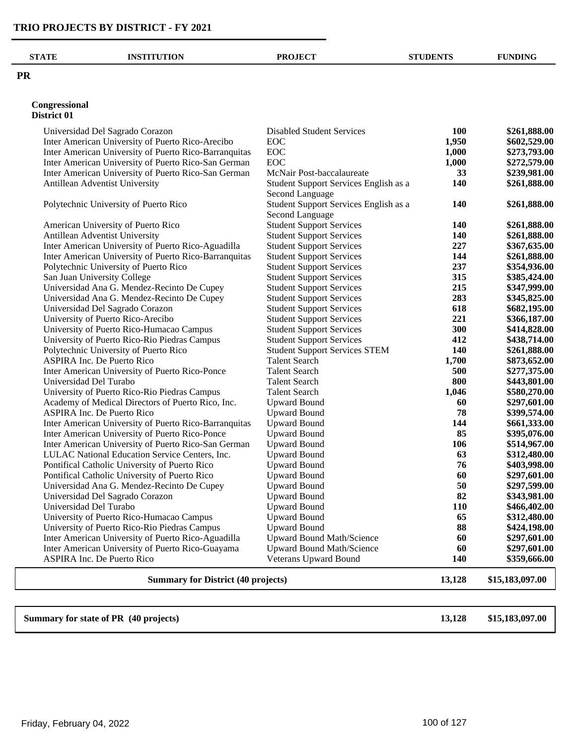# TRIO PROJECTS BY DISTRICT - FY 2021

| STATE | INSTITUTION | PROJECT | STUDENTS | FUNDING |
|---|---|---|---|---|
| **PR** | | | | |
| **Congressional District 01** | | | | |
| | Universidad Del Sagrado Corazon | Disabled Student Services | **100** | **$261,888.00** |
| | Inter American University of Puerto Rico-Arecibo | EOC | **1,950** | **$602,529.00** |
| | Inter American University of Puerto Rico-Barranquitas | EOC | **1,000** | **$273,793.00** |
| | Inter American University of Puerto Rico-San German | EOC | **1,000** | **$272,579.00** |
| | Inter American University of Puerto Rico-San German | McNair Post-baccalaureate | **33** | **$239,981.00** |
| | Antillean Adventist University | Student Support Services English as a Second Language | **140** | **$261,888.00** |
| | Polytechnic University of Puerto Rico | Student Support Services English as a Second Language | **140** | **$261,888.00** |
| | American University of Puerto Rico | Student Support Services | **140** | **$261,888.00** |
| | Antillean Adventist University | Student Support Services | **140** | **$261,888.00** |
| | Inter American University of Puerto Rico-Aguadilla | Student Support Services | **227** | **$367,635.00** |
| | Inter American University of Puerto Rico-Barranquitas | Student Support Services | **144** | **$261,888.00** |
| | Polytechnic University of Puerto Rico | Student Support Services | **237** | **$354,936.00** |
| | San Juan University College | Student Support Services | **315** | **$385,424.00** |
| | Universidad Ana G. Mendez-Recinto De Cupey | Student Support Services | **215** | **$347,999.00** |
| | Universidad Ana G. Mendez-Recinto De Cupey | Student Support Services | **283** | **$345,825.00** |
| | Universidad Del Sagrado Corazon | Student Support Services | **618** | **$682,195.00** |
| | University of Puerto Rico-Arecibo | Student Support Services | **221** | **$366,187.00** |
| | University of Puerto Rico-Humacao Campus | Student Support Services | **300** | **$414,828.00** |
| | University of Puerto Rico-Rio Piedras Campus | Student Support Services | **412** | **$438,714.00** |
| | Polytechnic University of Puerto Rico | Student Support Services STEM | **140** | **$261,888.00** |
| | ASPIRA Inc. De Puerto Rico | Talent Search | **1,700** | **$873,652.00** |
| | Inter American University of Puerto Rico-Ponce | Talent Search | **500** | **$277,375.00** |
| | Universidad Del Turabo | Talent Search | **800** | **$443,801.00** |
| | University of Puerto Rico-Rio Piedras Campus | Talent Search | **1,046** | **$580,270.00** |
| | Academy of Medical Directors of Puerto Rico, Inc. | Upward Bound | **60** | **$297,601.00** |
| | ASPIRA Inc. De Puerto Rico | Upward Bound | **78** | **$399,574.00** |
| | Inter American University of Puerto Rico-Barranquitas | Upward Bound | **144** | **$661,333.00** |
| | Inter American University of Puerto Rico-Ponce | Upward Bound | **85** | **$395,076.00** |
| | Inter American University of Puerto Rico-San German | Upward Bound | **106** | **$514,967.00** |
| | LULAC National Education Service Centers, Inc. | Upward Bound | **63** | **$312,480.00** |
| | Pontifical Catholic University of Puerto Rico | Upward Bound | **76** | **$403,998.00** |
| | Pontifical Catholic University of Puerto Rico | Upward Bound | **60** | **$297,601.00** |
| | Universidad Ana G. Mendez-Recinto De Cupey | Upward Bound | **50** | **$297,599.00** |
| | Universidad Del Sagrado Corazon | Upward Bound | **82** | **$343,981.00** |
| | Universidad Del Turabo | Upward Bound | **110** | **$466,402.00** |
| | University of Puerto Rico-Humacao Campus | Upward Bound | **65** | **$312,480.00** |
| | University of Puerto Rico-Rio Piedras Campus | Upward Bound | **88** | **$424,198.00** |
| | Inter American University of Puerto Rico-Aguadilla | Upward Bound Math/Science | **60** | **$297,601.00** |
| | Inter American University of Puerto Rico-Guayama | Upward Bound Math/Science | **60** | **$297,601.00** |
| | ASPIRA Inc. De Puerto Rico | Veterans Upward Bound | **140** | **$359,666.00** |
| | **Summary for District (40 projects)** | | **13,128** | **$15,183,097.00** |
| | **Summary for state of PR (40 projects)** | | **13,128** | **$15,183,097.00** |

Friday, February 04, 2022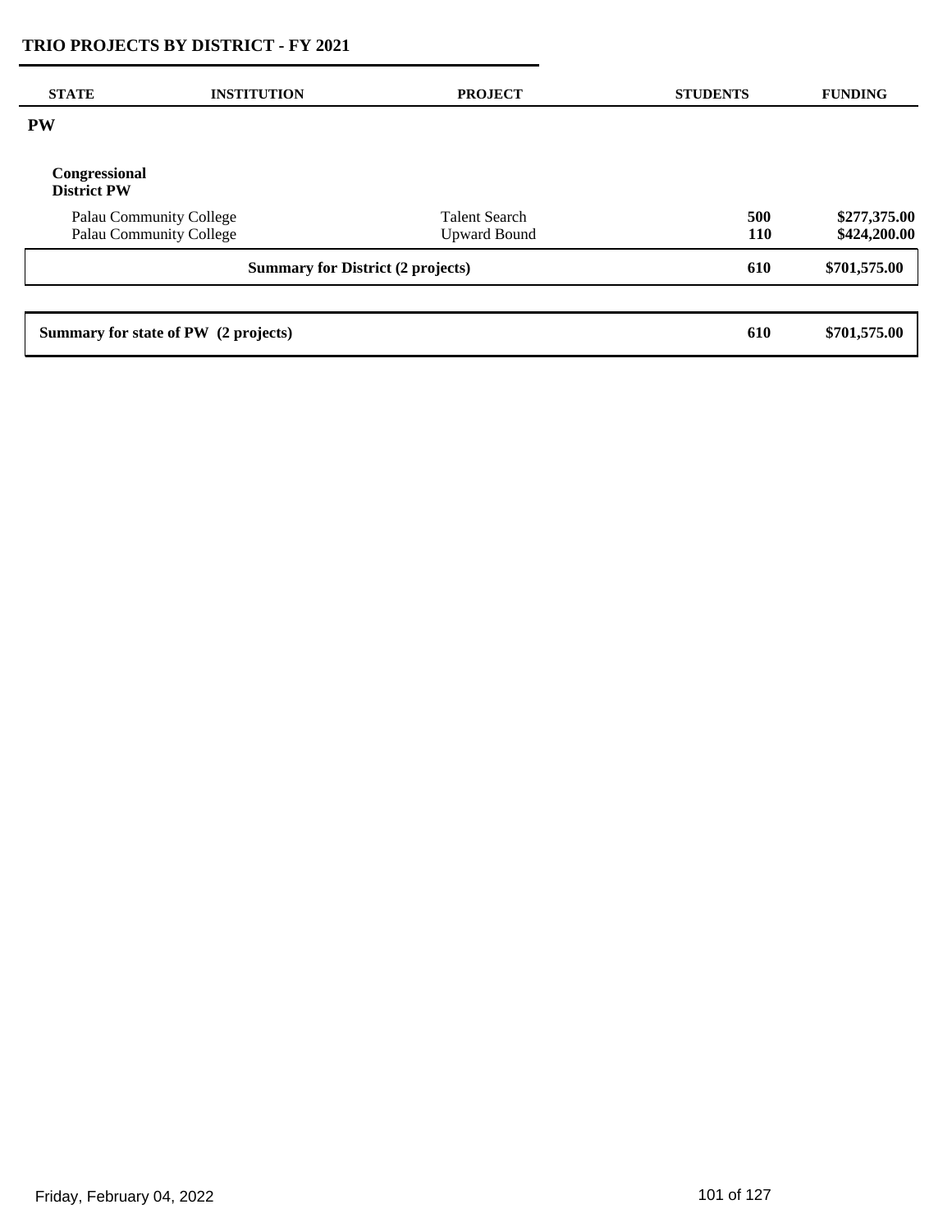## TRIO PROJECTS BY DISTRICT - FY 2021

| STATE | INSTITUTION | PROJECT | STUDENTS | FUNDING |
|---|---|---|---|---|
| **PW** | | | | |
| **Congressional District PW** | | | | |
| | Palau Community College | Talent Search | **500** | **$277,375.00** |
| | Palau Community College | Upward Bound | **110** | **$424,200.00** |
| | **Summary for District (2 projects)** | | **610** | **$701,575.00** |
| **Summary for state of PW (2 projects)** | | | **610** | **$701,575.00** |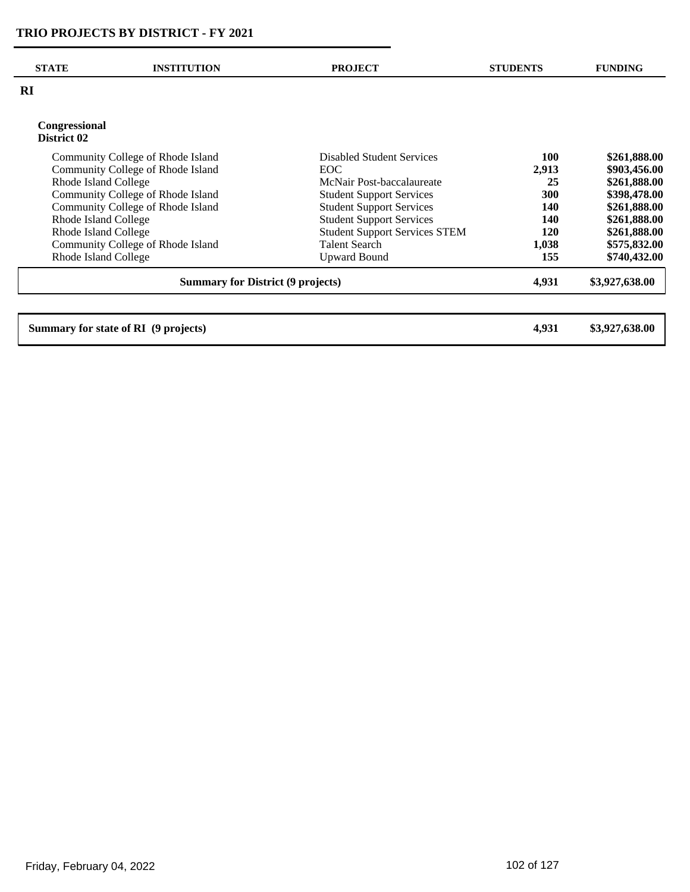# TRIO PROJECTS BY DISTRICT - FY 2021

| STATE | INSTITUTION | PROJECT | STUDENTS | FUNDING |
|---|---|---|---|---|
| **RI** | | | | |
| **Congressional District 02** | | | | |
| | Community College of Rhode Island | Disabled Student Services | **100** | **$261,888.00** |
| | Community College of Rhode Island | EOC | **2,913** | **$903,456.00** |
| | Rhode Island College | McNair Post-baccalaureate | **25** | **$261,888.00** |
| | Community College of Rhode Island | Student Support Services | **300** | **$398,478.00** |
| | Community College of Rhode Island | Student Support Services | **140** | **$261,888.00** |
| | Rhode Island College | Student Support Services | **140** | **$261,888.00** |
| | Rhode Island College | Student Support Services STEM | **120** | **$261,888.00** |
| | Community College of Rhode Island | Talent Search | **1,038** | **$575,832.00** |
| | Rhode Island College | Upward Bound | **155** | **$740,432.00** |
| | **Summary for District (9 projects)** | | **4,931** | **$3,927,638.00** |
| **Summary for state of RI (9 projects)** | | | **4,931** | **$3,927,638.00** |

Friday, February 04, 2022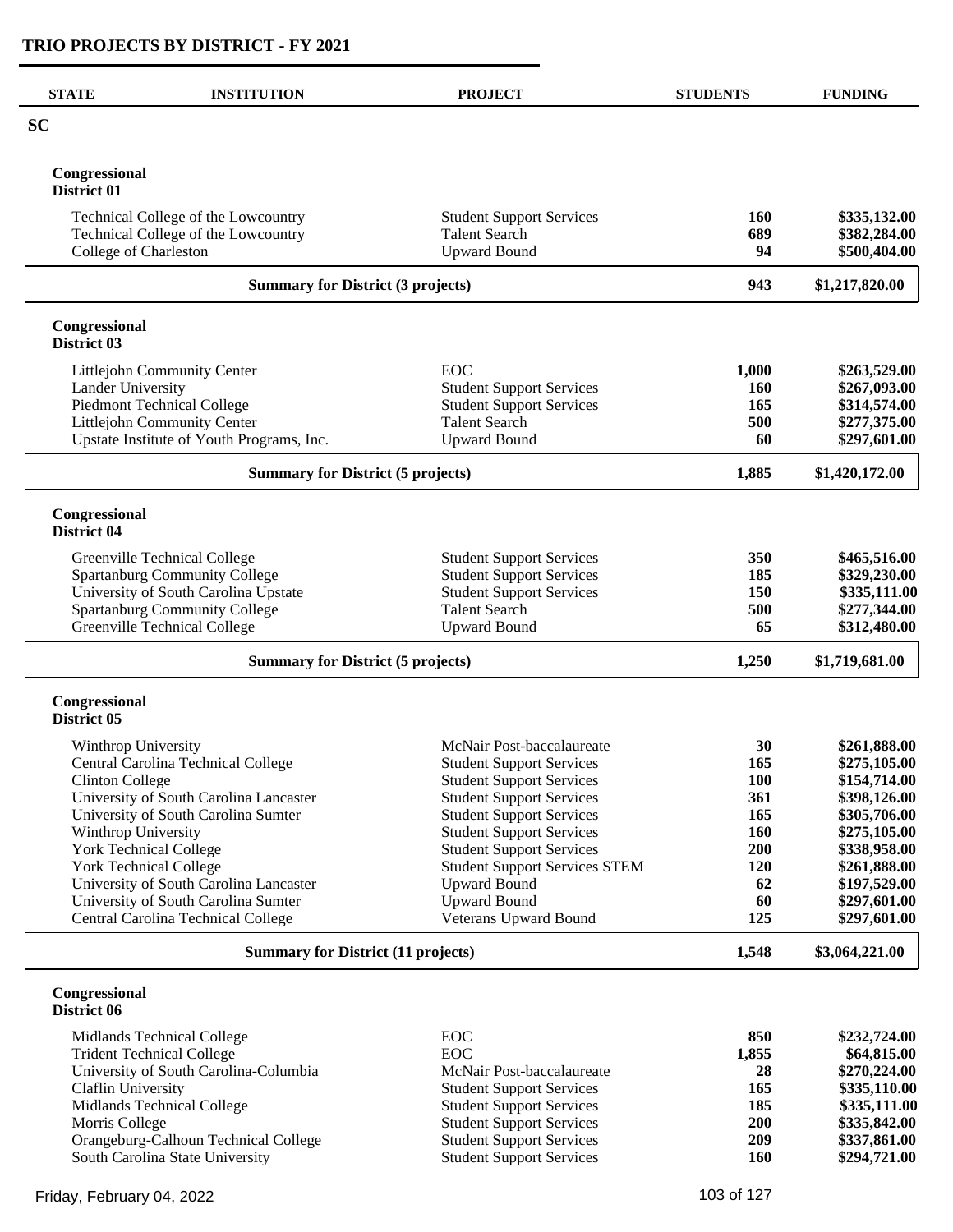## TRIO PROJECTS BY DISTRICT - FY 2021

| STATE | INSTITUTION | PROJECT | STUDENTS | FUNDING |
|---|---|---|---|---|
| **SC** | | | | |
| **Congressional District 01** | | | | |
| | Technical College of the Lowcountry | Student Support Services | **160** | **$335,132.00** |
| | Technical College of the Lowcountry | Talent Search | **689** | **$382,284.00** |
| | College of Charleston | Upward Bound | **94** | **$500,404.00** |
| | **Summary for District (3 projects)** | | **943** | **$1,217,820.00** |
| **Congressional District 03** | | | | |
| | Littlejohn Community Center | EOC | **1,000** | **$263,529.00** |
| | Lander University | Student Support Services | **160** | **$267,093.00** |
| | Piedmont Technical College | Student Support Services | **165** | **$314,574.00** |
| | Littlejohn Community Center | Talent Search | **500** | **$277,375.00** |
| | Upstate Institute of Youth Programs, Inc. | Upward Bound | **60** | **$297,601.00** |
| | **Summary for District (5 projects)** | | **1,885** | **$1,420,172.00** |
| **Congressional District 04** | | | | |
| | Greenville Technical College | Student Support Services | **350** | **$465,516.00** |
| | Spartanburg Community College | Student Support Services | **185** | **$329,230.00** |
| | University of South Carolina Upstate | Student Support Services | **150** | **$335,111.00** |
| | Spartanburg Community College | Talent Search | **500** | **$277,344.00** |
| | Greenville Technical College | Upward Bound | **65** | **$312,480.00** |
| | **Summary for District (5 projects)** | | **1,250** | **$1,719,681.00** |
| **Congressional District 05** | | | | |
| | Winthrop University | McNair Post-baccalaureate | **30** | **$261,888.00** |
| | Central Carolina Technical College | Student Support Services | **165** | **$275,105.00** |
| | Clinton College | Student Support Services | **100** | **$154,714.00** |
| | University of South Carolina Lancaster | Student Support Services | **361** | **$398,126.00** |
| | University of South Carolina Sumter | Student Support Services | **165** | **$305,706.00** |
| | Winthrop University | Student Support Services | **160** | **$275,105.00** |
| | York Technical College | Student Support Services | **200** | **$338,958.00** |
| | York Technical College | Student Support Services STEM | **120** | **$261,888.00** |
| | University of South Carolina Lancaster | Upward Bound | **62** | **$197,529.00** |
| | University of South Carolina Sumter | Upward Bound | **60** | **$297,601.00** |
| | Central Carolina Technical College | Veterans Upward Bound | **125** | **$297,601.00** |
| | **Summary for District (11 projects)** | | **1,548** | **$3,064,221.00** |
| **Congressional District 06** | | | | |
| | Midlands Technical College | EOC | **850** | **$232,724.00** |
| | Trident Technical College | EOC | **1,855** | **$64,815.00** |
| | University of South Carolina-Columbia | McNair Post-baccalaureate | **28** | **$270,224.00** |
| | Claflin University | Student Support Services | **165** | **$335,110.00** |
| | Midlands Technical College | Student Support Services | **185** | **$335,111.00** |
| | Morris College | Student Support Services | **200** | **$335,842.00** |
| | Orangeburg-Calhoun Technical College | Student Support Services | **209** | **$337,861.00** |
| | South Carolina State University | Student Support Services | **160** | **$294,721.00** |

Friday, February 04, 2022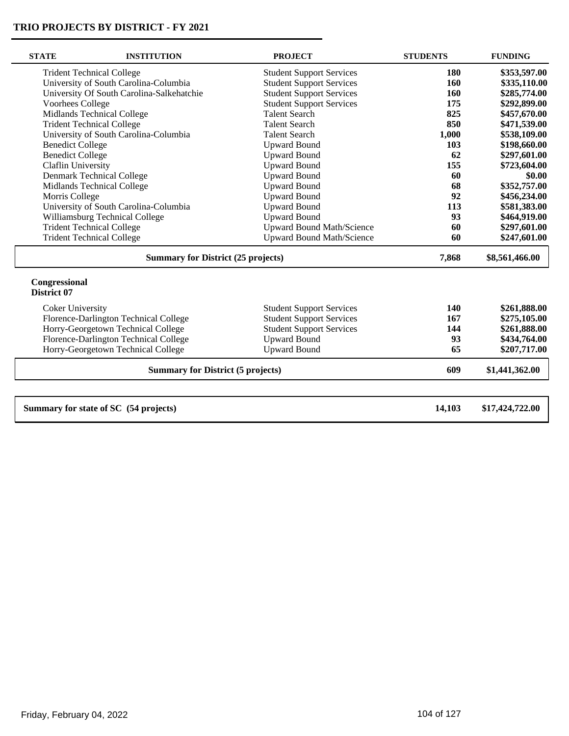## TRIO PROJECTS BY DISTRICT - FY 2021

| STATE | INSTITUTION | PROJECT | STUDENTS | FUNDING |
|---|---|---|---|---|
| | Trident Technical College | Student Support Services | 180 | $353,597.00 |
| | University of South Carolina-Columbia | Student Support Services | 160 | $335,110.00 |
| | University Of South Carolina-Salkehatchie | Student Support Services | 160 | $285,774.00 |
| | Voorhees College | Student Support Services | 175 | $292,899.00 |
| | Midlands Technical College | Talent Search | 825 | $457,670.00 |
| | Trident Technical College | Talent Search | 850 | $471,539.00 |
| | University of South Carolina-Columbia | Talent Search | 1,000 | $538,109.00 |
| | Benedict College | Upward Bound | 103 | $198,660.00 |
| | Benedict College | Upward Bound | 62 | $297,601.00 |
| | Claflin University | Upward Bound | 155 | $723,604.00 |
| | Denmark Technical College | Upward Bound | 60 | $0.00 |
| | Midlands Technical College | Upward Bound | 68 | $352,757.00 |
| | Morris College | Upward Bound | 92 | $456,234.00 |
| | University of South Carolina-Columbia | Upward Bound | 113 | $581,383.00 |
| | Williamsburg Technical College | Upward Bound | 93 | $464,919.00 |
| | Trident Technical College | Upward Bound Math/Science | 60 | $297,601.00 |
| | Trident Technical College | Upward Bound Math/Science | 60 | $247,601.00 |
| | **Summary for District (25 projects)** | | **7,868** | **$8,561,466.00** |

**Congressional District 07**

| STATE | INSTITUTION | PROJECT | STUDENTS | FUNDING |
|---|---|---|---|---|
| | Coker University | Student Support Services | 140 | $261,888.00 |
| | Florence-Darlington Technical College | Student Support Services | 167 | $275,105.00 |
| | Horry-Georgetown Technical College | Student Support Services | 144 | $261,888.00 |
| | Florence-Darlington Technical College | Upward Bound | 93 | $434,764.00 |
| | Horry-Georgetown Technical College | Upward Bound | 65 | $207,717.00 |
| | **Summary for District (5 projects)** | | **609** | **$1,441,362.00** |

| Summary | | | STUDENTS | FUNDING |
|---|---|---|---|---|
| **Summary for state of SC (54 projects)** | | | **14,103** | **$17,424,722.00** |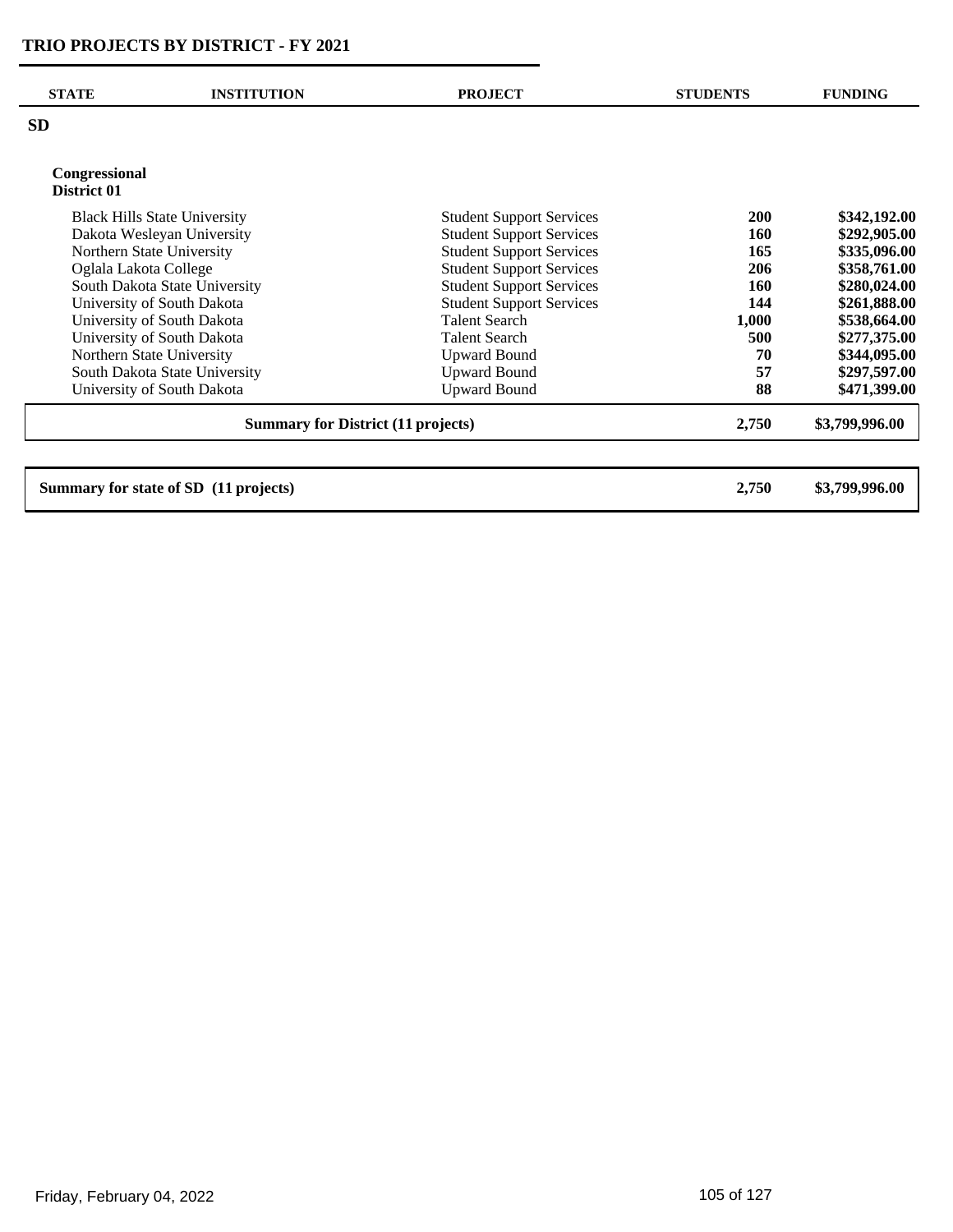# TRIO PROJECTS BY DISTRICT - FY 2021

| STATE | INSTITUTION | PROJECT | STUDENTS | FUNDING |
|---|---|---|---|---|
| **SD** | | | | |
| **Congressional District 01** | | | | |
| | Black Hills State University | Student Support Services | **200** | **$342,192.00** |
| | Dakota Wesleyan University | Student Support Services | **160** | **$292,905.00** |
| | Northern State University | Student Support Services | **165** | **$335,096.00** |
| | Oglala Lakota College | Student Support Services | **206** | **$358,761.00** |
| | South Dakota State University | Student Support Services | **160** | **$280,024.00** |
| | University of South Dakota | Student Support Services | **144** | **$261,888.00** |
| | University of South Dakota | Talent Search | **1,000** | **$538,664.00** |
| | University of South Dakota | Talent Search | **500** | **$277,375.00** |
| | Northern State University | Upward Bound | **70** | **$344,095.00** |
| | South Dakota State University | Upward Bound | **57** | **$297,597.00** |
| | University of South Dakota | Upward Bound | **88** | **$471,399.00** |
| | **Summary for District (11 projects)** | | **2,750** | **$3,799,996.00** |
| **Summary for state of SD (11 projects)** | | | **2,750** | **$3,799,996.00** |

Friday, February 04, 2022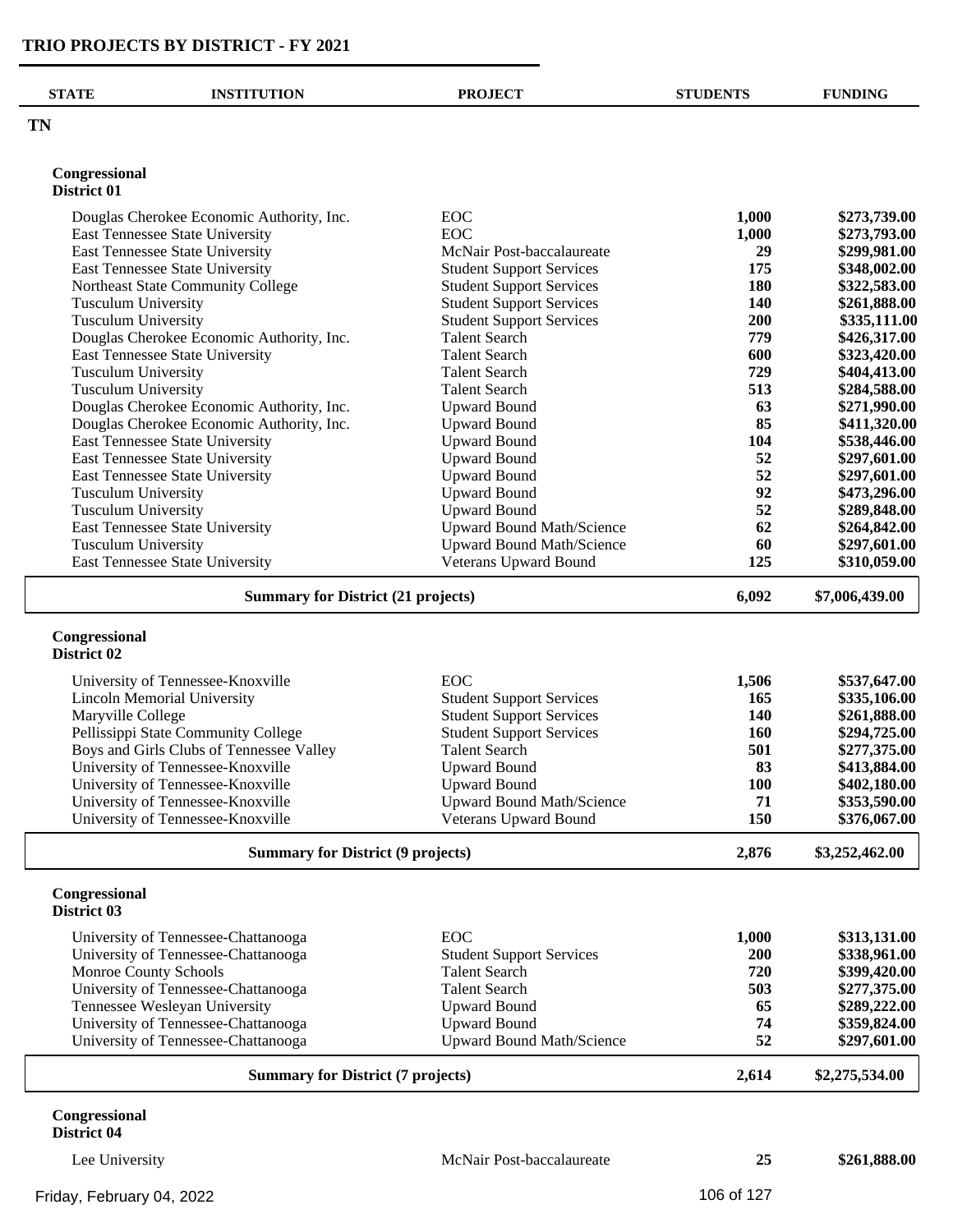# TRIO PROJECTS BY DISTRICT - FY 2021

| STATE | INSTITUTION | PROJECT | STUDENTS | FUNDING |
|---|---|---|---|---|

## TN

### Congressional District 01

| INSTITUTION | PROJECT | STUDENTS | FUNDING |
|---|---|---|---|
| Douglas Cherokee Economic Authority, Inc. | EOC | 1,000 | $273,739.00 |
| East Tennessee State University | EOC | 1,000 | $273,793.00 |
| East Tennessee State University | McNair Post-baccalaureate | 29 | $299,981.00 |
| East Tennessee State University | Student Support Services | 175 | $348,002.00 |
| Northeast State Community College | Student Support Services | 180 | $322,583.00 |
| Tusculum University | Student Support Services | 140 | $261,888.00 |
| Tusculum University | Student Support Services | 200 | $335,111.00 |
| Douglas Cherokee Economic Authority, Inc. | Talent Search | 779 | $426,317.00 |
| East Tennessee State University | Talent Search | 600 | $323,420.00 |
| Tusculum University | Talent Search | 729 | $404,413.00 |
| Tusculum University | Talent Search | 513 | $284,588.00 |
| Douglas Cherokee Economic Authority, Inc. | Upward Bound | 63 | $271,990.00 |
| Douglas Cherokee Economic Authority, Inc. | Upward Bound | 85 | $411,320.00 |
| East Tennessee State University | Upward Bound | 104 | $538,446.00 |
| East Tennessee State University | Upward Bound | 52 | $297,601.00 |
| East Tennessee State University | Upward Bound | 52 | $297,601.00 |
| Tusculum University | Upward Bound | 92 | $473,296.00 |
| Tusculum University | Upward Bound | 52 | $289,848.00 |
| East Tennessee State University | Upward Bound Math/Science | 62 | $264,842.00 |
| Tusculum University | Upward Bound Math/Science | 60 | $297,601.00 |
| East Tennessee State University | Veterans Upward Bound | 125 | $310,059.00 |
| **Summary for District (21 projects)** | | **6,092** | **$7,006,439.00** |

### Congressional District 02

| INSTITUTION | PROJECT | STUDENTS | FUNDING |
|---|---|---|---|
| University of Tennessee-Knoxville | EOC | 1,506 | $537,647.00 |
| Lincoln Memorial University | Student Support Services | 165 | $335,106.00 |
| Maryville College | Student Support Services | 140 | $261,888.00 |
| Pellissippi State Community College | Student Support Services | 160 | $294,725.00 |
| Boys and Girls Clubs of Tennessee Valley | Talent Search | 501 | $277,375.00 |
| University of Tennessee-Knoxville | Upward Bound | 83 | $413,884.00 |
| University of Tennessee-Knoxville | Upward Bound | 100 | $402,180.00 |
| University of Tennessee-Knoxville | Upward Bound Math/Science | 71 | $353,590.00 |
| University of Tennessee-Knoxville | Veterans Upward Bound | 150 | $376,067.00 |
| **Summary for District (9 projects)** | | **2,876** | **$3,252,462.00** |

### Congressional District 03

| INSTITUTION | PROJECT | STUDENTS | FUNDING |
|---|---|---|---|
| University of Tennessee-Chattanooga | EOC | 1,000 | $313,131.00 |
| University of Tennessee-Chattanooga | Student Support Services | 200 | $338,961.00 |
| Monroe County Schools | Talent Search | 720 | $399,420.00 |
| University of Tennessee-Chattanooga | Talent Search | 503 | $277,375.00 |
| Tennessee Wesleyan University | Upward Bound | 65 | $289,222.00 |
| University of Tennessee-Chattanooga | Upward Bound | 74 | $359,824.00 |
| University of Tennessee-Chattanooga | Upward Bound Math/Science | 52 | $297,601.00 |
| **Summary for District (7 projects)** | | **2,614** | **$2,275,534.00** |

### Congressional District 04

| INSTITUTION | PROJECT | STUDENTS | FUNDING |
|---|---|---|---|
| Lee University | McNair Post-baccalaureate | 25 | $261,888.00 |

Friday, February 04, 2022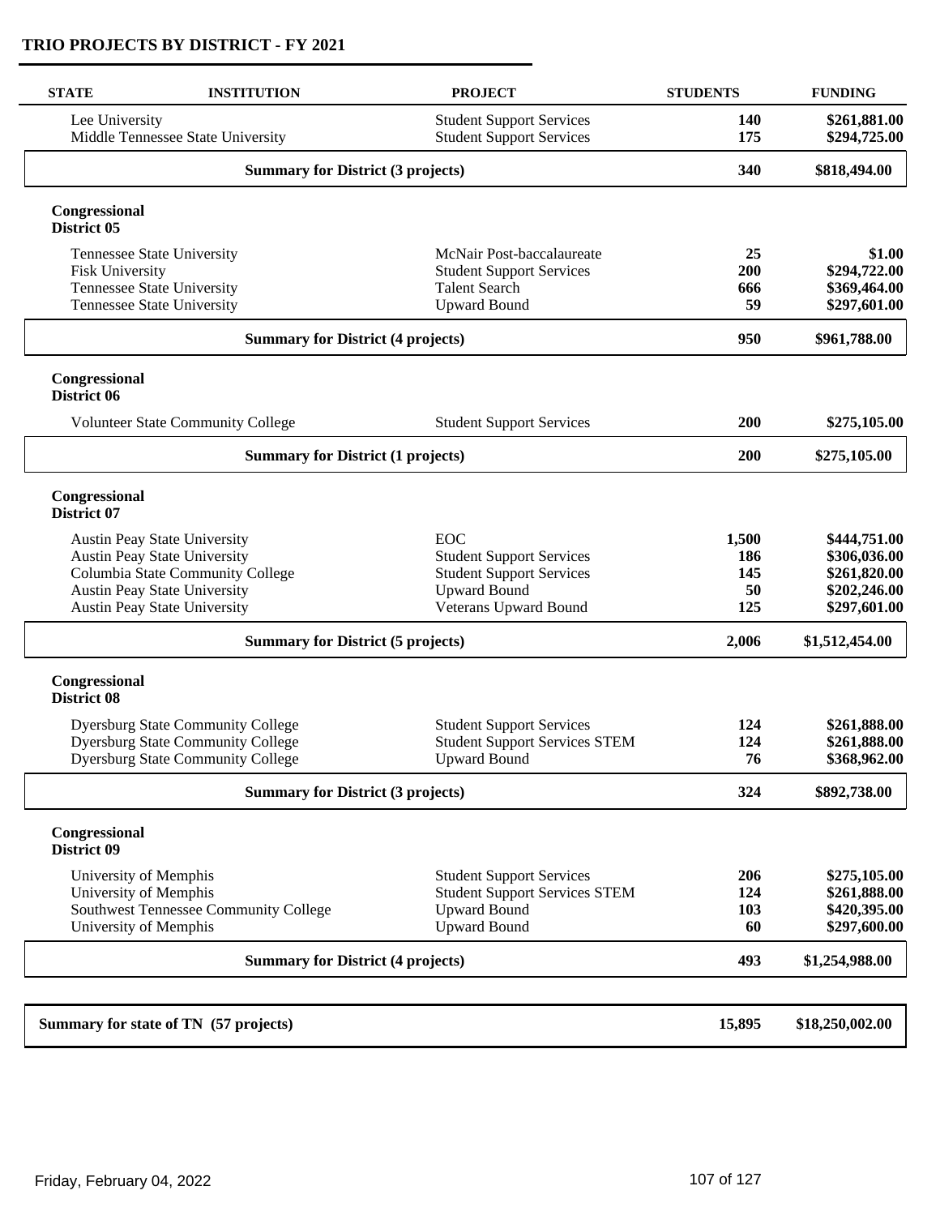## TRIO PROJECTS BY DISTRICT - FY 2021

| STATE | INSTITUTION | PROJECT | STUDENTS | FUNDING |
|---|---|---|---|---|
| | Lee University | Student Support Services | 140 | $261,881.00 |
| | Middle Tennessee State University | Student Support Services | 175 | $294,725.00 |
| | **Summary for District (3 projects)** | | **340** | **$818,494.00** |
| **Congressional District 05** | | | | |
| | Tennessee State University | McNair Post-baccalaureate | 25 | $1.00 |
| | Fisk University | Student Support Services | 200 | $294,722.00 |
| | Tennessee State University | Talent Search | 666 | $369,464.00 |
| | Tennessee State University | Upward Bound | 59 | $297,601.00 |
| | **Summary for District (4 projects)** | | **950** | **$961,788.00** |
| **Congressional District 06** | | | | |
| | Volunteer State Community College | Student Support Services | 200 | $275,105.00 |
| | **Summary for District (1 projects)** | | **200** | **$275,105.00** |
| **Congressional District 07** | | | | |
| | Austin Peay State University | EOC | 1,500 | $444,751.00 |
| | Austin Peay State University | Student Support Services | 186 | $306,036.00 |
| | Columbia State Community College | Student Support Services | 145 | $261,820.00 |
| | Austin Peay State University | Upward Bound | 50 | $202,246.00 |
| | Austin Peay State University | Veterans Upward Bound | 125 | $297,601.00 |
| | **Summary for District (5 projects)** | | **2,006** | **$1,512,454.00** |
| **Congressional District 08** | | | | |
| | Dyersburg State Community College | Student Support Services | 124 | $261,888.00 |
| | Dyersburg State Community College | Student Support Services STEM | 124 | $261,888.00 |
| | Dyersburg State Community College | Upward Bound | 76 | $368,962.00 |
| | **Summary for District (3 projects)** | | **324** | **$892,738.00** |
| **Congressional District 09** | | | | |
| | University of Memphis | Student Support Services | 206 | $275,105.00 |
| | University of Memphis | Student Support Services STEM | 124 | $261,888.00 |
| | Southwest Tennessee Community College | Upward Bound | 103 | $420,395.00 |
| | University of Memphis | Upward Bound | 60 | $297,600.00 |
| | **Summary for District (4 projects)** | | **493** | **$1,254,988.00** |
| **Summary for state of TN (57 projects)** | | | **15,895** | **$18,250,002.00** |

Friday, February 04, 2022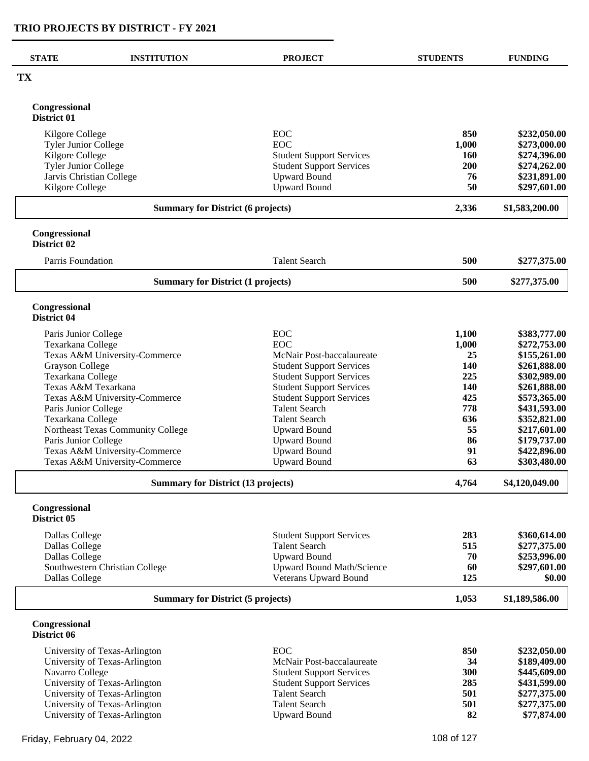# TRIO PROJECTS BY DISTRICT - FY 2021

| STATE | INSTITUTION | PROJECT | STUDENTS | FUNDING |
|---|---|---|---|---|
| **TX** | | | | |

### Congressional District 01

| INSTITUTION | PROJECT | STUDENTS | FUNDING |
|---|---|---|---|
| Kilgore College | EOC | **850** | **$232,050.00** |
| Tyler Junior College | EOC | **1,000** | **$273,000.00** |
| Kilgore College | Student Support Services | **160** | **$274,396.00** |
| Tyler Junior College | Student Support Services | **200** | **$274,262.00** |
| Jarvis Christian College | Upward Bound | **76** | **$231,891.00** |
| Kilgore College | Upward Bound | **50** | **$297,601.00** |
| **Summary for District (6 projects)** | | **2,336** | **$1,583,200.00** |

### Congressional District 02

| INSTITUTION | PROJECT | STUDENTS | FUNDING |
|---|---|---|---|
| Parris Foundation | Talent Search | **500** | **$277,375.00** |
| **Summary for District (1 projects)** | | **500** | **$277,375.00** |

### Congressional District 04

| INSTITUTION | PROJECT | STUDENTS | FUNDING |
|---|---|---|---|
| Paris Junior College | EOC | **1,100** | **$383,777.00** |
| Texarkana College | EOC | **1,000** | **$272,753.00** |
| Texas A&M University-Commerce | McNair Post-baccalaureate | **25** | **$155,261.00** |
| Grayson College | Student Support Services | **140** | **$261,888.00** |
| Texarkana College | Student Support Services | **225** | **$302,989.00** |
| Texas A&M Texarkana | Student Support Services | **140** | **$261,888.00** |
| Texas A&M University-Commerce | Student Support Services | **425** | **$573,365.00** |
| Paris Junior College | Talent Search | **778** | **$431,593.00** |
| Texarkana College | Talent Search | **636** | **$352,821.00** |
| Northeast Texas Community College | Upward Bound | **55** | **$217,601.00** |
| Paris Junior College | Upward Bound | **86** | **$179,737.00** |
| Texas A&M University-Commerce | Upward Bound | **91** | **$422,896.00** |
| Texas A&M University-Commerce | Upward Bound | **63** | **$303,480.00** |
| **Summary for District (13 projects)** | | **4,764** | **$4,120,049.00** |

### Congressional District 05

| INSTITUTION | PROJECT | STUDENTS | FUNDING |
|---|---|---|---|
| Dallas College | Student Support Services | **283** | **$360,614.00** |
| Dallas College | Talent Search | **515** | **$277,375.00** |
| Dallas College | Upward Bound | **70** | **$253,996.00** |
| Southwestern Christian College | Upward Bound Math/Science | **60** | **$297,601.00** |
| Dallas College | Veterans Upward Bound | **125** | **$0.00** |
| **Summary for District (5 projects)** | | **1,053** | **$1,189,586.00** |

### Congressional District 06

| INSTITUTION | PROJECT | STUDENTS | FUNDING |
|---|---|---|---|
| University of Texas-Arlington | EOC | **850** | **$232,050.00** |
| University of Texas-Arlington | McNair Post-baccalaureate | **34** | **$189,409.00** |
| Navarro College | Student Support Services | **300** | **$445,609.00** |
| University of Texas-Arlington | Student Support Services | **285** | **$431,599.00** |
| University of Texas-Arlington | Talent Search | **501** | **$277,375.00** |
| University of Texas-Arlington | Talent Search | **501** | **$277,375.00** |
| University of Texas-Arlington | Upward Bound | **82** | **$77,874.00** |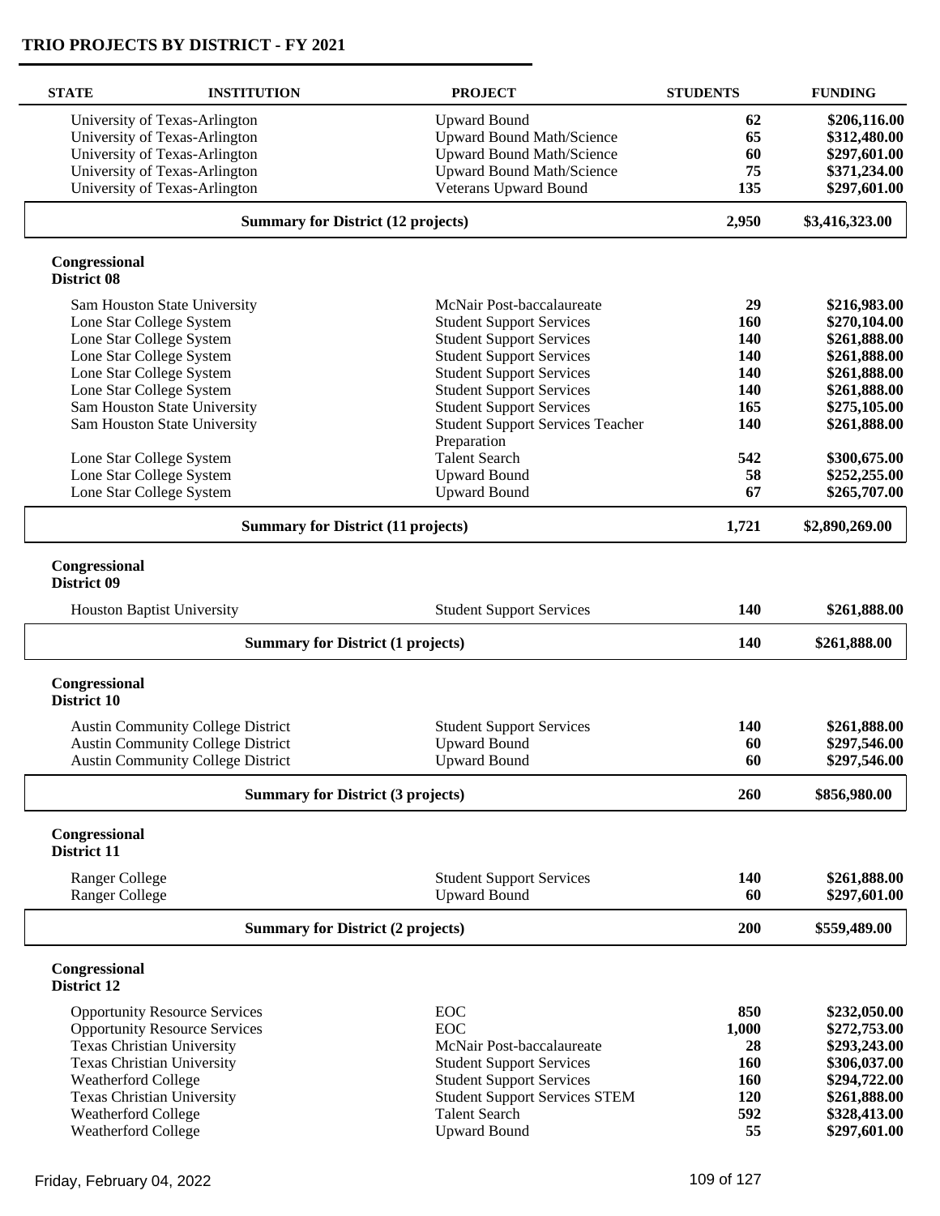## TRIO PROJECTS BY DISTRICT - FY 2021

| STATE | INSTITUTION | PROJECT | STUDENTS | FUNDING |
|---|---|---|---|---|
| | University of Texas-Arlington | Upward Bound | 62 | $206,116.00 |
| | University of Texas-Arlington | Upward Bound Math/Science | 65 | $312,480.00 |
| | University of Texas-Arlington | Upward Bound Math/Science | 60 | $297,601.00 |
| | University of Texas-Arlington | Upward Bound Math/Science | 75 | $371,234.00 |
| | University of Texas-Arlington | Veterans Upward Bound | 135 | $297,601.00 |
| | **Summary for District (12 projects)** | | **2,950** | **$3,416,323.00** |
| **Congressional District 08** | | | | |
| | Sam Houston State University | McNair Post-baccalaureate | 29 | $216,983.00 |
| | Lone Star College System | Student Support Services | 160 | $270,104.00 |
| | Lone Star College System | Student Support Services | 140 | $261,888.00 |
| | Lone Star College System | Student Support Services | 140 | $261,888.00 |
| | Lone Star College System | Student Support Services | 140 | $261,888.00 |
| | Lone Star College System | Student Support Services | 140 | $261,888.00 |
| | Sam Houston State University | Student Support Services | 165 | $275,105.00 |
| | Sam Houston State University | Student Support Services Teacher Preparation | 140 | $261,888.00 |
| | Lone Star College System | Talent Search | 542 | $300,675.00 |
| | Lone Star College System | Upward Bound | 58 | $252,255.00 |
| | Lone Star College System | Upward Bound | 67 | $265,707.00 |
| | **Summary for District (11 projects)** | | **1,721** | **$2,890,269.00** |
| **Congressional District 09** | | | | |
| | Houston Baptist University | Student Support Services | 140 | $261,888.00 |
| | **Summary for District (1 projects)** | | **140** | **$261,888.00** |
| **Congressional District 10** | | | | |
| | Austin Community College District | Student Support Services | 140 | $261,888.00 |
| | Austin Community College District | Upward Bound | 60 | $297,546.00 |
| | Austin Community College District | Upward Bound | 60 | $297,546.00 |
| | **Summary for District (3 projects)** | | **260** | **$856,980.00** |
| **Congressional District 11** | | | | |
| | Ranger College | Student Support Services | 140 | $261,888.00 |
| | Ranger College | Upward Bound | 60 | $297,601.00 |
| | **Summary for District (2 projects)** | | **200** | **$559,489.00** |
| **Congressional District 12** | | | | |
| | Opportunity Resource Services | EOC | 850 | $232,050.00 |
| | Opportunity Resource Services | EOC | 1,000 | $272,753.00 |
| | Texas Christian University | McNair Post-baccalaureate | 28 | $293,243.00 |
| | Texas Christian University | Student Support Services | 160 | $306,037.00 |
| | Weatherford College | Student Support Services | 160 | $294,722.00 |
| | Texas Christian University | Student Support Services STEM | 120 | $261,888.00 |
| | Weatherford College | Talent Search | 592 | $328,413.00 |
| | Weatherford College | Upward Bound | 55 | $297,601.00 |

Friday, February 04, 2022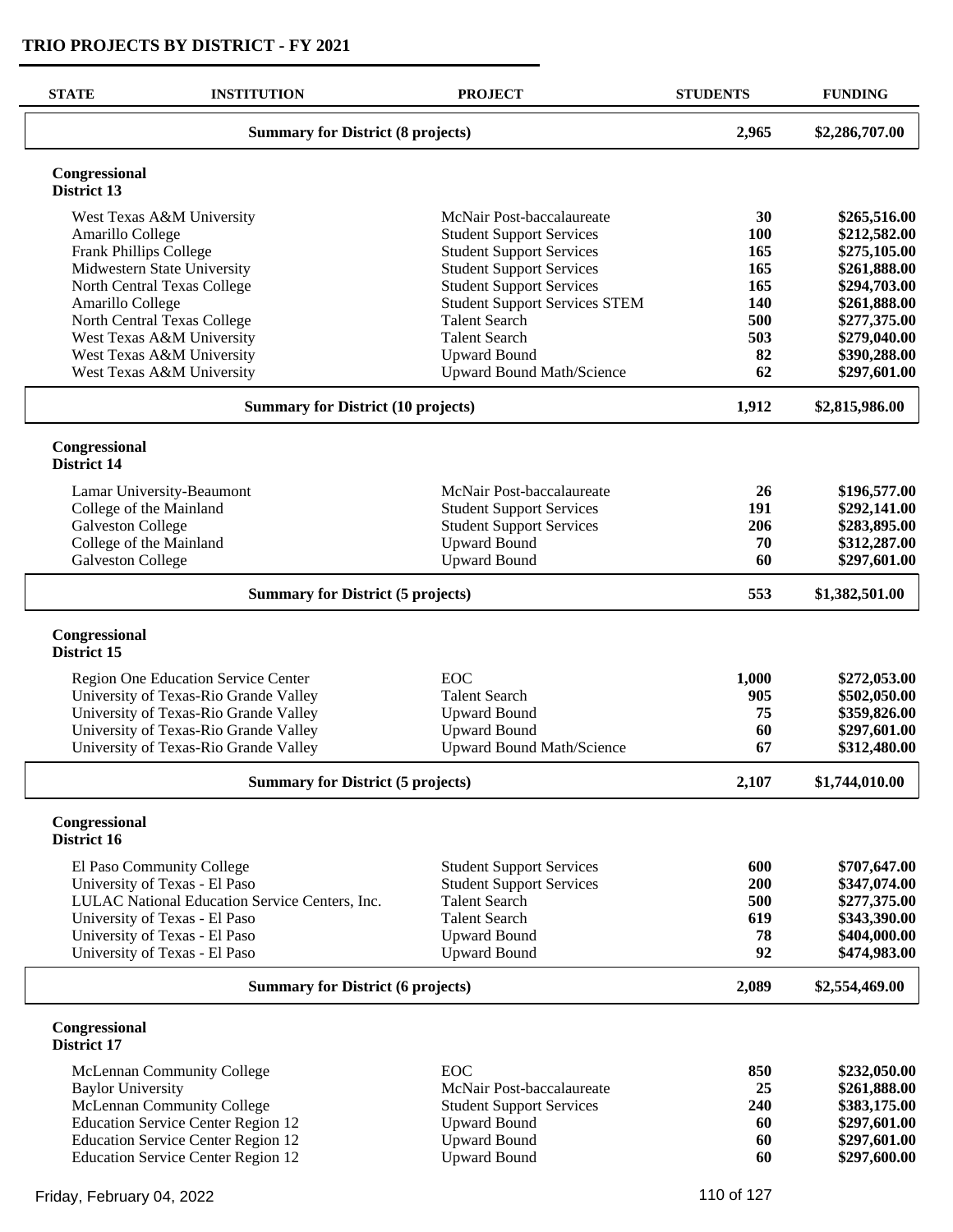# TRIO PROJECTS BY DISTRICT - FY 2021

| STATE | INSTITUTION | PROJECT | STUDENTS | FUNDING |
|---|---|---|---|---|
| | **Summary for District (8 projects)** | | **2,965** | **$2,286,707.00** |
| **Congressional District 13** | | | | |
| | West Texas A&M University | McNair Post-baccalaureate | **30** | **$265,516.00** |
| | Amarillo College | Student Support Services | **100** | **$212,582.00** |
| | Frank Phillips College | Student Support Services | **165** | **$275,105.00** |
| | Midwestern State University | Student Support Services | **165** | **$261,888.00** |
| | North Central Texas College | Student Support Services | **165** | **$294,703.00** |
| | Amarillo College | Student Support Services STEM | **140** | **$261,888.00** |
| | North Central Texas College | Talent Search | **500** | **$277,375.00** |
| | West Texas A&M University | Talent Search | **503** | **$279,040.00** |
| | West Texas A&M University | Upward Bound | **82** | **$390,288.00** |
| | West Texas A&M University | Upward Bound Math/Science | **62** | **$297,601.00** |
| | **Summary for District (10 projects)** | | **1,912** | **$2,815,986.00** |
| **Congressional District 14** | | | | |
| | Lamar University-Beaumont | McNair Post-baccalaureate | **26** | **$196,577.00** |
| | College of the Mainland | Student Support Services | **191** | **$292,141.00** |
| | Galveston College | Student Support Services | **206** | **$283,895.00** |
| | College of the Mainland | Upward Bound | **70** | **$312,287.00** |
| | Galveston College | Upward Bound | **60** | **$297,601.00** |
| | **Summary for District (5 projects)** | | **553** | **$1,382,501.00** |
| **Congressional District 15** | | | | |
| | Region One Education Service Center | EOC | **1,000** | **$272,053.00** |
| | University of Texas-Rio Grande Valley | Talent Search | **905** | **$502,050.00** |
| | University of Texas-Rio Grande Valley | Upward Bound | **75** | **$359,826.00** |
| | University of Texas-Rio Grande Valley | Upward Bound | **60** | **$297,601.00** |
| | University of Texas-Rio Grande Valley | Upward Bound Math/Science | **67** | **$312,480.00** |
| | **Summary for District (5 projects)** | | **2,107** | **$1,744,010.00** |
| **Congressional District 16** | | | | |
| | El Paso Community College | Student Support Services | **600** | **$707,647.00** |
| | University of Texas - El Paso | Student Support Services | **200** | **$347,074.00** |
| | LULAC National Education Service Centers, Inc. | Talent Search | **500** | **$277,375.00** |
| | University of Texas - El Paso | Talent Search | **619** | **$343,390.00** |
| | University of Texas - El Paso | Upward Bound | **78** | **$404,000.00** |
| | University of Texas - El Paso | Upward Bound | **92** | **$474,983.00** |
| | **Summary for District (6 projects)** | | **2,089** | **$2,554,469.00** |
| **Congressional District 17** | | | | |
| | McLennan Community College | EOC | **850** | **$232,050.00** |
| | Baylor University | McNair Post-baccalaureate | **25** | **$261,888.00** |
| | McLennan Community College | Student Support Services | **240** | **$383,175.00** |
| | Education Service Center Region 12 | Upward Bound | **60** | **$297,601.00** |
| | Education Service Center Region 12 | Upward Bound | **60** | **$297,601.00** |
| | Education Service Center Region 12 | Upward Bound | **60** | **$297,600.00** |

Friday, February 04, 2022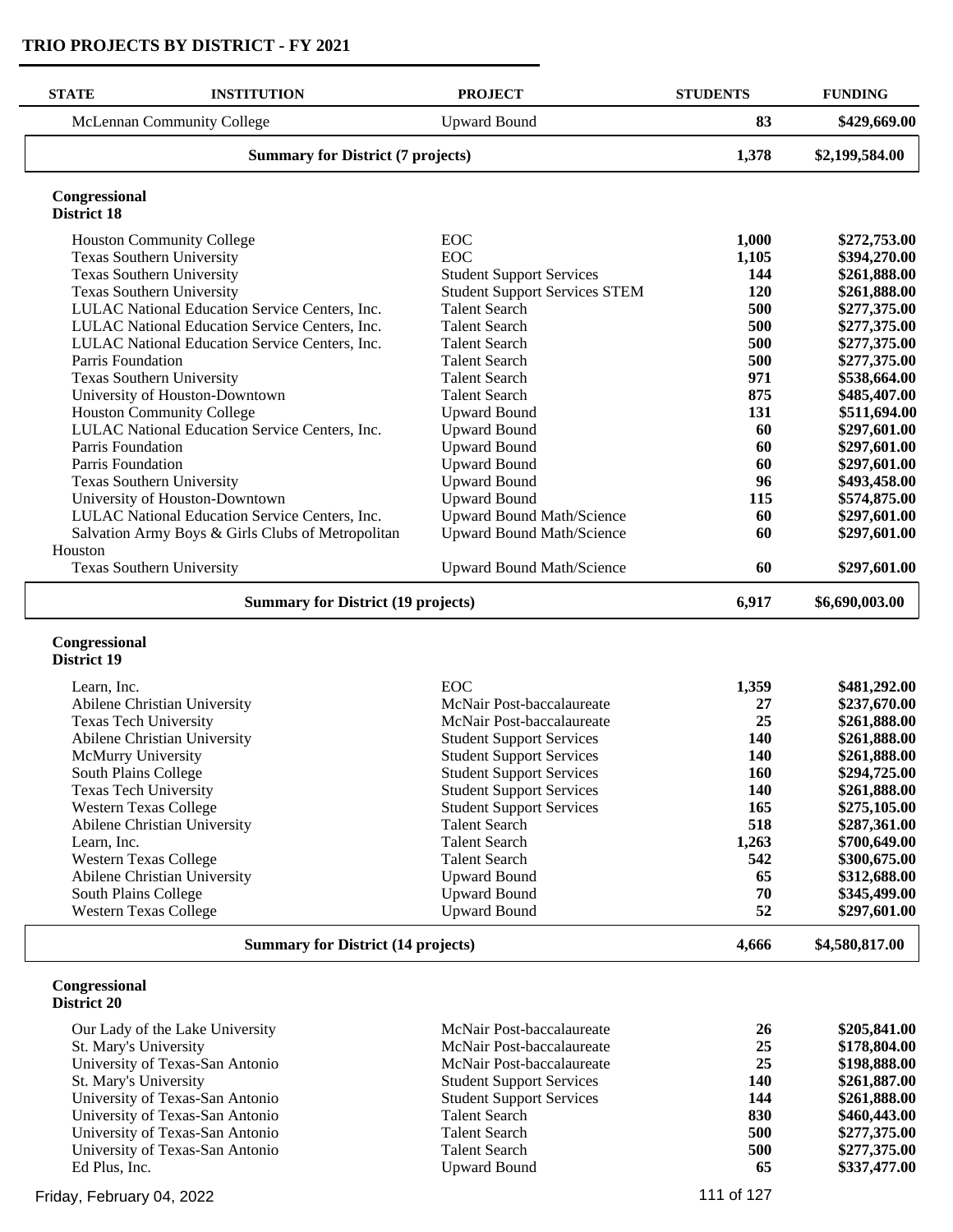# TRIO PROJECTS BY DISTRICT - FY 2021

| STATE | INSTITUTION | PROJECT | STUDENTS | FUNDING |
|---|---|---|---|---|
| | McLennan Community College | Upward Bound | 83 | $429,669.00 |
| | **Summary for District (7 projects)** | | **1,378** | **$2,199,584.00** |

**Congressional District 18**

| STATE | INSTITUTION | PROJECT | STUDENTS | FUNDING |
|---|---|---|---|---|
| | Houston Community College | EOC | 1,000 | $272,753.00 |
| | Texas Southern University | EOC | 1,105 | $394,270.00 |
| | Texas Southern University | Student Support Services | 144 | $261,888.00 |
| | Texas Southern University | Student Support Services STEM | 120 | $261,888.00 |
| | LULAC National Education Service Centers, Inc. | Talent Search | 500 | $277,375.00 |
| | LULAC National Education Service Centers, Inc. | Talent Search | 500 | $277,375.00 |
| | LULAC National Education Service Centers, Inc. | Talent Search | 500 | $277,375.00 |
| | Parris Foundation | Talent Search | 500 | $277,375.00 |
| | Texas Southern University | Talent Search | 971 | $538,664.00 |
| | University of Houston-Downtown | Talent Search | 875 | $485,407.00 |
| | Houston Community College | Upward Bound | 131 | $511,694.00 |
| | LULAC National Education Service Centers, Inc. | Upward Bound | 60 | $297,601.00 |
| | Parris Foundation | Upward Bound | 60 | $297,601.00 |
| | Parris Foundation | Upward Bound | 60 | $297,601.00 |
| | Texas Southern University | Upward Bound | 96 | $493,458.00 |
| | University of Houston-Downtown | Upward Bound | 115 | $574,875.00 |
| | LULAC National Education Service Centers, Inc. | Upward Bound Math/Science | 60 | $297,601.00 |
| | Salvation Army Boys & Girls Clubs of Metropolitan Houston | Upward Bound Math/Science | 60 | $297,601.00 |
| | Texas Southern University | Upward Bound Math/Science | 60 | $297,601.00 |
| | **Summary for District (19 projects)** | | **6,917** | **$6,690,003.00** |

**Congressional District 19**

| STATE | INSTITUTION | PROJECT | STUDENTS | FUNDING |
|---|---|---|---|---|
| | Learn, Inc. | EOC | 1,359 | $481,292.00 |
| | Abilene Christian University | McNair Post-baccalaureate | 27 | $237,670.00 |
| | Texas Tech University | McNair Post-baccalaureate | 25 | $261,888.00 |
| | Abilene Christian University | Student Support Services | 140 | $261,888.00 |
| | McMurry University | Student Support Services | 140 | $261,888.00 |
| | South Plains College | Student Support Services | 160 | $294,725.00 |
| | Texas Tech University | Student Support Services | 140 | $261,888.00 |
| | Western Texas College | Student Support Services | 165 | $275,105.00 |
| | Abilene Christian University | Talent Search | 518 | $287,361.00 |
| | Learn, Inc. | Talent Search | 1,263 | $700,649.00 |
| | Western Texas College | Talent Search | 542 | $300,675.00 |
| | Abilene Christian University | Upward Bound | 65 | $312,688.00 |
| | South Plains College | Upward Bound | 70 | $345,499.00 |
| | Western Texas College | Upward Bound | 52 | $297,601.00 |
| | **Summary for District (14 projects)** | | **4,666** | **$4,580,817.00** |

**Congressional District 20**

| STATE | INSTITUTION | PROJECT | STUDENTS | FUNDING |
|---|---|---|---|---|
| | Our Lady of the Lake University | McNair Post-baccalaureate | 26 | $205,841.00 |
| | St. Mary's University | McNair Post-baccalaureate | 25 | $178,804.00 |
| | University of Texas-San Antonio | McNair Post-baccalaureate | 25 | $198,888.00 |
| | St. Mary's University | Student Support Services | 140 | $261,887.00 |
| | University of Texas-San Antonio | Student Support Services | 144 | $261,888.00 |
| | University of Texas-San Antonio | Talent Search | 830 | $460,443.00 |
| | University of Texas-San Antonio | Talent Search | 500 | $277,375.00 |
| | University of Texas-San Antonio | Talent Search | 500 | $277,375.00 |
| | Ed Plus, Inc. | Upward Bound | 65 | $337,477.00 |

Friday, February 04, 2022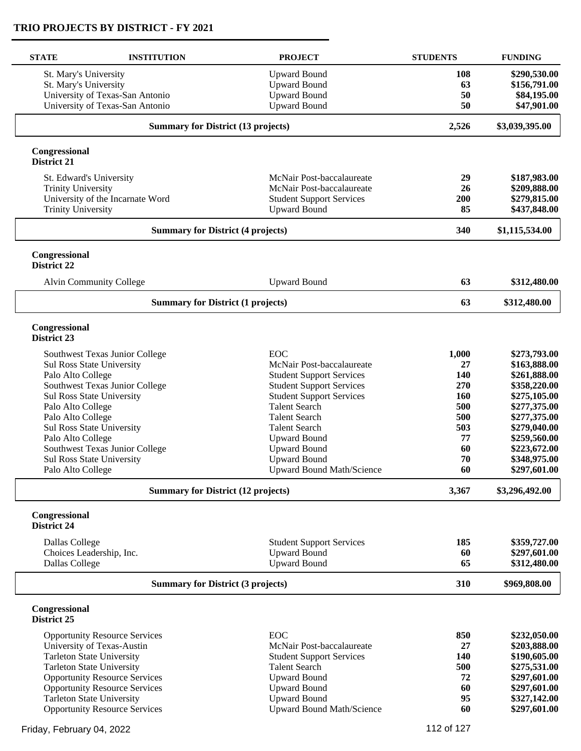## TRIO PROJECTS BY DISTRICT - FY 2021

| STATE | INSTITUTION | PROJECT | STUDENTS | FUNDING |
|---|---|---|---|---|
| | St. Mary's University | Upward Bound | **108** | **$290,530.00** |
| | St. Mary's University | Upward Bound | **63** | **$156,791.00** |
| | University of Texas-San Antonio | Upward Bound | **50** | **$84,195.00** |
| | University of Texas-San Antonio | Upward Bound | **50** | **$47,901.00** |
| | **Summary for District (13 projects)** | | **2,526** | **$3,039,395.00** |

**Congressional District 21**

| STATE | INSTITUTION | PROJECT | STUDENTS | FUNDING |
|---|---|---|---|---|
| | St. Edward's University | McNair Post-baccalaureate | **29** | **$187,983.00** |
| | Trinity University | McNair Post-baccalaureate | **26** | **$209,888.00** |
| | University of the Incarnate Word | Student Support Services | **200** | **$279,815.00** |
| | Trinity University | Upward Bound | **85** | **$437,848.00** |
| | **Summary for District (4 projects)** | | **340** | **$1,115,534.00** |

**Congressional District 22**

| STATE | INSTITUTION | PROJECT | STUDENTS | FUNDING |
|---|---|---|---|---|
| | Alvin Community College | Upward Bound | **63** | **$312,480.00** |
| | **Summary for District (1 projects)** | | **63** | **$312,480.00** |

**Congressional District 23**

| STATE | INSTITUTION | PROJECT | STUDENTS | FUNDING |
|---|---|---|---|---|
| | Southwest Texas Junior College | EOC | **1,000** | **$273,793.00** |
| | Sul Ross State University | McNair Post-baccalaureate | **27** | **$163,888.00** |
| | Palo Alto College | Student Support Services | **140** | **$261,888.00** |
| | Southwest Texas Junior College | Student Support Services | **270** | **$358,220.00** |
| | Sul Ross State University | Student Support Services | **160** | **$275,105.00** |
| | Palo Alto College | Talent Search | **500** | **$277,375.00** |
| | Palo Alto College | Talent Search | **500** | **$277,375.00** |
| | Sul Ross State University | Talent Search | **503** | **$279,040.00** |
| | Palo Alto College | Upward Bound | **77** | **$259,560.00** |
| | Southwest Texas Junior College | Upward Bound | **60** | **$223,672.00** |
| | Sul Ross State University | Upward Bound | **70** | **$348,975.00** |
| | Palo Alto College | Upward Bound Math/Science | **60** | **$297,601.00** |
| | **Summary for District (12 projects)** | | **3,367** | **$3,296,492.00** |

**Congressional District 24**

| STATE | INSTITUTION | PROJECT | STUDENTS | FUNDING |
|---|---|---|---|---|
| | Dallas College | Student Support Services | **185** | **$359,727.00** |
| | Choices Leadership, Inc. | Upward Bound | **60** | **$297,601.00** |
| | Dallas College | Upward Bound | **65** | **$312,480.00** |
| | **Summary for District (3 projects)** | | **310** | **$969,808.00** |

**Congressional District 25**

| STATE | INSTITUTION | PROJECT | STUDENTS | FUNDING |
|---|---|---|---|---|
| | Opportunity Resource Services | EOC | **850** | **$232,050.00** |
| | University of Texas-Austin | McNair Post-baccalaureate | **27** | **$203,888.00** |
| | Tarleton State University | Student Support Services | **140** | **$190,605.00** |
| | Tarleton State University | Talent Search | **500** | **$275,531.00** |
| | Opportunity Resource Services | Upward Bound | **72** | **$297,601.00** |
| | Opportunity Resource Services | Upward Bound | **60** | **$297,601.00** |
| | Tarleton State University | Upward Bound | **95** | **$327,142.00** |
| | Opportunity Resource Services | Upward Bound Math/Science | **60** | **$297,601.00** |

Friday, February 04, 2022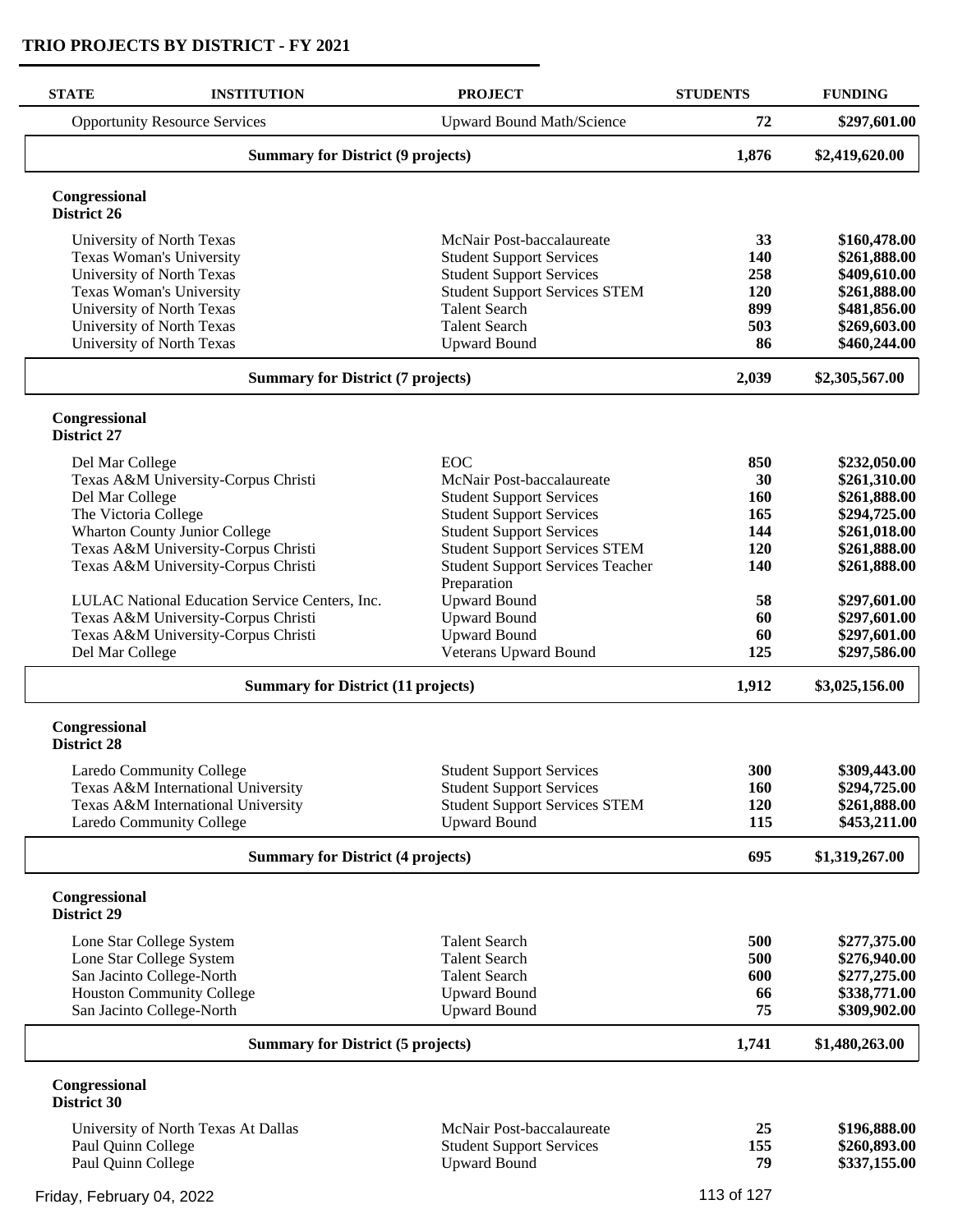## TRIO PROJECTS BY DISTRICT - FY 2021

| STATE | INSTITUTION | PROJECT | STUDENTS | FUNDING |
|---|---|---|---|---|
| | Opportunity Resource Services | Upward Bound Math/Science | **72** | **$297,601.00** |
| | **Summary for District (9 projects)** | | **1,876** | **$2,419,620.00** |
| **Congressional District 26** | | | | |
| | University of North Texas | McNair Post-baccalaureate | **33** | **$160,478.00** |
| | Texas Woman's University | Student Support Services | **140** | **$261,888.00** |
| | University of North Texas | Student Support Services | **258** | **$409,610.00** |
| | Texas Woman's University | Student Support Services STEM | **120** | **$261,888.00** |
| | University of North Texas | Talent Search | **899** | **$481,856.00** |
| | University of North Texas | Talent Search | **503** | **$269,603.00** |
| | University of North Texas | Upward Bound | **86** | **$460,244.00** |
| | **Summary for District (7 projects)** | | **2,039** | **$2,305,567.00** |
| **Congressional District 27** | | | | |
| | Del Mar College | EOC | **850** | **$232,050.00** |
| | Texas A&M University-Corpus Christi | McNair Post-baccalaureate | **30** | **$261,310.00** |
| | Del Mar College | Student Support Services | **160** | **$261,888.00** |
| | The Victoria College | Student Support Services | **165** | **$294,725.00** |
| | Wharton County Junior College | Student Support Services | **144** | **$261,018.00** |
| | Texas A&M University-Corpus Christi | Student Support Services STEM | **120** | **$261,888.00** |
| | Texas A&M University-Corpus Christi | Student Support Services Teacher Preparation | **140** | **$261,888.00** |
| | LULAC National Education Service Centers, Inc. | Upward Bound | **58** | **$297,601.00** |
| | Texas A&M University-Corpus Christi | Upward Bound | **60** | **$297,601.00** |
| | Texas A&M University-Corpus Christi | Upward Bound | **60** | **$297,601.00** |
| | Del Mar College | Veterans Upward Bound | **125** | **$297,586.00** |
| | **Summary for District (11 projects)** | | **1,912** | **$3,025,156.00** |
| **Congressional District 28** | | | | |
| | Laredo Community College | Student Support Services | **300** | **$309,443.00** |
| | Texas A&M International University | Student Support Services | **160** | **$294,725.00** |
| | Texas A&M International University | Student Support Services STEM | **120** | **$261,888.00** |
| | Laredo Community College | Upward Bound | **115** | **$453,211.00** |
| | **Summary for District (4 projects)** | | **695** | **$1,319,267.00** |
| **Congressional District 29** | | | | |
| | Lone Star College System | Talent Search | **500** | **$277,375.00** |
| | Lone Star College System | Talent Search | **500** | **$276,940.00** |
| | San Jacinto College-North | Talent Search | **600** | **$277,275.00** |
| | Houston Community College | Upward Bound | **66** | **$338,771.00** |
| | San Jacinto College-North | Upward Bound | **75** | **$309,902.00** |
| | **Summary for District (5 projects)** | | **1,741** | **$1,480,263.00** |
| **Congressional District 30** | | | | |
| | University of North Texas At Dallas | McNair Post-baccalaureate | **25** | **$196,888.00** |
| | Paul Quinn College | Student Support Services | **155** | **$260,893.00** |
| | Paul Quinn College | Upward Bound | **79** | **$337,155.00** |

Friday, February 04, 2022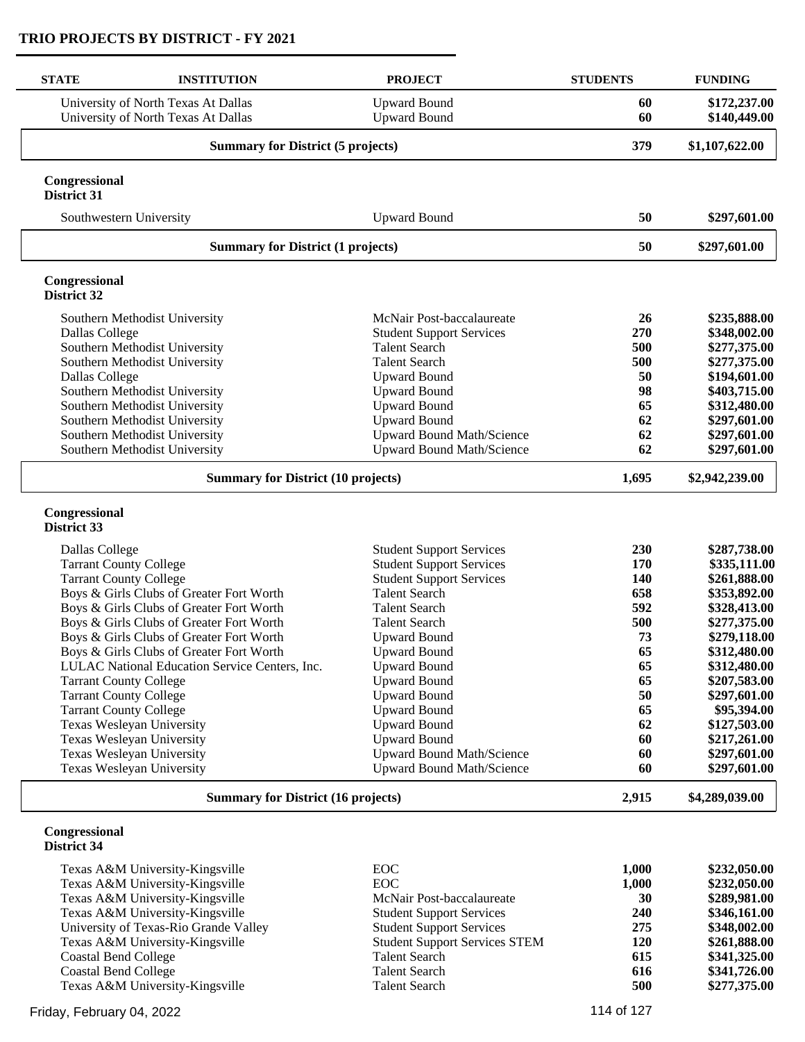## TRIO PROJECTS BY DISTRICT - FY 2021

| STATE | INSTITUTION | PROJECT | STUDENTS | FUNDING |
|---|---|---|---|---|
| | University of North Texas At Dallas | Upward Bound | **60** | **\$172,237.00** |
| | University of North Texas At Dallas | Upward Bound | **60** | **\$140,449.00** |
| | **Summary for District (5 projects)** | | **379** | **\$1,107,622.00** |

**Congressional District 31**

| STATE | INSTITUTION | PROJECT | STUDENTS | FUNDING |
|---|---|---|---|---|
| | Southwestern University | Upward Bound | **50** | **\$297,601.00** |
| | **Summary for District (1 projects)** | | **50** | **\$297,601.00** |

**Congressional District 32**

| STATE | INSTITUTION | PROJECT | STUDENTS | FUNDING |
|---|---|---|---|---|
| | Southern Methodist University | McNair Post-baccalaureate | **26** | **\$235,888.00** |
| | Dallas College | Student Support Services | **270** | **\$348,002.00** |
| | Southern Methodist University | Talent Search | **500** | **\$277,375.00** |
| | Southern Methodist University | Talent Search | **500** | **\$277,375.00** |
| | Dallas College | Upward Bound | **50** | **\$194,601.00** |
| | Southern Methodist University | Upward Bound | **98** | **\$403,715.00** |
| | Southern Methodist University | Upward Bound | **65** | **\$312,480.00** |
| | Southern Methodist University | Upward Bound | **62** | **\$297,601.00** |
| | Southern Methodist University | Upward Bound Math/Science | **62** | **\$297,601.00** |
| | Southern Methodist University | Upward Bound Math/Science | **62** | **\$297,601.00** |
| | **Summary for District (10 projects)** | | **1,695** | **\$2,942,239.00** |

**Congressional District 33**

| STATE | INSTITUTION | PROJECT | STUDENTS | FUNDING |
|---|---|---|---|---|
| | Dallas College | Student Support Services | **230** | **\$287,738.00** |
| | Tarrant County College | Student Support Services | **170** | **\$335,111.00** |
| | Tarrant County College | Student Support Services | **140** | **\$261,888.00** |
| | Boys & Girls Clubs of Greater Fort Worth | Talent Search | **658** | **\$353,892.00** |
| | Boys & Girls Clubs of Greater Fort Worth | Talent Search | **592** | **\$328,413.00** |
| | Boys & Girls Clubs of Greater Fort Worth | Talent Search | **500** | **\$277,375.00** |
| | Boys & Girls Clubs of Greater Fort Worth | Upward Bound | **73** | **\$279,118.00** |
| | Boys & Girls Clubs of Greater Fort Worth | Upward Bound | **65** | **\$312,480.00** |
| | LULAC National Education Service Centers, Inc. | Upward Bound | **65** | **\$312,480.00** |
| | Tarrant County College | Upward Bound | **65** | **\$207,583.00** |
| | Tarrant County College | Upward Bound | **50** | **\$297,601.00** |
| | Tarrant County College | Upward Bound | **65** | **\$95,394.00** |
| | Texas Wesleyan University | Upward Bound | **62** | **\$127,503.00** |
| | Texas Wesleyan University | Upward Bound | **60** | **\$217,261.00** |
| | Texas Wesleyan University | Upward Bound Math/Science | **60** | **\$297,601.00** |
| | Texas Wesleyan University | Upward Bound Math/Science | **60** | **\$297,601.00** |
| | **Summary for District (16 projects)** | | **2,915** | **\$4,289,039.00** |

**Congressional District 34**

| STATE | INSTITUTION | PROJECT | STUDENTS | FUNDING |
|---|---|---|---|---|
| | Texas A&M University-Kingsville | EOC | **1,000** | **\$232,050.00** |
| | Texas A&M University-Kingsville | EOC | **1,000** | **\$232,050.00** |
| | Texas A&M University-Kingsville | McNair Post-baccalaureate | **30** | **\$289,981.00** |
| | Texas A&M University-Kingsville | Student Support Services | **240** | **\$346,161.00** |
| | University of Texas-Rio Grande Valley | Student Support Services | **275** | **\$348,002.00** |
| | Texas A&M University-Kingsville | Student Support Services STEM | **120** | **\$261,888.00** |
| | Coastal Bend College | Talent Search | **615** | **\$341,325.00** |
| | Coastal Bend College | Talent Search | **616** | **\$341,726.00** |
| | Texas A&M University-Kingsville | Talent Search | **500** | **\$277,375.00** |

Friday, February 04, 2022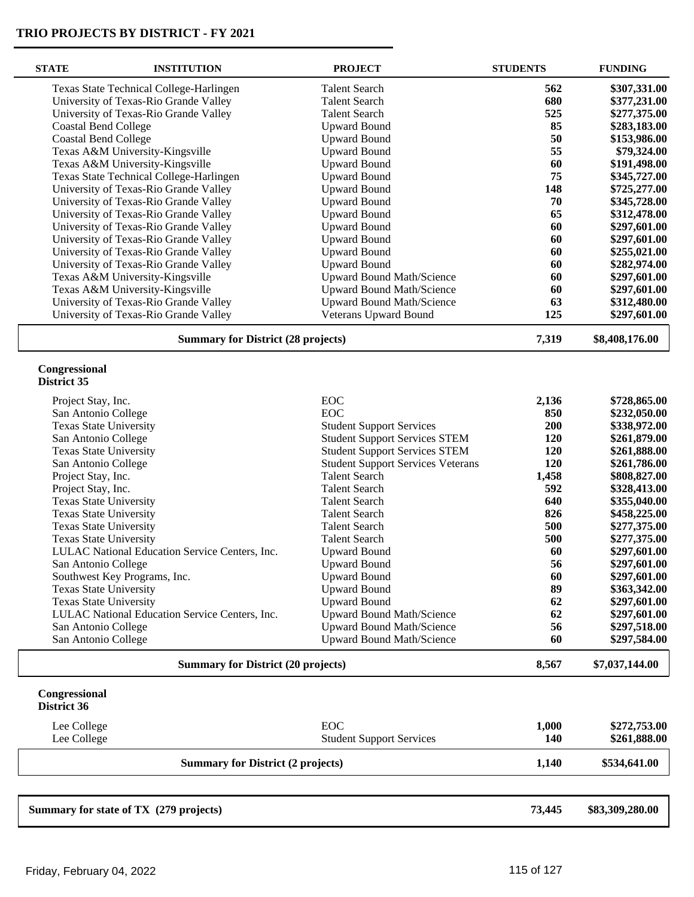## TRIO PROJECTS BY DISTRICT - FY 2021

| STATE | INSTITUTION | PROJECT | STUDENTS | FUNDING |
|---|---|---|---|---|
| | Texas State Technical College-Harlingen | Talent Search | **562** | **\$307,331.00** |
| | University of Texas-Rio Grande Valley | Talent Search | **680** | **\$377,231.00** |
| | University of Texas-Rio Grande Valley | Talent Search | **525** | **\$277,375.00** |
| | Coastal Bend College | Upward Bound | **85** | **\$283,183.00** |
| | Coastal Bend College | Upward Bound | **50** | **\$153,986.00** |
| | Texas A&M University-Kingsville | Upward Bound | **55** | **\$79,324.00** |
| | Texas A&M University-Kingsville | Upward Bound | **60** | **\$191,498.00** |
| | Texas State Technical College-Harlingen | Upward Bound | **75** | **\$345,727.00** |
| | University of Texas-Rio Grande Valley | Upward Bound | **148** | **\$725,277.00** |
| | University of Texas-Rio Grande Valley | Upward Bound | **70** | **\$345,728.00** |
| | University of Texas-Rio Grande Valley | Upward Bound | **65** | **\$312,478.00** |
| | University of Texas-Rio Grande Valley | Upward Bound | **60** | **\$297,601.00** |
| | University of Texas-Rio Grande Valley | Upward Bound | **60** | **\$297,601.00** |
| | University of Texas-Rio Grande Valley | Upward Bound | **60** | **\$255,021.00** |
| | University of Texas-Rio Grande Valley | Upward Bound | **60** | **\$282,974.00** |
| | Texas A&M University-Kingsville | Upward Bound Math/Science | **60** | **\$297,601.00** |
| | Texas A&M University-Kingsville | Upward Bound Math/Science | **60** | **\$297,601.00** |
| | University of Texas-Rio Grande Valley | Upward Bound Math/Science | **63** | **\$312,480.00** |
| | University of Texas-Rio Grande Valley | Veterans Upward Bound | **125** | **\$297,601.00** |
| | **Summary for District (28 projects)** | | **7,319** | **\$8,408,176.00** |

**Congressional District 35**

| INSTITUTION | PROJECT | STUDENTS | FUNDING |
|---|---|---|---|
| Project Stay, Inc. | EOC | **2,136** | **\$728,865.00** |
| San Antonio College | EOC | **850** | **\$232,050.00** |
| Texas State University | Student Support Services | **200** | **\$338,972.00** |
| San Antonio College | Student Support Services STEM | **120** | **\$261,879.00** |
| Texas State University | Student Support Services STEM | **120** | **\$261,888.00** |
| San Antonio College | Student Support Services Veterans | **120** | **\$261,786.00** |
| Project Stay, Inc. | Talent Search | **1,458** | **\$808,827.00** |
| Project Stay, Inc. | Talent Search | **592** | **\$328,413.00** |
| Texas State University | Talent Search | **640** | **\$355,040.00** |
| Texas State University | Talent Search | **826** | **\$458,225.00** |
| Texas State University | Talent Search | **500** | **\$277,375.00** |
| Texas State University | Talent Search | **500** | **\$277,375.00** |
| LULAC National Education Service Centers, Inc. | Upward Bound | **60** | **\$297,601.00** |
| San Antonio College | Upward Bound | **56** | **\$297,601.00** |
| Southwest Key Programs, Inc. | Upward Bound | **60** | **\$297,601.00** |
| Texas State University | Upward Bound | **89** | **\$363,342.00** |
| Texas State University | Upward Bound | **62** | **\$297,601.00** |
| LULAC National Education Service Centers, Inc. | Upward Bound Math/Science | **62** | **\$297,601.00** |
| San Antonio College | Upward Bound Math/Science | **56** | **\$297,518.00** |
| San Antonio College | Upward Bound Math/Science | **60** | **\$297,584.00** |
| **Summary for District (20 projects)** | | **8,567** | **\$7,037,144.00** |

**Congressional District 36**

| INSTITUTION | PROJECT | STUDENTS | FUNDING |
|---|---|---|---|
| Lee College | EOC | **1,000** | **\$272,753.00** |
| Lee College | Student Support Services | **140** | **\$261,888.00** |
| **Summary for District (2 projects)** | | **1,140** | **\$534,641.00** |

| | STUDENTS | FUNDING |
|---|---|---|
| **Summary for state of TX (279 projects)** | **73,445** | **\$83,309,280.00** |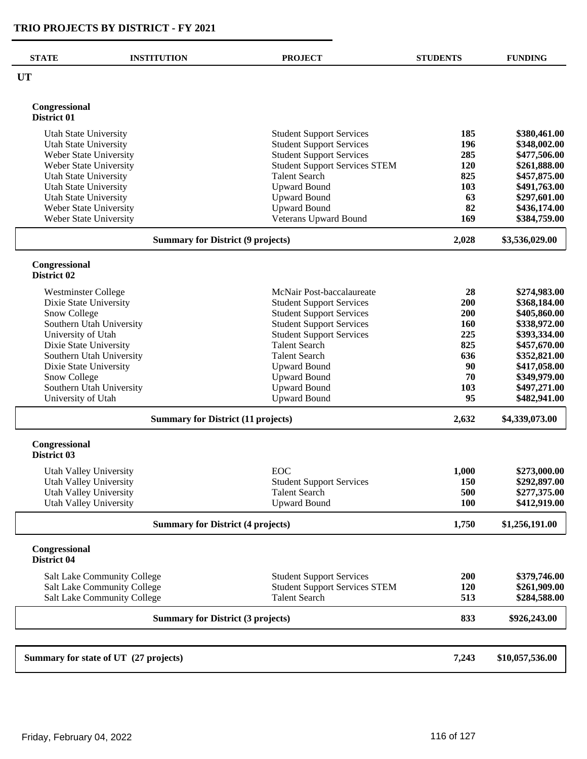# TRIO PROJECTS BY DISTRICT - FY 2021

| STATE | INSTITUTION | PROJECT | STUDENTS | FUNDING |
|---|---|---|---|---|
| **UT** | | | | |
| **Congressional District 01** | | | | |
| | Utah State University | Student Support Services | **185** | **$380,461.00** |
| | Utah State University | Student Support Services | **196** | **$348,002.00** |
| | Weber State University | Student Support Services | **285** | **$477,506.00** |
| | Weber State University | Student Support Services STEM | **120** | **$261,888.00** |
| | Utah State University | Talent Search | **825** | **$457,875.00** |
| | Utah State University | Upward Bound | **103** | **$491,763.00** |
| | Utah State University | Upward Bound | **63** | **$297,601.00** |
| | Weber State University | Upward Bound | **82** | **$436,174.00** |
| | Weber State University | Veterans Upward Bound | **169** | **$384,759.00** |
| | **Summary for District (9 projects)** | | **2,028** | **$3,536,029.00** |
| **Congressional District 02** | | | | |
| | Westminster College | McNair Post-baccalaureate | **28** | **$274,983.00** |
| | Dixie State University | Student Support Services | **200** | **$368,184.00** |
| | Snow College | Student Support Services | **200** | **$405,860.00** |
| | Southern Utah University | Student Support Services | **160** | **$338,972.00** |
| | University of Utah | Student Support Services | **225** | **$393,334.00** |
| | Dixie State University | Talent Search | **825** | **$457,670.00** |
| | Southern Utah University | Talent Search | **636** | **$352,821.00** |
| | Dixie State University | Upward Bound | **90** | **$417,058.00** |
| | Snow College | Upward Bound | **70** | **$349,979.00** |
| | Southern Utah University | Upward Bound | **103** | **$497,271.00** |
| | University of Utah | Upward Bound | **95** | **$482,941.00** |
| | **Summary for District (11 projects)** | | **2,632** | **$4,339,073.00** |
| **Congressional District 03** | | | | |
| | Utah Valley University | EOC | **1,000** | **$273,000.00** |
| | Utah Valley University | Student Support Services | **150** | **$292,897.00** |
| | Utah Valley University | Talent Search | **500** | **$277,375.00** |
| | Utah Valley University | Upward Bound | **100** | **$412,919.00** |
| | **Summary for District (4 projects)** | | **1,750** | **$1,256,191.00** |
| **Congressional District 04** | | | | |
| | Salt Lake Community College | Student Support Services | **200** | **$379,746.00** |
| | Salt Lake Community College | Student Support Services STEM | **120** | **$261,909.00** |
| | Salt Lake Community College | Talent Search | **513** | **$284,588.00** |
| | **Summary for District (3 projects)** | | **833** | **$926,243.00** |
| **Summary for state of UT (27 projects)** | | | **7,243** | **$10,057,536.00** |

Friday, February 04, 2022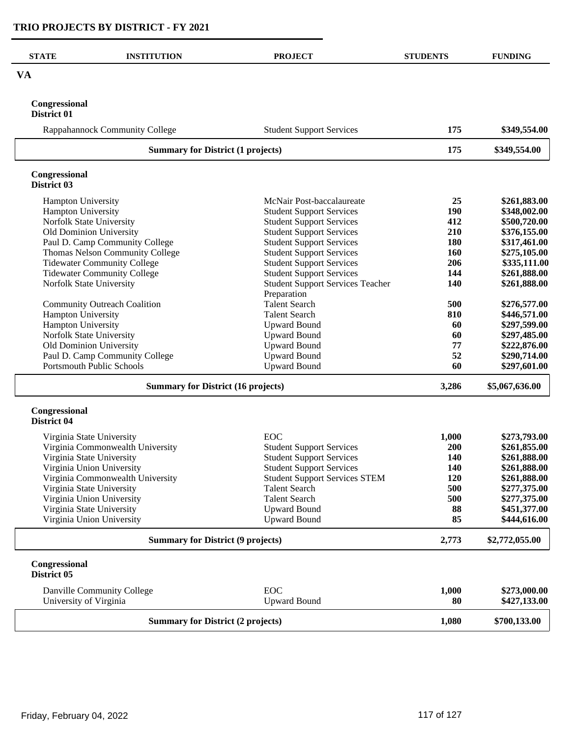## TRIO PROJECTS BY DISTRICT - FY 2021

| STATE | INSTITUTION | PROJECT | STUDENTS | FUNDING |
|---|---|---|---|---|
| **VA** | | | | |
| **Congressional District 01** | | | | |
| | Rappahannock Community College | Student Support Services | **175** | **$349,554.00** |
| | **Summary for District (1 projects)** | | **175** | **$349,554.00** |
| **Congressional District 03** | | | | |
| | Hampton University | McNair Post-baccalaureate | **25** | **$261,883.00** |
| | Hampton University | Student Support Services | **190** | **$348,002.00** |
| | Norfolk State University | Student Support Services | **412** | **$500,720.00** |
| | Old Dominion University | Student Support Services | **210** | **$376,155.00** |
| | Paul D. Camp Community College | Student Support Services | **180** | **$317,461.00** |
| | Thomas Nelson Community College | Student Support Services | **160** | **$275,105.00** |
| | Tidewater Community College | Student Support Services | **206** | **$335,111.00** |
| | Tidewater Community College | Student Support Services | **144** | **$261,888.00** |
| | Norfolk State University | Student Support Services Teacher Preparation | **140** | **$261,888.00** |
| | Community Outreach Coalition | Talent Search | **500** | **$276,577.00** |
| | Hampton University | Talent Search | **810** | **$446,571.00** |
| | Hampton University | Upward Bound | **60** | **$297,599.00** |
| | Norfolk State University | Upward Bound | **60** | **$297,485.00** |
| | Old Dominion University | Upward Bound | **77** | **$222,876.00** |
| | Paul D. Camp Community College | Upward Bound | **52** | **$290,714.00** |
| | Portsmouth Public Schools | Upward Bound | **60** | **$297,601.00** |
| | **Summary for District (16 projects)** | | **3,286** | **$5,067,636.00** |
| **Congressional District 04** | | | | |
| | Virginia State University | EOC | **1,000** | **$273,793.00** |
| | Virginia Commonwealth University | Student Support Services | **200** | **$261,855.00** |
| | Virginia State University | Student Support Services | **140** | **$261,888.00** |
| | Virginia Union University | Student Support Services | **140** | **$261,888.00** |
| | Virginia Commonwealth University | Student Support Services STEM | **120** | **$261,888.00** |
| | Virginia State University | Talent Search | **500** | **$277,375.00** |
| | Virginia Union University | Talent Search | **500** | **$277,375.00** |
| | Virginia State University | Upward Bound | **88** | **$451,377.00** |
| | Virginia Union University | Upward Bound | **85** | **$444,616.00** |
| | **Summary for District (9 projects)** | | **2,773** | **$2,772,055.00** |
| **Congressional District 05** | | | | |
| | Danville Community College | EOC | **1,000** | **$273,000.00** |
| | University of Virginia | Upward Bound | **80** | **$427,133.00** |
| | **Summary for District (2 projects)** | | **1,080** | **$700,133.00** |

Friday, February 04, 2022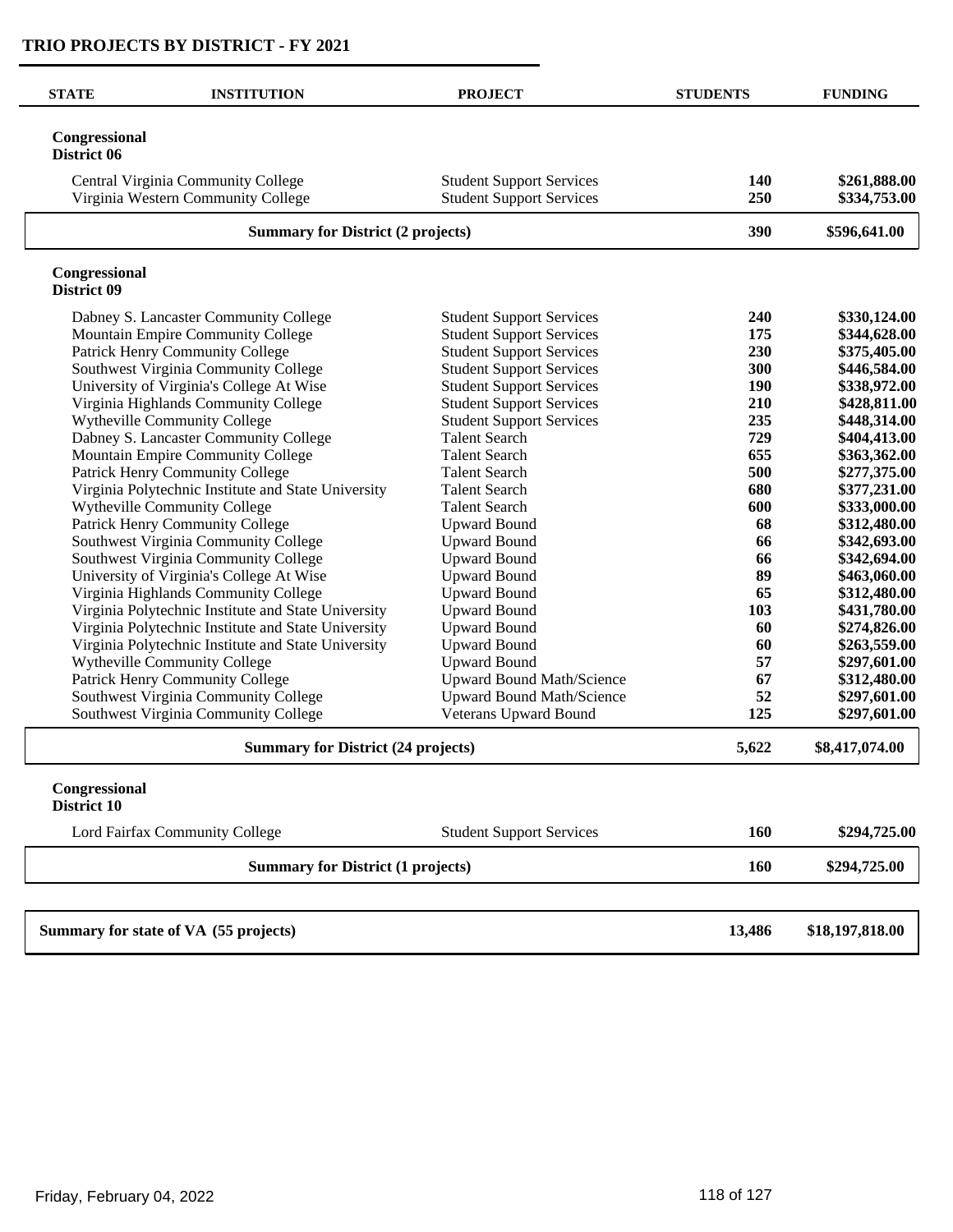## TRIO PROJECTS BY DISTRICT - FY 2021

| STATE | INSTITUTION | PROJECT | STUDENTS | FUNDING |
|---|---|---|---|---|
| **Congressional District 06** | | | | |
| | Central Virginia Community College | Student Support Services | **140** | **$261,888.00** |
| | Virginia Western Community College | Student Support Services | **250** | **$334,753.00** |
| | **Summary for District (2 projects)** | | **390** | **$596,641.00** |
| **Congressional District 09** | | | | |
| | Dabney S. Lancaster Community College | Student Support Services | **240** | **$330,124.00** |
| | Mountain Empire Community College | Student Support Services | **175** | **$344,628.00** |
| | Patrick Henry Community College | Student Support Services | **230** | **$375,405.00** |
| | Southwest Virginia Community College | Student Support Services | **300** | **$446,584.00** |
| | University of Virginia's College At Wise | Student Support Services | **190** | **$338,972.00** |
| | Virginia Highlands Community College | Student Support Services | **210** | **$428,811.00** |
| | Wytheville Community College | Student Support Services | **235** | **$448,314.00** |
| | Dabney S. Lancaster Community College | Talent Search | **729** | **$404,413.00** |
| | Mountain Empire Community College | Talent Search | **655** | **$363,362.00** |
| | Patrick Henry Community College | Talent Search | **500** | **$277,375.00** |
| | Virginia Polytechnic Institute and State University | Talent Search | **680** | **$377,231.00** |
| | Wytheville Community College | Talent Search | **600** | **$333,000.00** |
| | Patrick Henry Community College | Upward Bound | **68** | **$312,480.00** |
| | Southwest Virginia Community College | Upward Bound | **66** | **$342,693.00** |
| | Southwest Virginia Community College | Upward Bound | **66** | **$342,694.00** |
| | University of Virginia's College At Wise | Upward Bound | **89** | **$463,060.00** |
| | Virginia Highlands Community College | Upward Bound | **65** | **$312,480.00** |
| | Virginia Polytechnic Institute and State University | Upward Bound | **103** | **$431,780.00** |
| | Virginia Polytechnic Institute and State University | Upward Bound | **60** | **$274,826.00** |
| | Virginia Polytechnic Institute and State University | Upward Bound | **60** | **$263,559.00** |
| | Wytheville Community College | Upward Bound | **57** | **$297,601.00** |
| | Patrick Henry Community College | Upward Bound Math/Science | **67** | **$312,480.00** |
| | Southwest Virginia Community College | Upward Bound Math/Science | **52** | **$297,601.00** |
| | Southwest Virginia Community College | Veterans Upward Bound | **125** | **$297,601.00** |
| | **Summary for District (24 projects)** | | **5,622** | **$8,417,074.00** |
| **Congressional District 10** | | | | |
| | Lord Fairfax Community College | Student Support Services | **160** | **$294,725.00** |
| | **Summary for District (1 projects)** | | **160** | **$294,725.00** |
| **Summary for state of VA (55 projects)** | | | **13,486** | **$18,197,818.00** |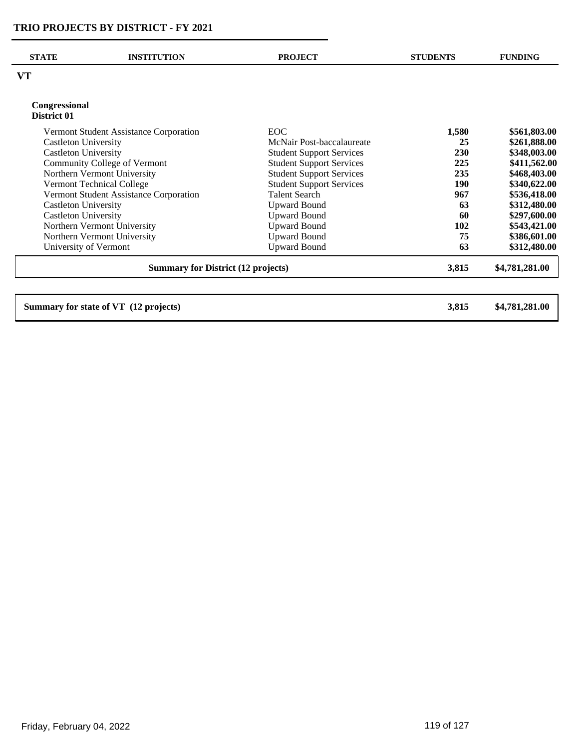# TRIO PROJECTS BY DISTRICT - FY 2021

| STATE | INSTITUTION | PROJECT | STUDENTS | FUNDING |
|---|---|---|---|---|
| **VT** | | | | |
| **Congressional District 01** | | | | |
| | Vermont Student Assistance Corporation | EOC | **1,580** | **$561,803.00** |
| | Castleton University | McNair Post-baccalaureate | **25** | **$261,888.00** |
| | Castleton University | Student Support Services | **230** | **$348,003.00** |
| | Community College of Vermont | Student Support Services | **225** | **$411,562.00** |
| | Northern Vermont University | Student Support Services | **235** | **$468,403.00** |
| | Vermont Technical College | Student Support Services | **190** | **$340,622.00** |
| | Vermont Student Assistance Corporation | Talent Search | **967** | **$536,418.00** |
| | Castleton University | Upward Bound | **63** | **$312,480.00** |
| | Castleton University | Upward Bound | **60** | **$297,600.00** |
| | Northern Vermont University | Upward Bound | **102** | **$543,421.00** |
| | Northern Vermont University | Upward Bound | **75** | **$386,601.00** |
| | University of Vermont | Upward Bound | **63** | **$312,480.00** |
| | **Summary for District (12 projects)** | | **3,815** | **$4,781,281.00** |
| **Summary for state of VT (12 projects)** | | | **3,815** | **$4,781,281.00** |

Friday, February 04, 2022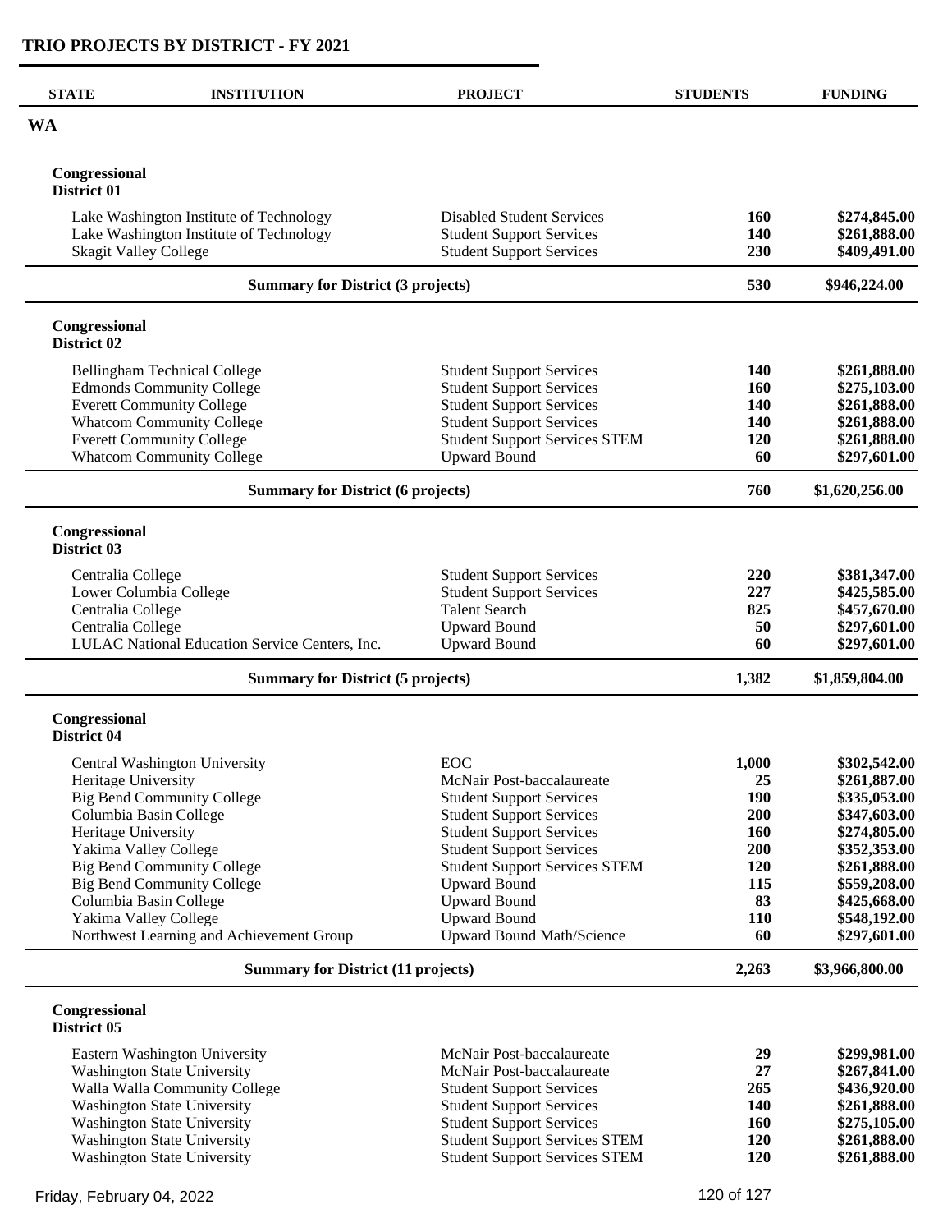## TRIO PROJECTS BY DISTRICT - FY 2021

| STATE | INSTITUTION | PROJECT | STUDENTS | FUNDING |
|---|---|---|---|---|
| **WA** | | | | |
| **Congressional District 01** | | | | |
| | Lake Washington Institute of Technology | Disabled Student Services | **160** | **$274,845.00** |
| | Lake Washington Institute of Technology | Student Support Services | **140** | **$261,888.00** |
| | Skagit Valley College | Student Support Services | **230** | **$409,491.00** |
| | **Summary for District (3 projects)** | | **530** | **$946,224.00** |
| **Congressional District 02** | | | | |
| | Bellingham Technical College | Student Support Services | **140** | **$261,888.00** |
| | Edmonds Community College | Student Support Services | **160** | **$275,103.00** |
| | Everett Community College | Student Support Services | **140** | **$261,888.00** |
| | Whatcom Community College | Student Support Services | **140** | **$261,888.00** |
| | Everett Community College | Student Support Services STEM | **120** | **$261,888.00** |
| | Whatcom Community College | Upward Bound | **60** | **$297,601.00** |
| | **Summary for District (6 projects)** | | **760** | **$1,620,256.00** |
| **Congressional District 03** | | | | |
| | Centralia College | Student Support Services | **220** | **$381,347.00** |
| | Lower Columbia College | Student Support Services | **227** | **$425,585.00** |
| | Centralia College | Talent Search | **825** | **$457,670.00** |
| | Centralia College | Upward Bound | **50** | **$297,601.00** |
| | LULAC National Education Service Centers, Inc. | Upward Bound | **60** | **$297,601.00** |
| | **Summary for District (5 projects)** | | **1,382** | **$1,859,804.00** |
| **Congressional District 04** | | | | |
| | Central Washington University | EOC | **1,000** | **$302,542.00** |
| | Heritage University | McNair Post-baccalaureate | **25** | **$261,887.00** |
| | Big Bend Community College | Student Support Services | **190** | **$335,053.00** |
| | Columbia Basin College | Student Support Services | **200** | **$347,603.00** |
| | Heritage University | Student Support Services | **160** | **$274,805.00** |
| | Yakima Valley College | Student Support Services | **200** | **$352,353.00** |
| | Big Bend Community College | Student Support Services STEM | **120** | **$261,888.00** |
| | Big Bend Community College | Upward Bound | **115** | **$559,208.00** |
| | Columbia Basin College | Upward Bound | **83** | **$425,668.00** |
| | Yakima Valley College | Upward Bound | **110** | **$548,192.00** |
| | Northwest Learning and Achievement Group | Upward Bound Math/Science | **60** | **$297,601.00** |
| | **Summary for District (11 projects)** | | **2,263** | **$3,966,800.00** |
| **Congressional District 05** | | | | |
| | Eastern Washington University | McNair Post-baccalaureate | **29** | **$299,981.00** |
| | Washington State University | McNair Post-baccalaureate | **27** | **$267,841.00** |
| | Walla Walla Community College | Student Support Services | **265** | **$436,920.00** |
| | Washington State University | Student Support Services | **140** | **$261,888.00** |
| | Washington State University | Student Support Services | **160** | **$275,105.00** |
| | Washington State University | Student Support Services STEM | **120** | **$261,888.00** |
| | Washington State University | Student Support Services STEM | **120** | **$261,888.00** |

Friday, February 04, 2022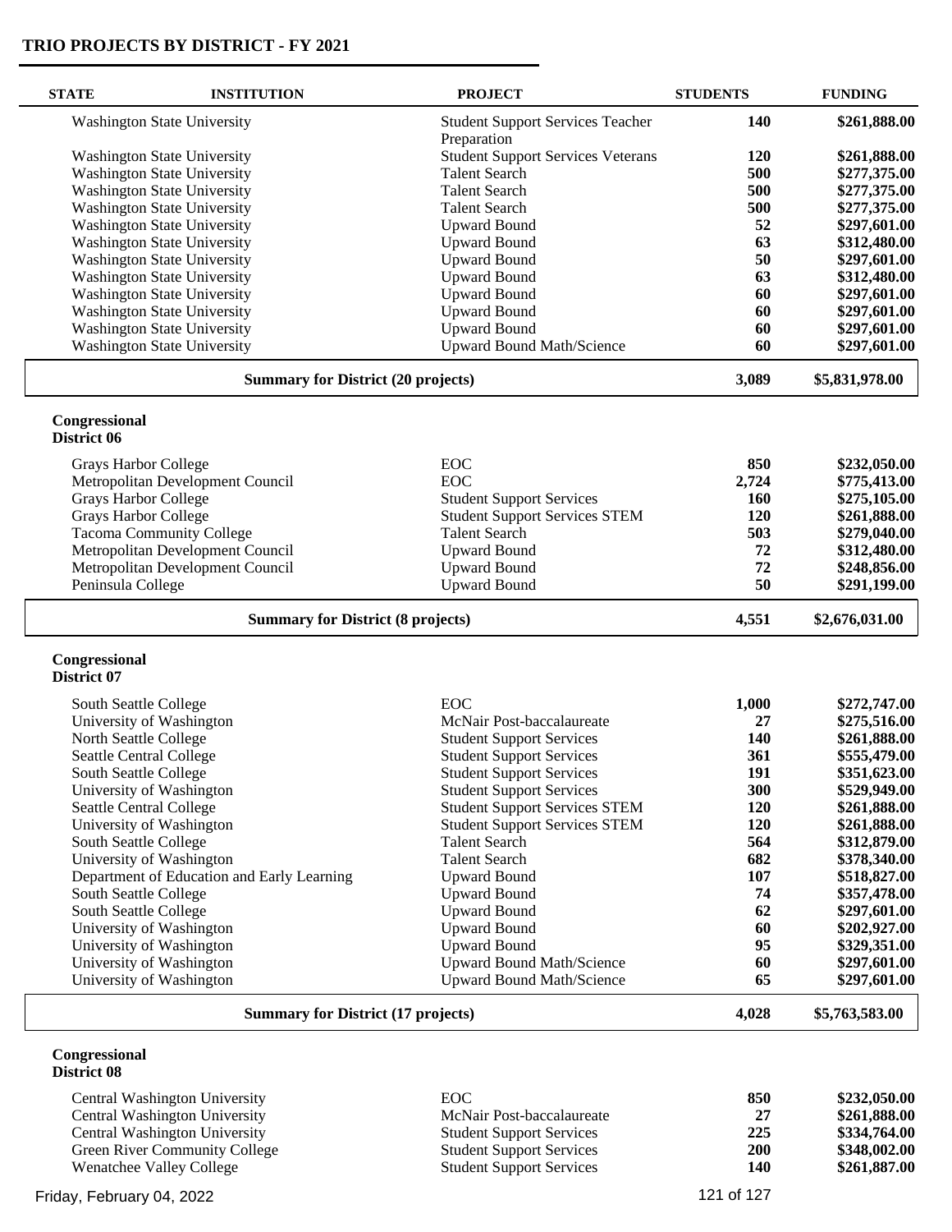## TRIO PROJECTS BY DISTRICT - FY 2021

| STATE | INSTITUTION | PROJECT | STUDENTS | FUNDING |
|---|---|---|---|---|
| | Washington State University | Student Support Services Teacher Preparation | **140** | **$261,888.00** |
| | Washington State University | Student Support Services Veterans | **120** | **$261,888.00** |
| | Washington State University | Talent Search | **500** | **$277,375.00** |
| | Washington State University | Talent Search | **500** | **$277,375.00** |
| | Washington State University | Talent Search | **500** | **$277,375.00** |
| | Washington State University | Upward Bound | **52** | **$297,601.00** |
| | Washington State University | Upward Bound | **63** | **$312,480.00** |
| | Washington State University | Upward Bound | **50** | **$297,601.00** |
| | Washington State University | Upward Bound | **63** | **$312,480.00** |
| | Washington State University | Upward Bound | **60** | **$297,601.00** |
| | Washington State University | Upward Bound | **60** | **$297,601.00** |
| | Washington State University | Upward Bound | **60** | **$297,601.00** |
| | Washington State University | Upward Bound Math/Science | **60** | **$297,601.00** |
| | **Summary for District (20 projects)** | | **3,089** | **$5,831,978.00** |

**Congressional District 06**

| STATE | INSTITUTION | PROJECT | STUDENTS | FUNDING |
|---|---|---|---|---|
| | Grays Harbor College | EOC | **850** | **$232,050.00** |
| | Metropolitan Development Council | EOC | **2,724** | **$775,413.00** |
| | Grays Harbor College | Student Support Services | **160** | **$275,105.00** |
| | Grays Harbor College | Student Support Services STEM | **120** | **$261,888.00** |
| | Tacoma Community College | Talent Search | **503** | **$279,040.00** |
| | Metropolitan Development Council | Upward Bound | **72** | **$312,480.00** |
| | Metropolitan Development Council | Upward Bound | **72** | **$248,856.00** |
| | Peninsula College | Upward Bound | **50** | **$291,199.00** |
| | **Summary for District (8 projects)** | | **4,551** | **$2,676,031.00** |

**Congressional District 07**

| STATE | INSTITUTION | PROJECT | STUDENTS | FUNDING |
|---|---|---|---|---|
| | South Seattle College | EOC | **1,000** | **$272,747.00** |
| | University of Washington | McNair Post-baccalaureate | **27** | **$275,516.00** |
| | North Seattle College | Student Support Services | **140** | **$261,888.00** |
| | Seattle Central College | Student Support Services | **361** | **$555,479.00** |
| | South Seattle College | Student Support Services | **191** | **$351,623.00** |
| | University of Washington | Student Support Services | **300** | **$529,949.00** |
| | Seattle Central College | Student Support Services STEM | **120** | **$261,888.00** |
| | University of Washington | Student Support Services STEM | **120** | **$261,888.00** |
| | South Seattle College | Talent Search | **564** | **$312,879.00** |
| | University of Washington | Talent Search | **682** | **$378,340.00** |
| | Department of Education and Early Learning | Upward Bound | **107** | **$518,827.00** |
| | South Seattle College | Upward Bound | **74** | **$357,478.00** |
| | South Seattle College | Upward Bound | **62** | **$297,601.00** |
| | University of Washington | Upward Bound | **60** | **$202,927.00** |
| | University of Washington | Upward Bound | **95** | **$329,351.00** |
| | University of Washington | Upward Bound Math/Science | **60** | **$297,601.00** |
| | University of Washington | Upward Bound Math/Science | **65** | **$297,601.00** |
| | **Summary for District (17 projects)** | | **4,028** | **$5,763,583.00** |

**Congressional District 08**

| STATE | INSTITUTION | PROJECT | STUDENTS | FUNDING |
|---|---|---|---|---|
| | Central Washington University | EOC | **850** | **$232,050.00** |
| | Central Washington University | McNair Post-baccalaureate | **27** | **$261,888.00** |
| | Central Washington University | Student Support Services | **225** | **$334,764.00** |
| | Green River Community College | Student Support Services | **200** | **$348,002.00** |
| | Wenatchee Valley College | Student Support Services | **140** | **$261,887.00** |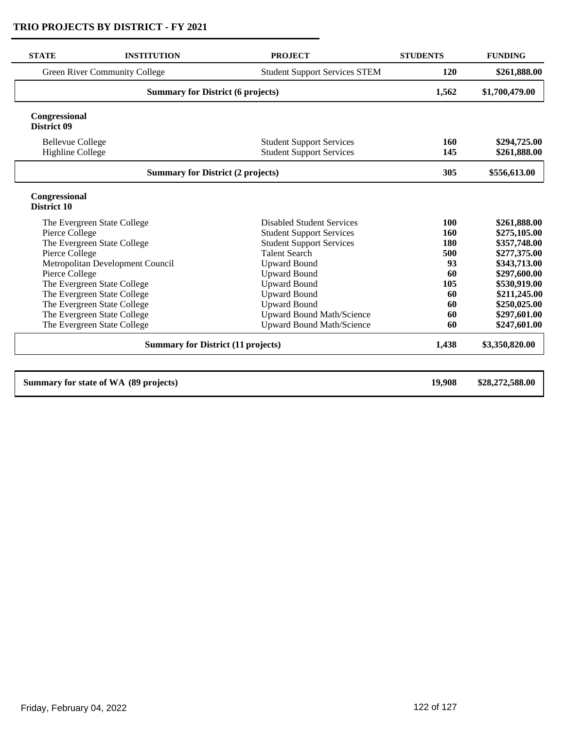## TRIO PROJECTS BY DISTRICT - FY 2021

| STATE | INSTITUTION | PROJECT | STUDENTS | FUNDING |
|---|---|---|---|---|
| | Green River Community College | Student Support Services STEM | 120 | $261,888.00 |
| | **Summary for District (6 projects)** | | **1,562** | **$1,700,479.00** |
| **Congressional District 09** | | | | |
| | Bellevue College | Student Support Services | 160 | $294,725.00 |
| | Highline College | Student Support Services | 145 | $261,888.00 |
| | **Summary for District (2 projects)** | | **305** | **$556,613.00** |
| **Congressional District 10** | | | | |
| | The Evergreen State College | Disabled Student Services | 100 | $261,888.00 |
| | Pierce College | Student Support Services | 160 | $275,105.00 |
| | The Evergreen State College | Student Support Services | 180 | $357,748.00 |
| | Pierce College | Talent Search | 500 | $277,375.00 |
| | Metropolitan Development Council | Upward Bound | 93 | $343,713.00 |
| | Pierce College | Upward Bound | 60 | $297,600.00 |
| | The Evergreen State College | Upward Bound | 105 | $530,919.00 |
| | The Evergreen State College | Upward Bound | 60 | $211,245.00 |
| | The Evergreen State College | Upward Bound | 60 | $250,025.00 |
| | The Evergreen State College | Upward Bound Math/Science | 60 | $297,601.00 |
| | The Evergreen State College | Upward Bound Math/Science | 60 | $247,601.00 |
| | **Summary for District (11 projects)** | | **1,438** | **$3,350,820.00** |
| **Summary for state of WA (89 projects)** | | | **19,908** | **$28,272,588.00** |

Friday, February 04, 2022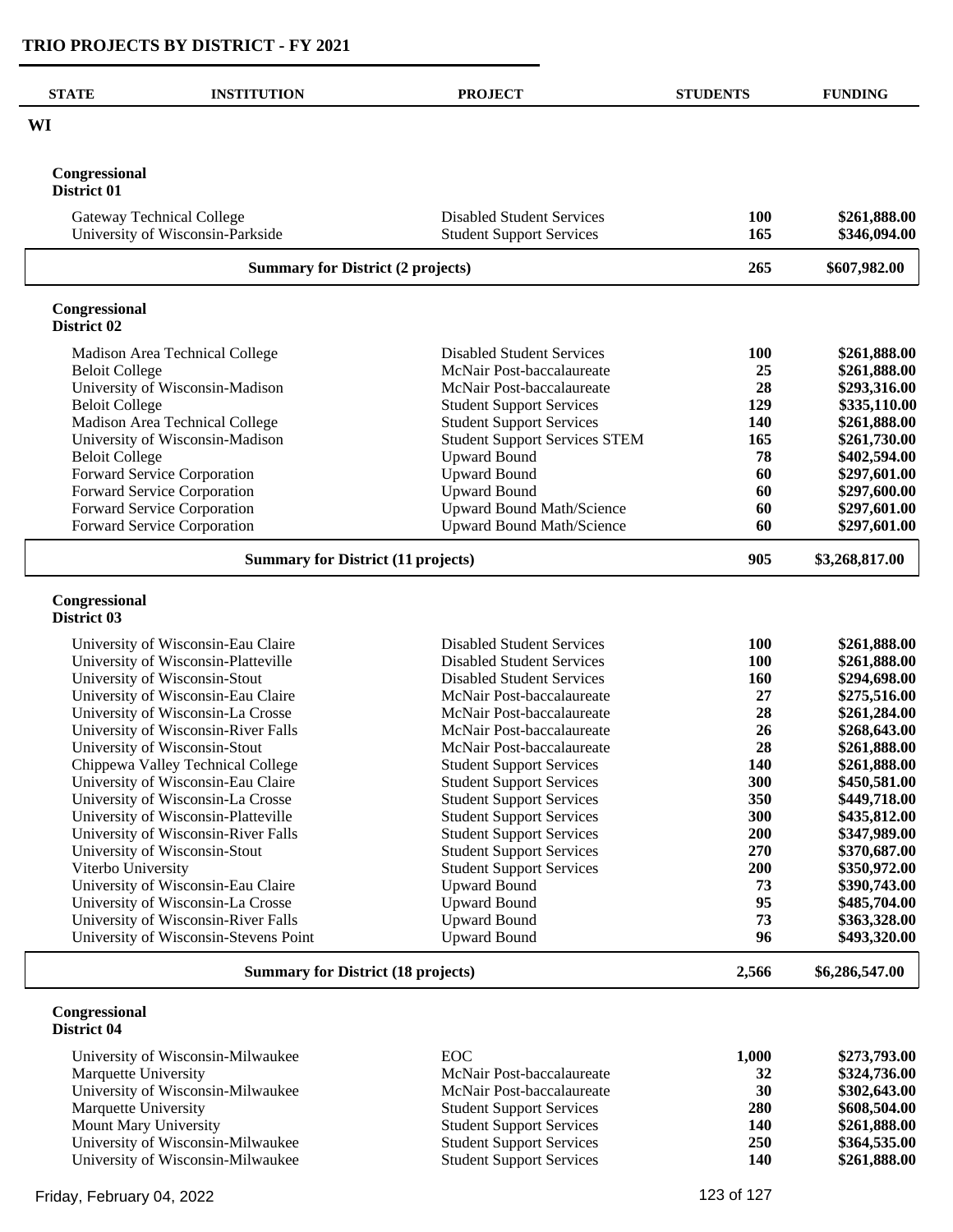## TRIO PROJECTS BY DISTRICT - FY 2021

| STATE | INSTITUTION | PROJECT | STUDENTS | FUNDING |
|---|---|---|---|---|

### WI

**Congressional District 01**

| INSTITUTION | PROJECT | STUDENTS | FUNDING |
|---|---|---|---|
| Gateway Technical College | Disabled Student Services | 100 | $261,888.00 |
| University of Wisconsin-Parkside | Student Support Services | 165 | $346,094.00 |
| **Summary for District (2 projects)** | | **265** | **$607,982.00** |

**Congressional District 02**

| INSTITUTION | PROJECT | STUDENTS | FUNDING |
|---|---|---|---|
| Madison Area Technical College | Disabled Student Services | 100 | $261,888.00 |
| Beloit College | McNair Post-baccalaureate | 25 | $261,888.00 |
| University of Wisconsin-Madison | McNair Post-baccalaureate | 28 | $293,316.00 |
| Beloit College | Student Support Services | 129 | $335,110.00 |
| Madison Area Technical College | Student Support Services | 140 | $261,888.00 |
| University of Wisconsin-Madison | Student Support Services STEM | 165 | $261,730.00 |
| Beloit College | Upward Bound | 78 | $402,594.00 |
| Forward Service Corporation | Upward Bound | 60 | $297,601.00 |
| Forward Service Corporation | Upward Bound | 60 | $297,600.00 |
| Forward Service Corporation | Upward Bound Math/Science | 60 | $297,601.00 |
| Forward Service Corporation | Upward Bound Math/Science | 60 | $297,601.00 |
| **Summary for District (11 projects)** | | **905** | **$3,268,817.00** |

**Congressional District 03**

| INSTITUTION | PROJECT | STUDENTS | FUNDING |
|---|---|---|---|
| University of Wisconsin-Eau Claire | Disabled Student Services | 100 | $261,888.00 |
| University of Wisconsin-Platteville | Disabled Student Services | 100 | $261,888.00 |
| University of Wisconsin-Stout | Disabled Student Services | 160 | $294,698.00 |
| University of Wisconsin-Eau Claire | McNair Post-baccalaureate | 27 | $275,516.00 |
| University of Wisconsin-La Crosse | McNair Post-baccalaureate | 28 | $261,284.00 |
| University of Wisconsin-River Falls | McNair Post-baccalaureate | 26 | $268,643.00 |
| University of Wisconsin-Stout | McNair Post-baccalaureate | 28 | $261,888.00 |
| Chippewa Valley Technical College | Student Support Services | 140 | $261,888.00 |
| University of Wisconsin-Eau Claire | Student Support Services | 300 | $450,581.00 |
| University of Wisconsin-La Crosse | Student Support Services | 350 | $449,718.00 |
| University of Wisconsin-Platteville | Student Support Services | 300 | $435,812.00 |
| University of Wisconsin-River Falls | Student Support Services | 200 | $347,989.00 |
| University of Wisconsin-Stout | Student Support Services | 270 | $370,687.00 |
| Viterbo University | Student Support Services | 200 | $350,972.00 |
| University of Wisconsin-Eau Claire | Upward Bound | 73 | $390,743.00 |
| University of Wisconsin-La Crosse | Upward Bound | 95 | $485,704.00 |
| University of Wisconsin-River Falls | Upward Bound | 73 | $363,328.00 |
| University of Wisconsin-Stevens Point | Upward Bound | 96 | $493,320.00 |
| **Summary for District (18 projects)** | | **2,566** | **$6,286,547.00** |

**Congressional District 04**

| INSTITUTION | PROJECT | STUDENTS | FUNDING |
|---|---|---|---|
| University of Wisconsin-Milwaukee | EOC | 1,000 | $273,793.00 |
| Marquette University | McNair Post-baccalaureate | 32 | $324,736.00 |
| University of Wisconsin-Milwaukee | McNair Post-baccalaureate | 30 | $302,643.00 |
| Marquette University | Student Support Services | 280 | $608,504.00 |
| Mount Mary University | Student Support Services | 140 | $261,888.00 |
| University of Wisconsin-Milwaukee | Student Support Services | 250 | $364,535.00 |
| University of Wisconsin-Milwaukee | Student Support Services | 140 | $261,888.00 |

Friday, February 04, 2022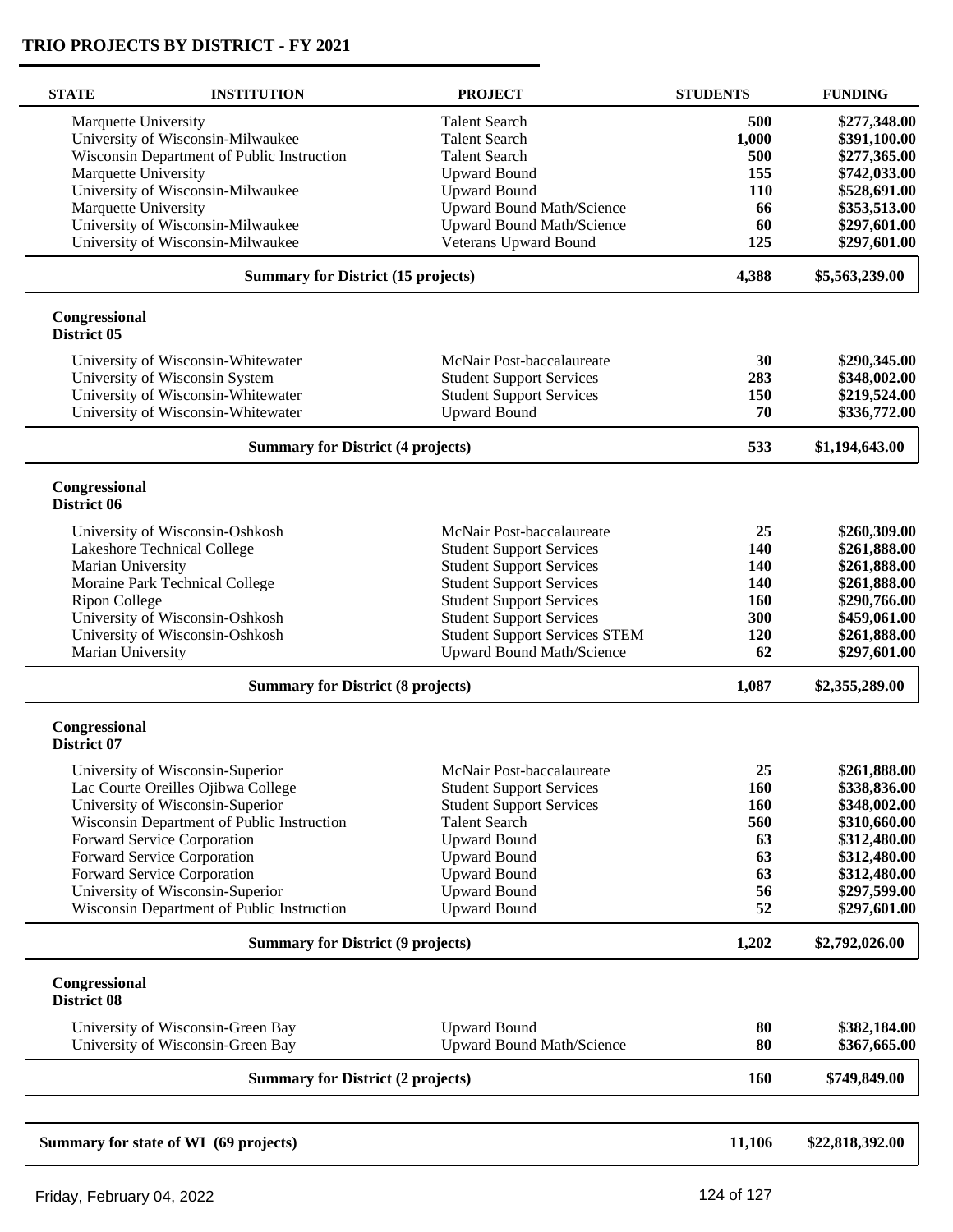## TRIO PROJECTS BY DISTRICT - FY 2021

| STATE | INSTITUTION | PROJECT | STUDENTS | FUNDING |
|---|---|---|---|---|
| | Marquette University | Talent Search | **500** | **$277,348.00** |
| | University of Wisconsin-Milwaukee | Talent Search | **1,000** | **$391,100.00** |
| | Wisconsin Department of Public Instruction | Talent Search | **500** | **$277,365.00** |
| | Marquette University | Upward Bound | **155** | **$742,033.00** |
| | University of Wisconsin-Milwaukee | Upward Bound | **110** | **$528,691.00** |
| | Marquette University | Upward Bound Math/Science | **66** | **$353,513.00** |
| | University of Wisconsin-Milwaukee | Upward Bound Math/Science | **60** | **$297,601.00** |
| | University of Wisconsin-Milwaukee | Veterans Upward Bound | **125** | **$297,601.00** |
| | **Summary for District (15 projects)** | | **4,388** | **$5,563,239.00** |
| **Congressional District 05** | | | | |
| | University of Wisconsin-Whitewater | McNair Post-baccalaureate | **30** | **$290,345.00** |
| | University of Wisconsin System | Student Support Services | **283** | **$348,002.00** |
| | University of Wisconsin-Whitewater | Student Support Services | **150** | **$219,524.00** |
| | University of Wisconsin-Whitewater | Upward Bound | **70** | **$336,772.00** |
| | **Summary for District (4 projects)** | | **533** | **$1,194,643.00** |
| **Congressional District 06** | | | | |
| | University of Wisconsin-Oshkosh | McNair Post-baccalaureate | **25** | **$260,309.00** |
| | Lakeshore Technical College | Student Support Services | **140** | **$261,888.00** |
| | Marian University | Student Support Services | **140** | **$261,888.00** |
| | Moraine Park Technical College | Student Support Services | **140** | **$261,888.00** |
| | Ripon College | Student Support Services | **160** | **$290,766.00** |
| | University of Wisconsin-Oshkosh | Student Support Services | **300** | **$459,061.00** |
| | University of Wisconsin-Oshkosh | Student Support Services STEM | **120** | **$261,888.00** |
| | Marian University | Upward Bound Math/Science | **62** | **$297,601.00** |
| | **Summary for District (8 projects)** | | **1,087** | **$2,355,289.00** |
| **Congressional District 07** | | | | |
| | University of Wisconsin-Superior | McNair Post-baccalaureate | **25** | **$261,888.00** |
| | Lac Courte Oreilles Ojibwa College | Student Support Services | **160** | **$338,836.00** |
| | University of Wisconsin-Superior | Student Support Services | **160** | **$348,002.00** |
| | Wisconsin Department of Public Instruction | Talent Search | **560** | **$310,660.00** |
| | Forward Service Corporation | Upward Bound | **63** | **$312,480.00** |
| | Forward Service Corporation | Upward Bound | **63** | **$312,480.00** |
| | Forward Service Corporation | Upward Bound | **63** | **$312,480.00** |
| | University of Wisconsin-Superior | Upward Bound | **56** | **$297,599.00** |
| | Wisconsin Department of Public Instruction | Upward Bound | **52** | **$297,601.00** |
| | **Summary for District (9 projects)** | | **1,202** | **$2,792,026.00** |
| **Congressional District 08** | | | | |
| | University of Wisconsin-Green Bay | Upward Bound | **80** | **$382,184.00** |
| | University of Wisconsin-Green Bay | Upward Bound Math/Science | **80** | **$367,665.00** |
| | **Summary for District (2 projects)** | | **160** | **$749,849.00** |
| **Summary for state of WI (69 projects)** | | | **11,106** | **$22,818,392.00** |

Friday, February 04, 2022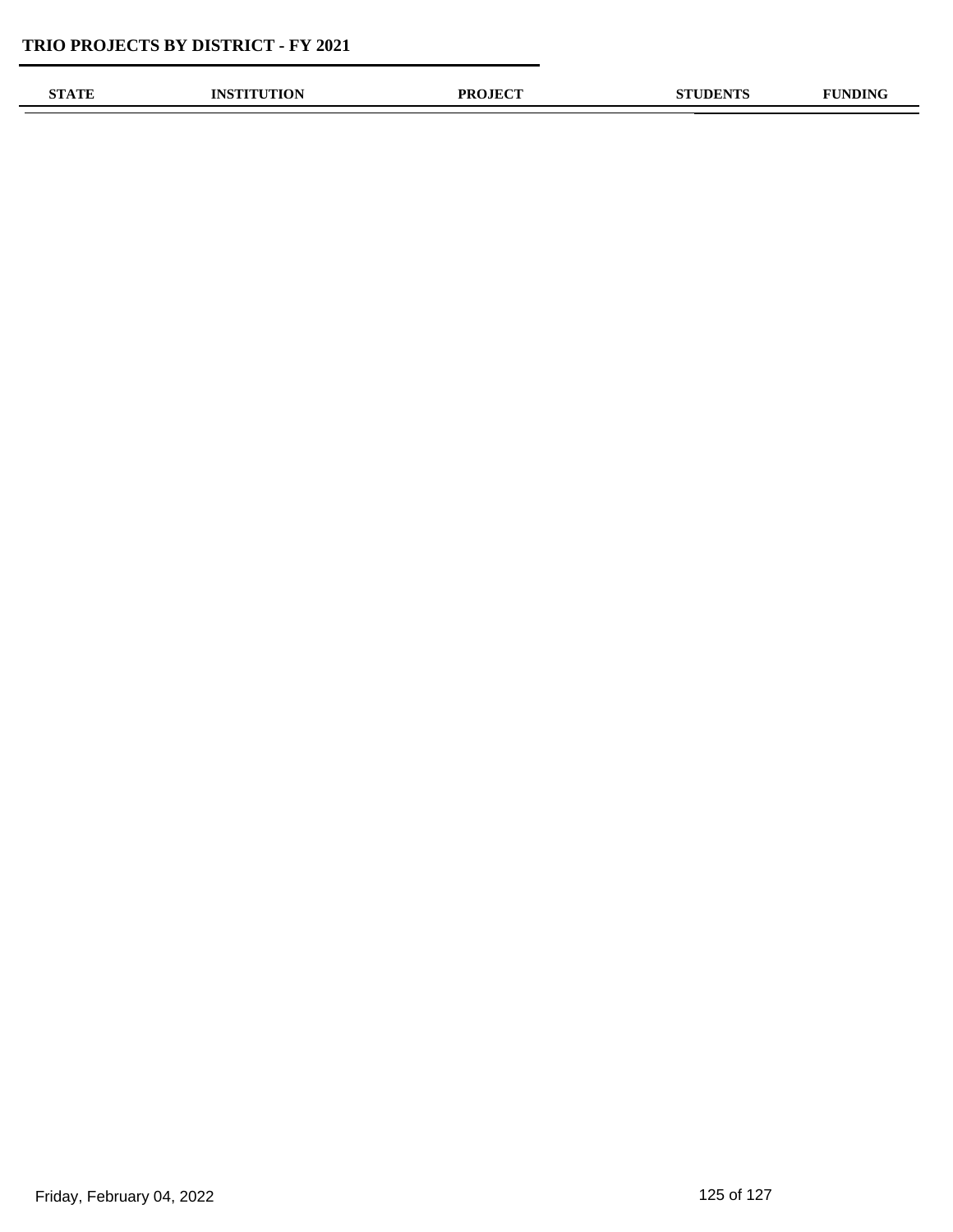TRIO PROJECTS BY DISTRICT - FY 2021

| STATE | INSTITUTION | PROJECT | STUDENTS | FUNDING |
| --- | --- | --- | --- | --- |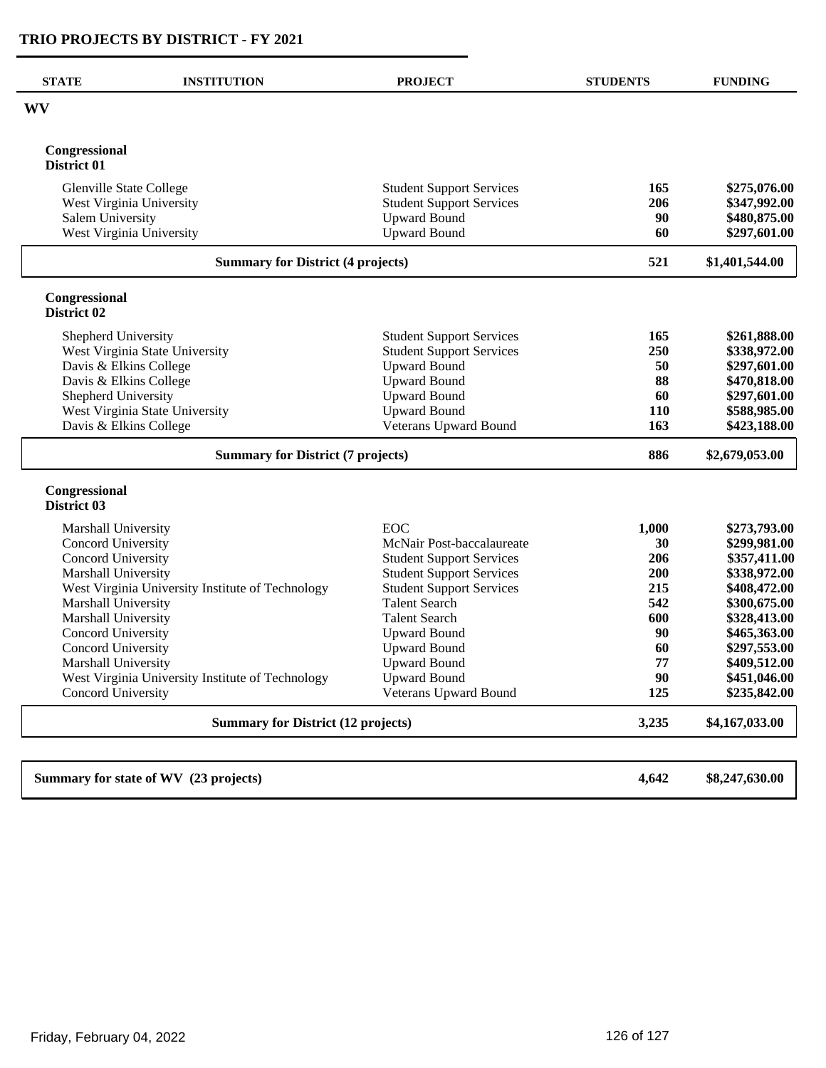## TRIO PROJECTS BY DISTRICT - FY 2021

| STATE | INSTITUTION | PROJECT | STUDENTS | FUNDING |
|---|---|---|---|---|
| **WV** | | | | |
| **Congressional District 01** | | | | |
| | Glenville State College | Student Support Services | **165** | **$275,076.00** |
| | West Virginia University | Student Support Services | **206** | **$347,992.00** |
| | Salem University | Upward Bound | **90** | **$480,875.00** |
| | West Virginia University | Upward Bound | **60** | **$297,601.00** |
| | **Summary for District (4 projects)** | | **521** | **$1,401,544.00** |
| **Congressional District 02** | | | | |
| | Shepherd University | Student Support Services | **165** | **$261,888.00** |
| | West Virginia State University | Student Support Services | **250** | **$338,972.00** |
| | Davis & Elkins College | Upward Bound | **50** | **$297,601.00** |
| | Davis & Elkins College | Upward Bound | **88** | **$470,818.00** |
| | Shepherd University | Upward Bound | **60** | **$297,601.00** |
| | West Virginia State University | Upward Bound | **110** | **$588,985.00** |
| | Davis & Elkins College | Veterans Upward Bound | **163** | **$423,188.00** |
| | **Summary for District (7 projects)** | | **886** | **$2,679,053.00** |
| **Congressional District 03** | | | | |
| | Marshall University | EOC | **1,000** | **$273,793.00** |
| | Concord University | McNair Post-baccalaureate | **30** | **$299,981.00** |
| | Concord University | Student Support Services | **206** | **$357,411.00** |
| | Marshall University | Student Support Services | **200** | **$338,972.00** |
| | West Virginia University Institute of Technology | Student Support Services | **215** | **$408,472.00** |
| | Marshall University | Talent Search | **542** | **$300,675.00** |
| | Marshall University | Talent Search | **600** | **$328,413.00** |
| | Concord University | Upward Bound | **90** | **$465,363.00** |
| | Concord University | Upward Bound | **60** | **$297,553.00** |
| | Marshall University | Upward Bound | **77** | **$409,512.00** |
| | West Virginia University Institute of Technology | Upward Bound | **90** | **$451,046.00** |
| | Concord University | Veterans Upward Bound | **125** | **$235,842.00** |
| | **Summary for District (12 projects)** | | **3,235** | **$4,167,033.00** |
| **Summary for state of WV (23 projects)** | | | **4,642** | **$8,247,630.00** |

Friday, February 04, 2022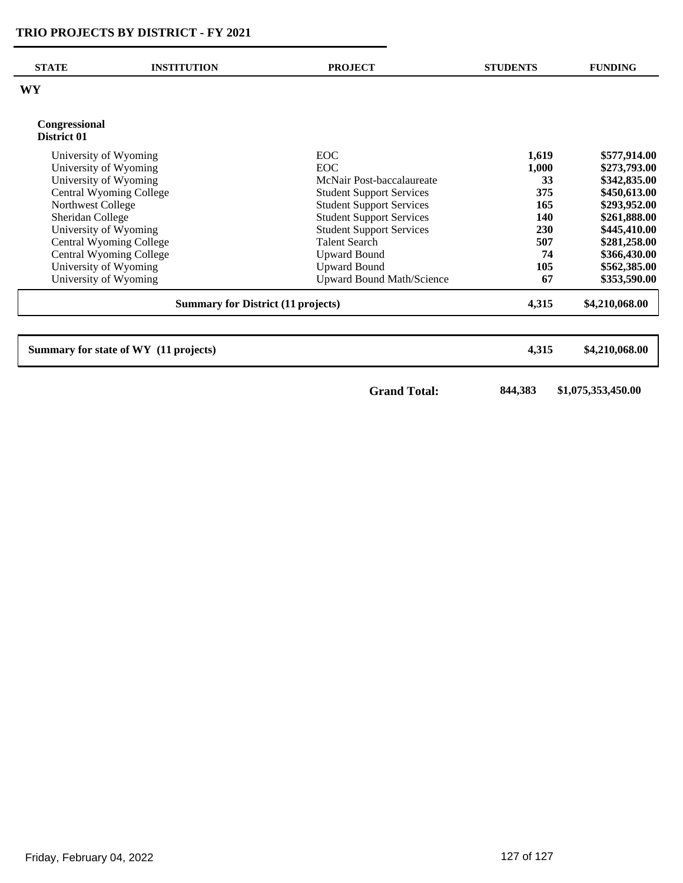# TRIO PROJECTS BY DISTRICT - FY 2021

| STATE | INSTITUTION | PROJECT | STUDENTS | FUNDING |
|---|---|---|---|---|
| **WY** | | | | |
| **Congressional District 01** | | | | |
| | University of Wyoming | EOC | **1,619** | **$577,914.00** |
| | University of Wyoming | EOC | **1,000** | **$273,793.00** |
| | University of Wyoming | McNair Post-baccalaureate | **33** | **$342,835.00** |
| | Central Wyoming College | Student Support Services | **375** | **$450,613.00** |
| | Northwest College | Student Support Services | **165** | **$293,952.00** |
| | Sheridan College | Student Support Services | **140** | **$261,888.00** |
| | University of Wyoming | Student Support Services | **230** | **$445,410.00** |
| | Central Wyoming College | Talent Search | **507** | **$281,258.00** |
| | Central Wyoming College | Upward Bound | **74** | **$366,430.00** |
| | University of Wyoming | Upward Bound | **105** | **$562,385.00** |
| | University of Wyoming | Upward Bound Math/Science | **67** | **$353,590.00** |
| | **Summary for District (11 projects)** | | **4,315** | **$4,210,068.00** |
| **Summary for state of WY (11 projects)** | | | **4,315** | **$4,210,068.00** |
| | | **Grand Total:** | **844,383** | **$1,075,353,450.00** |

Friday, February 04, 2022